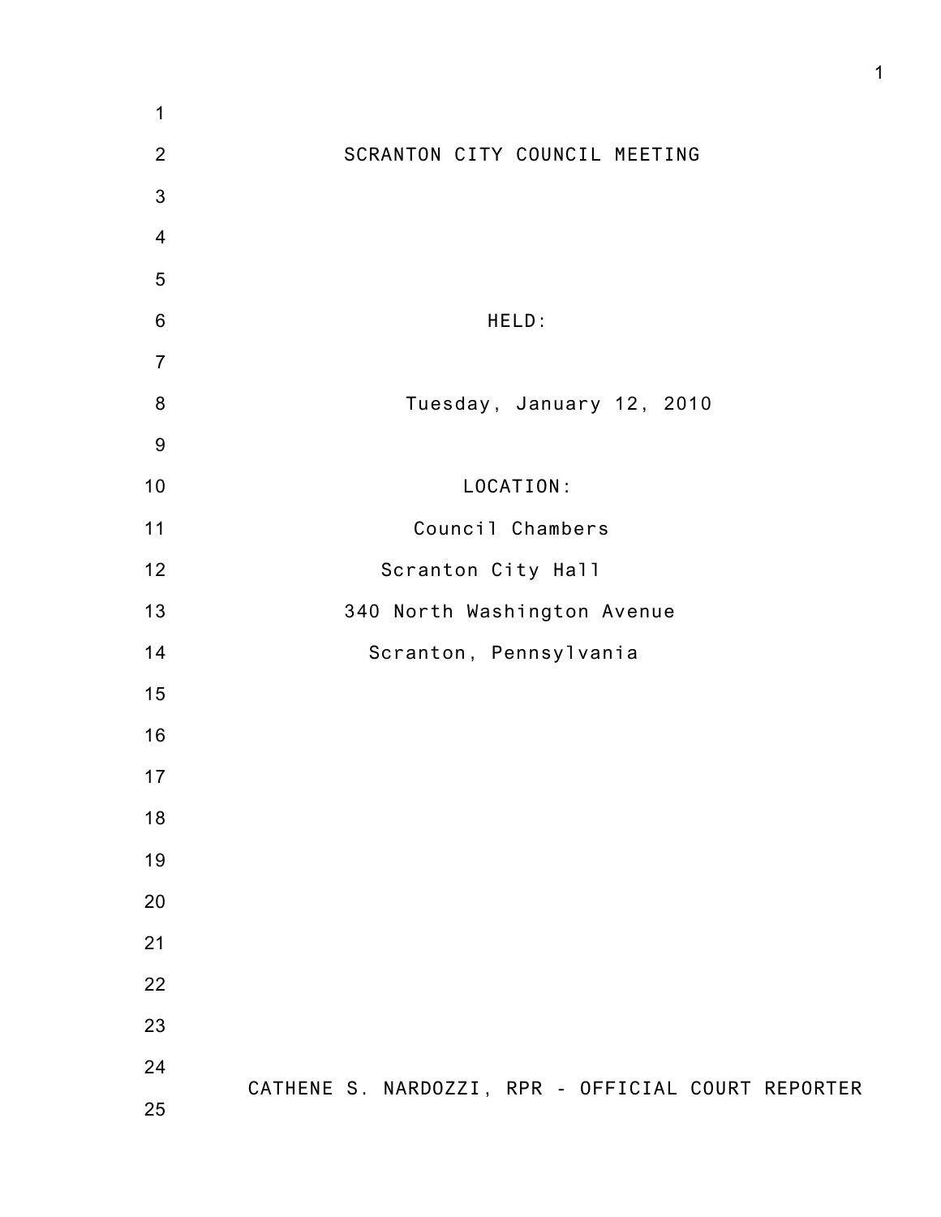# SCRANTON CITY COUNCIL MEETING

HELD:

Tuesday, January 12, 2010

LOCATION:

Council Chambers

Scranton City Hall

340 North Washington Avenue

Scranton, Pennsylvania

CATHENE S. NARDOZZI, RPR - OFFICIAL COURT REPORTER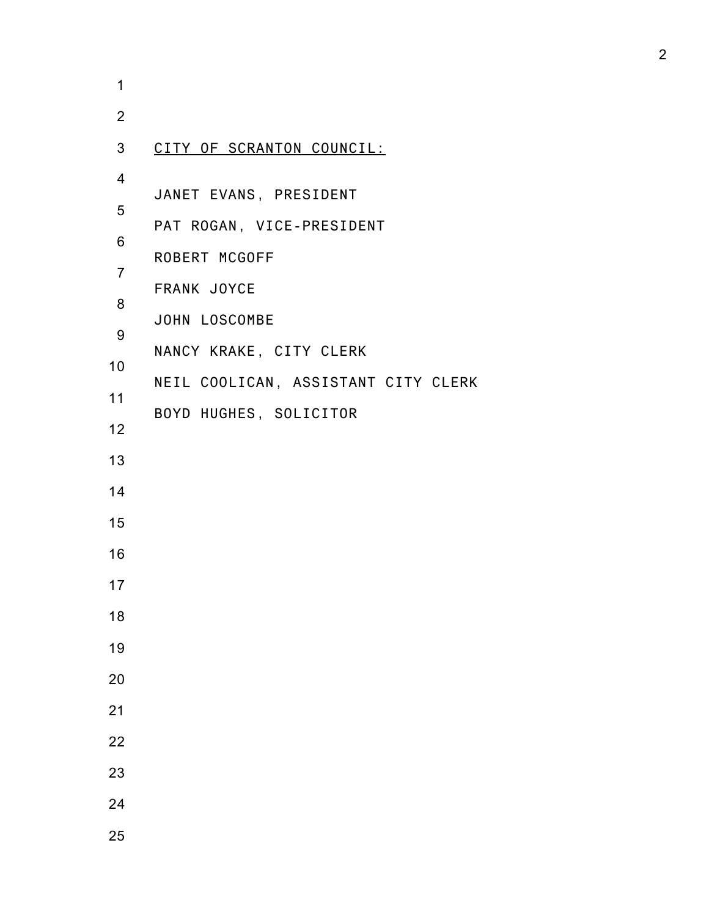CITY OF SCRANTON COUNCIL:

JANET EVANS, PRESIDENT

PAT ROGAN, VICE-PRESIDENT

ROBERT MCGOFF

FRANK JOYCE

JOHN LOSCOMBE

NANCY KRAKE, CITY CLERK

NEIL COOLICAN, ASSISTANT CITY CLERK

BOYD HUGHES, SOLICITOR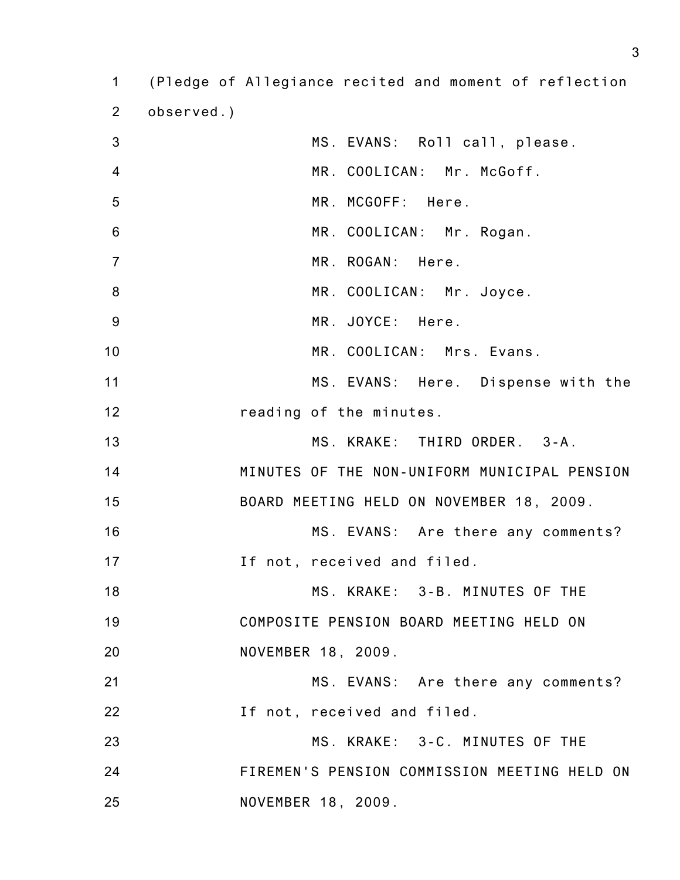(Pledge of Allegiance recited and moment of reflection observed.)

MS. EVANS: Roll call, please.

MR. COOLICAN: Mr. McGoff.

MR. MCGOFF: Here.

MR. COOLICAN: Mr. Rogan.

MR. ROGAN: Here.

MR. COOLICAN: Mr. Joyce.

MR. JOYCE: Here.

MR. COOLICAN: Mrs. Evans.

MS. EVANS: Here. Dispense with the reading of the minutes.

MS. KRAKE: THIRD ORDER. 3-A. MINUTES OF THE NON-UNIFORM MUNICIPAL PENSION BOARD MEETING HELD ON NOVEMBER 18, 2009.

MS. EVANS: Are there any comments? If not, received and filed.

MS. KRAKE: 3-B. MINUTES OF THE COMPOSITE PENSION BOARD MEETING HELD ON NOVEMBER 18, 2009.

MS. EVANS: Are there any comments? If not, received and filed.

MS. KRAKE: 3-C. MINUTES OF THE FIREMEN'S PENSION COMMISSION MEETING HELD ON NOVEMBER 18, 2009.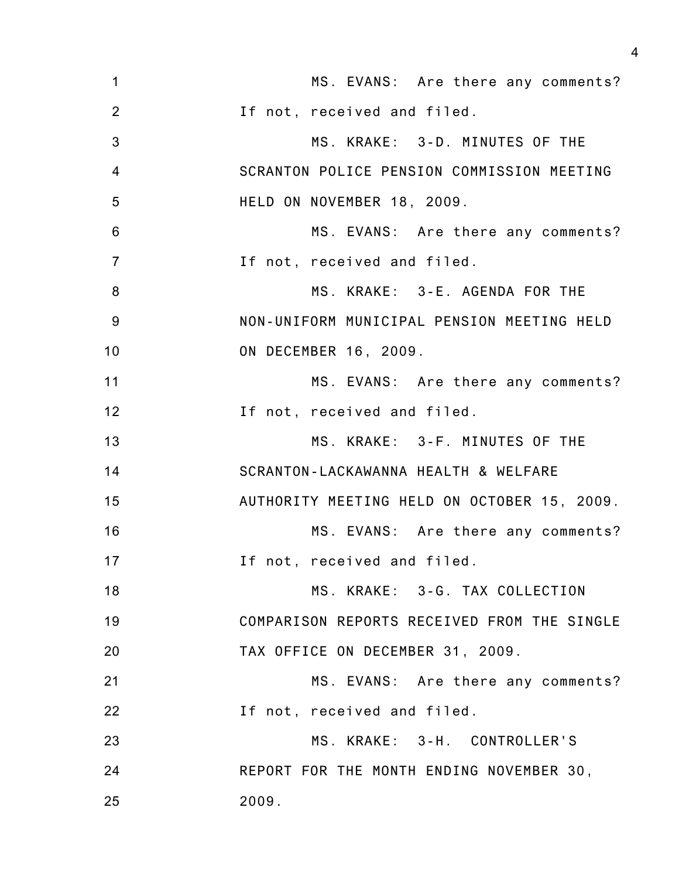MS. EVANS: Are there any comments? If not, received and filed.

MS. KRAKE: 3-D. MINUTES OF THE SCRANTON POLICE PENSION COMMISSION MEETING HELD ON NOVEMBER 18, 2009.

MS. EVANS: Are there any comments? If not, received and filed.

MS. KRAKE: 3-E. AGENDA FOR THE NON-UNIFORM MUNICIPAL PENSION MEETING HELD ON DECEMBER 16, 2009.

MS. EVANS: Are there any comments? If not, received and filed.

MS. KRAKE: 3-F. MINUTES OF THE SCRANTON-LACKAWANNA HEALTH & WELFARE AUTHORITY MEETING HELD ON OCTOBER 15, 2009.

MS. EVANS: Are there any comments? If not, received and filed.

MS. KRAKE: 3-G. TAX COLLECTION COMPARISON REPORTS RECEIVED FROM THE SINGLE TAX OFFICE ON DECEMBER 31, 2009.

MS. EVANS: Are there any comments? If not, received and filed.

MS. KRAKE: 3-H. CONTROLLER'S REPORT FOR THE MONTH ENDING NOVEMBER 30, 2009.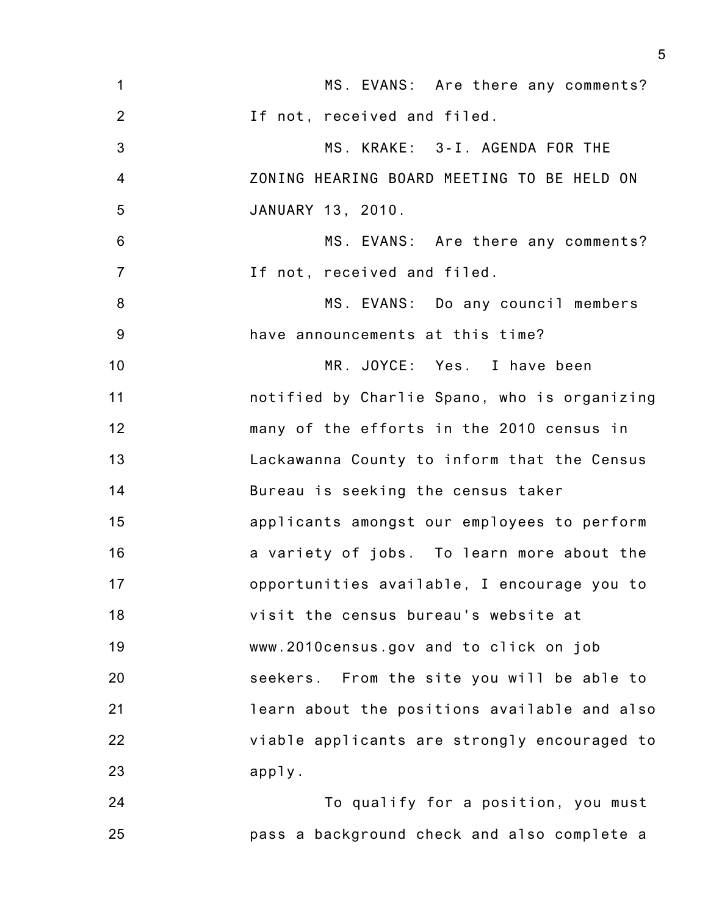MS. EVANS: Are there any comments? If not, received and filed.

MS. KRAKE: 3-I. AGENDA FOR THE ZONING HEARING BOARD MEETING TO BE HELD ON JANUARY 13, 2010.

MS. EVANS: Are there any comments? If not, received and filed.

MS. EVANS: Do any council members have announcements at this time?

MR. JOYCE: Yes. I have been notified by Charlie Spano, who is organizing many of the efforts in the 2010 census in Lackawanna County to inform that the Census Bureau is seeking the census taker applicants amongst our employees to perform a variety of jobs. To learn more about the opportunities available, I encourage you to visit the census bureau's website at www.2010census.gov and to click on job seekers. From the site you will be able to learn about the positions available and also viable applicants are strongly encouraged to apply.

To qualify for a position, you must pass a background check and also complete a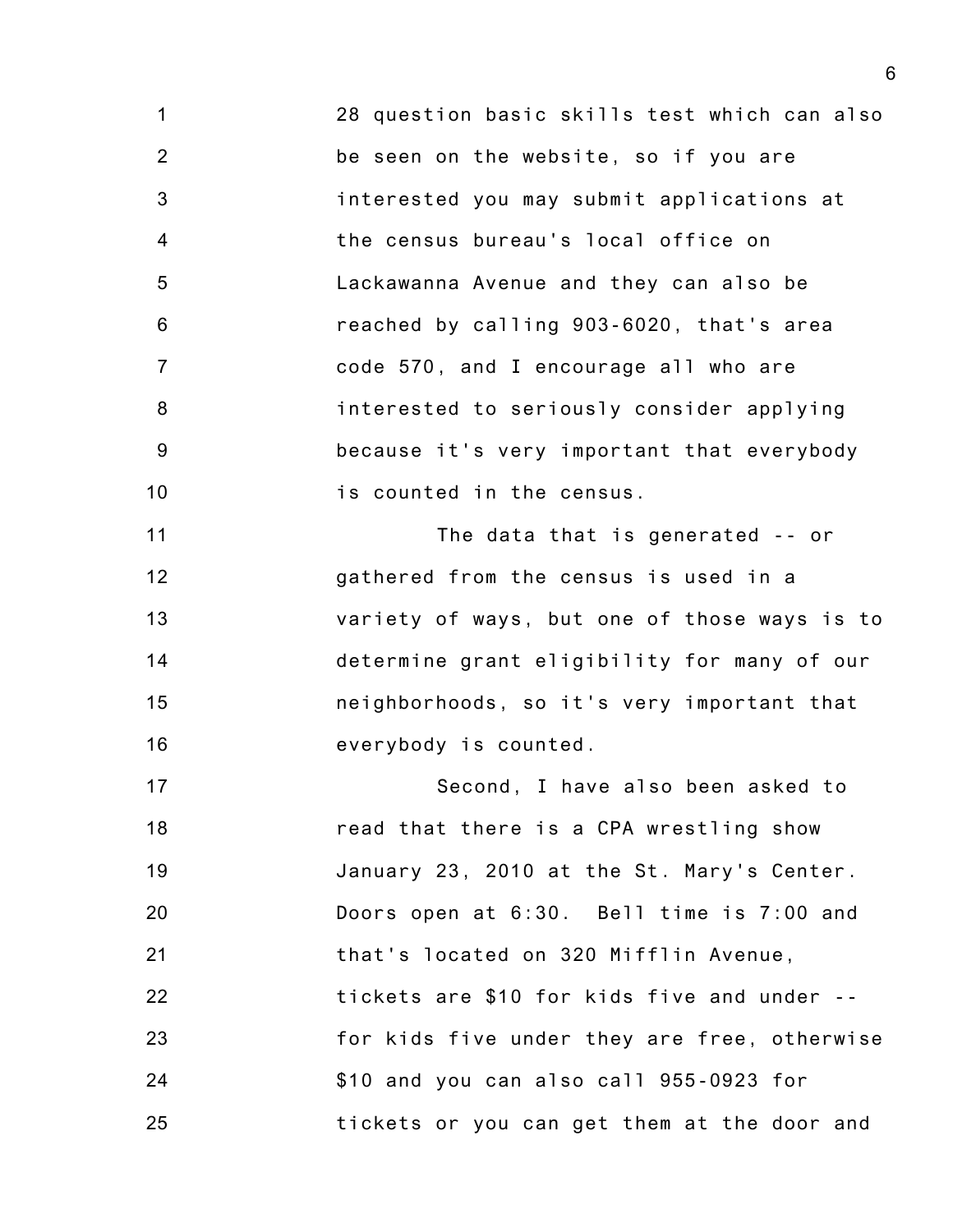28 question basic skills test which can also be seen on the website, so if you are interested you may submit applications at the census bureau's local office on Lackawanna Avenue and they can also be reached by calling 903-6020, that's area code 570, and I encourage all who are interested to seriously consider applying because it's very important that everybody is counted in the census.

The data that is generated -- or gathered from the census is used in a variety of ways, but one of those ways is to determine grant eligibility for many of our neighborhoods, so it's very important that everybody is counted.

Second, I have also been asked to read that there is a CPA wrestling show January 23, 2010 at the St. Mary's Center. Doors open at 6:30. Bell time is 7:00 and that's located on 320 Mifflin Avenue, tickets are $10 for kids five and under -- for kids five under they are free, otherwise $10 and you can also call 955-0923 for tickets or you can get them at the door and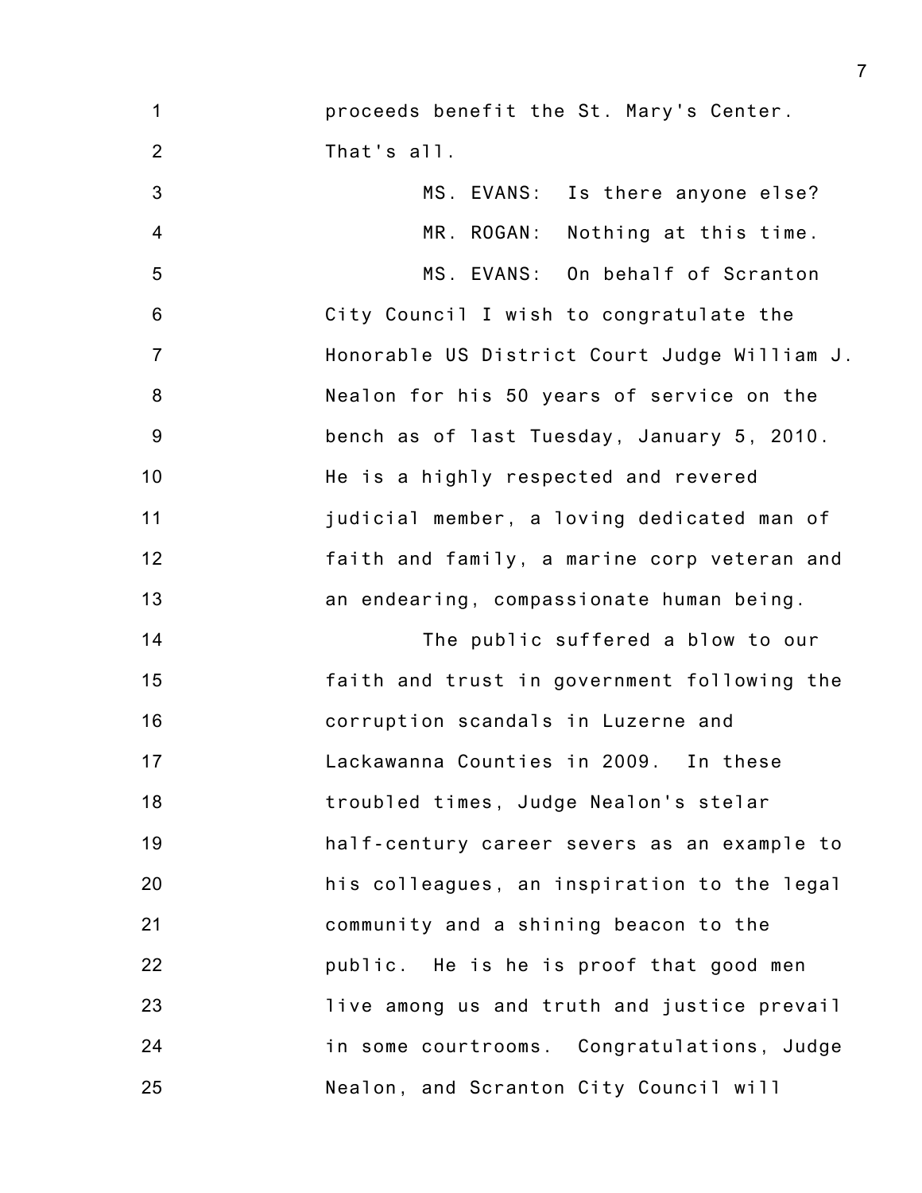proceeds benefit the St. Mary's Center. That's all.

MS. EVANS: Is there anyone else?

MR. ROGAN: Nothing at this time.

MS. EVANS: On behalf of Scranton City Council I wish to congratulate the Honorable US District Court Judge William J. Nealon for his 50 years of service on the bench as of last Tuesday, January 5, 2010. He is a highly respected and revered judicial member, a loving dedicated man of faith and family, a marine corp veteran and an endearing, compassionate human being.

The public suffered a blow to our faith and trust in government following the corruption scandals in Luzerne and Lackawanna Counties in 2009. In these troubled times, Judge Nealon's stelar half-century career severs as an example to his colleagues, an inspiration to the legal community and a shining beacon to the public. He is he is proof that good men live among us and truth and justice prevail in some courtrooms. Congratulations, Judge Nealon, and Scranton City Council will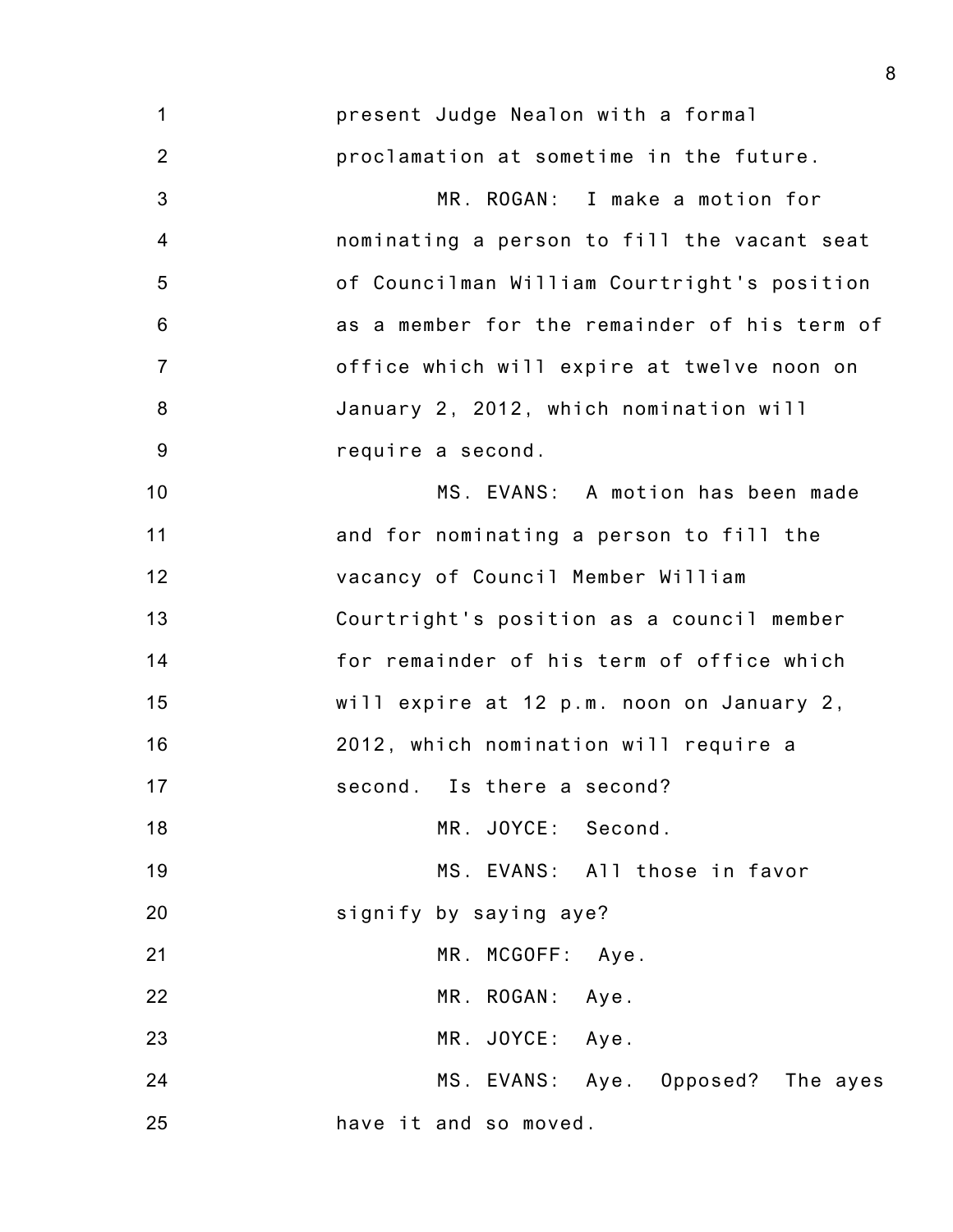present Judge Nealon with a formal proclamation at sometime in the future.

MR. ROGAN: I make a motion for nominating a person to fill the vacant seat of Councilman William Courtright's position as a member for the remainder of his term of office which will expire at twelve noon on January 2, 2012, which nomination will require a second.

MS. EVANS: A motion has been made and for nominating a person to fill the vacancy of Council Member William Courtright's position as a council member for remainder of his term of office which will expire at 12 p.m. noon on January 2, 2012, which nomination will require a second. Is there a second?

MR. JOYCE: Second.

MS. EVANS: All those in favor signify by saying aye?

MR. MCGOFF: Aye.

MR. ROGAN: Aye.

MR. JOYCE: Aye.

MS. EVANS: Aye. Opposed? The ayes have it and so moved.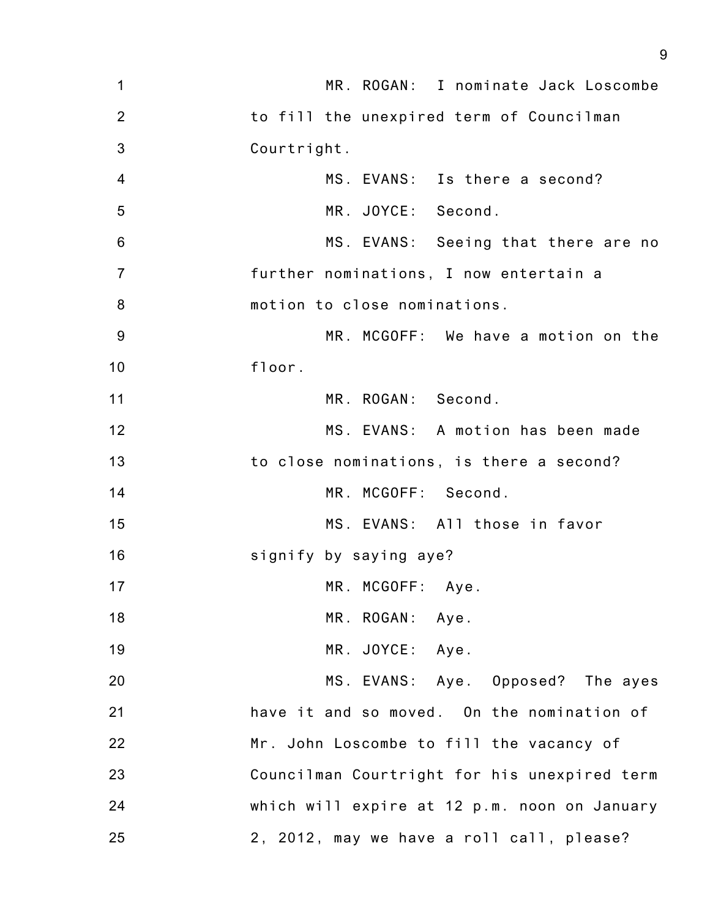MR. ROGAN: I nominate Jack Loscombe to fill the unexpired term of Councilman Courtright.

MS. EVANS: Is there a second?

MR. JOYCE: Second.

MS. EVANS: Seeing that there are no further nominations, I now entertain a motion to close nominations.

MR. MCGOFF: We have a motion on the floor.

MR. ROGAN: Second.

MS. EVANS: A motion has been made to close nominations, is there a second?

MR. MCGOFF: Second.

MS. EVANS: All those in favor signify by saying aye?

MR. MCGOFF: Aye.

MR. ROGAN: Aye.

MR. JOYCE: Aye.

MS. EVANS: Aye. Opposed? The ayes have it and so moved. On the nomination of Mr. John Loscombe to fill the vacancy of Councilman Courtright for his unexpired term which will expire at 12 p.m. noon on January 2, 2012, may we have a roll call, please?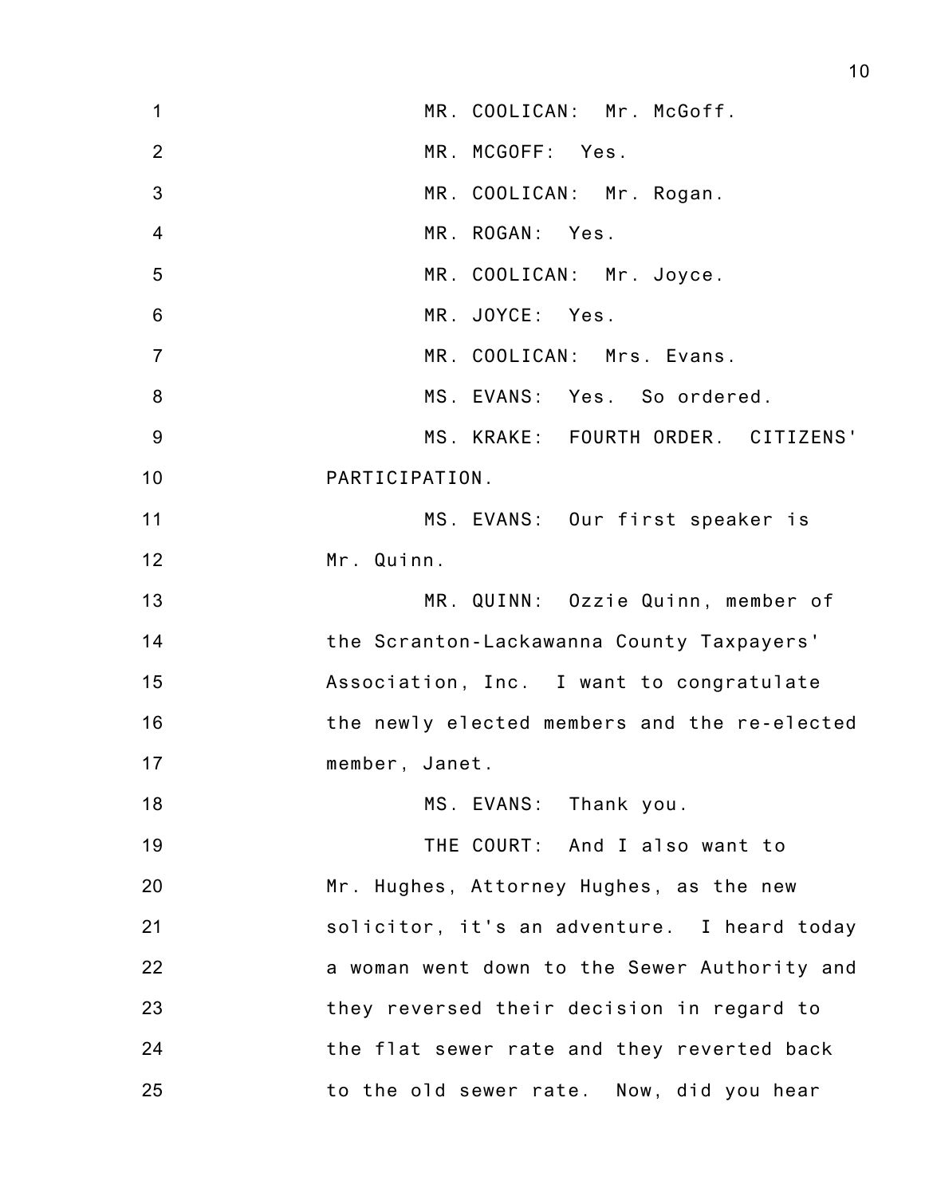MR. COOLICAN: Mr. McGoff.

MR. MCGOFF: Yes.

MR. COOLICAN: Mr. Rogan.

MR. ROGAN: Yes.

MR. COOLICAN: Mr. Joyce.

MR. JOYCE: Yes.

MR. COOLICAN: Mrs. Evans.

MS. EVANS: Yes. So ordered.

MS. KRAKE: FOURTH ORDER. CITIZENS' PARTICIPATION.

MS. EVANS: Our first speaker is Mr. Quinn.

MR. QUINN: Ozzie Quinn, member of the Scranton-Lackawanna County Taxpayers' Association, Inc. I want to congratulate the newly elected members and the re-elected member, Janet.

MS. EVANS: Thank you.

THE COURT: And I also want to Mr. Hughes, Attorney Hughes, as the new solicitor, it's an adventure. I heard today a woman went down to the Sewer Authority and they reversed their decision in regard to the flat sewer rate and they reverted back to the old sewer rate. Now, did you hear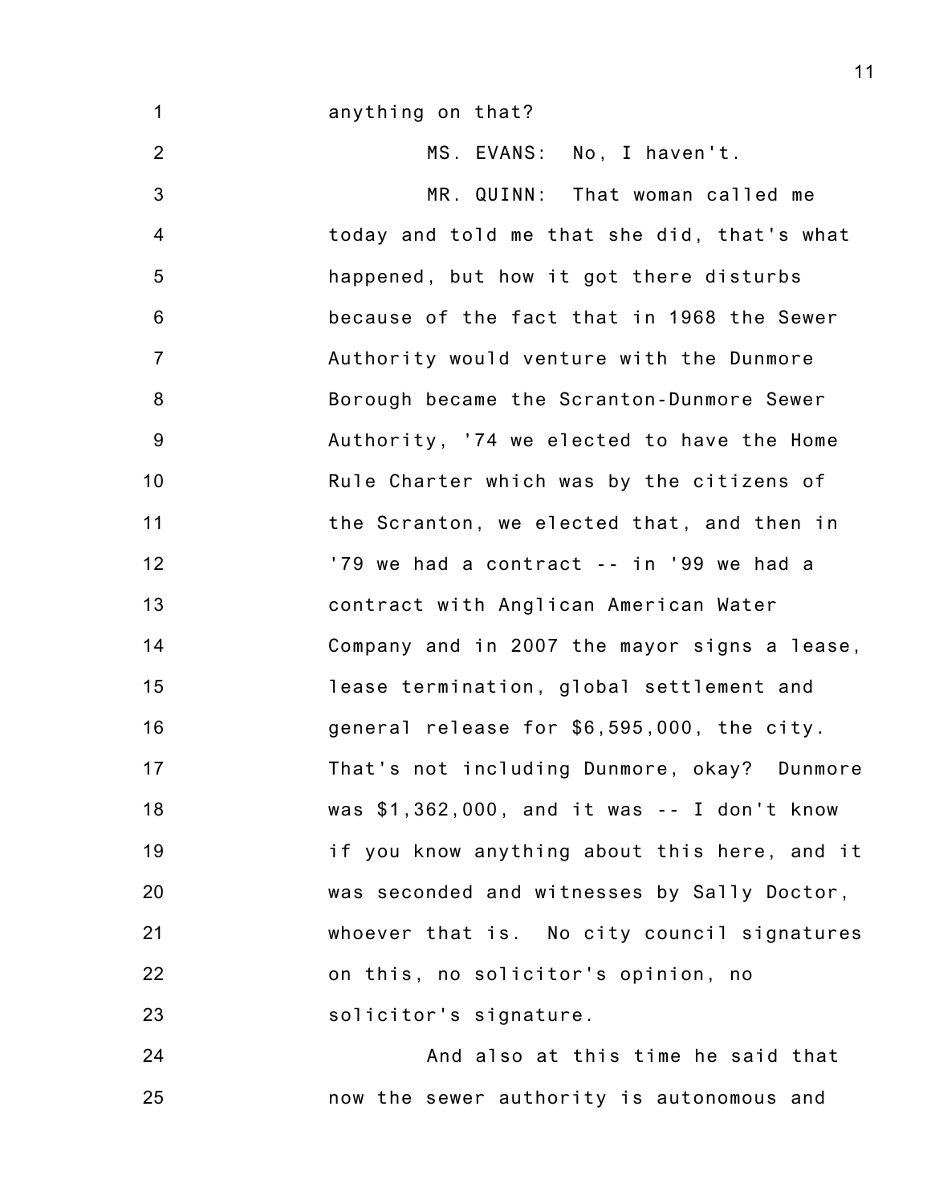anything on that?

MS. EVANS: No, I haven't.

MR. QUINN: That woman called me today and told me that she did, that's what happened, but how it got there disturbs because of the fact that in 1968 the Sewer Authority would venture with the Dunmore Borough became the Scranton-Dunmore Sewer Authority, '74 we elected to have the Home Rule Charter which was by the citizens of the Scranton, we elected that, and then in '79 we had a contract -- in '99 we had a contract with Anglican American Water Company and in 2007 the mayor signs a lease, lease termination, global settlement and general release for $6,595,000, the city. That's not including Dunmore, okay? Dunmore was $1,362,000, and it was -- I don't know if you know anything about this here, and it was seconded and witnesses by Sally Doctor, whoever that is. No city council signatures on this, no solicitor's opinion, no solicitor's signature.

And also at this time he said that now the sewer authority is autonomous and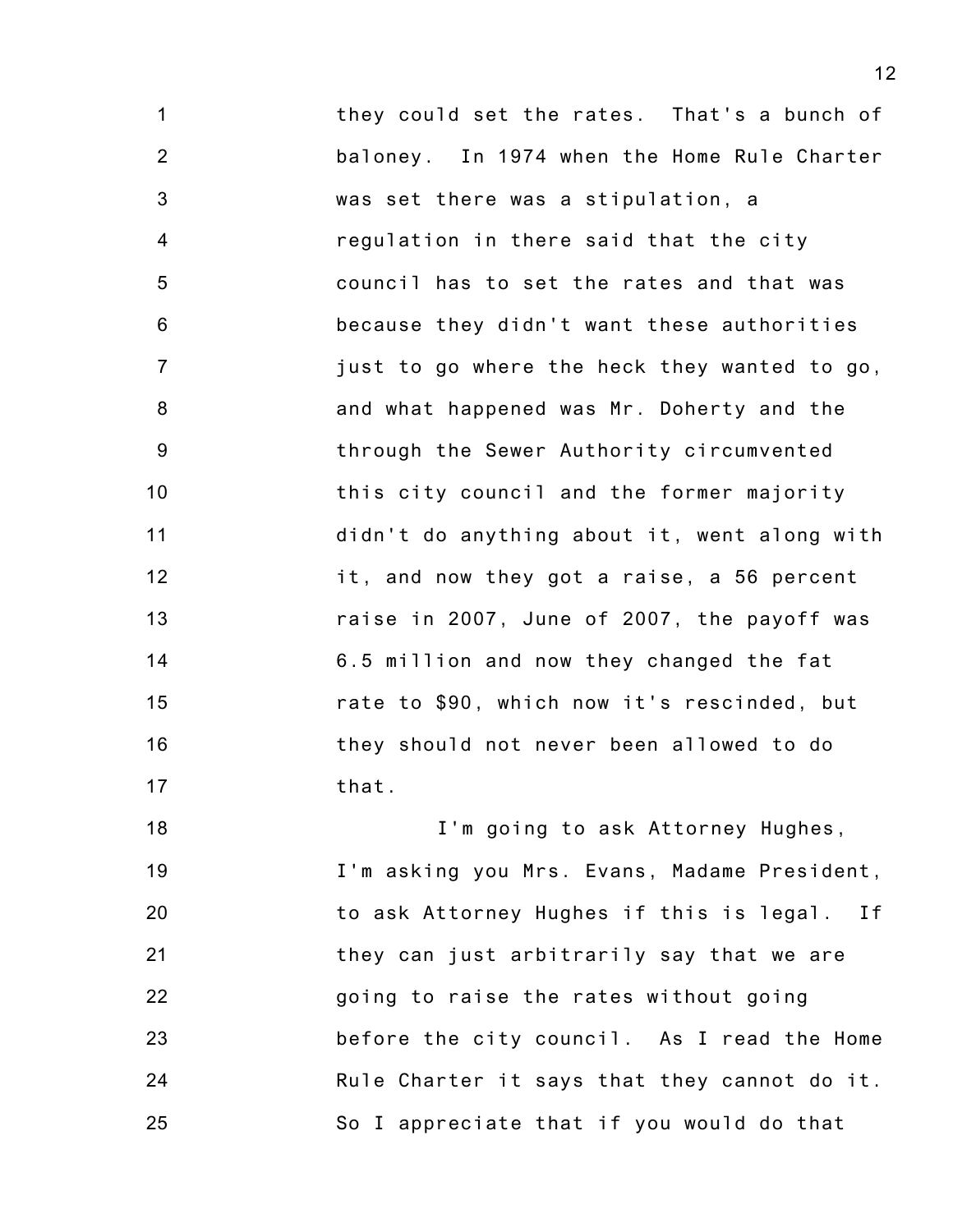they could set the rates. That's a bunch of baloney. In 1974 when the Home Rule Charter was set there was a stipulation, a regulation in there said that the city council has to set the rates and that was because they didn't want these authorities just to go where the heck they wanted to go, and what happened was Mr. Doherty and the through the Sewer Authority circumvented this city council and the former majority didn't do anything about it, went along with it, and now they got a raise, a 56 percent raise in 2007, June of 2007, the payoff was 6.5 million and now they changed the fat rate to $90, which now it's rescinded, but they should not never been allowed to do that.

I'm going to ask Attorney Hughes, I'm asking you Mrs. Evans, Madame President, to ask Attorney Hughes if this is legal. If they can just arbitrarily say that we are going to raise the rates without going before the city council. As I read the Home Rule Charter it says that they cannot do it. So I appreciate that if you would do that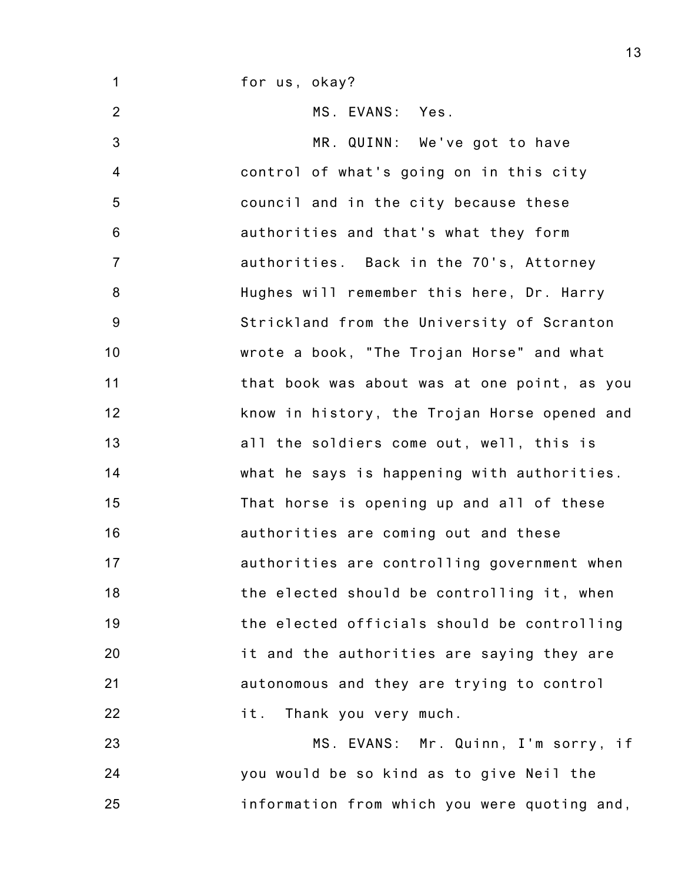for us, okay?

MS. EVANS: Yes.

MR. QUINN: We've got to have control of what's going on in this city council and in the city because these authorities and that's what they form authorities. Back in the 70's, Attorney Hughes will remember this here, Dr. Harry Strickland from the University of Scranton wrote a book, "The Trojan Horse" and what that book was about was at one point, as you know in history, the Trojan Horse opened and all the soldiers come out, well, this is what he says is happening with authorities. That horse is opening up and all of these authorities are coming out and these authorities are controlling government when the elected should be controlling it, when the elected officials should be controlling it and the authorities are saying they are autonomous and they are trying to control it. Thank you very much.

MS. EVANS: Mr. Quinn, I'm sorry, if you would be so kind as to give Neil the information from which you were quoting and,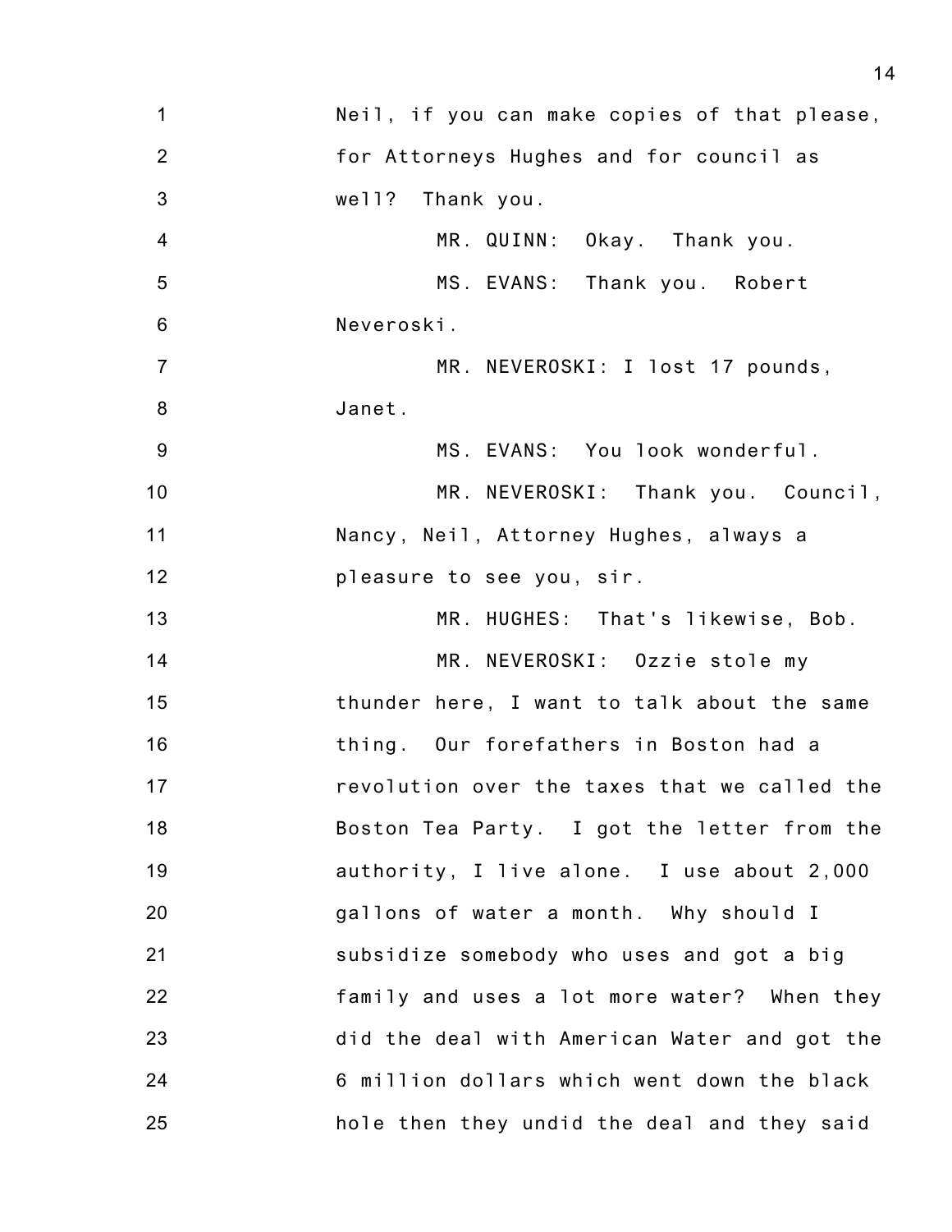Neil, if you can make copies of that please, for Attorneys Hughes and for council as well? Thank you.

MR. QUINN: Okay. Thank you.

MS. EVANS: Thank you. Robert Neveroski.

MR. NEVEROSKI: I lost 17 pounds, Janet.

MS. EVANS: You look wonderful.

MR. NEVEROSKI: Thank you. Council, Nancy, Neil, Attorney Hughes, always a pleasure to see you, sir.

MR. HUGHES: That's likewise, Bob.

MR. NEVEROSKI: Ozzie stole my thunder here, I want to talk about the same thing. Our forefathers in Boston had a revolution over the taxes that we called the Boston Tea Party. I got the letter from the authority, I live alone. I use about 2,000 gallons of water a month. Why should I subsidize somebody who uses and got a big family and uses a lot more water? When they did the deal with American Water and got the 6 million dollars which went down the black hole then they undid the deal and they said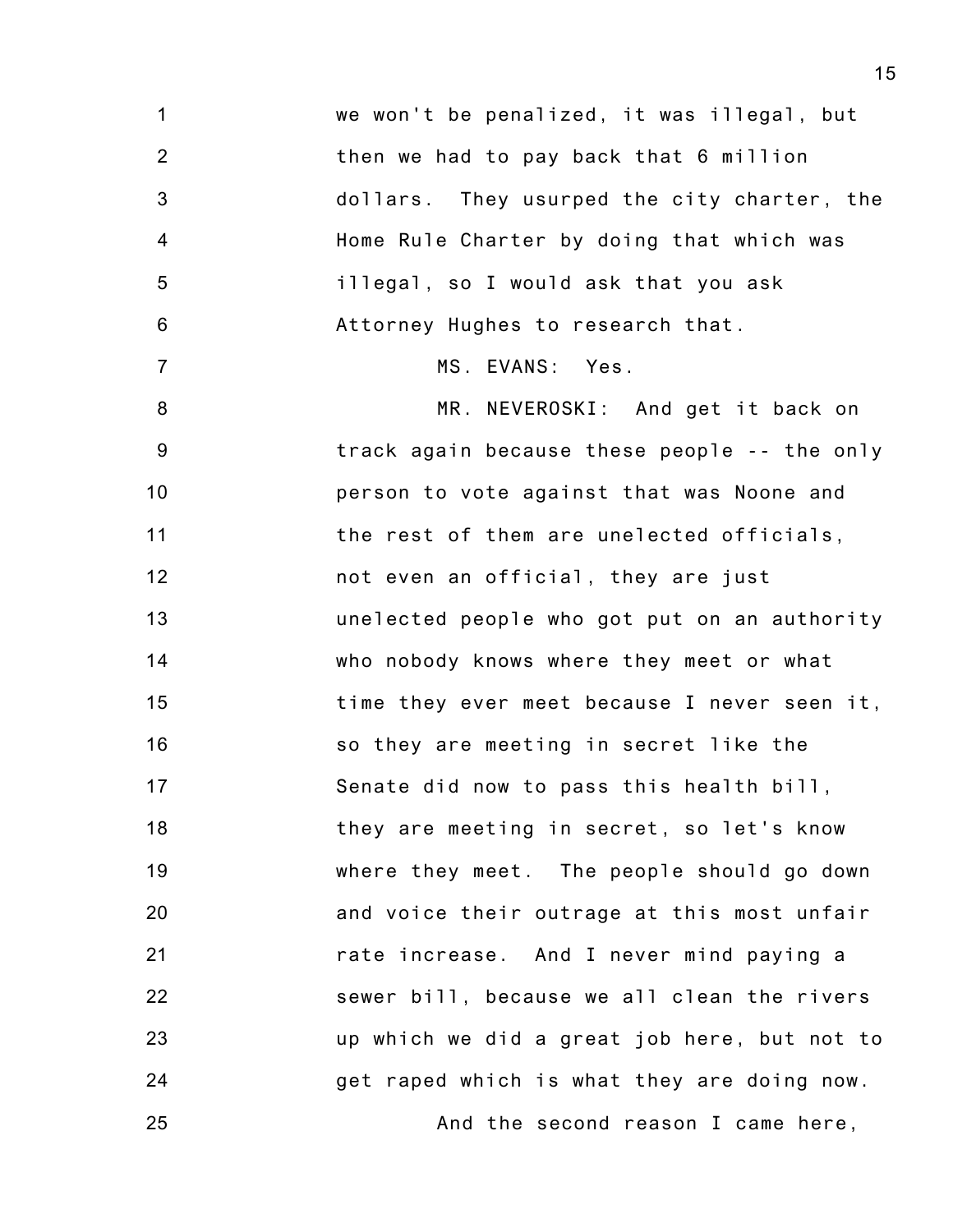we won't be penalized, it was illegal, but then we had to pay back that 6 million dollars. They usurped the city charter, the Home Rule Charter by doing that which was illegal, so I would ask that you ask Attorney Hughes to research that.

MS. EVANS: Yes.

MR. NEVEROSKI: And get it back on track again because these people -- the only person to vote against that was Noone and the rest of them are unelected officials, not even an official, they are just unelected people who got put on an authority who nobody knows where they meet or what time they ever meet because I never seen it, so they are meeting in secret like the Senate did now to pass this health bill, they are meeting in secret, so let's know where they meet. The people should go down and voice their outrage at this most unfair rate increase. And I never mind paying a sewer bill, because we all clean the rivers up which we did a great job here, but not to get raped which is what they are doing now.

And the second reason I came here,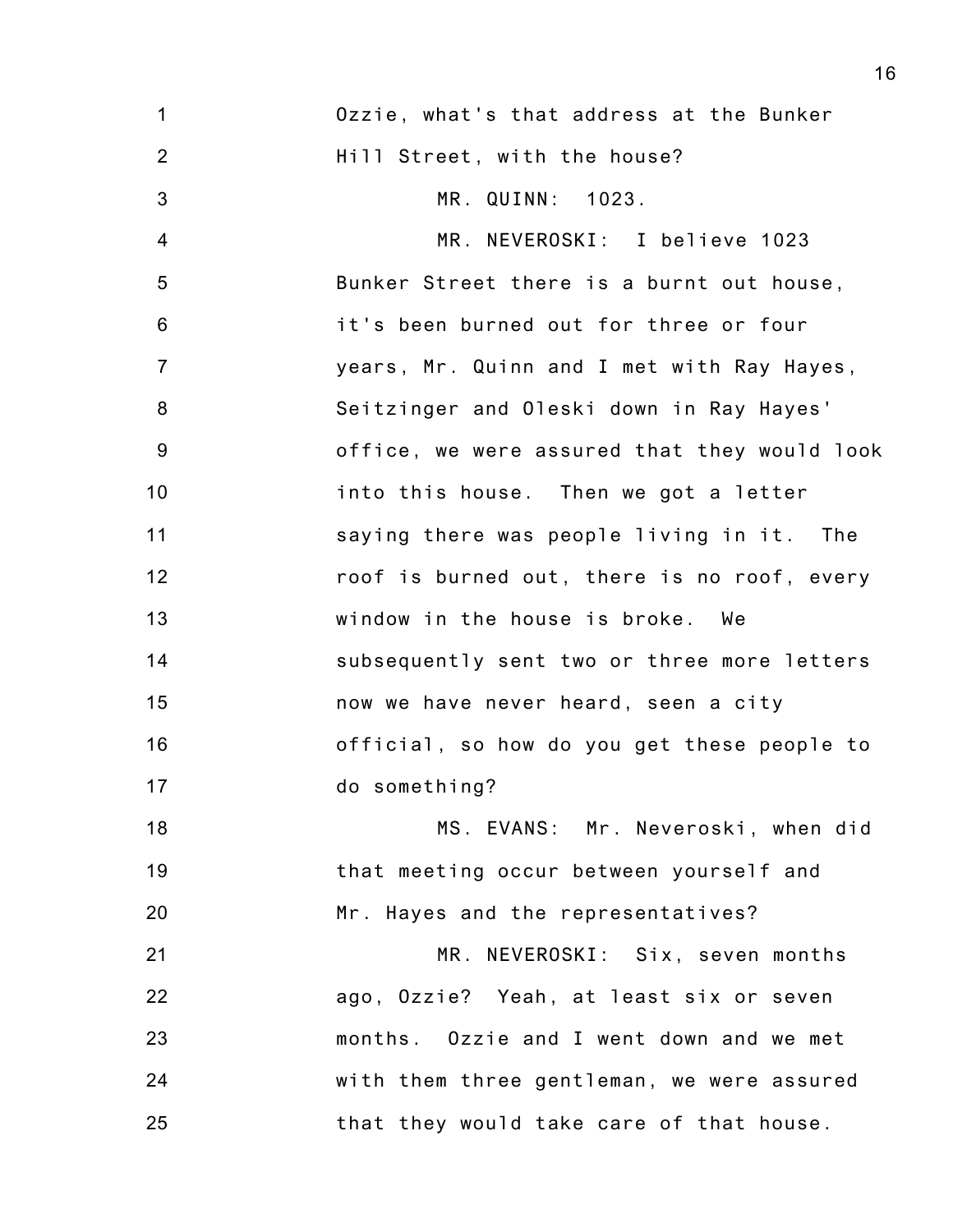Ozzie, what's that address at the Bunker Hill Street, with the house?

MR. QUINN: 1023.

MR. NEVEROSKI: I believe 1023 Bunker Street there is a burnt out house, it's been burned out for three or four years, Mr. Quinn and I met with Ray Hayes, Seitzinger and Oleski down in Ray Hayes' office, we were assured that they would look into this house. Then we got a letter saying there was people living in it. The roof is burned out, there is no roof, every window in the house is broke. We subsequently sent two or three more letters now we have never heard, seen a city official, so how do you get these people to do something?

MS. EVANS: Mr. Neveroski, when did that meeting occur between yourself and Mr. Hayes and the representatives?

MR. NEVEROSKI: Six, seven months ago, Ozzie? Yeah, at least six or seven months. Ozzie and I went down and we met with them three gentleman, we were assured that they would take care of that house.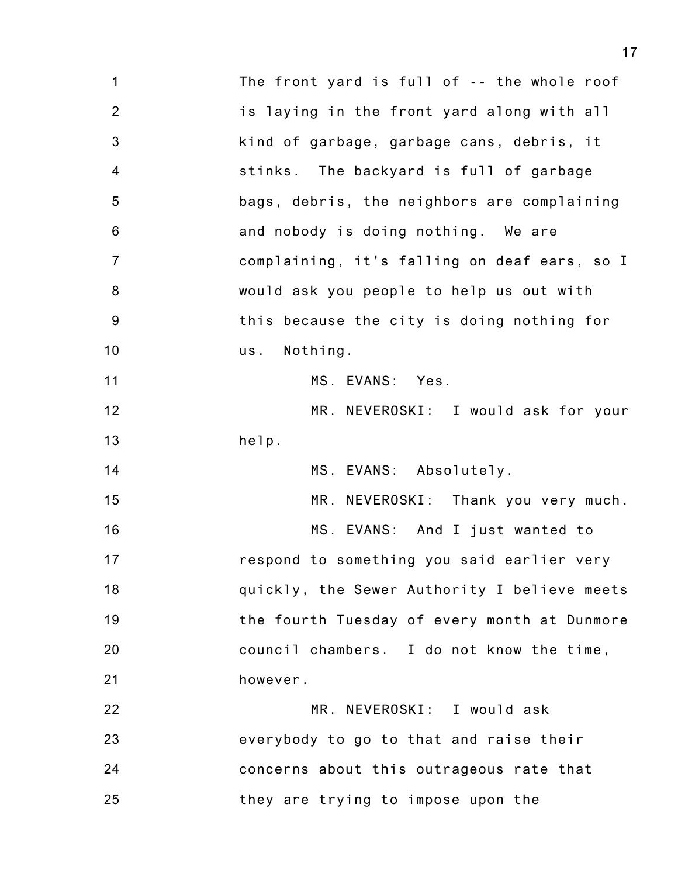The front yard is full of -- the whole roof is laying in the front yard along with all kind of garbage, garbage cans, debris, it stinks. The backyard is full of garbage bags, debris, the neighbors are complaining and nobody is doing nothing. We are complaining, it's falling on deaf ears, so I would ask you people to help us out with this because the city is doing nothing for us. Nothing.

MS. EVANS: Yes.

MR. NEVEROSKI: I would ask for your help.

MS. EVANS: Absolutely.

MR. NEVEROSKI: Thank you very much.

MS. EVANS: And I just wanted to respond to something you said earlier very quickly, the Sewer Authority I believe meets the fourth Tuesday of every month at Dunmore council chambers. I do not know the time, however.

MR. NEVEROSKI: I would ask everybody to go to that and raise their concerns about this outrageous rate that they are trying to impose upon the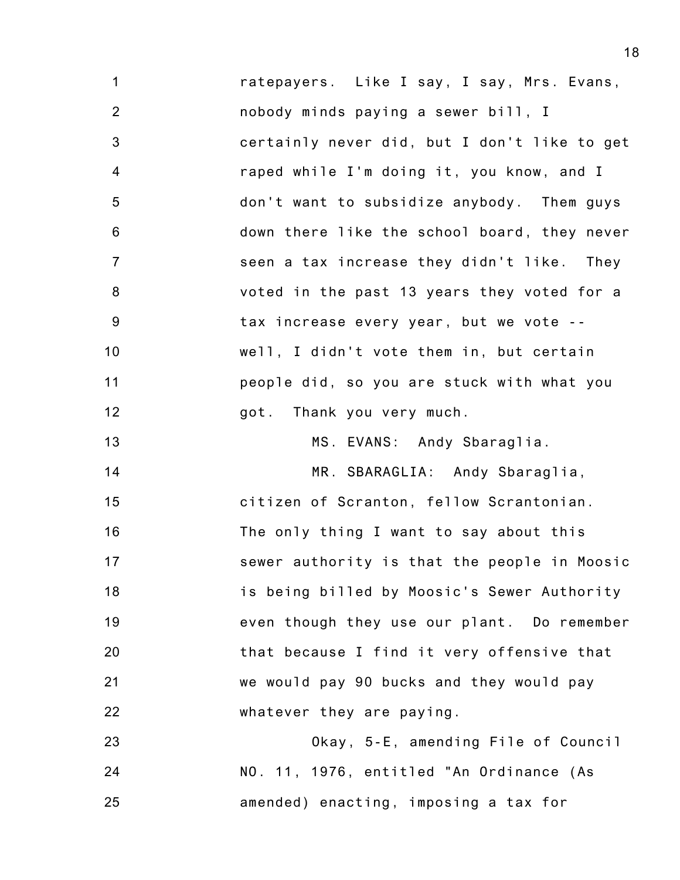ratepayers. Like I say, I say, Mrs. Evans, nobody minds paying a sewer bill, I certainly never did, but I don't like to get raped while I'm doing it, you know, and I don't want to subsidize anybody. Them guys down there like the school board, they never seen a tax increase they didn't like. They voted in the past 13 years they voted for a tax increase every year, but we vote -- well, I didn't vote them in, but certain people did, so you are stuck with what you got. Thank you very much.

MS. EVANS: Andy Sbaraglia.

MR. SBARAGLIA: Andy Sbaraglia, citizen of Scranton, fellow Scrantonian. The only thing I want to say about this sewer authority is that the people in Moosic is being billed by Moosic's Sewer Authority even though they use our plant. Do remember that because I find it very offensive that we would pay 90 bucks and they would pay whatever they are paying.

Okay, 5-E, amending File of Council NO. 11, 1976, entitled "An Ordinance (As amended) enacting, imposing a tax for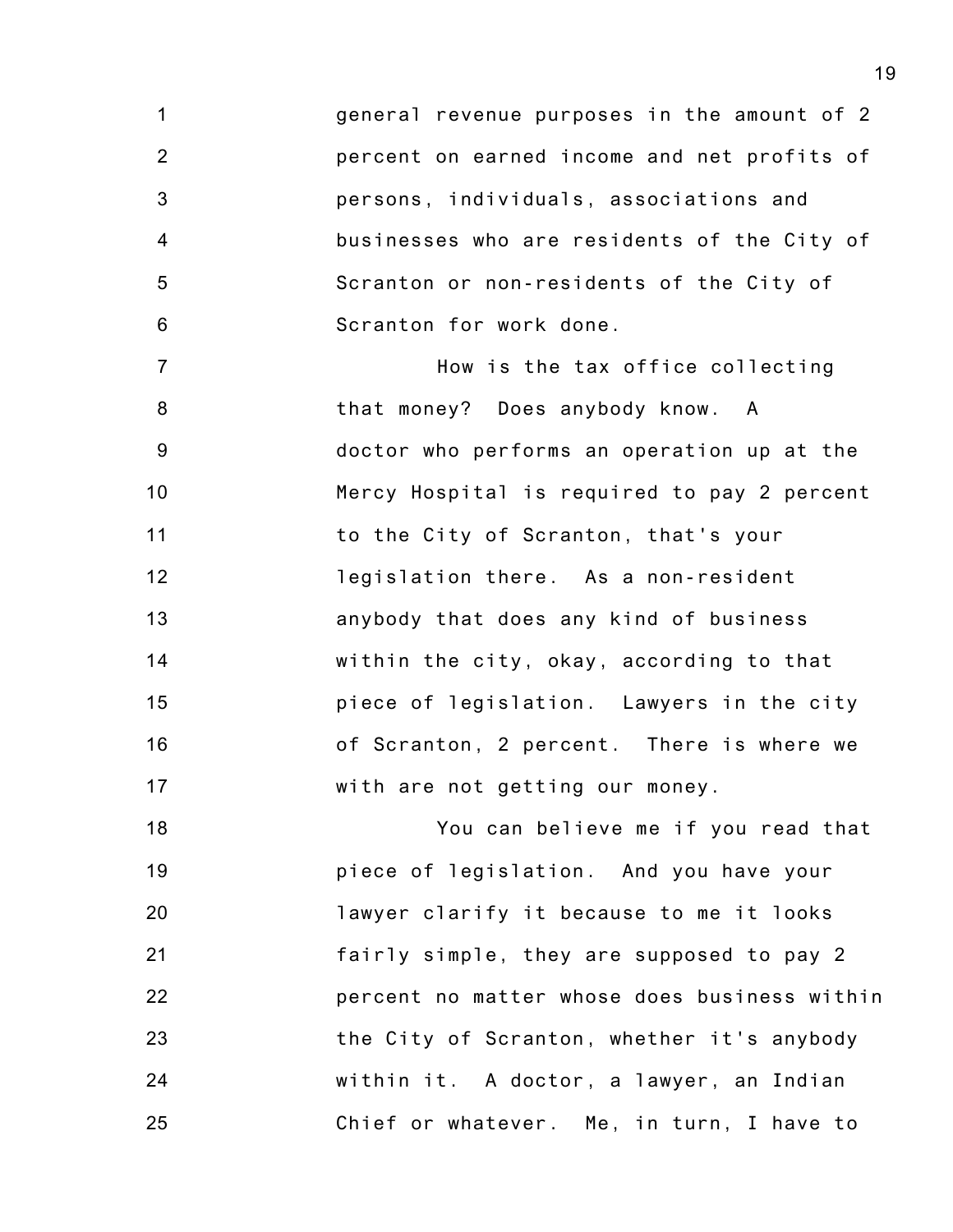general revenue purposes in the amount of 2 percent on earned income and net profits of persons, individuals, associations and businesses who are residents of the City of Scranton or non-residents of the City of Scranton for work done.

How is the tax office collecting that money? Does anybody know. A doctor who performs an operation up at the Mercy Hospital is required to pay 2 percent to the City of Scranton, that's your legislation there. As a non-resident anybody that does any kind of business within the city, okay, according to that piece of legislation. Lawyers in the city of Scranton, 2 percent. There is where we with are not getting our money.

You can believe me if you read that piece of legislation. And you have your lawyer clarify it because to me it looks fairly simple, they are supposed to pay 2 percent no matter whose does business within the City of Scranton, whether it's anybody within it. A doctor, a lawyer, an Indian Chief or whatever. Me, in turn, I have to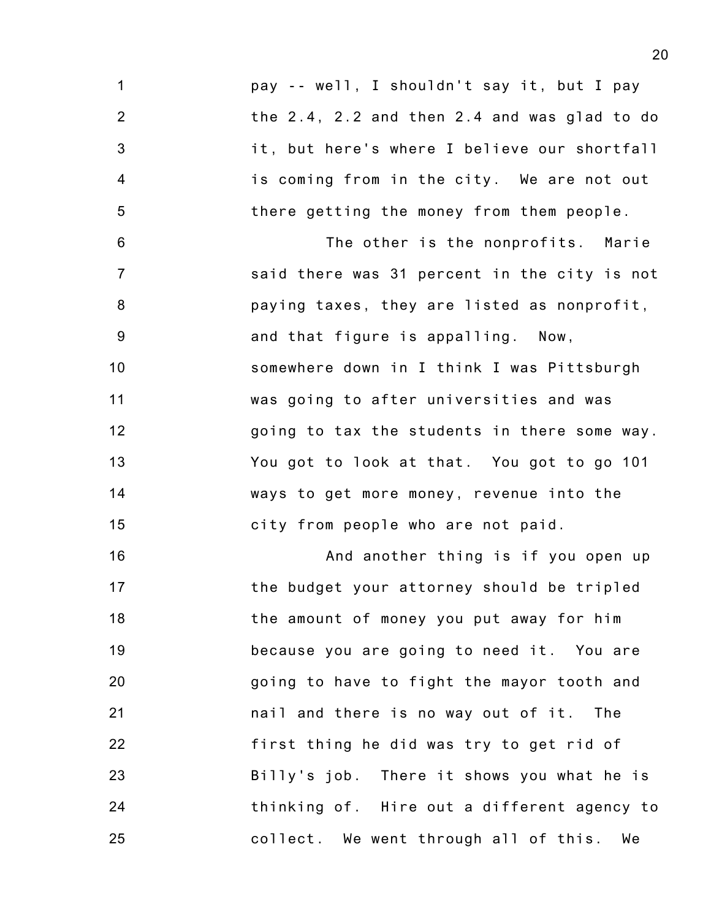pay -- well, I shouldn't say it, but I pay the 2.4, 2.2 and then 2.4 and was glad to do it, but here's where I believe our shortfall is coming from in the city. We are not out there getting the money from them people.

The other is the nonprofits. Marie said there was 31 percent in the city is not paying taxes, they are listed as nonprofit, and that figure is appalling. Now, somewhere down in I think I was Pittsburgh was going to after universities and was going to tax the students in there some way. You got to look at that. You got to go 101 ways to get more money, revenue into the city from people who are not paid.

And another thing is if you open up the budget your attorney should be tripled the amount of money you put away for him because you are going to need it. You are going to have to fight the mayor tooth and nail and there is no way out of it. The first thing he did was try to get rid of Billy's job. There it shows you what he is thinking of. Hire out a different agency to collect. We went through all of this. We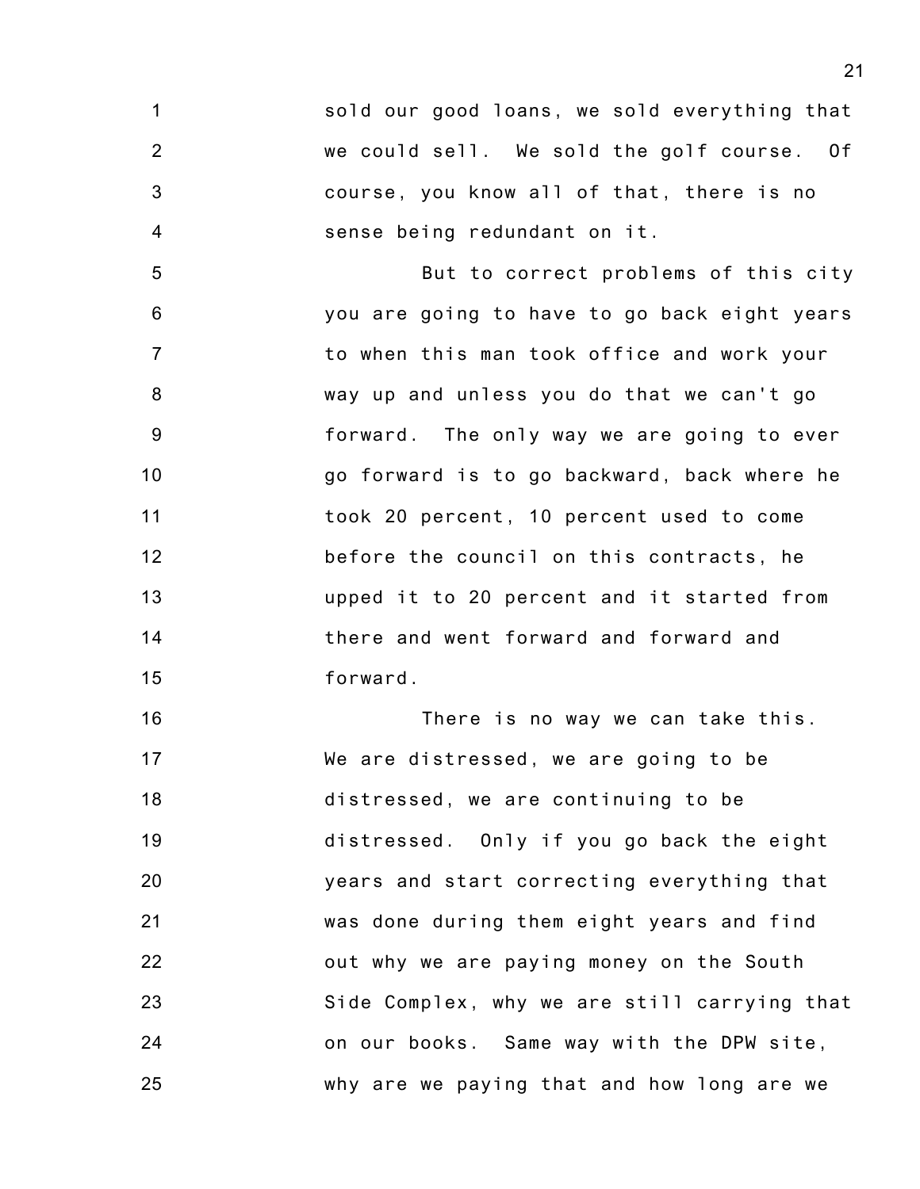sold our good loans, we sold everything that we could sell. We sold the golf course. Of course, you know all of that, there is no sense being redundant on it.

But to correct problems of this city you are going to have to go back eight years to when this man took office and work your way up and unless you do that we can't go forward. The only way we are going to ever go forward is to go backward, back where he took 20 percent, 10 percent used to come before the council on this contracts, he upped it to 20 percent and it started from there and went forward and forward and forward.

There is no way we can take this. We are distressed, we are going to be distressed, we are continuing to be distressed. Only if you go back the eight years and start correcting everything that was done during them eight years and find out why we are paying money on the South Side Complex, why we are still carrying that on our books. Same way with the DPW site, why are we paying that and how long are we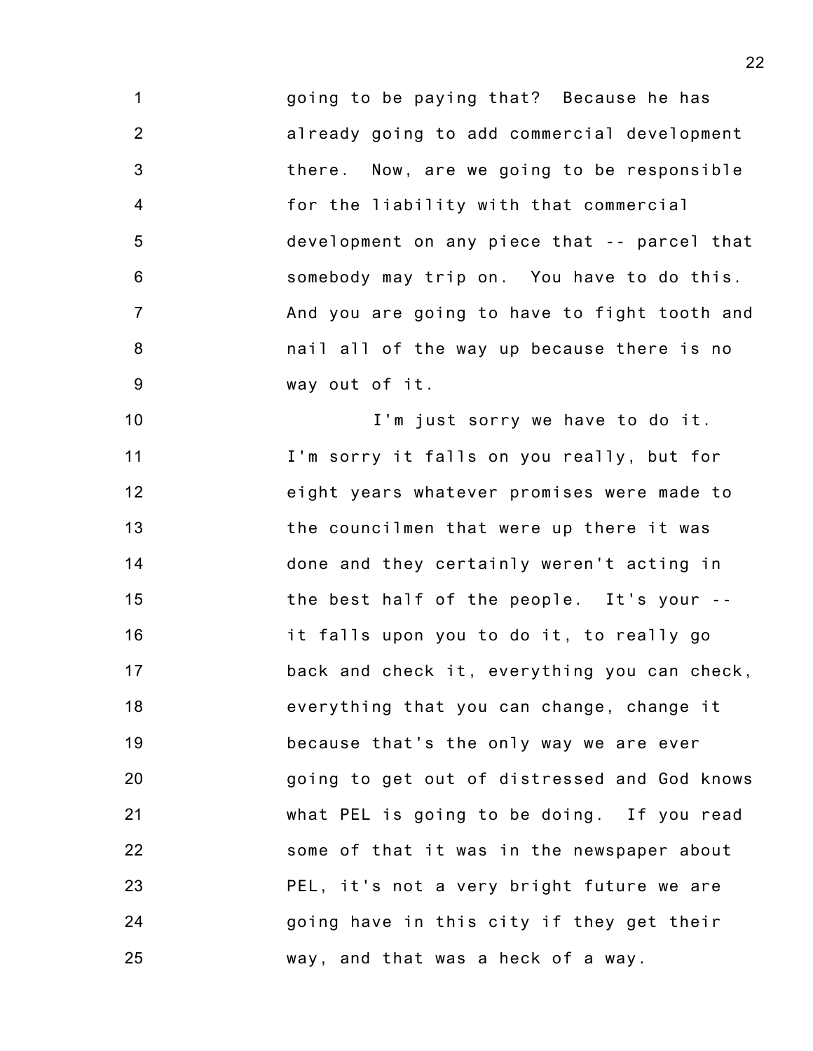going to be paying that? Because he has already going to add commercial development there. Now, are we going to be responsible for the liability with that commercial development on any piece that -- parcel that somebody may trip on. You have to do this. And you are going to have to fight tooth and nail all of the way up because there is no way out of it.

I'm just sorry we have to do it. I'm sorry it falls on you really, but for eight years whatever promises were made to the councilmen that were up there it was done and they certainly weren't acting in the best half of the people. It's your -- it falls upon you to do it, to really go back and check it, everything you can check, everything that you can change, change it because that's the only way we are ever going to get out of distressed and God knows what PEL is going to be doing. If you read some of that it was in the newspaper about PEL, it's not a very bright future we are going have in this city if they get their way, and that was a heck of a way.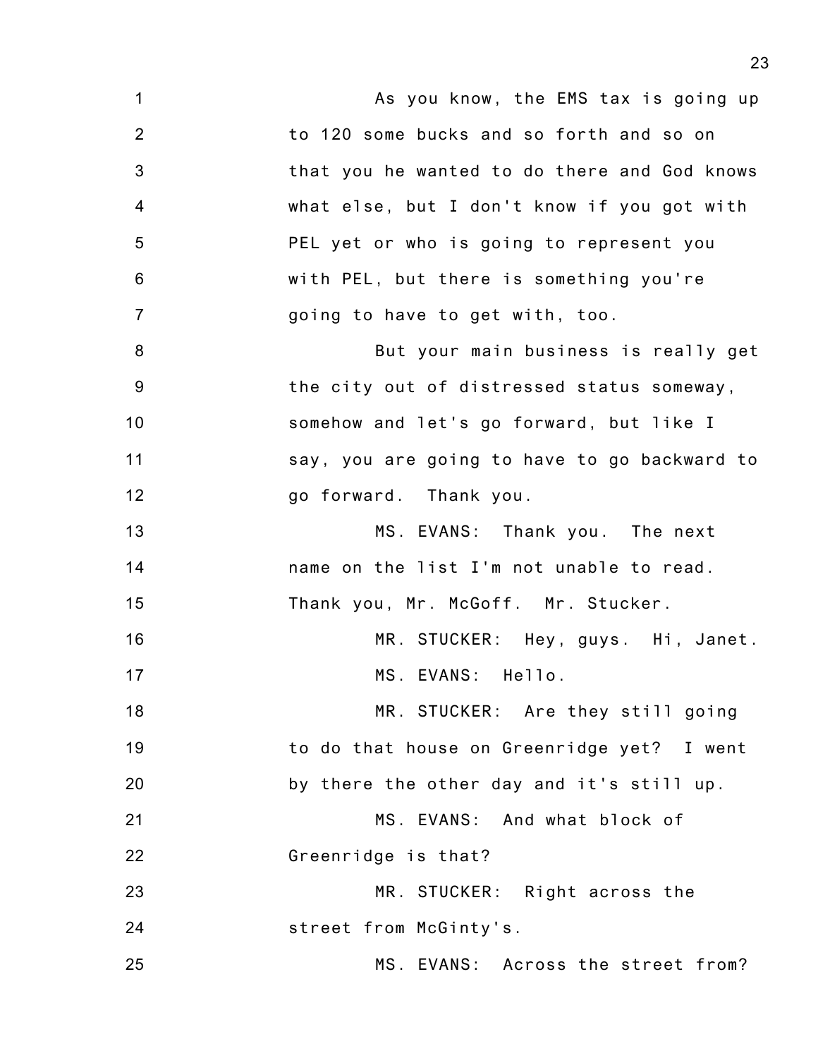As you know, the EMS tax is going up to 120 some bucks and so forth and so on that you he wanted to do there and God knows what else, but I don't know if you got with PEL yet or who is going to represent you with PEL, but there is something you're going to have to get with, too.

But your main business is really get the city out of distressed status someway, somehow and let's go forward, but like I say, you are going to have to go backward to go forward. Thank you.

MS. EVANS: Thank you. The next name on the list I'm not unable to read. Thank you, Mr. McGoff. Mr. Stucker.

MR. STUCKER: Hey, guys. Hi, Janet.

MS. EVANS: Hello.

MR. STUCKER: Are they still going to do that house on Greenridge yet? I went by there the other day and it's still up.

MS. EVANS: And what block of Greenridge is that?

MR. STUCKER: Right across the street from McGinty's.

MS. EVANS: Across the street from?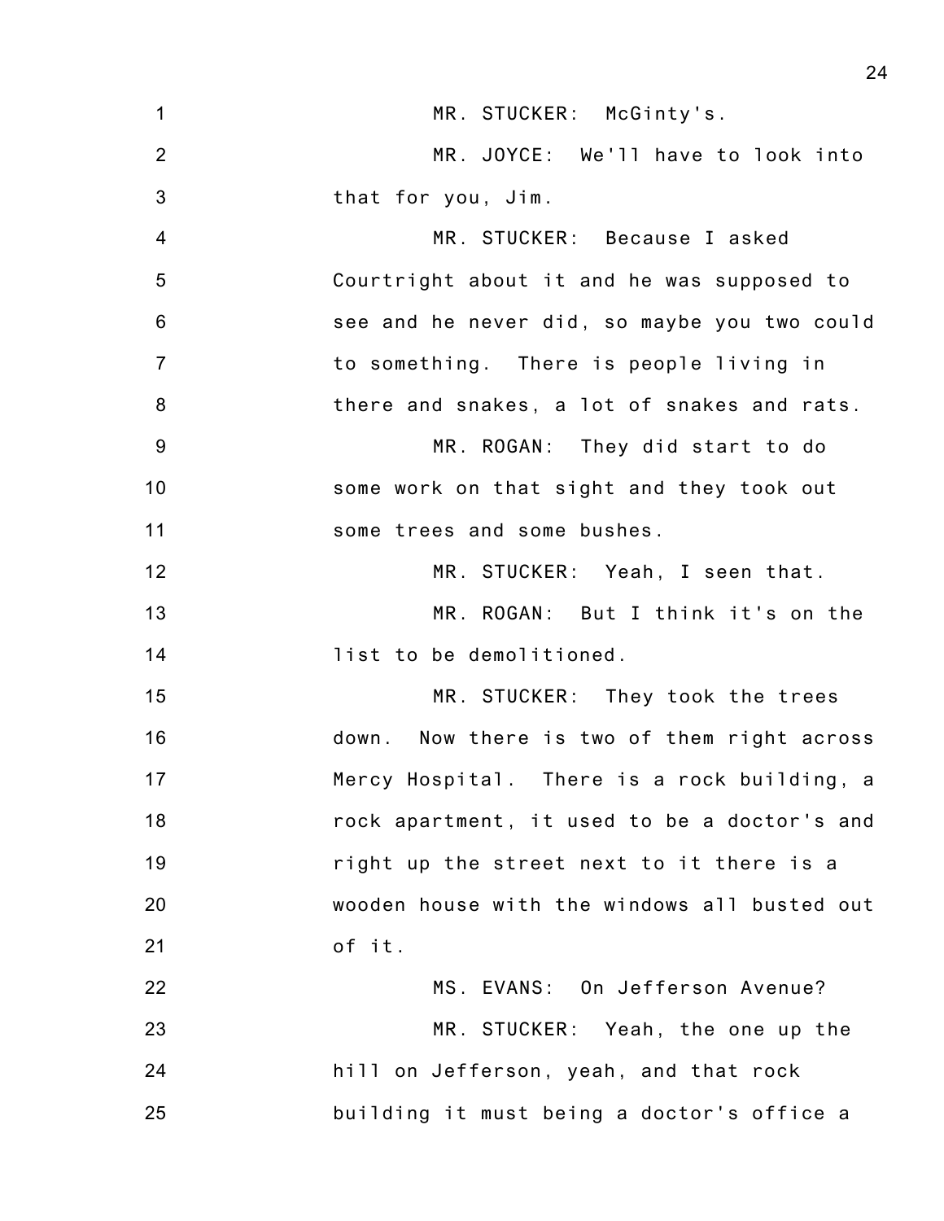MR. STUCKER: McGinty's.

MR. JOYCE: We'll have to look into that for you, Jim.

MR. STUCKER: Because I asked Courtright about it and he was supposed to see and he never did, so maybe you two could to something. There is people living in there and snakes, a lot of snakes and rats.

MR. ROGAN: They did start to do some work on that sight and they took out some trees and some bushes.

MR. STUCKER: Yeah, I seen that.

MR. ROGAN: But I think it's on the list to be demolitioned.

MR. STUCKER: They took the trees down. Now there is two of them right across Mercy Hospital. There is a rock building, a rock apartment, it used to be a doctor's and right up the street next to it there is a wooden house with the windows all busted out of it.

MS. EVANS: On Jefferson Avenue?

MR. STUCKER: Yeah, the one up the hill on Jefferson, yeah, and that rock building it must being a doctor's office a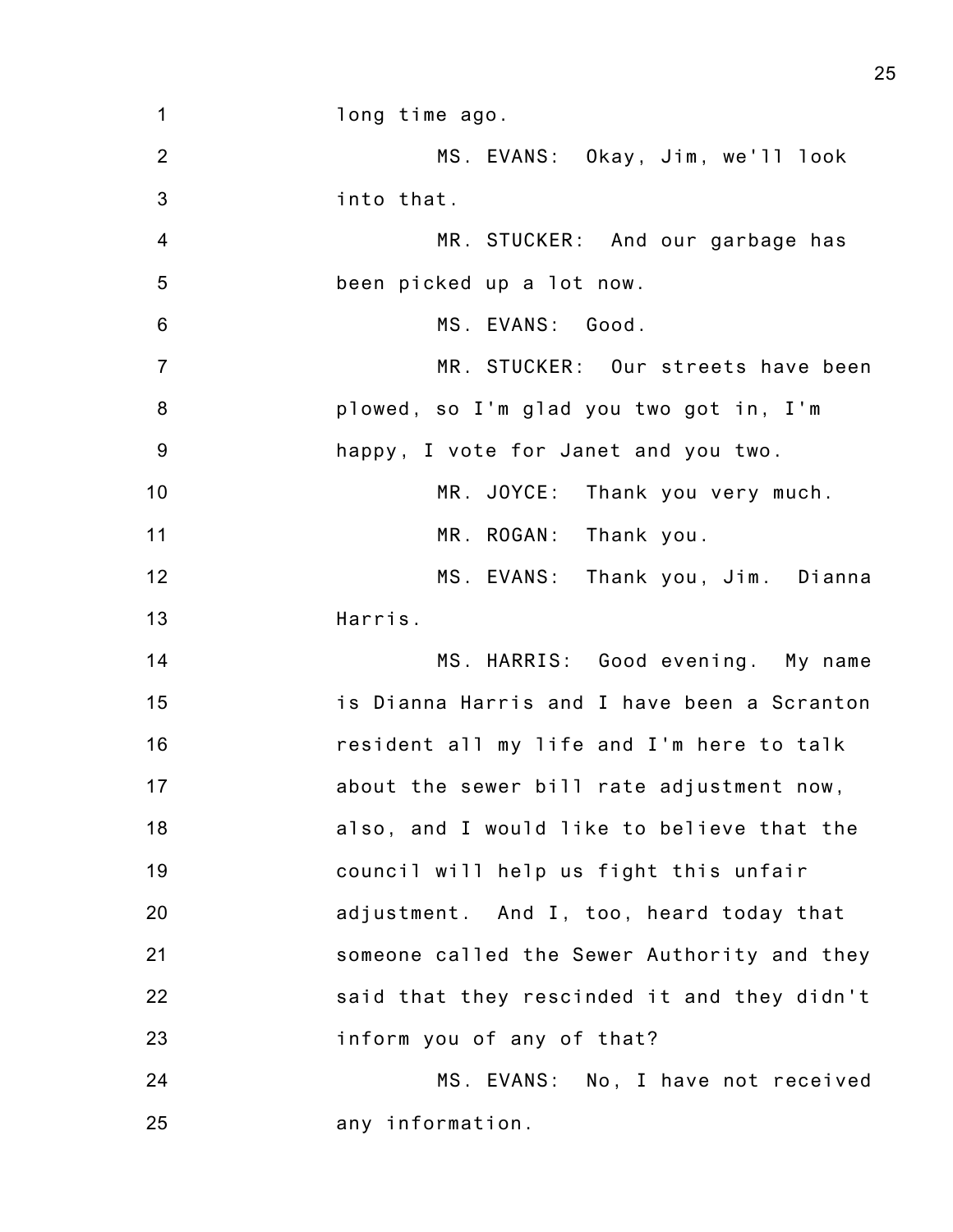long time ago.

MS. EVANS: Okay, Jim, we'll look into that.

MR. STUCKER: And our garbage has been picked up a lot now.

MS. EVANS: Good.

MR. STUCKER: Our streets have been plowed, so I'm glad you two got in, I'm happy, I vote for Janet and you two.

MR. JOYCE: Thank you very much.

MR. ROGAN: Thank you.

MS. EVANS: Thank you, Jim. Dianna Harris.

MS. HARRIS: Good evening. My name is Dianna Harris and I have been a Scranton resident all my life and I'm here to talk about the sewer bill rate adjustment now, also, and I would like to believe that the council will help us fight this unfair adjustment. And I, too, heard today that someone called the Sewer Authority and they said that they rescinded it and they didn't inform you of any of that?

MS. EVANS: No, I have not received any information.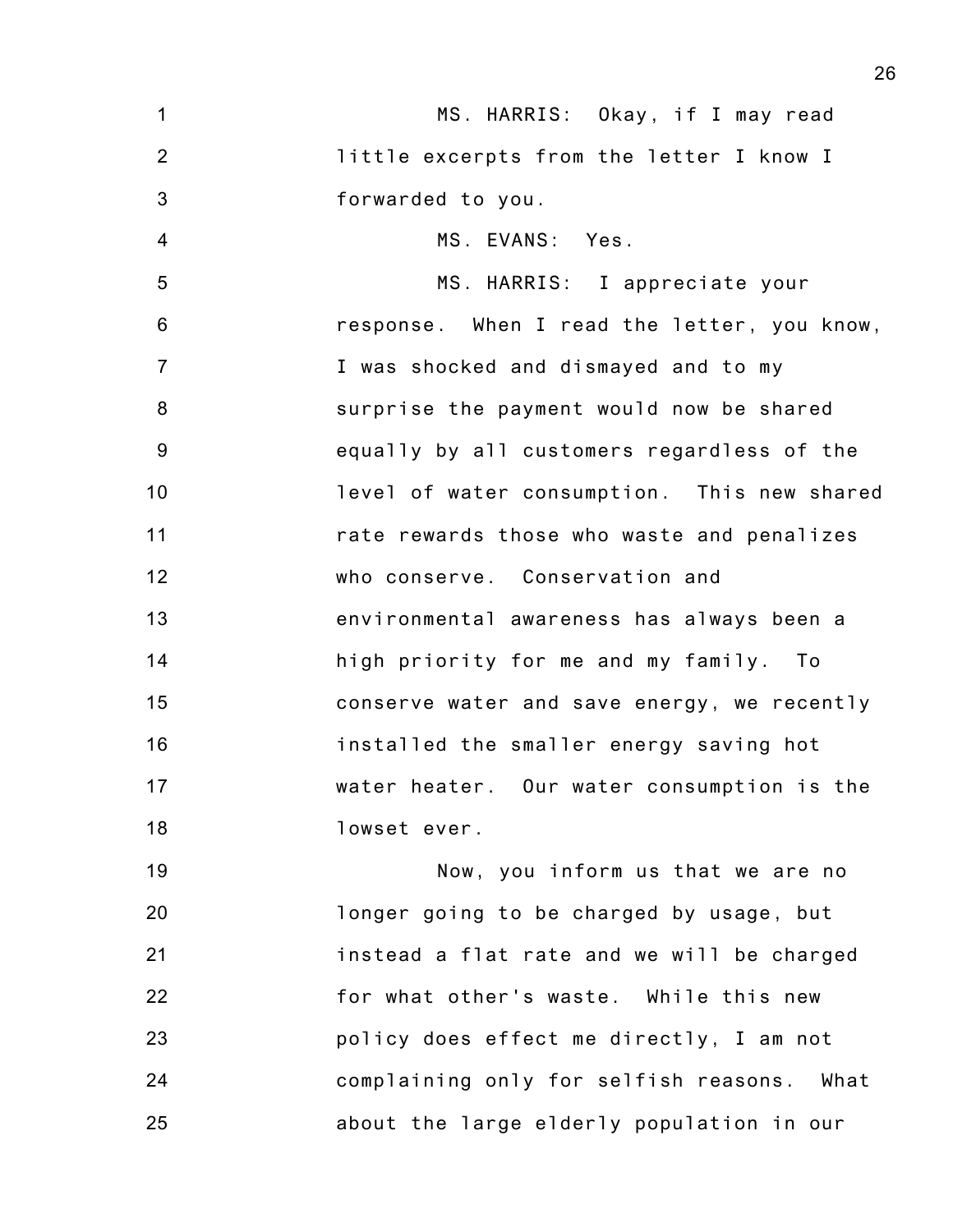MS. HARRIS: Okay, if I may read little excerpts from the letter I know I forwarded to you.

MS. EVANS: Yes.

MS. HARRIS: I appreciate your response. When I read the letter, you know, I was shocked and dismayed and to my surprise the payment would now be shared equally by all customers regardless of the level of water consumption. This new shared rate rewards those who waste and penalizes who conserve. Conservation and environmental awareness has always been a high priority for me and my family. To conserve water and save energy, we recently installed the smaller energy saving hot water heater. Our water consumption is the lowset ever.

Now, you inform us that we are no longer going to be charged by usage, but instead a flat rate and we will be charged for what other's waste. While this new policy does effect me directly, I am not complaining only for selfish reasons. What about the large elderly population in our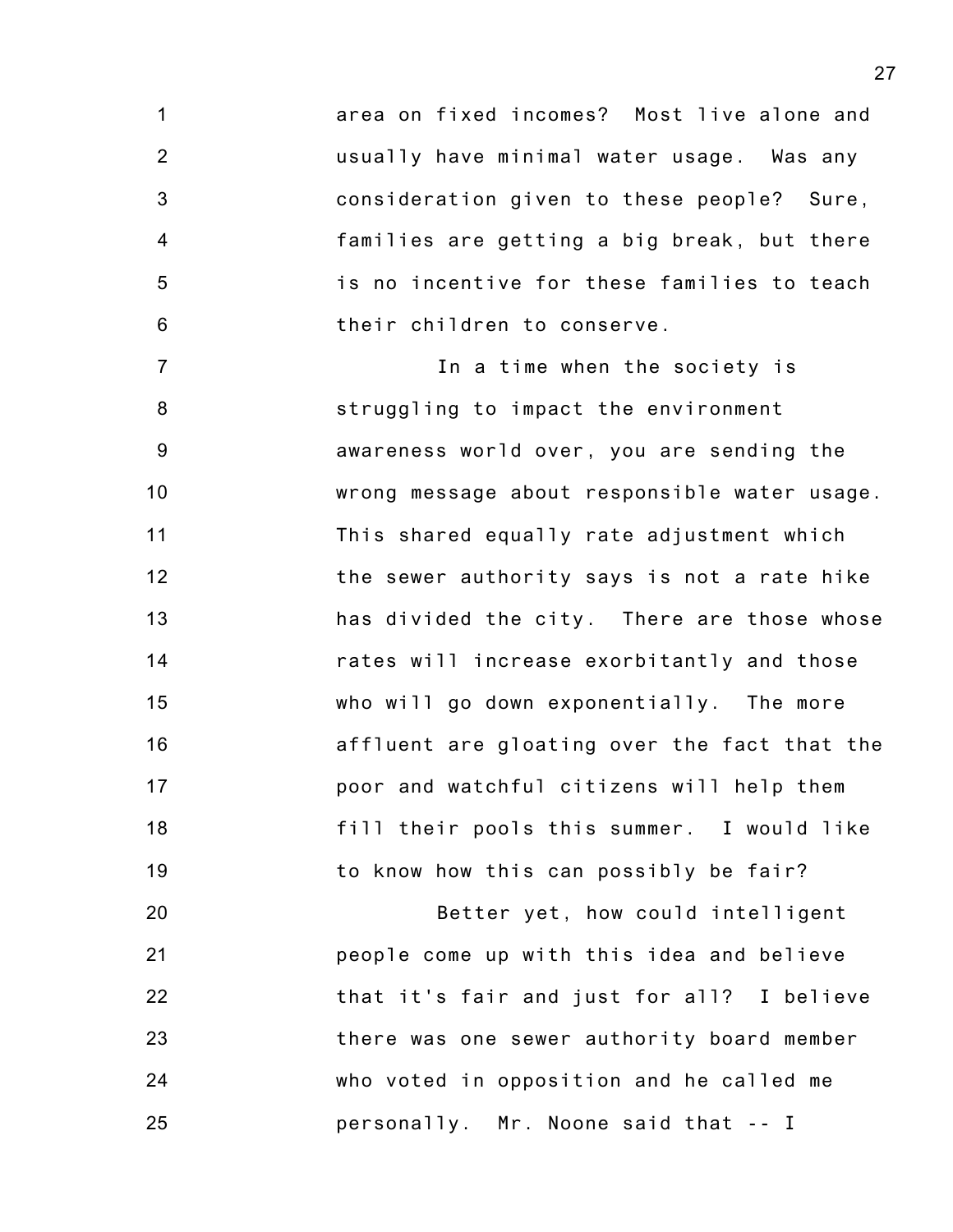area on fixed incomes? Most live alone and usually have minimal water usage. Was any consideration given to these people? Sure, families are getting a big break, but there is no incentive for these families to teach their children to conserve.

In a time when the society is struggling to impact the environment awareness world over, you are sending the wrong message about responsible water usage. This shared equally rate adjustment which the sewer authority says is not a rate hike has divided the city. There are those whose rates will increase exorbitantly and those who will go down exponentially. The more affluent are gloating over the fact that the poor and watchful citizens will help them fill their pools this summer. I would like to know how this can possibly be fair?

Better yet, how could intelligent people come up with this idea and believe that it's fair and just for all? I believe there was one sewer authority board member who voted in opposition and he called me personally. Mr. Noone said that -- I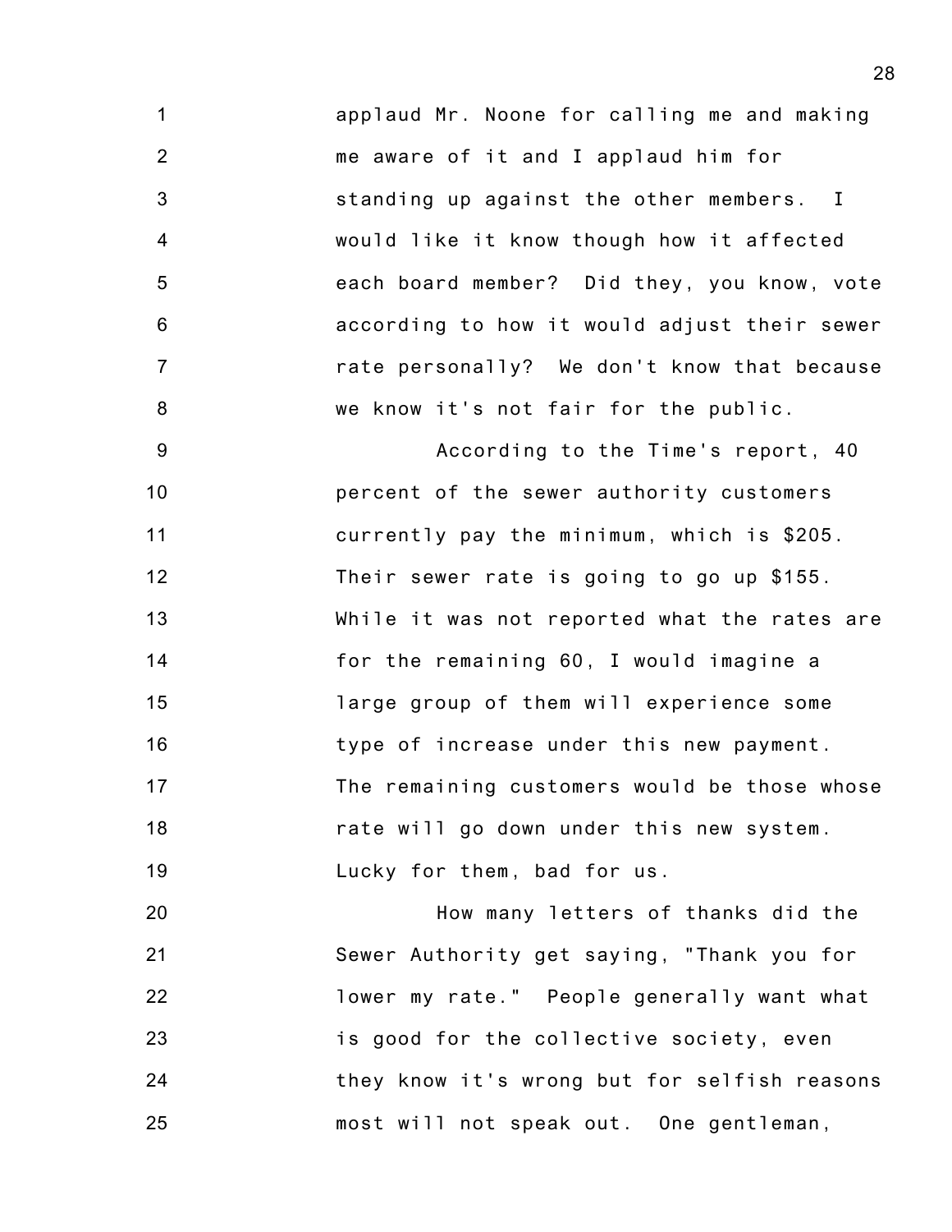applaud Mr. Noone for calling me and making me aware of it and I applaud him for standing up against the other members. I would like it know though how it affected each board member? Did they, you know, vote according to how it would adjust their sewer rate personally? We don't know that because we know it's not fair for the public.

According to the Time's report, 40 percent of the sewer authority customers currently pay the minimum, which is $205. Their sewer rate is going to go up $155. While it was not reported what the rates are for the remaining 60, I would imagine a large group of them will experience some type of increase under this new payment. The remaining customers would be those whose rate will go down under this new system. Lucky for them, bad for us.

How many letters of thanks did the Sewer Authority get saying, "Thank you for lower my rate." People generally want what is good for the collective society, even they know it's wrong but for selfish reasons most will not speak out. One gentleman,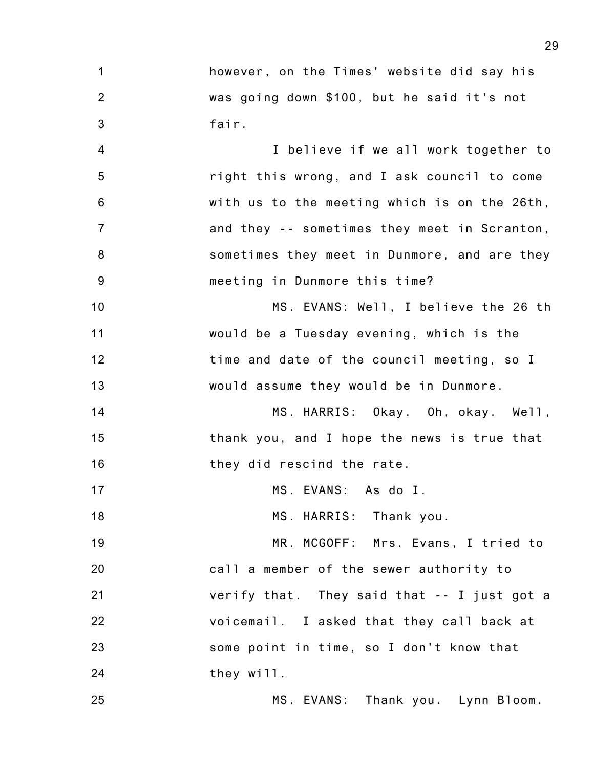however, on the Times' website did say his was going down $100, but he said it's not fair.

I believe if we all work together to right this wrong, and I ask council to come with us to the meeting which is on the 26th, and they -- sometimes they meet in Scranton, sometimes they meet in Dunmore, and are they meeting in Dunmore this time?

MS. EVANS: Well, I believe the 26 th would be a Tuesday evening, which is the time and date of the council meeting, so I would assume they would be in Dunmore.

MS. HARRIS: Okay. Oh, okay. Well, thank you, and I hope the news is true that they did rescind the rate.

MS. EVANS: As do I.

MS. HARRIS: Thank you.

MR. MCGOFF: Mrs. Evans, I tried to call a member of the sewer authority to verify that. They said that -- I just got a voicemail. I asked that they call back at some point in time, so I don't know that they will.

MS. EVANS: Thank you. Lynn Bloom.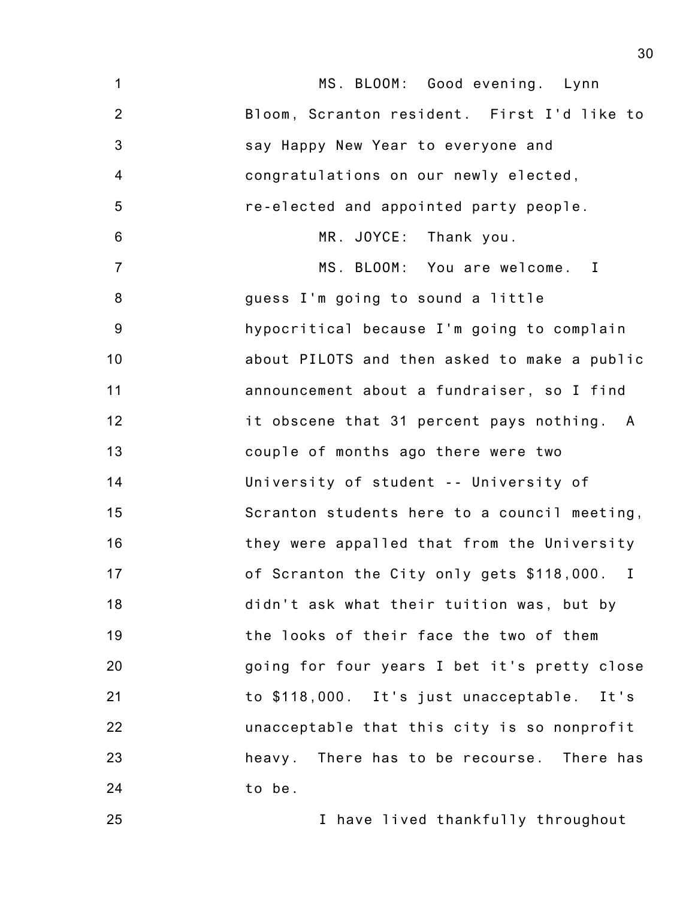MS. BLOOM: Good evening. Lynn Bloom, Scranton resident. First I'd like to say Happy New Year to everyone and congratulations on our newly elected, re-elected and appointed party people.

MR. JOYCE: Thank you.

MS. BLOOM: You are welcome. I guess I'm going to sound a little hypocritical because I'm going to complain about PILOTS and then asked to make a public announcement about a fundraiser, so I find it obscene that 31 percent pays nothing. A couple of months ago there were two University of student -- University of Scranton students here to a council meeting, they were appalled that from the University of Scranton the City only gets $118,000. I didn't ask what their tuition was, but by the looks of their face the two of them going for four years I bet it's pretty close to $118,000. It's just unacceptable. It's unacceptable that this city is so nonprofit heavy. There has to be recourse. There has to be.

I have lived thankfully throughout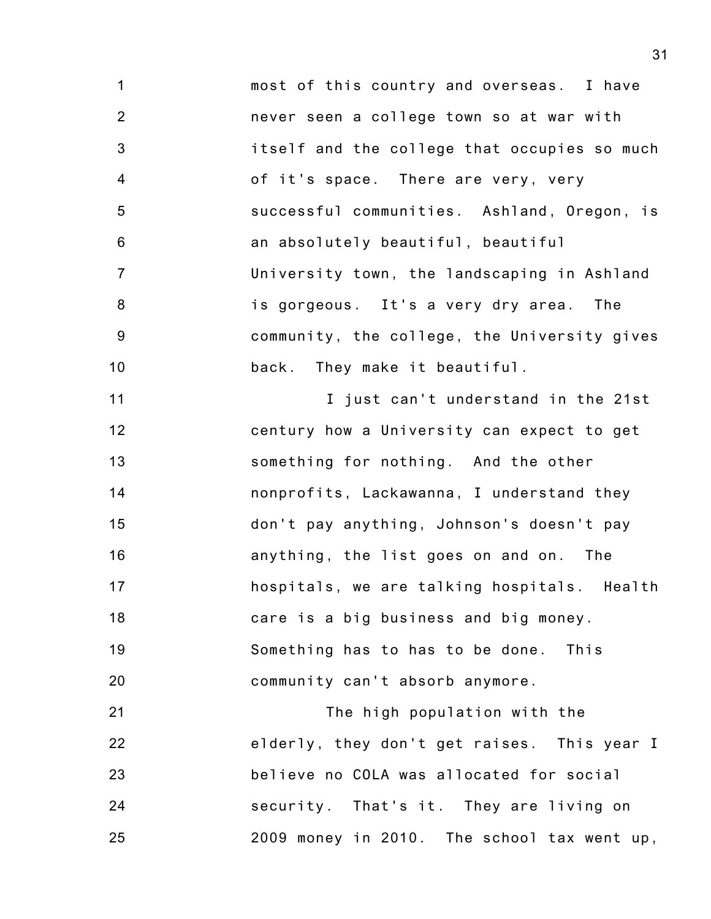most of this country and overseas. I have never seen a college town so at war with itself and the college that occupies so much of it's space. There are very, very successful communities. Ashland, Oregon, is an absolutely beautiful, beautiful University town, the landscaping in Ashland is gorgeous. It's a very dry area. The community, the college, the University gives back. They make it beautiful.

I just can't understand in the 21st century how a University can expect to get something for nothing. And the other nonprofits, Lackawanna, I understand they don't pay anything, Johnson's doesn't pay anything, the list goes on and on. The hospitals, we are talking hospitals. Health care is a big business and big money. Something has to has to be done. This community can't absorb anymore.

The high population with the elderly, they don't get raises. This year I believe no COLA was allocated for social security. That's it. They are living on 2009 money in 2010. The school tax went up,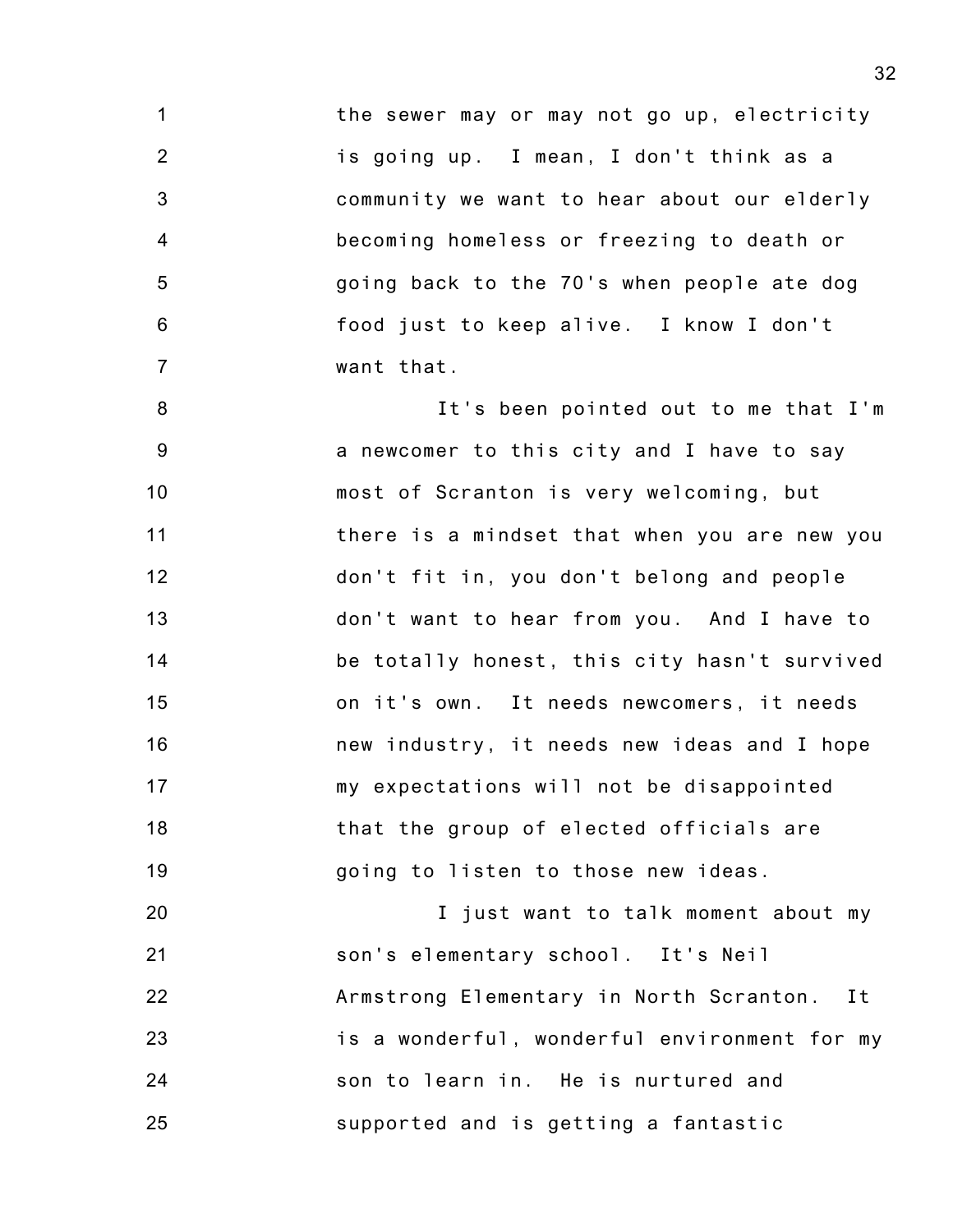the sewer may or may not go up, electricity is going up. I mean, I don't think as a community we want to hear about our elderly becoming homeless or freezing to death or going back to the 70's when people ate dog food just to keep alive. I know I don't want that.

It's been pointed out to me that I'm a newcomer to this city and I have to say most of Scranton is very welcoming, but there is a mindset that when you are new you don't fit in, you don't belong and people don't want to hear from you. And I have to be totally honest, this city hasn't survived on it's own. It needs newcomers, it needs new industry, it needs new ideas and I hope my expectations will not be disappointed that the group of elected officials are going to listen to those new ideas.

I just want to talk moment about my son's elementary school. It's Neil Armstrong Elementary in North Scranton. It is a wonderful, wonderful environment for my son to learn in. He is nurtured and supported and is getting a fantastic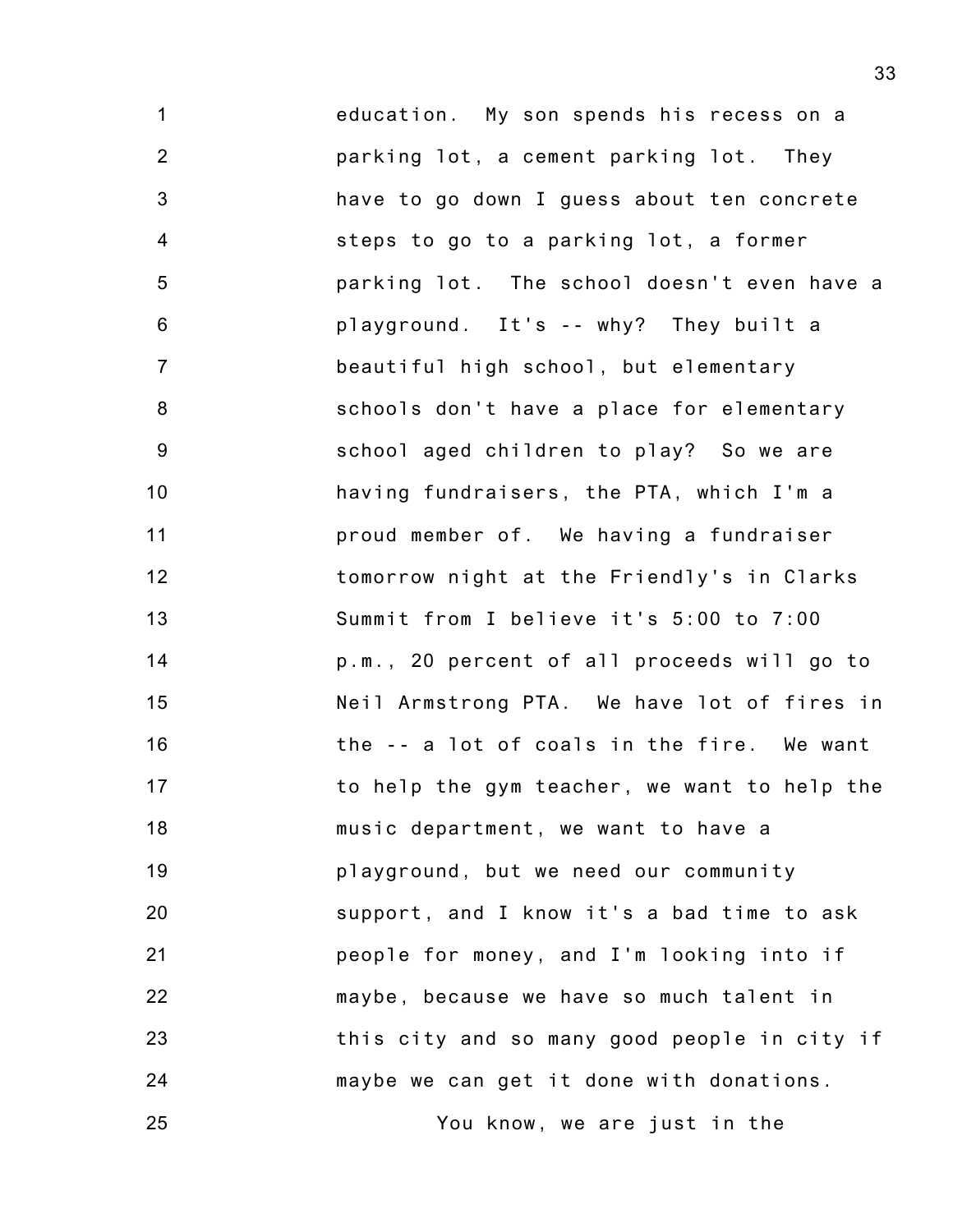education. My son spends his recess on a parking lot, a cement parking lot. They have to go down I guess about ten concrete steps to go to a parking lot, a former parking lot. The school doesn't even have a playground. It's -- why? They built a beautiful high school, but elementary schools don't have a place for elementary school aged children to play? So we are having fundraisers, the PTA, which I'm a proud member of. We having a fundraiser tomorrow night at the Friendly's in Clarks Summit from I believe it's 5:00 to 7:00 p.m., 20 percent of all proceeds will go to Neil Armstrong PTA. We have lot of fires in the -- a lot of coals in the fire. We want to help the gym teacher, we want to help the music department, we want to have a playground, but we need our community support, and I know it's a bad time to ask people for money, and I'm looking into if maybe, because we have so much talent in this city and so many good people in city if maybe we can get it done with donations.

You know, we are just in the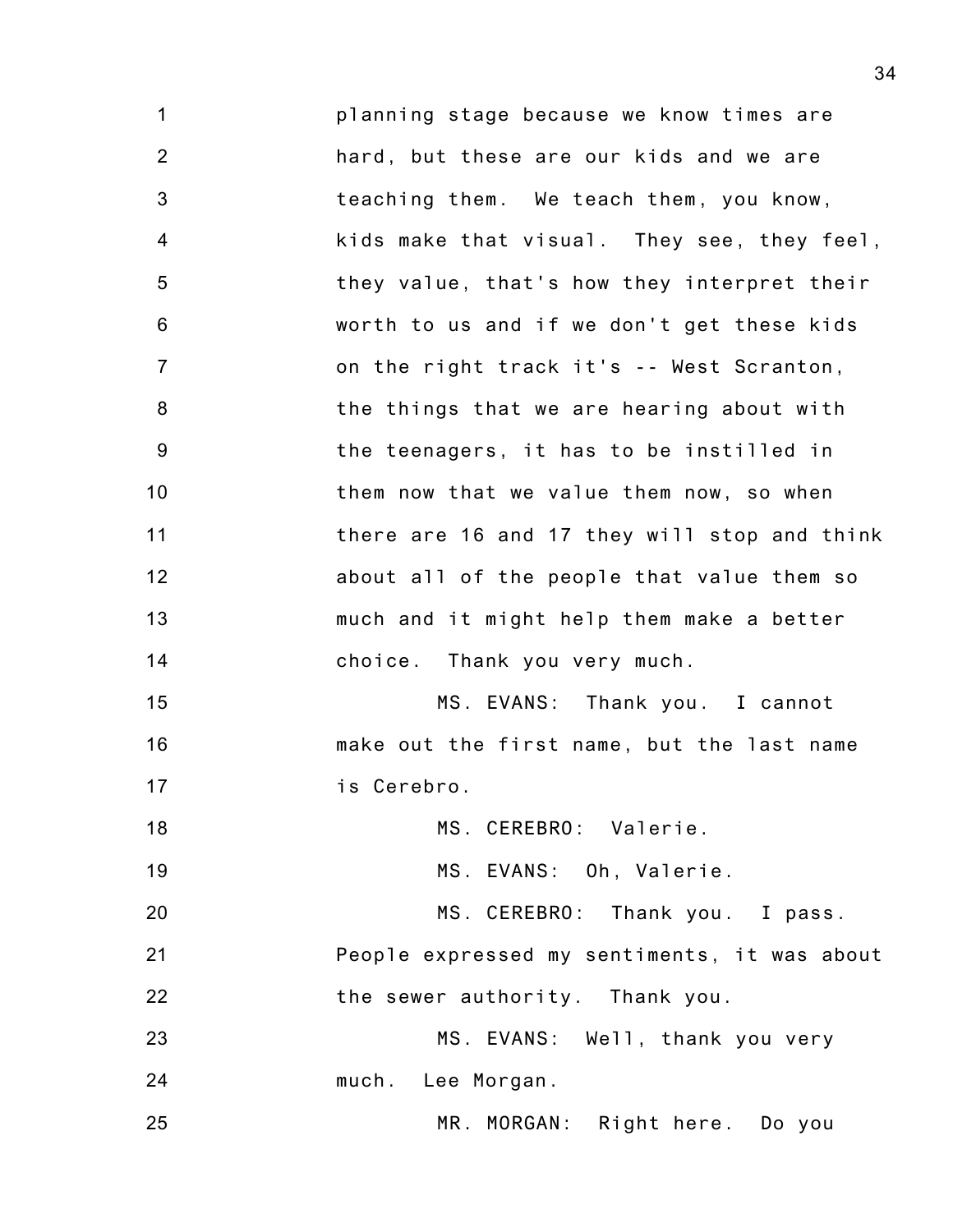planning stage because we know times are hard, but these are our kids and we are teaching them. We teach them, you know, kids make that visual. They see, they feel, they value, that's how they interpret their worth to us and if we don't get these kids on the right track it's -- West Scranton, the things that we are hearing about with the teenagers, it has to be instilled in them now that we value them now, so when there are 16 and 17 they will stop and think about all of the people that value them so much and it might help them make a better choice. Thank you very much.

MS. EVANS: Thank you. I cannot make out the first name, but the last name is Cerebro.

MS. CEREBRO: Valerie.

MS. EVANS: Oh, Valerie.

MS. CEREBRO: Thank you. I pass. People expressed my sentiments, it was about the sewer authority. Thank you.

MS. EVANS: Well, thank you very much. Lee Morgan.

MR. MORGAN: Right here. Do you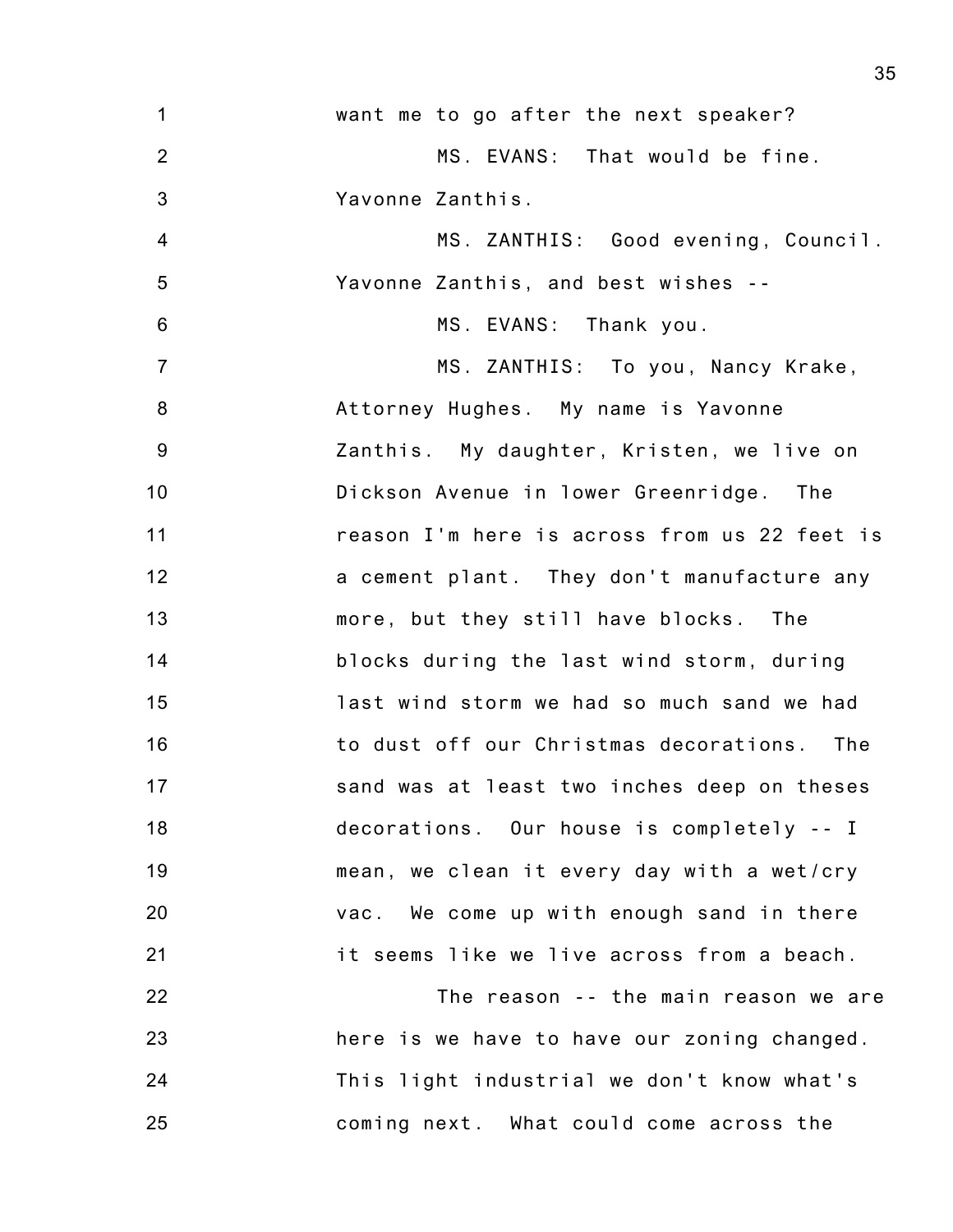want me to go after the next speaker?

MS. EVANS: That would be fine. Yavonne Zanthis.

MS. ZANTHIS: Good evening, Council. Yavonne Zanthis, and best wishes --

MS. EVANS: Thank you.

MS. ZANTHIS: To you, Nancy Krake, Attorney Hughes. My name is Yavonne Zanthis. My daughter, Kristen, we live on Dickson Avenue in lower Greenridge. The reason I'm here is across from us 22 feet is a cement plant. They don't manufacture any more, but they still have blocks. The blocks during the last wind storm, during last wind storm we had so much sand we had to dust off our Christmas decorations. The sand was at least two inches deep on theses decorations. Our house is completely -- I mean, we clean it every day with a wet/cry vac. We come up with enough sand in there it seems like we live across from a beach.

The reason -- the main reason we are here is we have to have our zoning changed. This light industrial we don't know what's coming next. What could come across the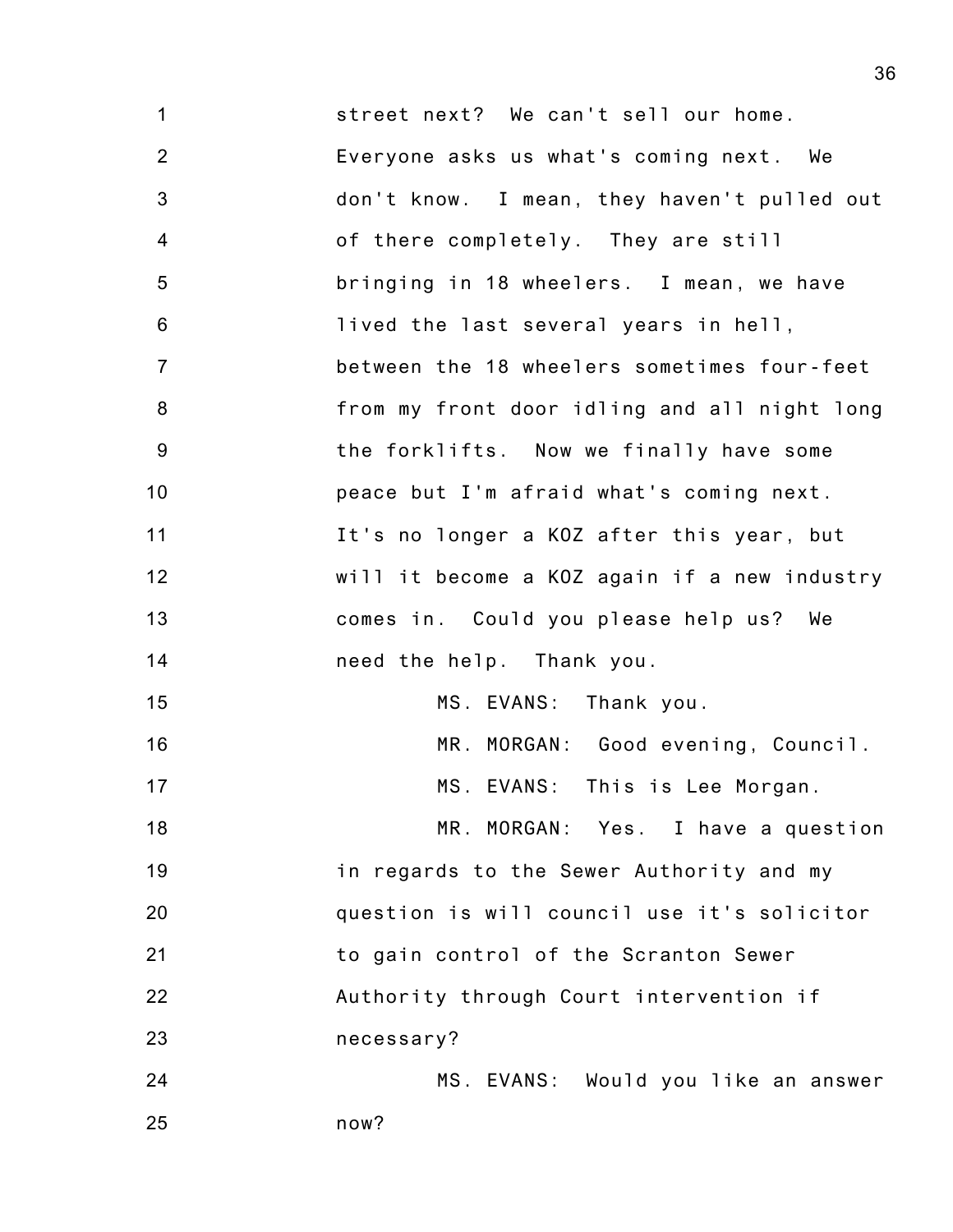street next? We can't sell our home. Everyone asks us what's coming next. We don't know. I mean, they haven't pulled out of there completely. They are still bringing in 18 wheelers. I mean, we have lived the last several years in hell, between the 18 wheelers sometimes four-feet from my front door idling and all night long the forklifts. Now we finally have some peace but I'm afraid what's coming next. It's no longer a KOZ after this year, but will it become a KOZ again if a new industry comes in. Could you please help us? We need the help. Thank you.

MS. EVANS: Thank you.

MR. MORGAN: Good evening, Council.

MS. EVANS: This is Lee Morgan.

MR. MORGAN: Yes. I have a question in regards to the Sewer Authority and my question is will council use it's solicitor to gain control of the Scranton Sewer Authority through Court intervention if necessary?

MS. EVANS: Would you like an answer now?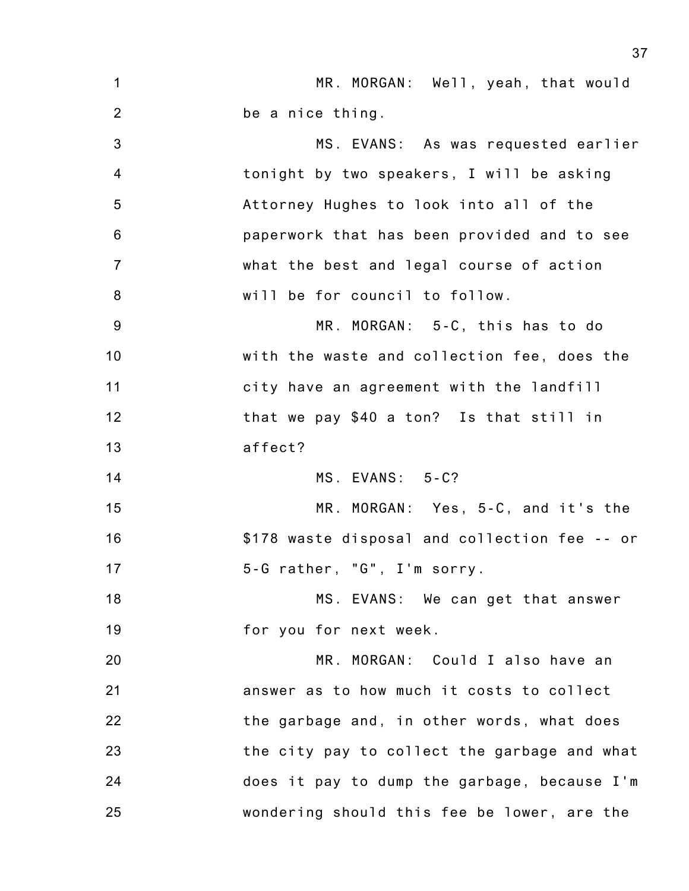MR. MORGAN: Well, yeah, that would be a nice thing.

MS. EVANS: As was requested earlier tonight by two speakers, I will be asking Attorney Hughes to look into all of the paperwork that has been provided and to see what the best and legal course of action will be for council to follow.

MR. MORGAN: 5-C, this has to do with the waste and collection fee, does the city have an agreement with the landfill that we pay $40 a ton? Is that still in affect?

MS. EVANS: 5-C?

MR. MORGAN: Yes, 5-C, and it's the $178 waste disposal and collection fee -- or 5-G rather, "G", I'm sorry.

MS. EVANS: We can get that answer for you for next week.

MR. MORGAN: Could I also have an answer as to how much it costs to collect the garbage and, in other words, what does the city pay to collect the garbage and what does it pay to dump the garbage, because I'm wondering should this fee be lower, are the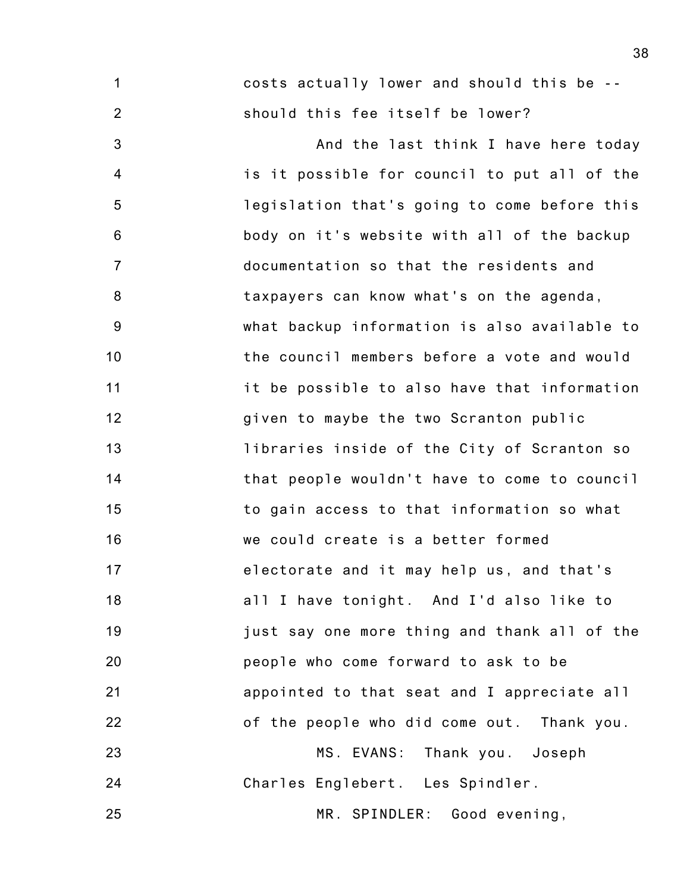costs actually lower and should this be -- should this fee itself be lower?

And the last think I have here today is it possible for council to put all of the legislation that's going to come before this body on it's website with all of the backup documentation so that the residents and taxpayers can know what's on the agenda, what backup information is also available to the council members before a vote and would it be possible to also have that information given to maybe the two Scranton public libraries inside of the City of Scranton so that people wouldn't have to come to council to gain access to that information so what we could create is a better formed electorate and it may help us, and that's all I have tonight. And I'd also like to just say one more thing and thank all of the people who come forward to ask to be appointed to that seat and I appreciate all of the people who did come out. Thank you.

MS. EVANS: Thank you. Joseph Charles Englebert. Les Spindler.

MR. SPINDLER: Good evening,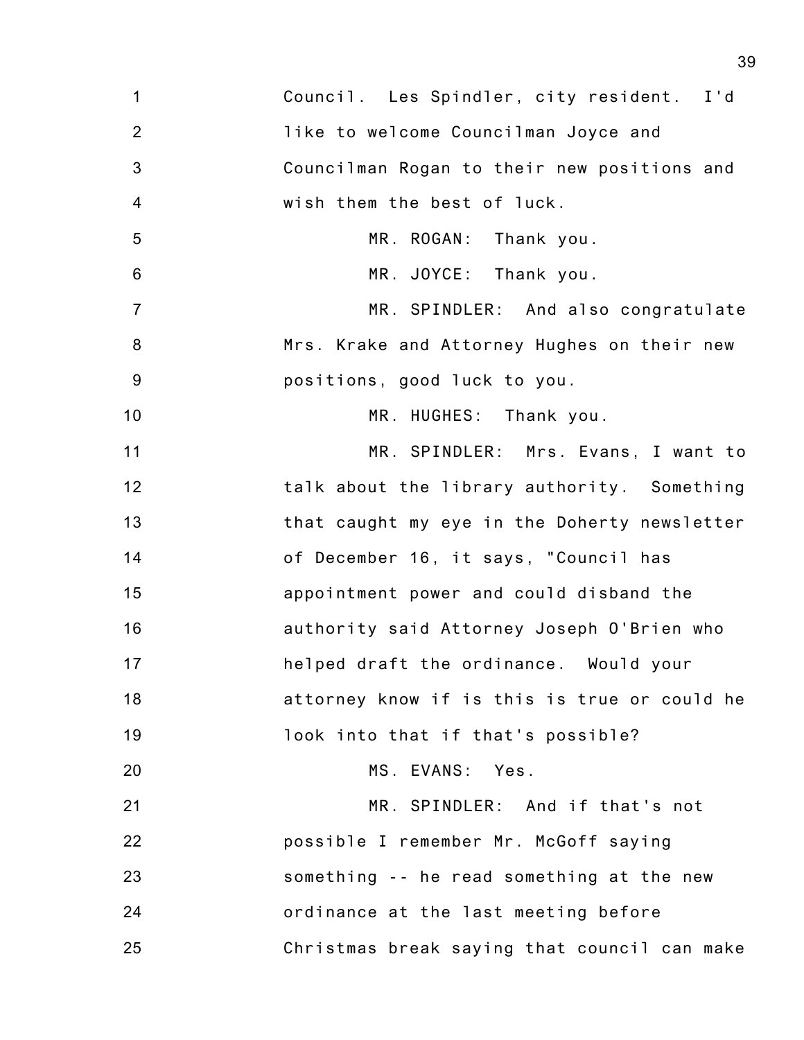Council. Les Spindler, city resident. I'd like to welcome Councilman Joyce and Councilman Rogan to their new positions and wish them the best of luck.

MR. ROGAN: Thank you.

MR. JOYCE: Thank you.

MR. SPINDLER: And also congratulate Mrs. Krake and Attorney Hughes on their new positions, good luck to you.

MR. HUGHES: Thank you.

MR. SPINDLER: Mrs. Evans, I want to talk about the library authority. Something that caught my eye in the Doherty newsletter of December 16, it says, "Council has appointment power and could disband the authority said Attorney Joseph O'Brien who helped draft the ordinance. Would your attorney know if is this is true or could he look into that if that's possible?

MS. EVANS: Yes.

MR. SPINDLER: And if that's not possible I remember Mr. McGoff saying something -- he read something at the new ordinance at the last meeting before Christmas break saying that council can make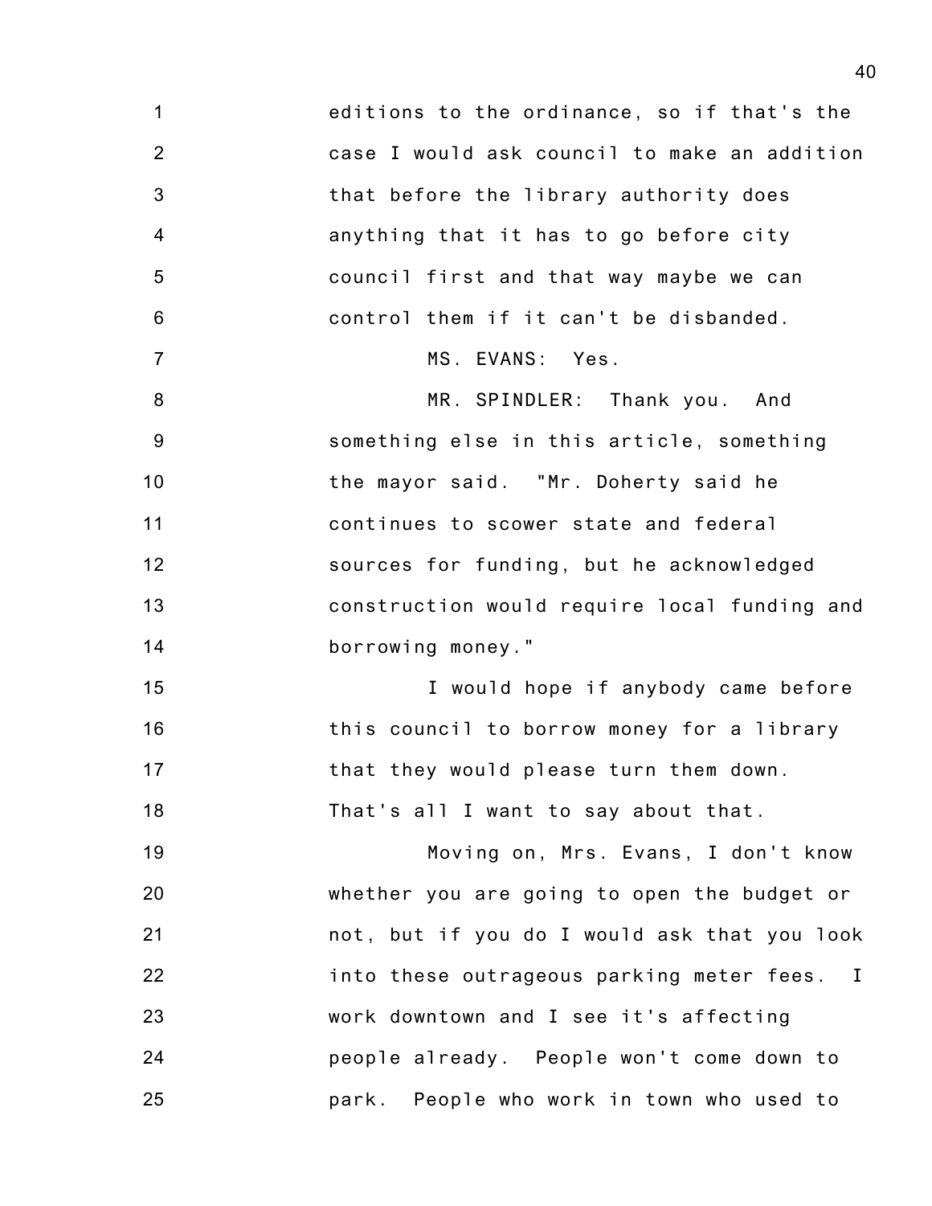editions to the ordinance, so if that's the case I would ask council to make an addition that before the library authority does anything that it has to go before city council first and that way maybe we can control them if it can't be disbanded.

MS. EVANS: Yes.

MR. SPINDLER: Thank you. And something else in this article, something the mayor said. "Mr. Doherty said he continues to scower state and federal sources for funding, but he acknowledged construction would require local funding and borrowing money."

I would hope if anybody came before this council to borrow money for a library that they would please turn them down. That's all I want to say about that.

Moving on, Mrs. Evans, I don't know whether you are going to open the budget or not, but if you do I would ask that you look into these outrageous parking meter fees. I work downtown and I see it's affecting people already. People won't come down to park. People who work in town who used to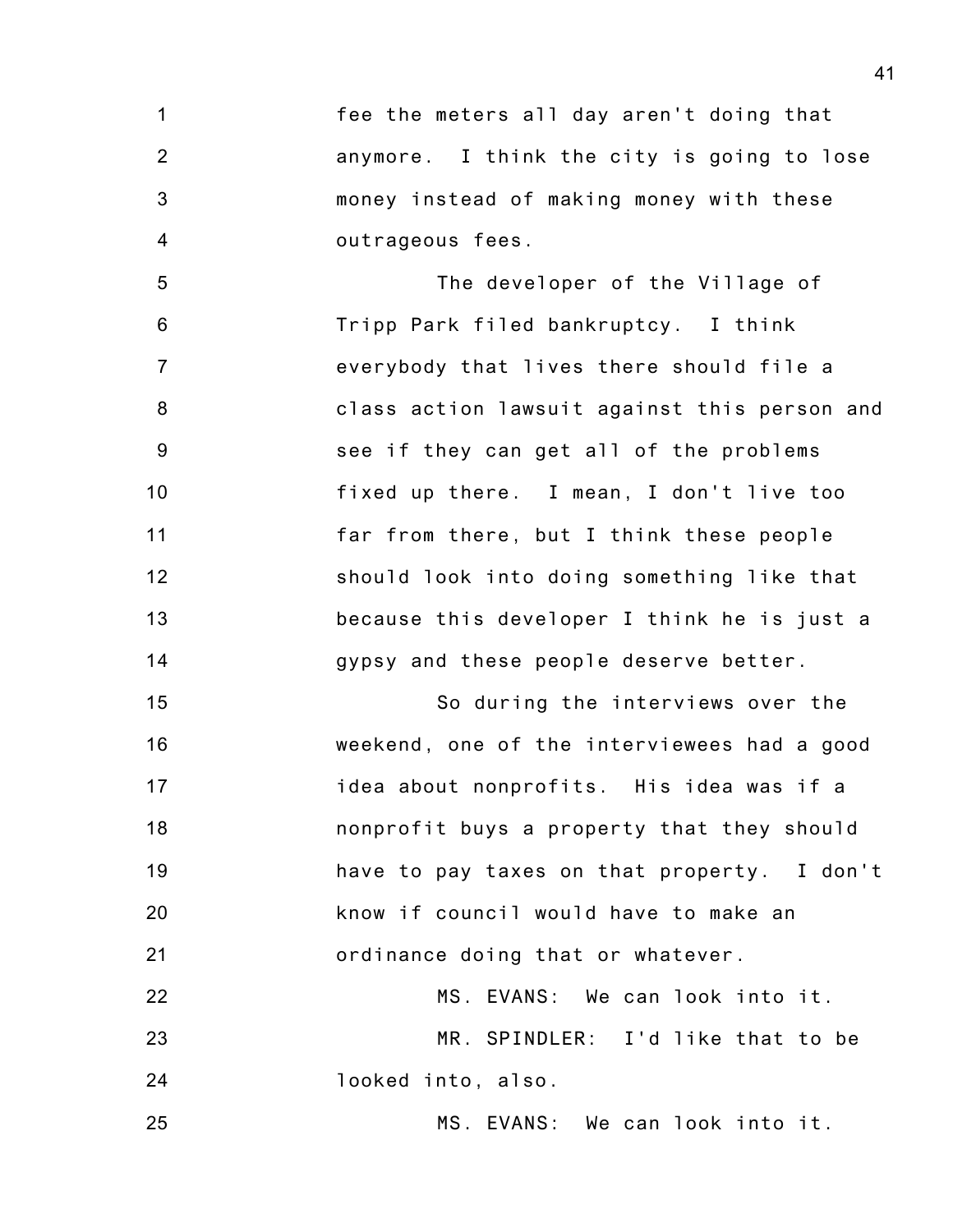fee the meters all day aren't doing that anymore. I think the city is going to lose money instead of making money with these outrageous fees.

The developer of the Village of Tripp Park filed bankruptcy. I think everybody that lives there should file a class action lawsuit against this person and see if they can get all of the problems fixed up there. I mean, I don't live too far from there, but I think these people should look into doing something like that because this developer I think he is just a gypsy and these people deserve better.

So during the interviews over the weekend, one of the interviewees had a good idea about nonprofits. His idea was if a nonprofit buys a property that they should have to pay taxes on that property. I don't know if council would have to make an ordinance doing that or whatever.

MS. EVANS: We can look into it.

MR. SPINDLER: I'd like that to be looked into, also.

MS. EVANS: We can look into it.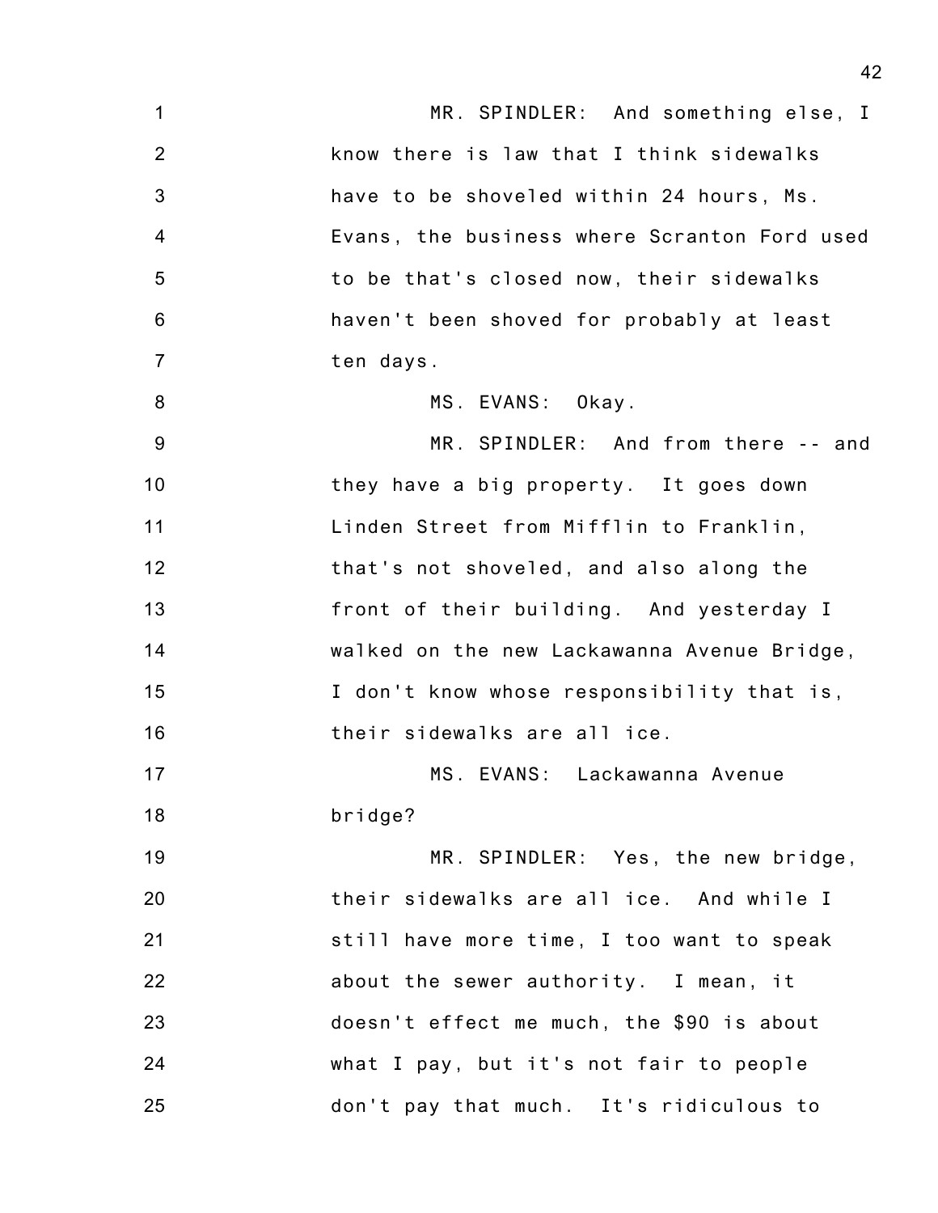MR. SPINDLER: And something else, I know there is law that I think sidewalks have to be shoveled within 24 hours, Ms. Evans, the business where Scranton Ford used to be that's closed now, their sidewalks haven't been shoved for probably at least ten days.

MS. EVANS: Okay.

MR. SPINDLER: And from there -- and they have a big property. It goes down Linden Street from Mifflin to Franklin, that's not shoveled, and also along the front of their building. And yesterday I walked on the new Lackawanna Avenue Bridge, I don't know whose responsibility that is, their sidewalks are all ice.

MS. EVANS: Lackawanna Avenue bridge?

MR. SPINDLER: Yes, the new bridge, their sidewalks are all ice. And while I still have more time, I too want to speak about the sewer authority. I mean, it doesn't effect me much, the $90 is about what I pay, but it's not fair to people don't pay that much. It's ridiculous to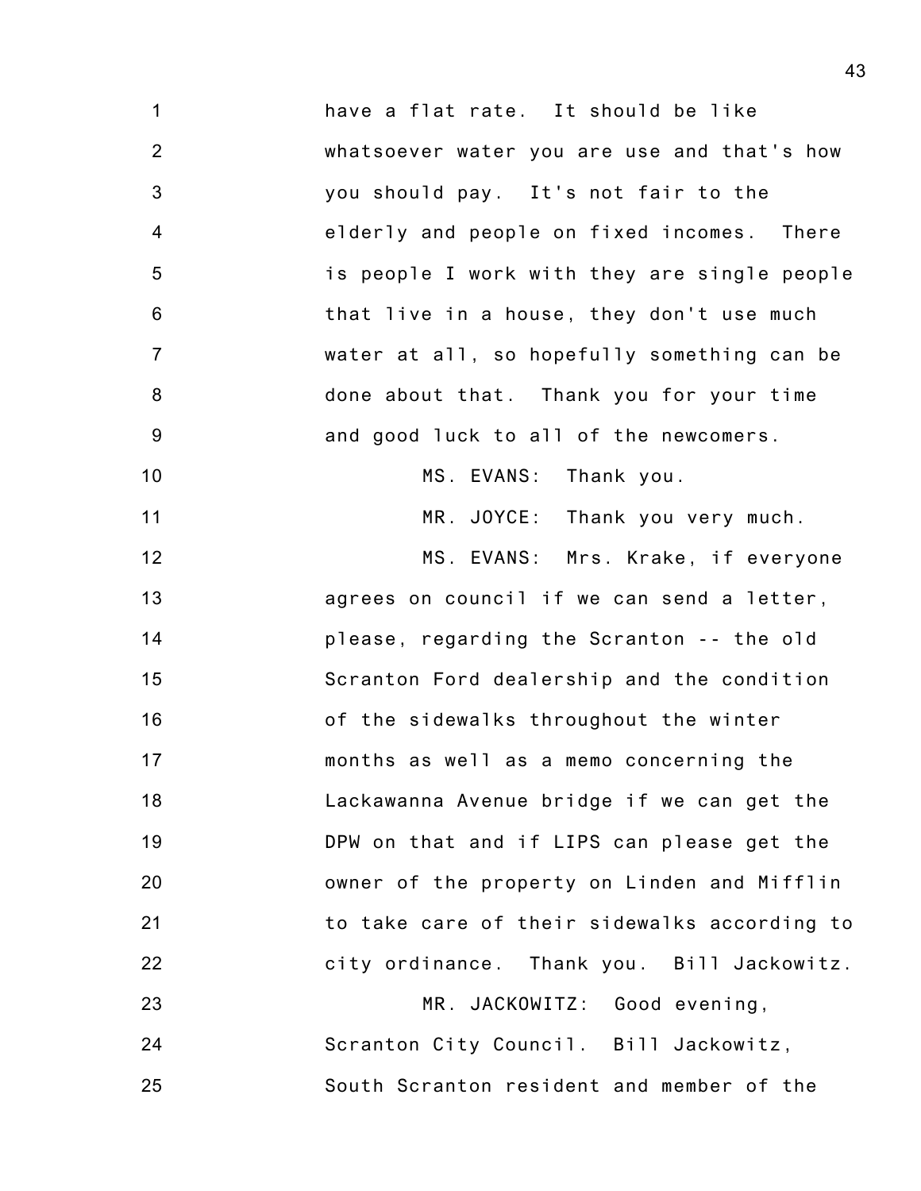have a flat rate. It should be like whatsoever water you are use and that's how you should pay. It's not fair to the elderly and people on fixed incomes. There is people I work with they are single people that live in a house, they don't use much water at all, so hopefully something can be done about that. Thank you for your time and good luck to all of the newcomers.

MS. EVANS: Thank you.

MR. JOYCE: Thank you very much.

MS. EVANS: Mrs. Krake, if everyone agrees on council if we can send a letter, please, regarding the Scranton -- the old Scranton Ford dealership and the condition of the sidewalks throughout the winter months as well as a memo concerning the Lackawanna Avenue bridge if we can get the DPW on that and if LIPS can please get the owner of the property on Linden and Mifflin to take care of their sidewalks according to city ordinance. Thank you. Bill Jackowitz.

MR. JACKOWITZ: Good evening, Scranton City Council. Bill Jackowitz, South Scranton resident and member of the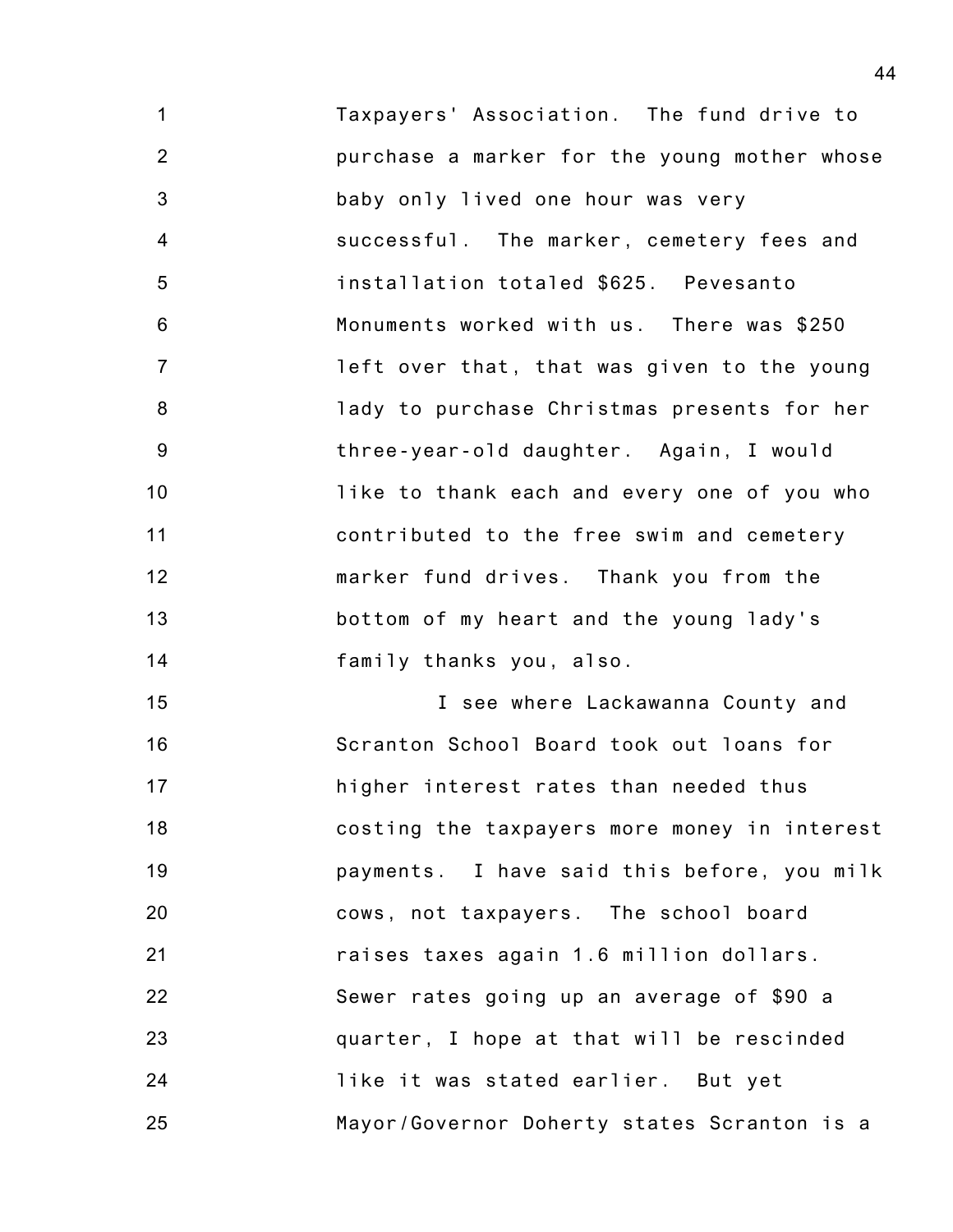Taxpayers' Association. The fund drive to purchase a marker for the young mother whose baby only lived one hour was very successful. The marker, cemetery fees and installation totaled $625. Pevesanto Monuments worked with us. There was $250 left over that, that was given to the young lady to purchase Christmas presents for her three-year-old daughter. Again, I would like to thank each and every one of you who contributed to the free swim and cemetery marker fund drives. Thank you from the bottom of my heart and the young lady's family thanks you, also.

I see where Lackawanna County and Scranton School Board took out loans for higher interest rates than needed thus costing the taxpayers more money in interest payments. I have said this before, you milk cows, not taxpayers. The school board raises taxes again 1.6 million dollars. Sewer rates going up an average of $90 a quarter, I hope at that will be rescinded like it was stated earlier. But yet Mayor/Governor Doherty states Scranton is a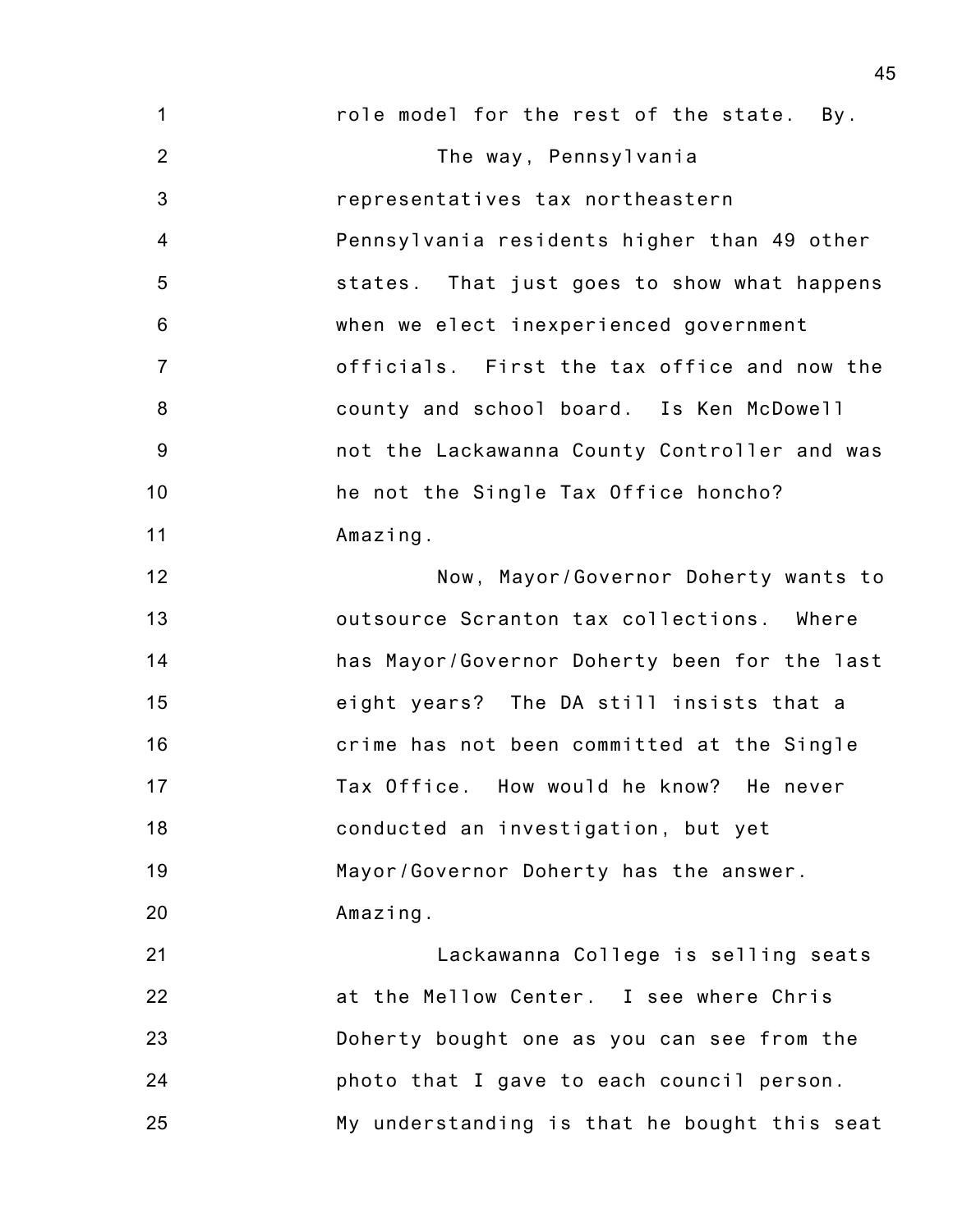role model for the rest of the state. By.

The way, Pennsylvania representatives tax northeastern Pennsylvania residents higher than 49 other states. That just goes to show what happens when we elect inexperienced government officials. First the tax office and now the county and school board. Is Ken McDowell not the Lackawanna County Controller and was he not the Single Tax Office honcho? Amazing.

Now, Mayor/Governor Doherty wants to outsource Scranton tax collections. Where has Mayor/Governor Doherty been for the last eight years? The DA still insists that a crime has not been committed at the Single Tax Office. How would he know? He never conducted an investigation, but yet Mayor/Governor Doherty has the answer. Amazing.

Lackawanna College is selling seats at the Mellow Center. I see where Chris Doherty bought one as you can see from the photo that I gave to each council person. My understanding is that he bought this seat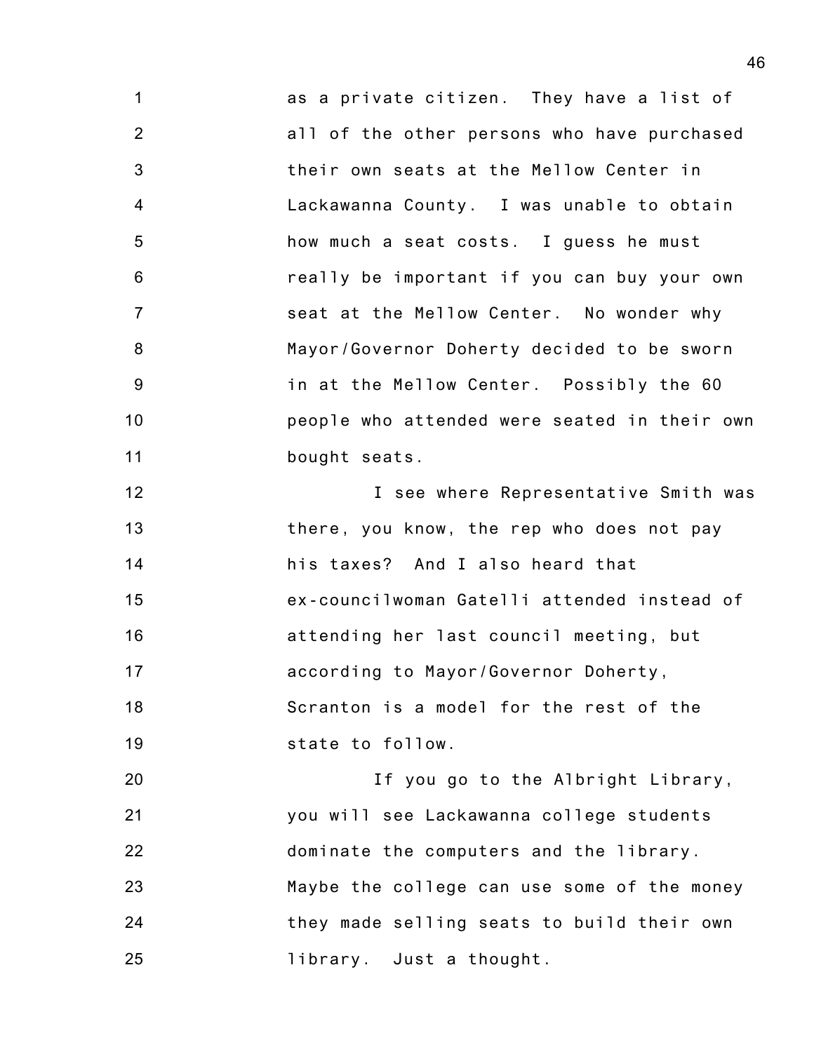as a private citizen. They have a list of all of the other persons who have purchased their own seats at the Mellow Center in Lackawanna County. I was unable to obtain how much a seat costs. I guess he must really be important if you can buy your own seat at the Mellow Center. No wonder why Mayor/Governor Doherty decided to be sworn in at the Mellow Center. Possibly the 60 people who attended were seated in their own bought seats.

I see where Representative Smith was there, you know, the rep who does not pay his taxes? And I also heard that ex-councilwoman Gatelli attended instead of attending her last council meeting, but according to Mayor/Governor Doherty, Scranton is a model for the rest of the state to follow.

If you go to the Albright Library, you will see Lackawanna college students dominate the computers and the library. Maybe the college can use some of the money they made selling seats to build their own library. Just a thought.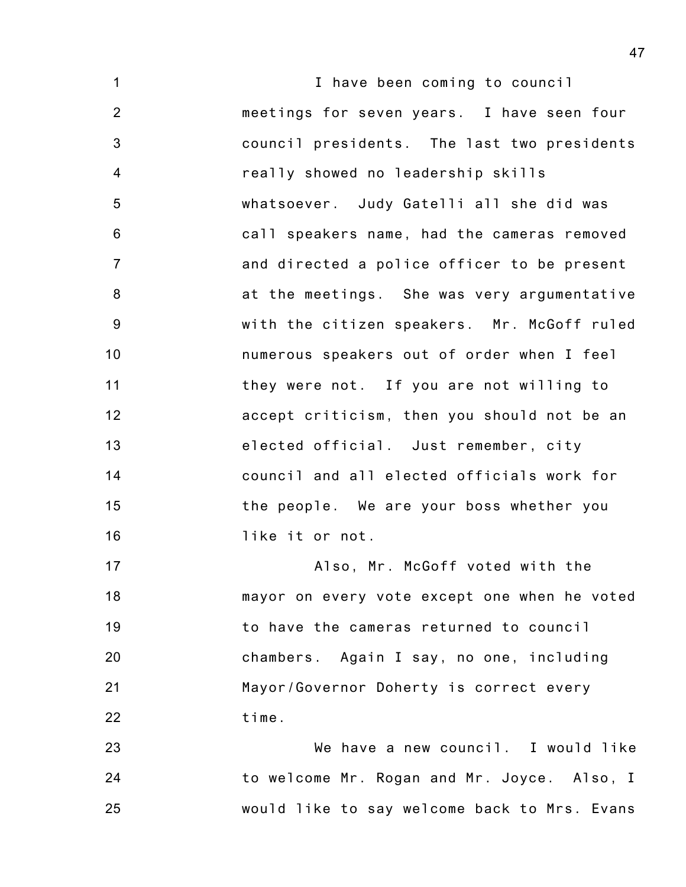I have been coming to council meetings for seven years. I have seen four council presidents. The last two presidents really showed no leadership skills whatsoever. Judy Gatelli all she did was call speakers name, had the cameras removed and directed a police officer to be present at the meetings. She was very argumentative with the citizen speakers. Mr. McGoff ruled numerous speakers out of order when I feel they were not. If you are not willing to accept criticism, then you should not be an elected official. Just remember, city council and all elected officials work for the people. We are your boss whether you like it or not.

Also, Mr. McGoff voted with the mayor on every vote except one when he voted to have the cameras returned to council chambers. Again I say, no one, including Mayor/Governor Doherty is correct every time.

We have a new council. I would like to welcome Mr. Rogan and Mr. Joyce. Also, I would like to say welcome back to Mrs. Evans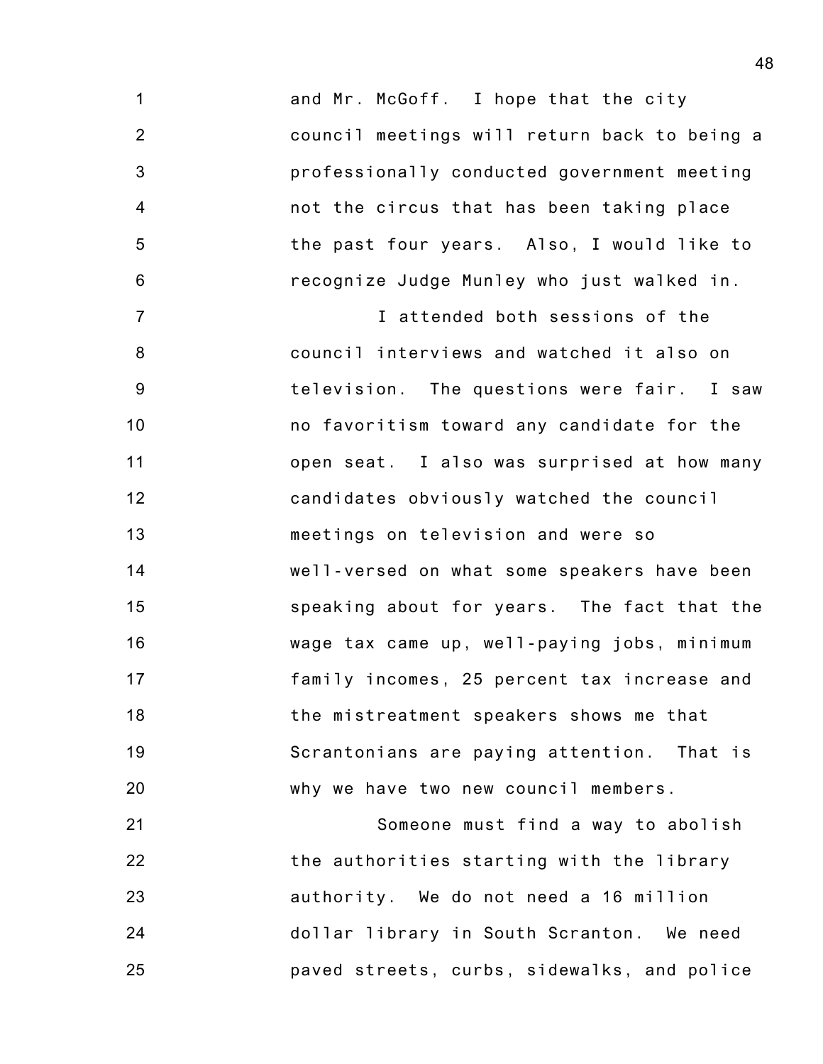and Mr. McGoff. I hope that the city council meetings will return back to being a professionally conducted government meeting not the circus that has been taking place the past four years. Also, I would like to recognize Judge Munley who just walked in.

I attended both sessions of the council interviews and watched it also on television. The questions were fair. I saw no favoritism toward any candidate for the open seat. I also was surprised at how many candidates obviously watched the council meetings on television and were so well-versed on what some speakers have been speaking about for years. The fact that the wage tax came up, well-paying jobs, minimum family incomes, 25 percent tax increase and the mistreatment speakers shows me that Scrantonians are paying attention. That is why we have two new council members.

Someone must find a way to abolish the authorities starting with the library authority. We do not need a 16 million dollar library in South Scranton. We need paved streets, curbs, sidewalks, and police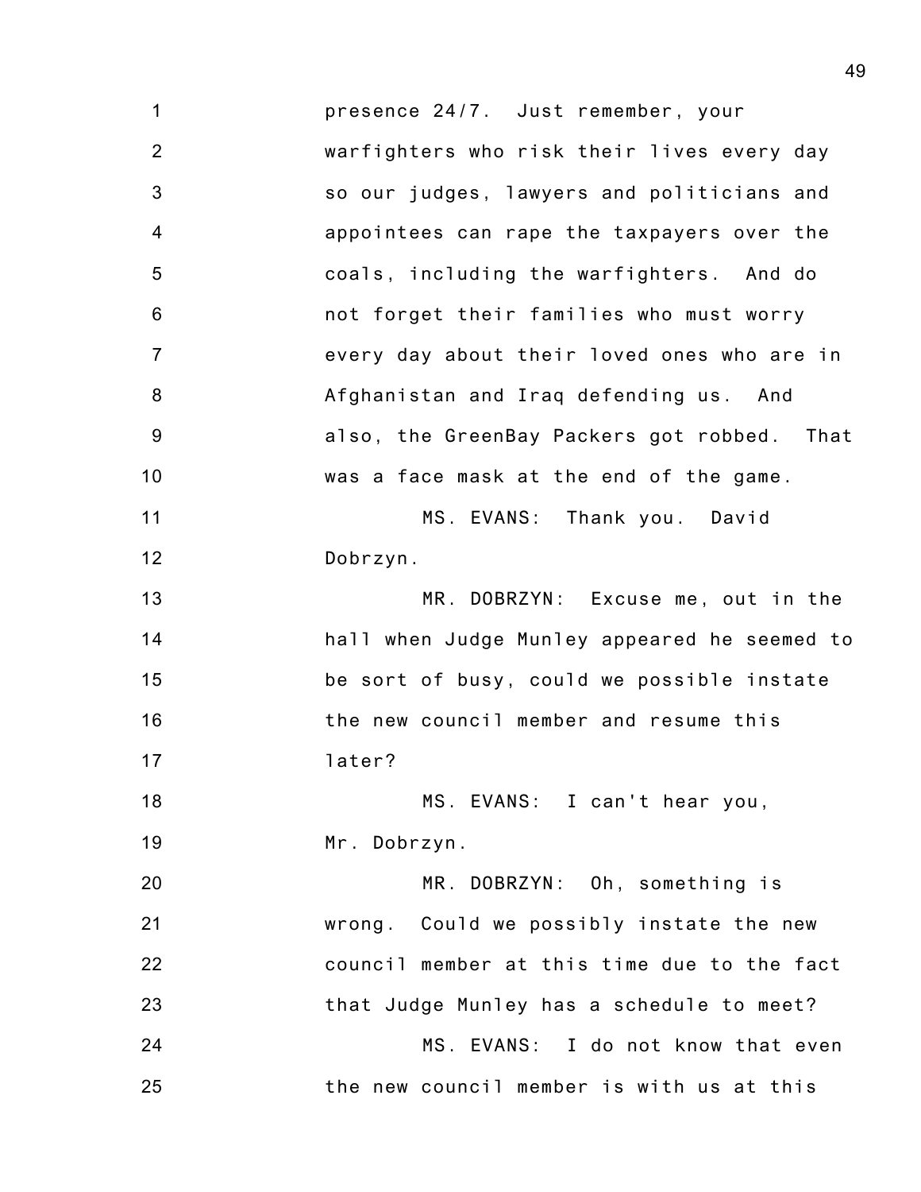presence 24/7. Just remember, your warfighters who risk their lives every day so our judges, lawyers and politicians and appointees can rape the taxpayers over the coals, including the warfighters. And do not forget their families who must worry every day about their loved ones who are in Afghanistan and Iraq defending us. And also, the GreenBay Packers got robbed. That was a face mask at the end of the game.

MS. EVANS: Thank you. David Dobrzyn.

MR. DOBRZYN: Excuse me, out in the hall when Judge Munley appeared he seemed to be sort of busy, could we possible instate the new council member and resume this later?

MS. EVANS: I can't hear you, Mr. Dobrzyn.

MR. DOBRZYN: Oh, something is wrong. Could we possibly instate the new council member at this time due to the fact that Judge Munley has a schedule to meet?

MS. EVANS: I do not know that even the new council member is with us at this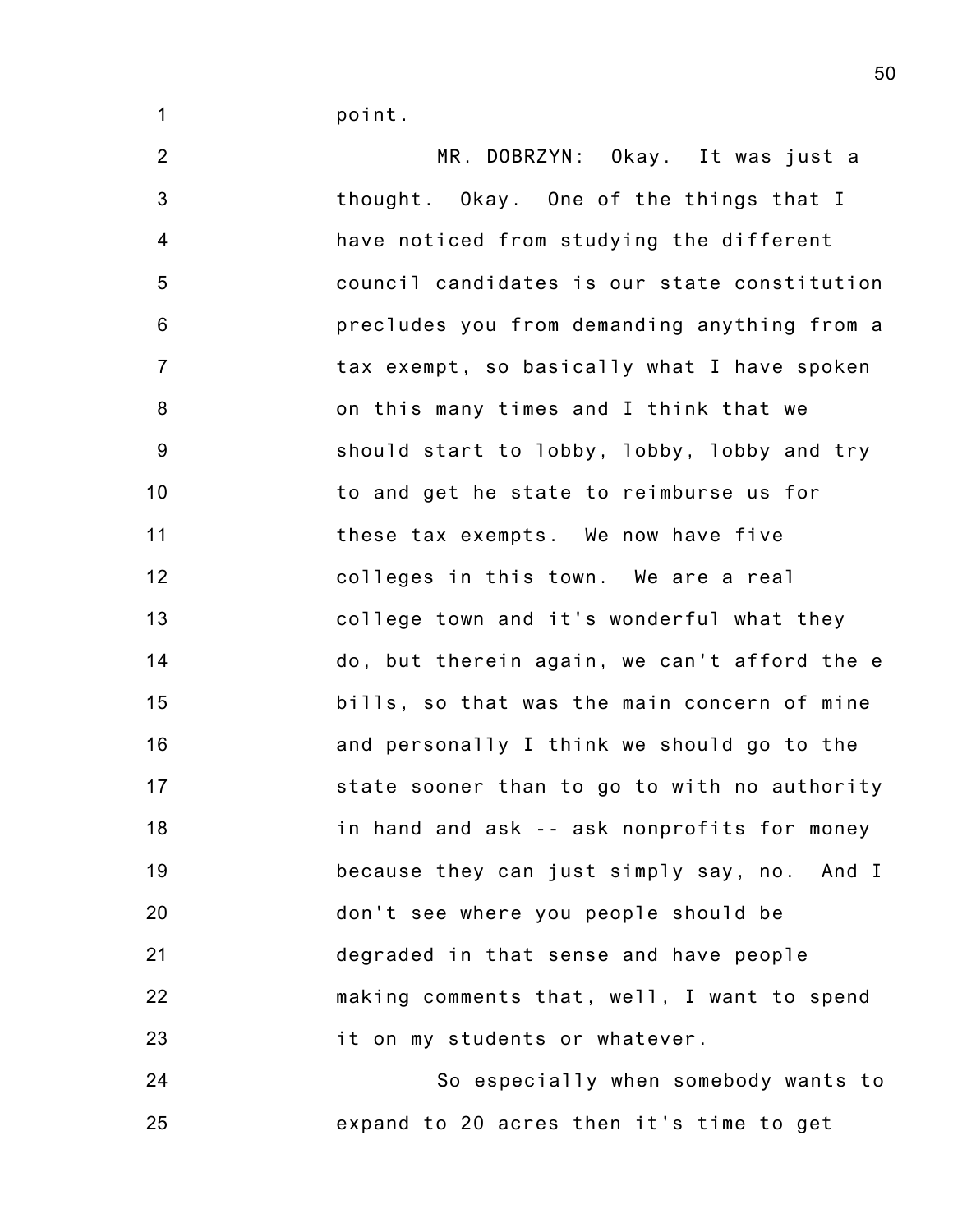point.

MR. DOBRZYN: Okay. It was just a thought. Okay. One of the things that I have noticed from studying the different council candidates is our state constitution precludes you from demanding anything from a tax exempt, so basically what I have spoken on this many times and I think that we should start to lobby, lobby, lobby and try to and get he state to reimburse us for these tax exempts. We now have five colleges in this town. We are a real college town and it's wonderful what they do, but therein again, we can't afford the e bills, so that was the main concern of mine and personally I think we should go to the state sooner than to go to with no authority in hand and ask -- ask nonprofits for money because they can just simply say, no. And I don't see where you people should be degraded in that sense and have people making comments that, well, I want to spend it on my students or whatever.

So especially when somebody wants to expand to 20 acres then it's time to get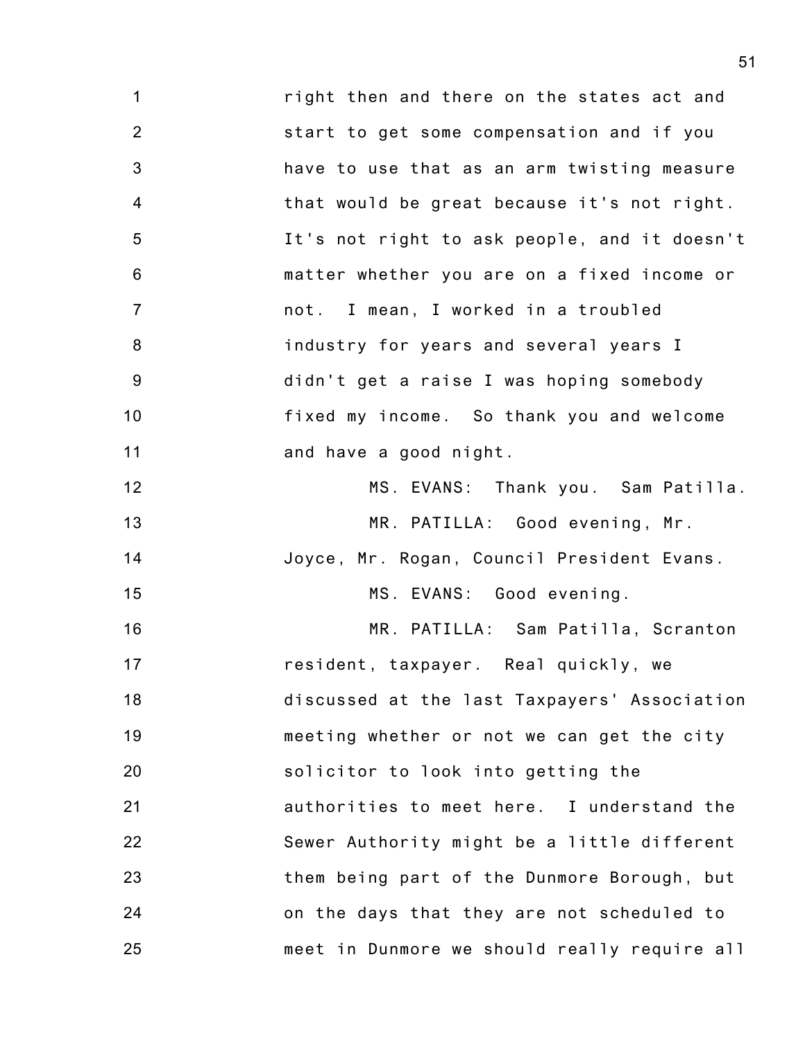right then and there on the states act and start to get some compensation and if you have to use that as an arm twisting measure that would be great because it's not right. It's not right to ask people, and it doesn't matter whether you are on a fixed income or not. I mean, I worked in a troubled industry for years and several years I didn't get a raise I was hoping somebody fixed my income. So thank you and welcome and have a good night.

MS. EVANS: Thank you. Sam Patilla.

MR. PATILLA: Good evening, Mr. Joyce, Mr. Rogan, Council President Evans.

MS. EVANS: Good evening.

MR. PATILLA: Sam Patilla, Scranton resident, taxpayer. Real quickly, we discussed at the last Taxpayers' Association meeting whether or not we can get the city solicitor to look into getting the authorities to meet here. I understand the Sewer Authority might be a little different them being part of the Dunmore Borough, but on the days that they are not scheduled to meet in Dunmore we should really require all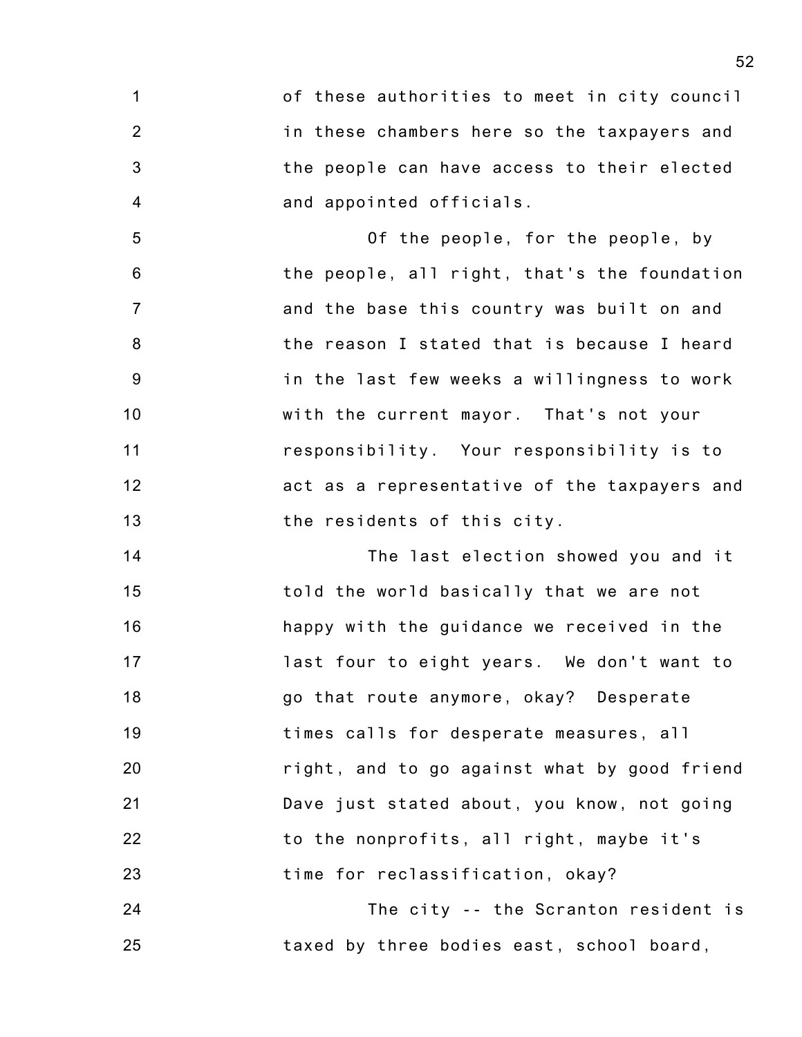of these authorities to meet in city council in these chambers here so the taxpayers and the people can have access to their elected and appointed officials.

Of the people, for the people, by the people, all right, that's the foundation and the base this country was built on and the reason I stated that is because I heard in the last few weeks a willingness to work with the current mayor. That's not your responsibility. Your responsibility is to act as a representative of the taxpayers and the residents of this city.

The last election showed you and it told the world basically that we are not happy with the guidance we received in the last four to eight years. We don't want to go that route anymore, okay? Desperate times calls for desperate measures, all right, and to go against what by good friend Dave just stated about, you know, not going to the nonprofits, all right, maybe it's time for reclassification, okay?

The city -- the Scranton resident is taxed by three bodies east, school board,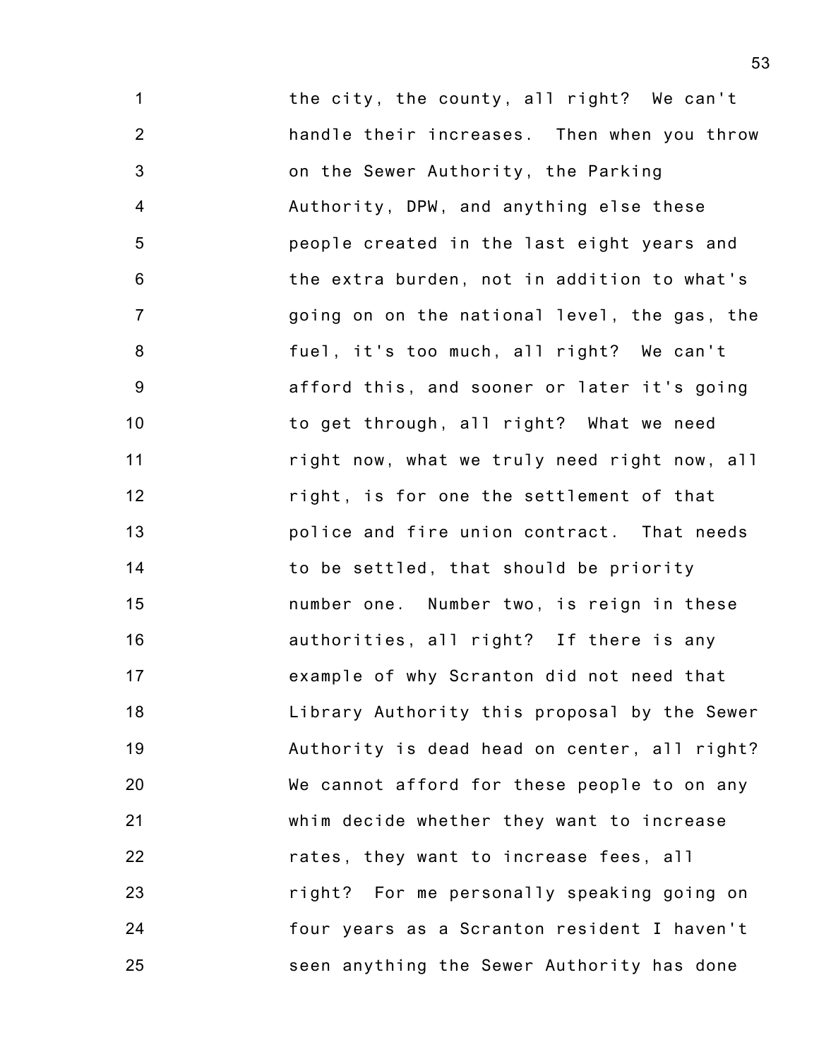the city, the county, all right? We can't handle their increases. Then when you throw on the Sewer Authority, the Parking Authority, DPW, and anything else these people created in the last eight years and the extra burden, not in addition to what's going on on the national level, the gas, the fuel, it's too much, all right? We can't afford this, and sooner or later it's going to get through, all right? What we need right now, what we truly need right now, all right, is for one the settlement of that police and fire union contract. That needs to be settled, that should be priority number one. Number two, is reign in these authorities, all right? If there is any example of why Scranton did not need that Library Authority this proposal by the Sewer Authority is dead head on center, all right? We cannot afford for these people to on any whim decide whether they want to increase rates, they want to increase fees, all right? For me personally speaking going on four years as a Scranton resident I haven't seen anything the Sewer Authority has done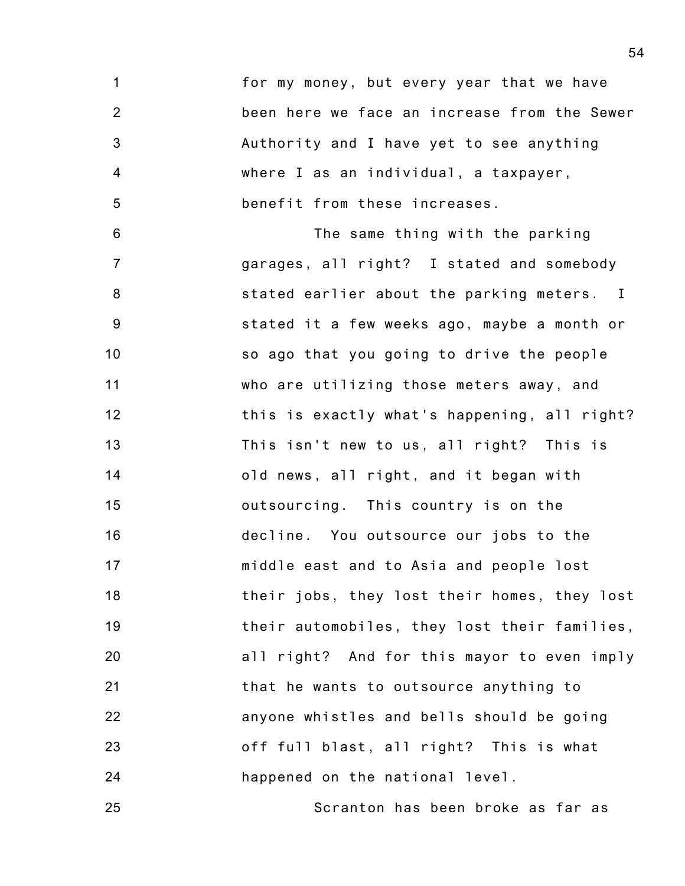for my money, but every year that we have been here we face an increase from the Sewer Authority and I have yet to see anything where I as an individual, a taxpayer, benefit from these increases.

The same thing with the parking garages, all right? I stated and somebody stated earlier about the parking meters. I stated it a few weeks ago, maybe a month or so ago that you going to drive the people who are utilizing those meters away, and this is exactly what's happening, all right? This isn't new to us, all right? This is old news, all right, and it began with outsourcing. This country is on the decline. You outsource our jobs to the middle east and to Asia and people lost their jobs, they lost their homes, they lost their automobiles, they lost their families, all right? And for this mayor to even imply that he wants to outsource anything to anyone whistles and bells should be going off full blast, all right? This is what happened on the national level.

Scranton has been broke as far as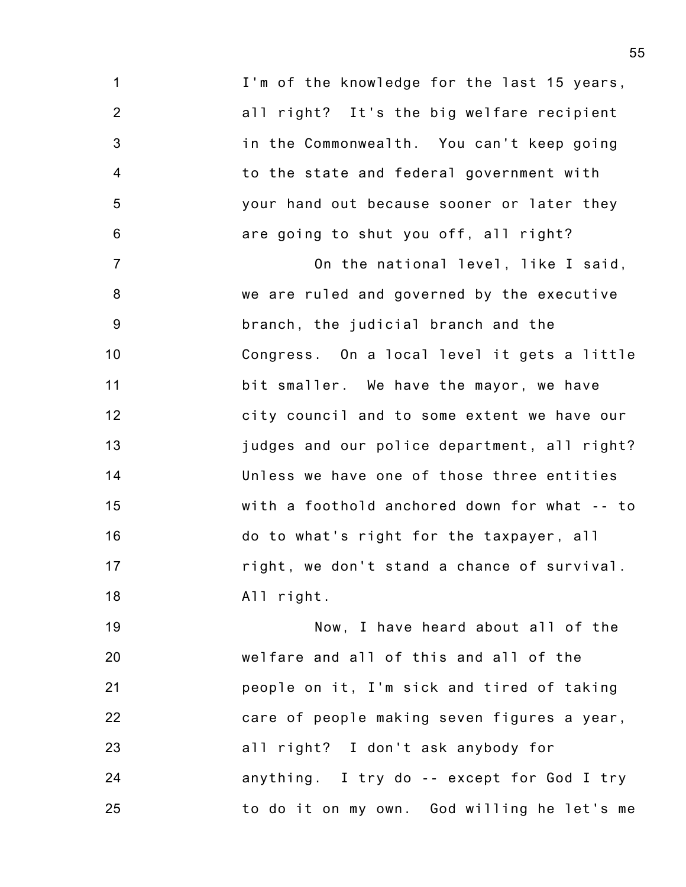I'm of the knowledge for the last 15 years, all right? It's the big welfare recipient in the Commonwealth. You can't keep going to the state and federal government with your hand out because sooner or later they are going to shut you off, all right?

On the national level, like I said, we are ruled and governed by the executive branch, the judicial branch and the Congress. On a local level it gets a little bit smaller. We have the mayor, we have city council and to some extent we have our judges and our police department, all right? Unless we have one of those three entities with a foothold anchored down for what -- to do to what's right for the taxpayer, all right, we don't stand a chance of survival. All right.

Now, I have heard about all of the welfare and all of this and all of the people on it, I'm sick and tired of taking care of people making seven figures a year, all right? I don't ask anybody for anything. I try do -- except for God I try to do it on my own. God willing he let's me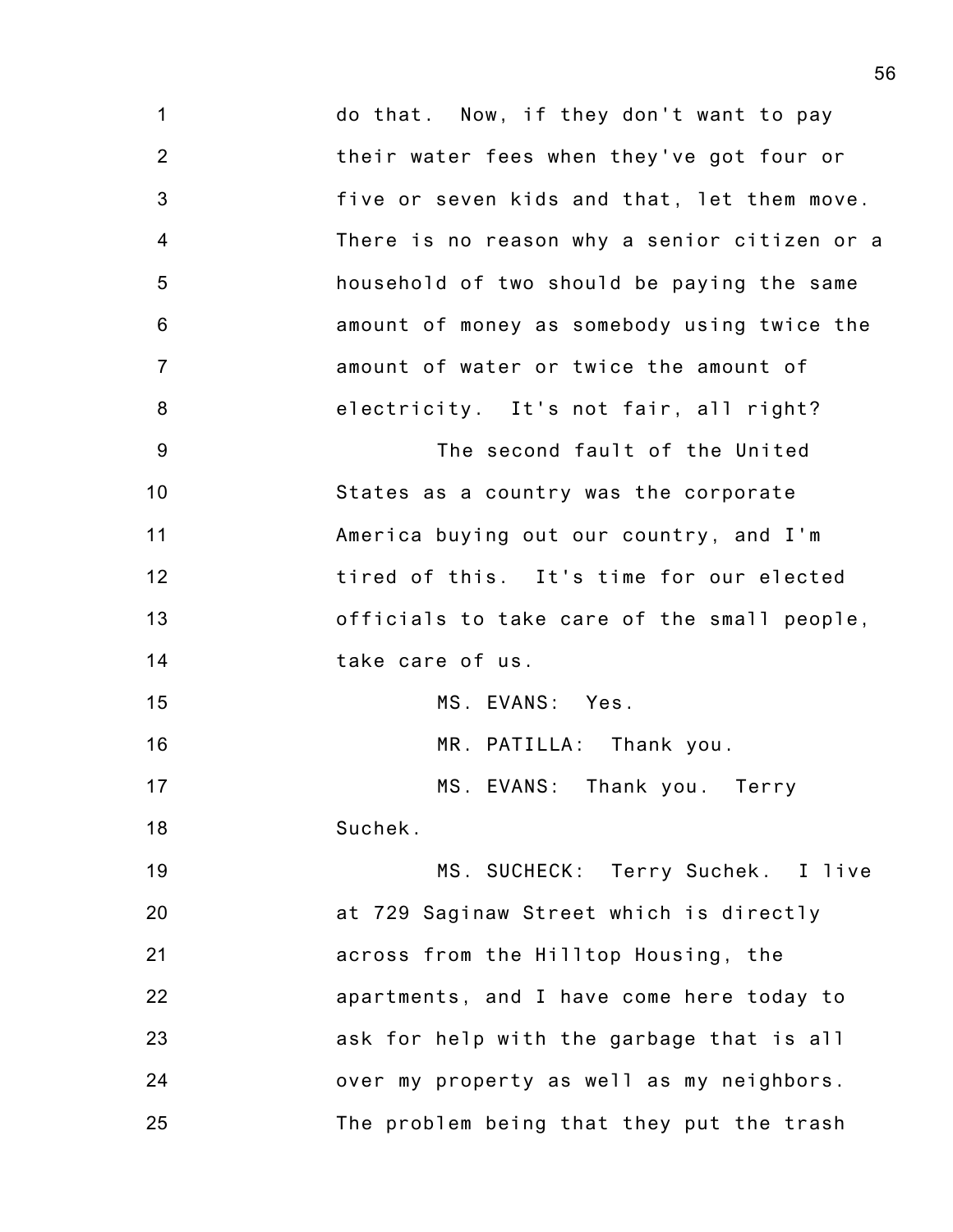do that. Now, if they don't want to pay their water fees when they've got four or five or seven kids and that, let them move. There is no reason why a senior citizen or a household of two should be paying the same amount of money as somebody using twice the amount of water or twice the amount of electricity. It's not fair, all right?

The second fault of the United States as a country was the corporate America buying out our country, and I'm tired of this. It's time for our elected officials to take care of the small people, take care of us.

MS. EVANS: Yes.

MR. PATILLA: Thank you.

MS. EVANS: Thank you. Terry Suchek.

MS. SUCHECK: Terry Suchek. I live at 729 Saginaw Street which is directly across from the Hilltop Housing, the apartments, and I have come here today to ask for help with the garbage that is all over my property as well as my neighbors. The problem being that they put the trash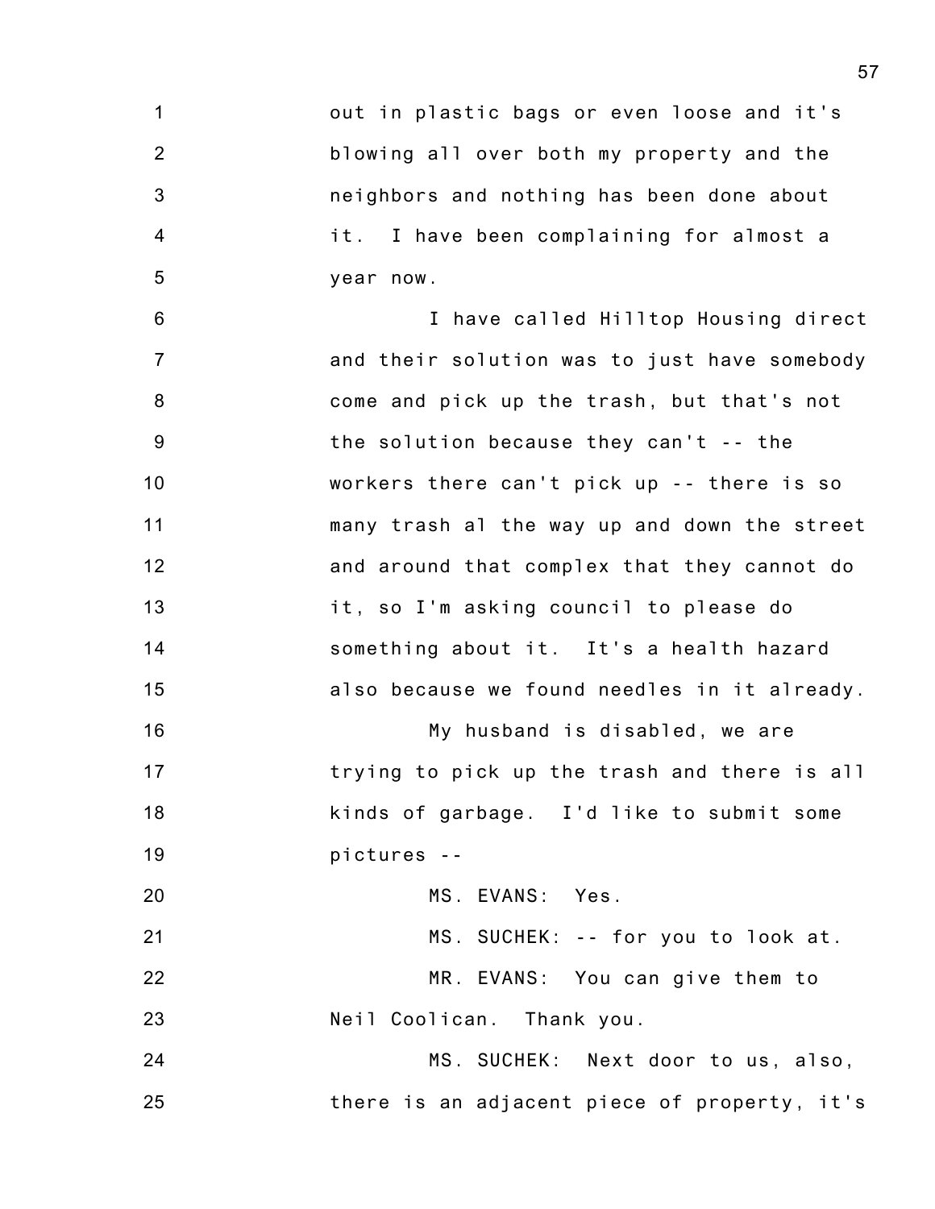out in plastic bags or even loose and it's blowing all over both my property and the neighbors and nothing has been done about it. I have been complaining for almost a year now.

I have called Hilltop Housing direct and their solution was to just have somebody come and pick up the trash, but that's not the solution because they can't -- the workers there can't pick up -- there is so many trash al the way up and down the street and around that complex that they cannot do it, so I'm asking council to please do something about it. It's a health hazard also because we found needles in it already.

My husband is disabled, we are trying to pick up the trash and there is all kinds of garbage. I'd like to submit some pictures --

MS. EVANS: Yes.

MS. SUCHEK: -- for you to look at.

MR. EVANS: You can give them to Neil Coolican. Thank you.

MS. SUCHEK: Next door to us, also, there is an adjacent piece of property, it's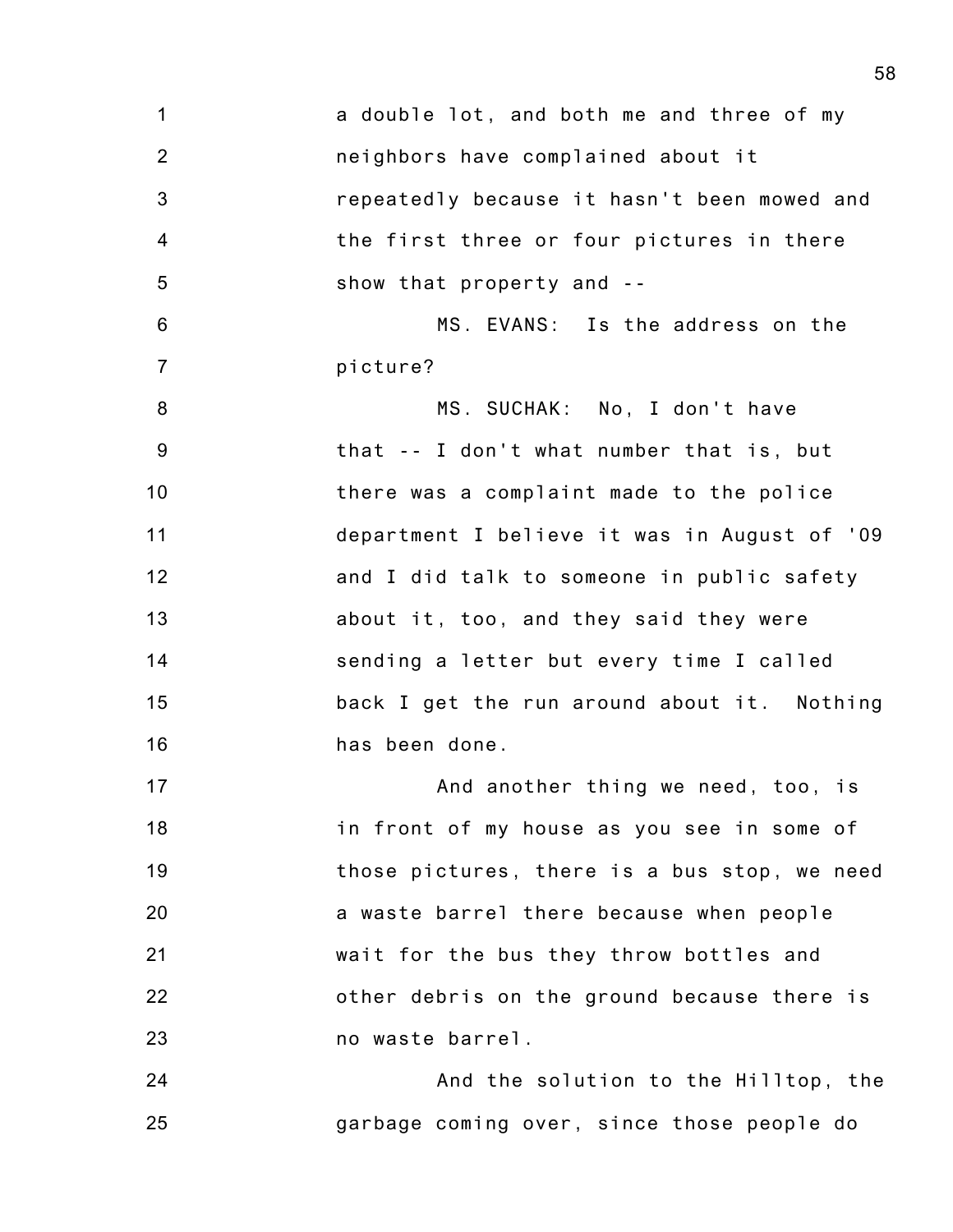a double lot, and both me and three of my neighbors have complained about it repeatedly because it hasn't been mowed and the first three or four pictures in there show that property and --

MS. EVANS: Is the address on the picture?

MS. SUCHAK: No, I don't have that -- I don't what number that is, but there was a complaint made to the police department I believe it was in August of '09 and I did talk to someone in public safety about it, too, and they said they were sending a letter but every time I called back I get the run around about it. Nothing has been done.

And another thing we need, too, is in front of my house as you see in some of those pictures, there is a bus stop, we need a waste barrel there because when people wait for the bus they throw bottles and other debris on the ground because there is no waste barrel.

And the solution to the Hilltop, the garbage coming over, since those people do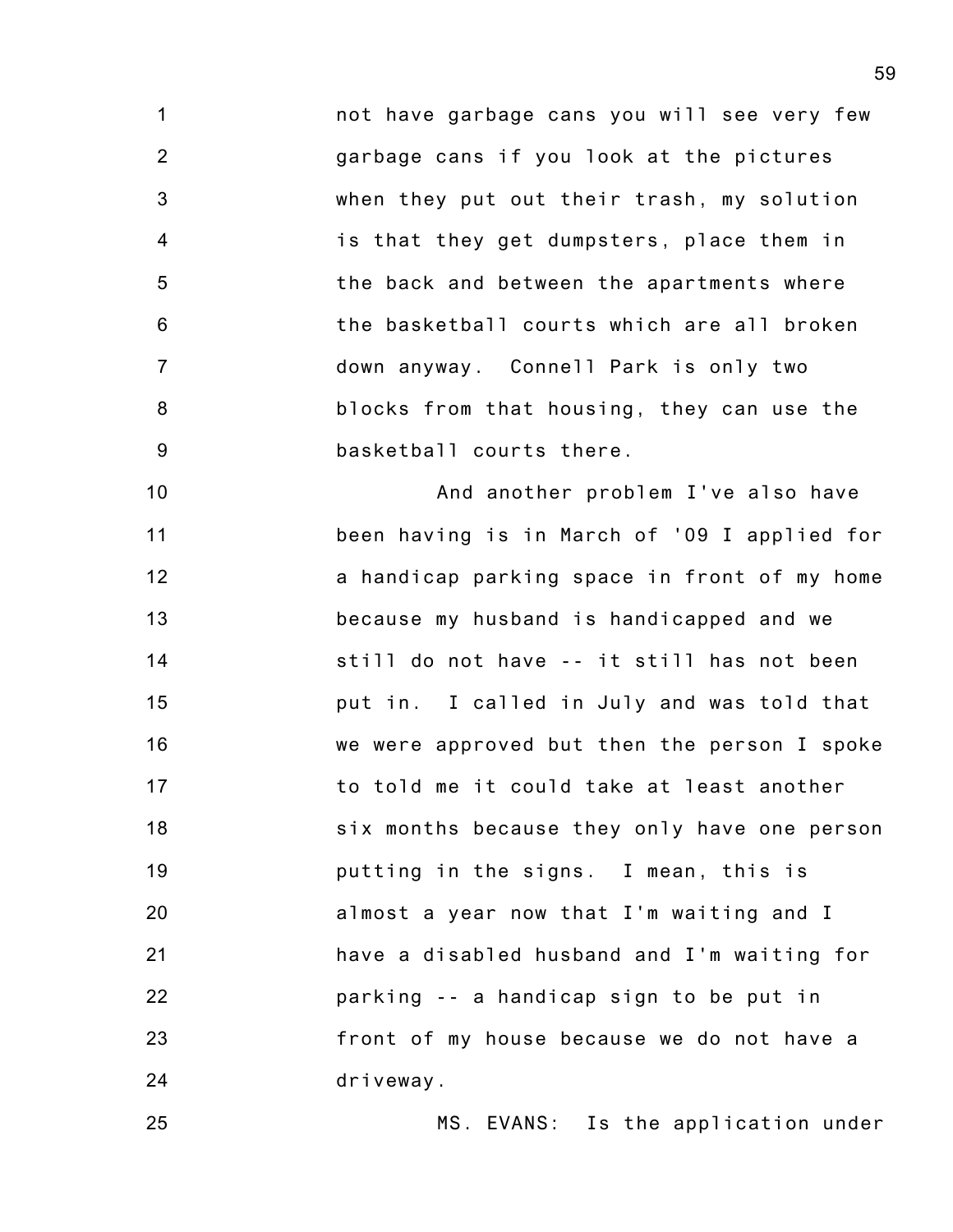not have garbage cans you will see very few garbage cans if you look at the pictures when they put out their trash, my solution is that they get dumpsters, place them in the back and between the apartments where the basketball courts which are all broken down anyway. Connell Park is only two blocks from that housing, they can use the basketball courts there.

And another problem I've also have been having is in March of '09 I applied for a handicap parking space in front of my home because my husband is handicapped and we still do not have -- it still has not been put in. I called in July and was told that we were approved but then the person I spoke to told me it could take at least another six months because they only have one person putting in the signs. I mean, this is almost a year now that I'm waiting and I have a disabled husband and I'm waiting for parking -- a handicap sign to be put in front of my house because we do not have a driveway.

MS. EVANS: Is the application under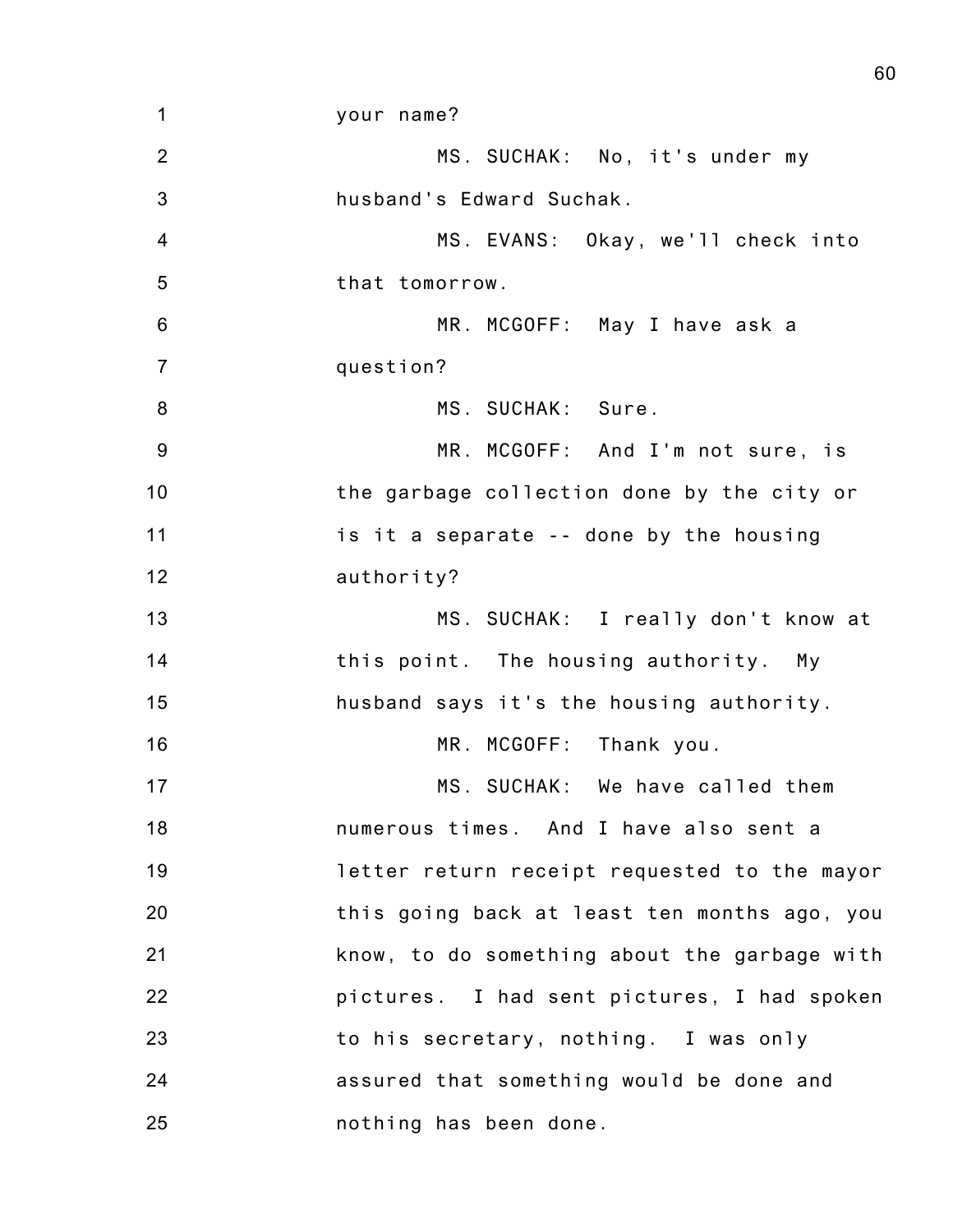your name?

MS. SUCHAK: No, it's under my husband's Edward Suchak.

MS. EVANS: Okay, we'll check into that tomorrow.

MR. MCGOFF: May I have ask a question?

MS. SUCHAK: Sure.

MR. MCGOFF: And I'm not sure, is the garbage collection done by the city or is it a separate -- done by the housing authority?

MS. SUCHAK: I really don't know at this point. The housing authority. My husband says it's the housing authority.

MR. MCGOFF: Thank you.

MS. SUCHAK: We have called them numerous times. And I have also sent a letter return receipt requested to the mayor this going back at least ten months ago, you know, to do something about the garbage with pictures. I had sent pictures, I had spoken to his secretary, nothing. I was only assured that something would be done and nothing has been done.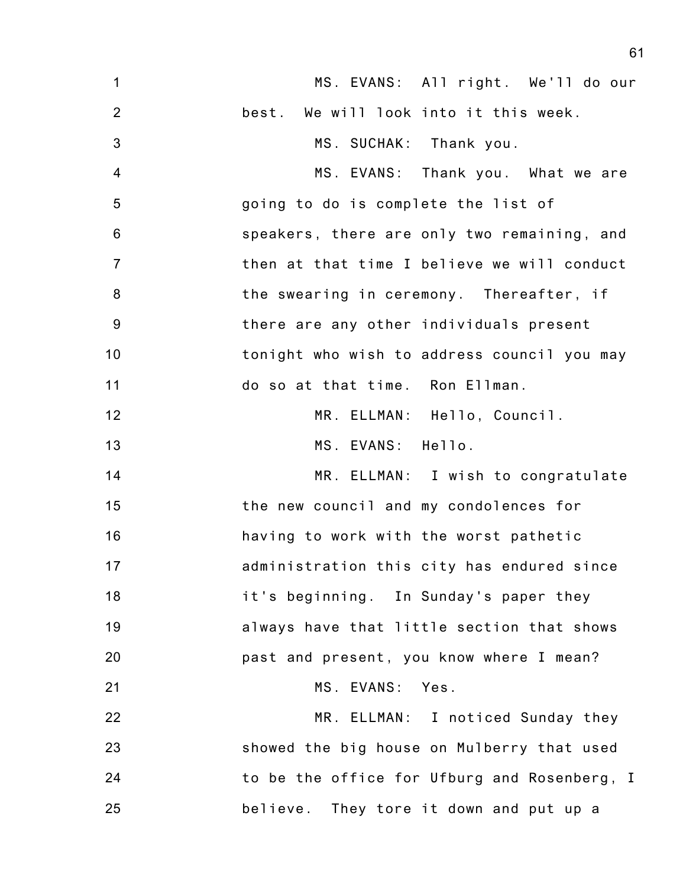MS. EVANS: All right. We'll do our best. We will look into it this week.

MS. SUCHAK: Thank you.

MS. EVANS: Thank you. What we are going to do is complete the list of speakers, there are only two remaining, and then at that time I believe we will conduct the swearing in ceremony. Thereafter, if there are any other individuals present tonight who wish to address council you may do so at that time. Ron Ellman.

MR. ELLMAN: Hello, Council.

MS. EVANS: Hello.

MR. ELLMAN: I wish to congratulate the new council and my condolences for having to work with the worst pathetic administration this city has endured since it's beginning. In Sunday's paper they always have that little section that shows past and present, you know where I mean?

MS. EVANS: Yes.

MR. ELLMAN: I noticed Sunday they showed the big house on Mulberry that used to be the office for Ufburg and Rosenberg, I believe. They tore it down and put up a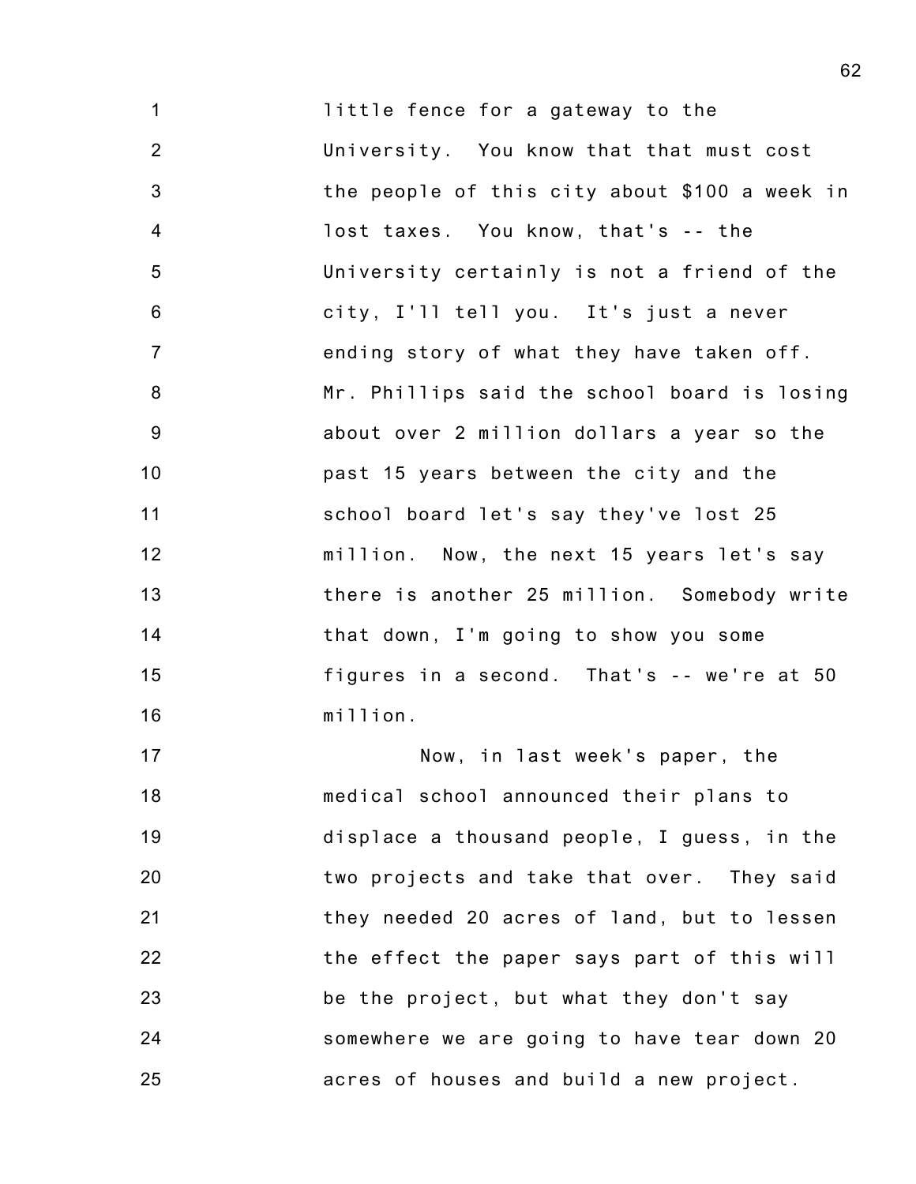little fence for a gateway to the University. You know that that must cost the people of this city about $100 a week in lost taxes. You know, that's -- the University certainly is not a friend of the city, I'll tell you. It's just a never ending story of what they have taken off. Mr. Phillips said the school board is losing about over 2 million dollars a year so the past 15 years between the city and the school board let's say they've lost 25 million. Now, the next 15 years let's say there is another 25 million. Somebody write that down, I'm going to show you some figures in a second. That's -- we're at 50 million.

Now, in last week's paper, the medical school announced their plans to displace a thousand people, I guess, in the two projects and take that over. They said they needed 20 acres of land, but to lessen the effect the paper says part of this will be the project, but what they don't say somewhere we are going to have tear down 20 acres of houses and build a new project.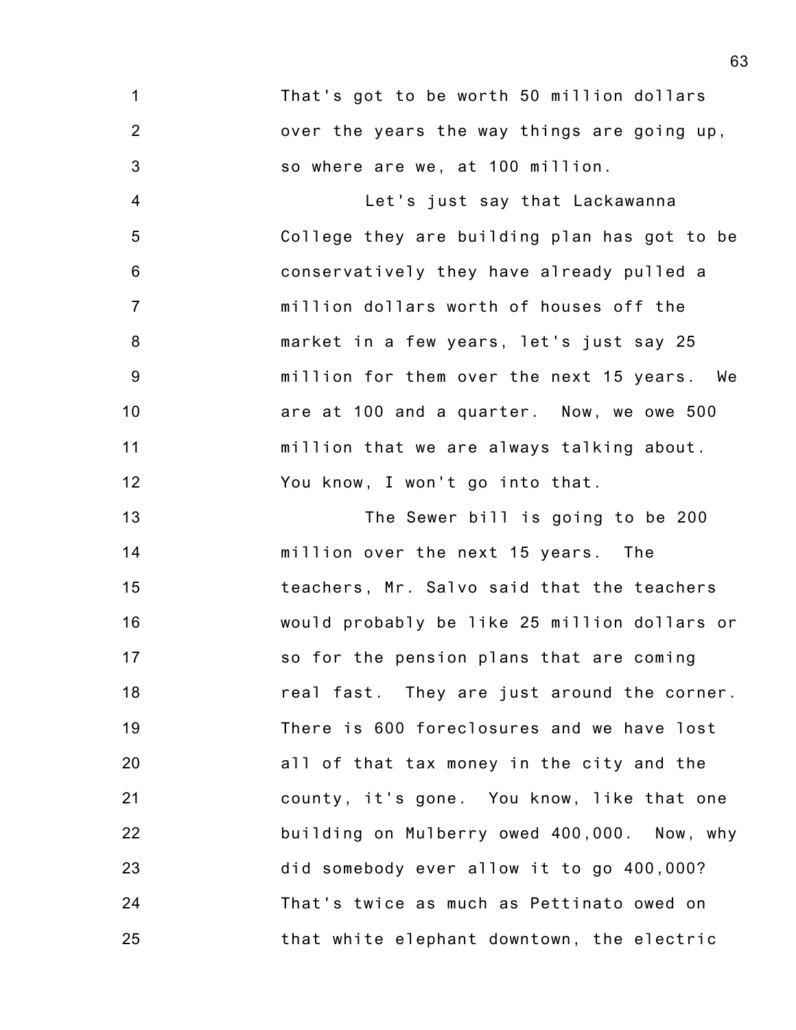That's got to be worth 50 million dollars over the years the way things are going up, so where are we, at 100 million.

Let's just say that Lackawanna College they are building plan has got to be conservatively they have already pulled a million dollars worth of houses off the market in a few years, let's just say 25 million for them over the next 15 years. We are at 100 and a quarter. Now, we owe 500 million that we are always talking about. You know, I won't go into that.

The Sewer bill is going to be 200 million over the next 15 years. The teachers, Mr. Salvo said that the teachers would probably be like 25 million dollars or so for the pension plans that are coming real fast. They are just around the corner. There is 600 foreclosures and we have lost all of that tax money in the city and the county, it's gone. You know, like that one building on Mulberry owed 400,000. Now, why did somebody ever allow it to go 400,000? That's twice as much as Pettinato owed on that white elephant downtown, the electric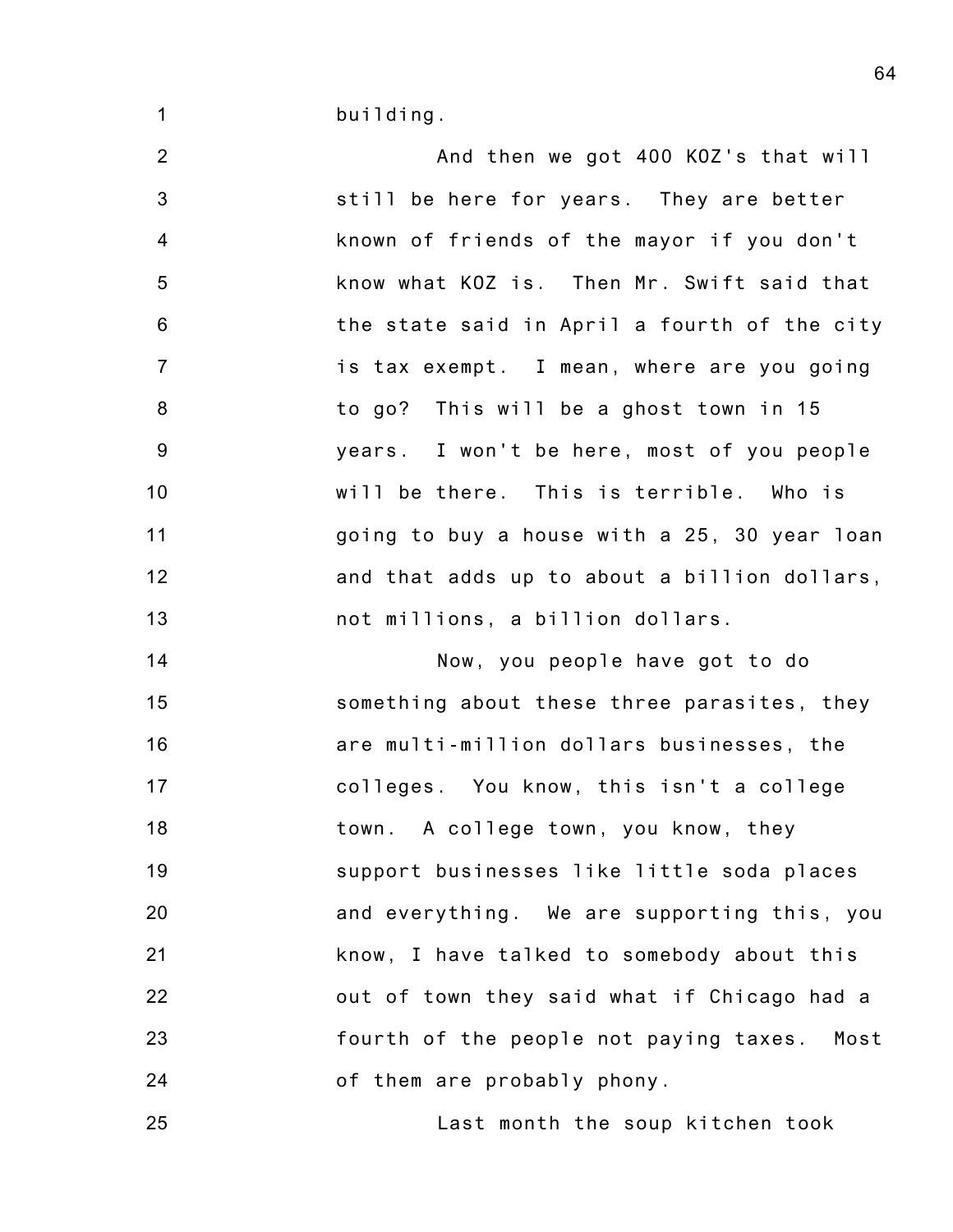building.

And then we got 400 KOZ's that will still be here for years. They are better known of friends of the mayor if you don't know what KOZ is. Then Mr. Swift said that the state said in April a fourth of the city is tax exempt. I mean, where are you going to go? This will be a ghost town in 15 years. I won't be here, most of you people will be there. This is terrible. Who is going to buy a house with a 25, 30 year loan and that adds up to about a billion dollars, not millions, a billion dollars.

Now, you people have got to do something about these three parasites, they are multi-million dollars businesses, the colleges. You know, this isn't a college town. A college town, you know, they support businesses like little soda places and everything. We are supporting this, you know, I have talked to somebody about this out of town they said what if Chicago had a fourth of the people not paying taxes. Most of them are probably phony.

Last month the soup kitchen took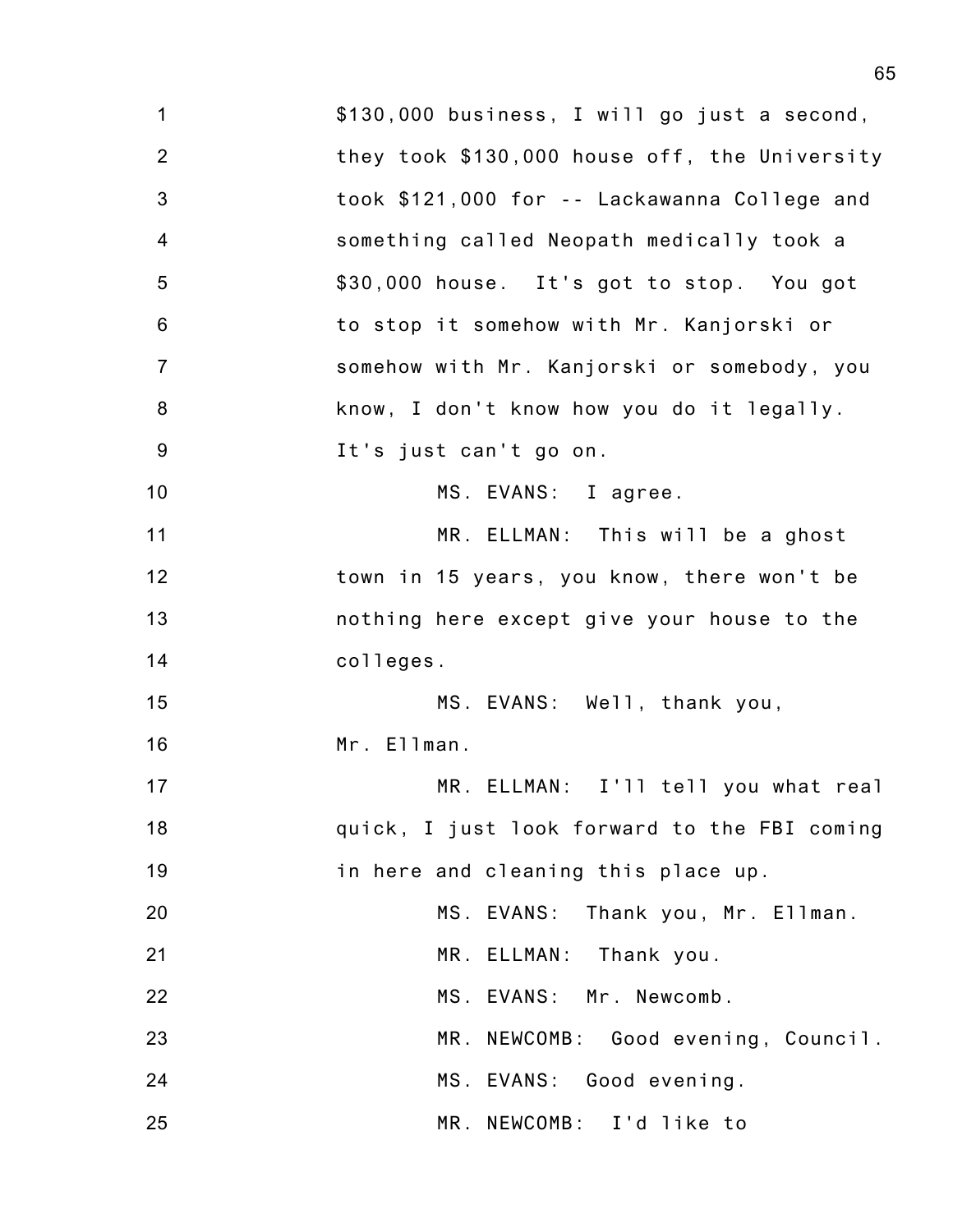$130,000 business, I will go just a second, they took $130,000 house off, the University took $121,000 for -- Lackawanna College and something called Neopath medically took a $30,000 house. It's got to stop. You got to stop it somehow with Mr. Kanjorski or somehow with Mr. Kanjorski or somebody, you know, I don't know how you do it legally. It's just can't go on.

MS. EVANS: I agree.

MR. ELLMAN: This will be a ghost town in 15 years, you know, there won't be nothing here except give your house to the colleges.

MS. EVANS: Well, thank you, Mr. Ellman.

MR. ELLMAN: I'll tell you what real quick, I just look forward to the FBI coming in here and cleaning this place up.

MS. EVANS: Thank you, Mr. Ellman.

MR. ELLMAN: Thank you.

MS. EVANS: Mr. Newcomb.

MR. NEWCOMB: Good evening, Council.

MS. EVANS: Good evening.

MR. NEWCOMB: I'd like to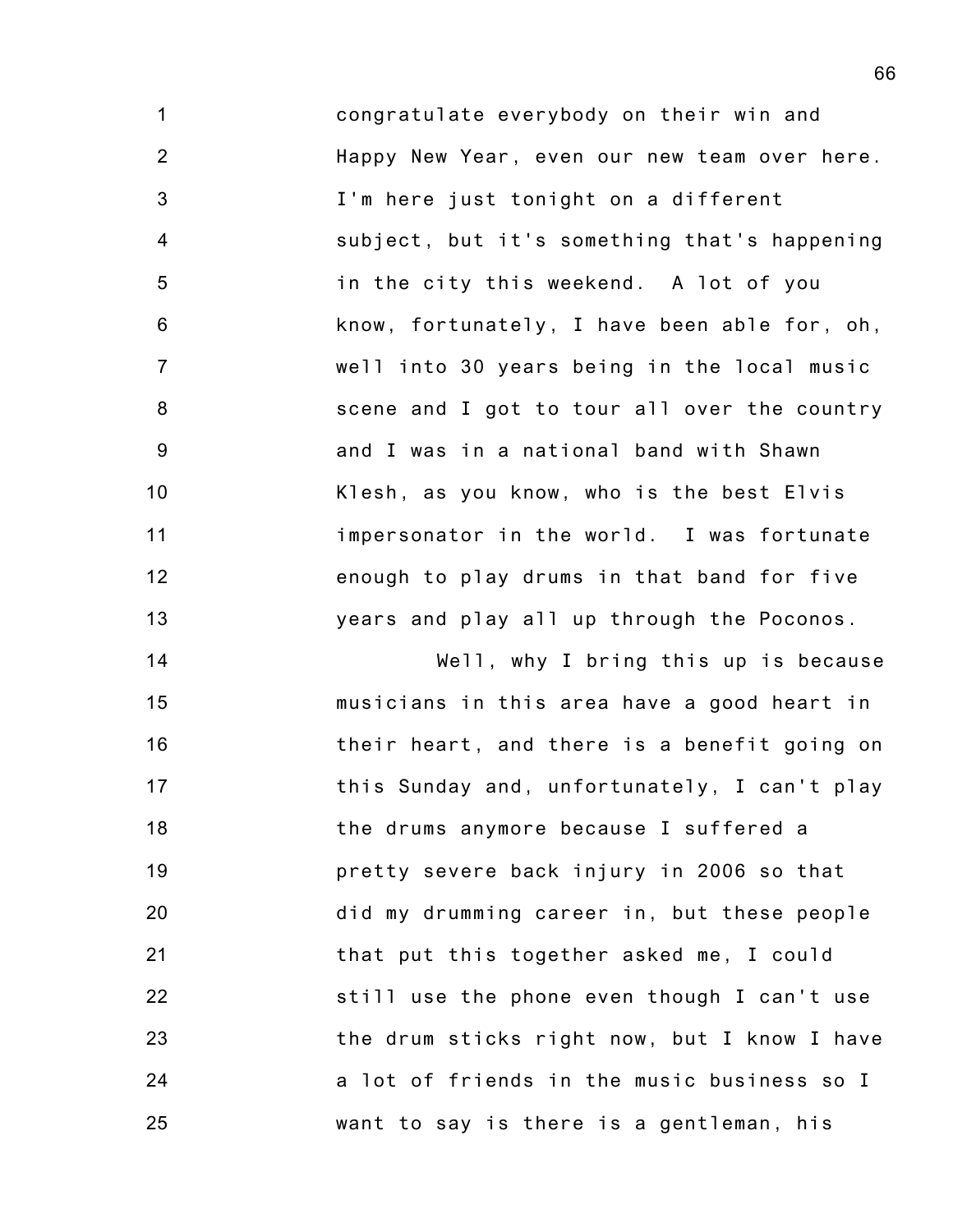congratulate everybody on their win and Happy New Year, even our new team over here. I'm here just tonight on a different subject, but it's something that's happening in the city this weekend. A lot of you know, fortunately, I have been able for, oh, well into 30 years being in the local music scene and I got to tour all over the country and I was in a national band with Shawn Klesh, as you know, who is the best Elvis impersonator in the world. I was fortunate enough to play drums in that band for five years and play all up through the Poconos.

Well, why I bring this up is because musicians in this area have a good heart in their heart, and there is a benefit going on this Sunday and, unfortunately, I can't play the drums anymore because I suffered a pretty severe back injury in 2006 so that did my drumming career in, but these people that put this together asked me, I could still use the phone even though I can't use the drum sticks right now, but I know I have a lot of friends in the music business so I want to say is there is a gentleman, his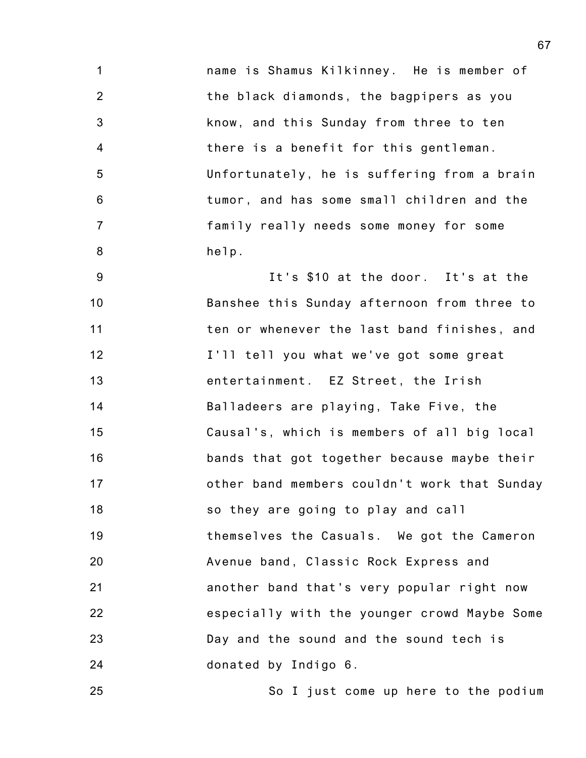name is Shamus Kilkinney. He is member of the black diamonds, the bagpipers as you know, and this Sunday from three to ten there is a benefit for this gentleman. Unfortunately, he is suffering from a brain tumor, and has some small children and the family really needs some money for some help.

It's $10 at the door. It's at the Banshee this Sunday afternoon from three to ten or whenever the last band finishes, and I'll tell you what we've got some great entertainment. EZ Street, the Irish Balladeers are playing, Take Five, the Causal's, which is members of all big local bands that got together because maybe their other band members couldn't work that Sunday so they are going to play and call themselves the Casuals. We got the Cameron Avenue band, Classic Rock Express and another band that's very popular right now especially with the younger crowd Maybe Some Day and the sound and the sound tech is donated by Indigo 6.

So I just come up here to the podium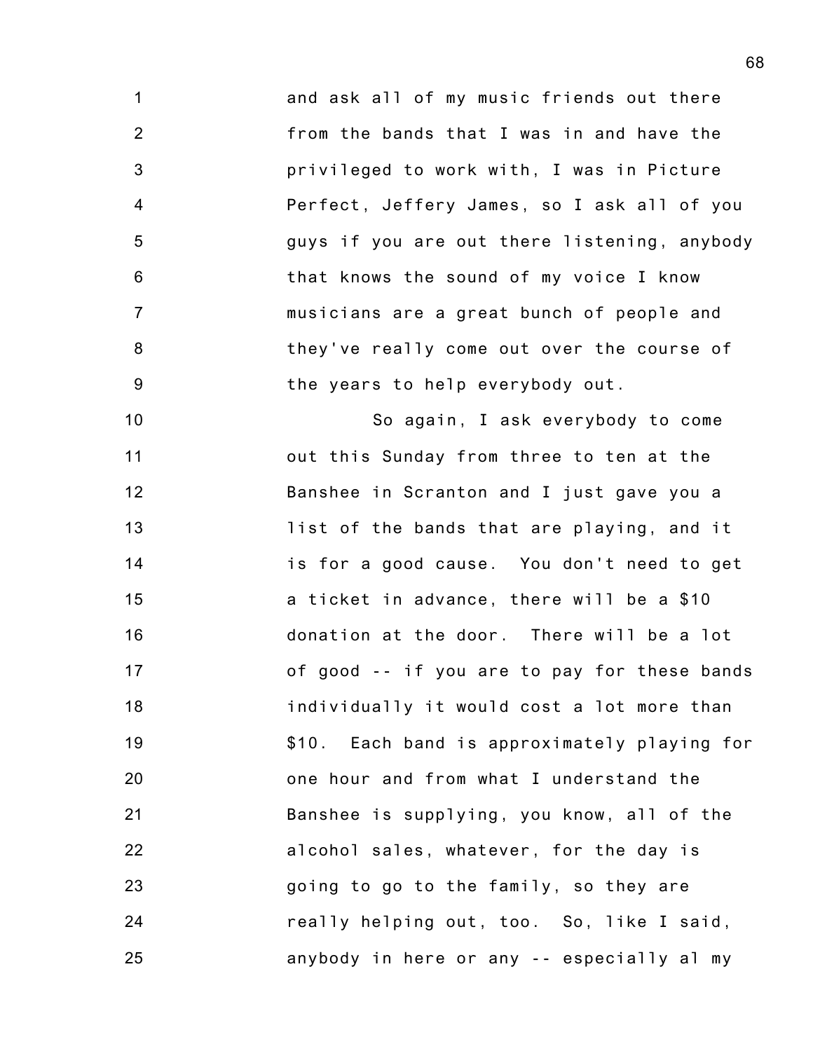and ask all of my music friends out there from the bands that I was in and have the privileged to work with, I was in Picture Perfect, Jeffery James, so I ask all of you guys if you are out there listening, anybody that knows the sound of my voice I know musicians are a great bunch of people and they've really come out over the course of the years to help everybody out.

So again, I ask everybody to come out this Sunday from three to ten at the Banshee in Scranton and I just gave you a list of the bands that are playing, and it is for a good cause. You don't need to get a ticket in advance, there will be a $10 donation at the door. There will be a lot of good -- if you are to pay for these bands individually it would cost a lot more than $10. Each band is approximately playing for one hour and from what I understand the Banshee is supplying, you know, all of the alcohol sales, whatever, for the day is going to go to the family, so they are really helping out, too. So, like I said, anybody in here or any -- especially al my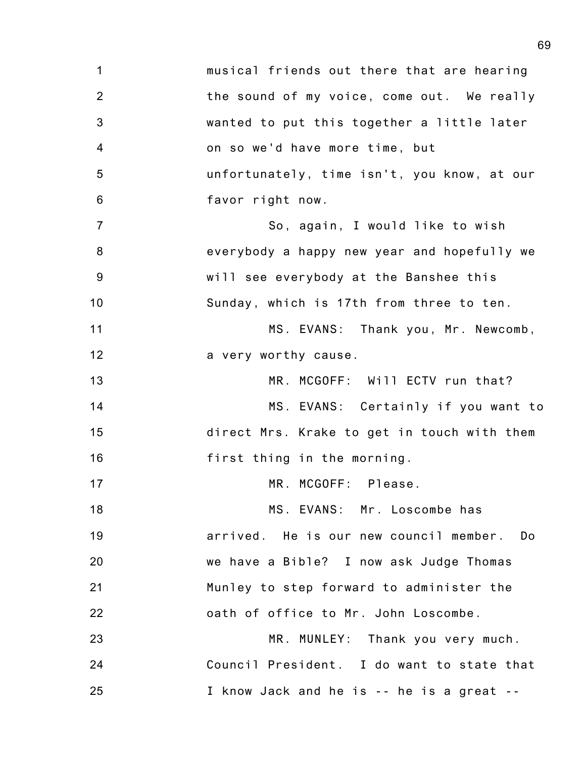musical friends out there that are hearing the sound of my voice, come out. We really wanted to put this together a little later on so we'd have more time, but unfortunately, time isn't, you know, at our favor right now.

So, again, I would like to wish everybody a happy new year and hopefully we will see everybody at the Banshee this Sunday, which is 17th from three to ten.

MS. EVANS: Thank you, Mr. Newcomb, a very worthy cause.

MR. MCGOFF: Will ECTV run that?

MS. EVANS: Certainly if you want to direct Mrs. Krake to get in touch with them first thing in the morning.

MR. MCGOFF: Please.

MS. EVANS: Mr. Loscombe has arrived. He is our new council member. Do we have a Bible? I now ask Judge Thomas Munley to step forward to administer the oath of office to Mr. John Loscombe.

MR. MUNLEY: Thank you very much. Council President. I do want to state that I know Jack and he is -- he is a great --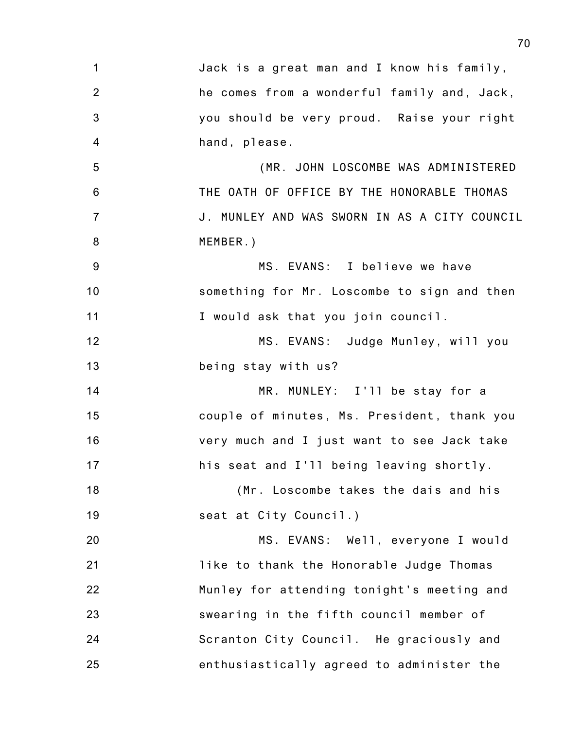Jack is a great man and I know his family, he comes from a wonderful family and, Jack, you should be very proud. Raise your right hand, please.

(MR. JOHN LOSCOMBE WAS ADMINISTERED THE OATH OF OFFICE BY THE HONORABLE THOMAS J. MUNLEY AND WAS SWORN IN AS A CITY COUNCIL MEMBER.)

MS. EVANS: I believe we have something for Mr. Loscombe to sign and then I would ask that you join council.

MS. EVANS: Judge Munley, will you being stay with us?

MR. MUNLEY: I'll be stay for a couple of minutes, Ms. President, thank you very much and I just want to see Jack take his seat and I'll being leaving shortly.

(Mr. Loscombe takes the dais and his seat at City Council.)

MS. EVANS: Well, everyone I would like to thank the Honorable Judge Thomas Munley for attending tonight's meeting and swearing in the fifth council member of Scranton City Council. He graciously and enthusiastically agreed to administer the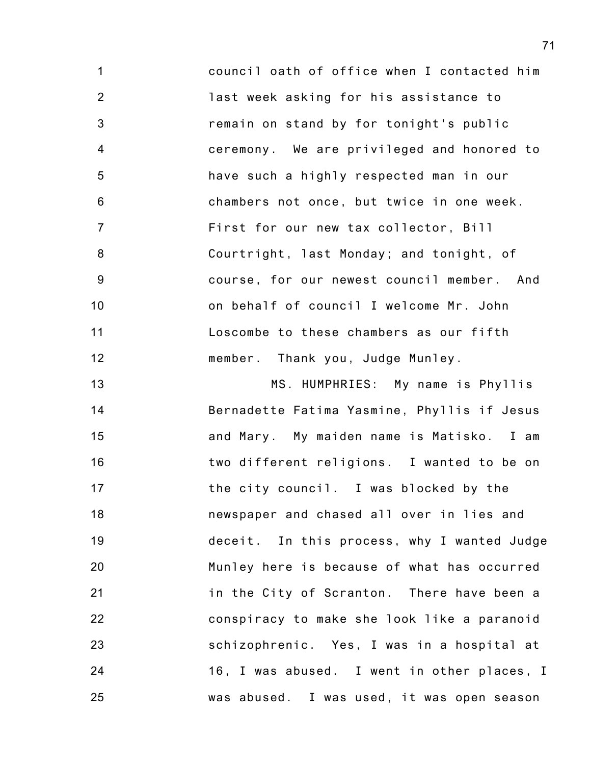council oath of office when I contacted him last week asking for his assistance to remain on stand by for tonight's public ceremony. We are privileged and honored to have such a highly respected man in our chambers not once, but twice in one week. First for our new tax collector, Bill Courtright, last Monday; and tonight, of course, for our newest council member. And on behalf of council I welcome Mr. John Loscombe to these chambers as our fifth member. Thank you, Judge Munley.

MS. HUMPHRIES: My name is Phyllis Bernadette Fatima Yasmine, Phyllis if Jesus and Mary. My maiden name is Matisko. I am two different religions. I wanted to be on the city council. I was blocked by the newspaper and chased all over in lies and deceit. In this process, why I wanted Judge Munley here is because of what has occurred in the City of Scranton. There have been a conspiracy to make she look like a paranoid schizophrenic. Yes, I was in a hospital at 16, I was abused. I went in other places, I was abused. I was used, it was open season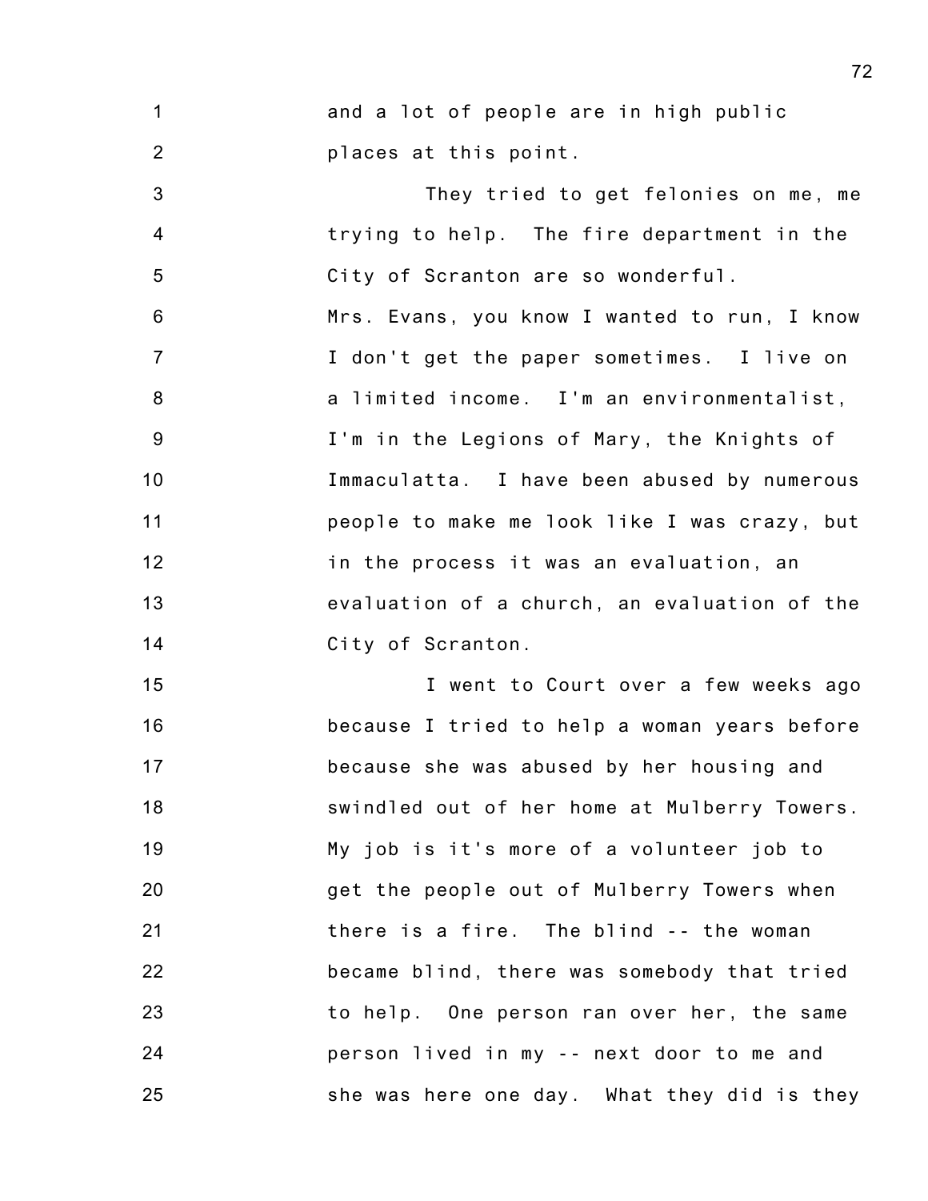and a lot of people are in high public places at this point.

They tried to get felonies on me, me trying to help. The fire department in the City of Scranton are so wonderful. Mrs. Evans, you know I wanted to run, I know I don't get the paper sometimes. I live on a limited income. I'm an environmentalist, I'm in the Legions of Mary, the Knights of Immaculatta. I have been abused by numerous people to make me look like I was crazy, but in the process it was an evaluation, an evaluation of a church, an evaluation of the City of Scranton.

I went to Court over a few weeks ago because I tried to help a woman years before because she was abused by her housing and swindled out of her home at Mulberry Towers. My job is it's more of a volunteer job to get the people out of Mulberry Towers when there is a fire. The blind -- the woman became blind, there was somebody that tried to help. One person ran over her, the same person lived in my -- next door to me and she was here one day. What they did is they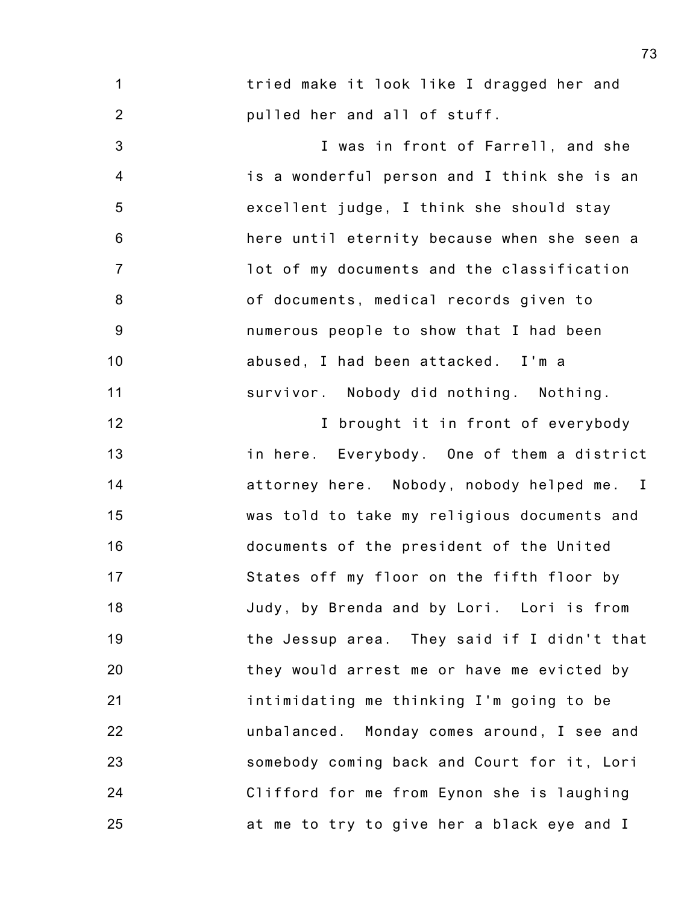tried make it look like I dragged her and pulled her and all of stuff.

I was in front of Farrell, and she is a wonderful person and I think she is an excellent judge, I think she should stay here until eternity because when she seen a lot of my documents and the classification of documents, medical records given to numerous people to show that I had been abused, I had been attacked. I'm a survivor. Nobody did nothing. Nothing.

I brought it in front of everybody in here. Everybody. One of them a district attorney here. Nobody, nobody helped me. I was told to take my religious documents and documents of the president of the United States off my floor on the fifth floor by Judy, by Brenda and by Lori. Lori is from the Jessup area. They said if I didn't that they would arrest me or have me evicted by intimidating me thinking I'm going to be unbalanced. Monday comes around, I see and somebody coming back and Court for it, Lori Clifford for me from Eynon she is laughing at me to try to give her a black eye and I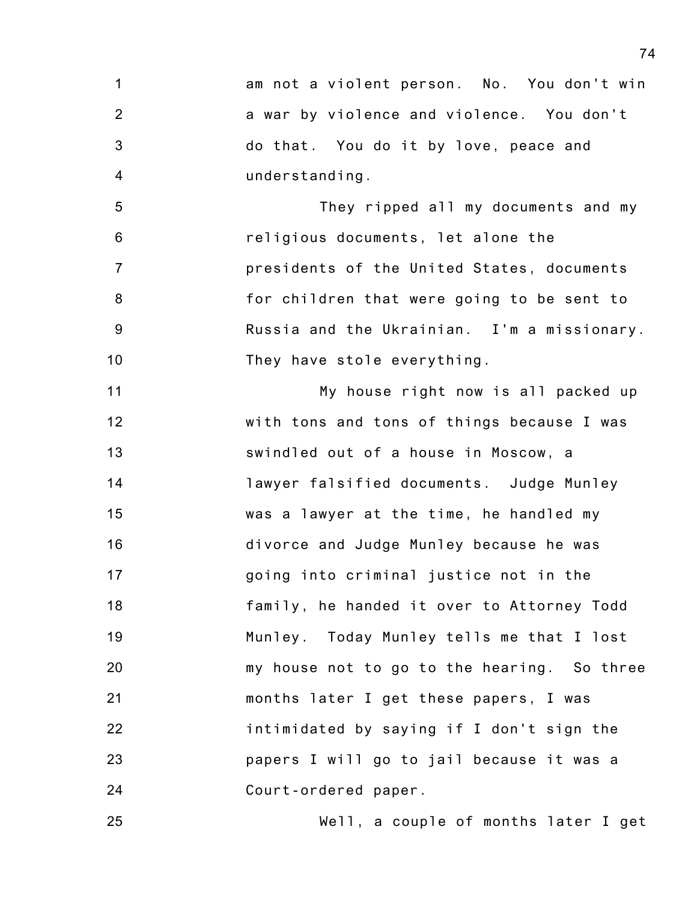am not a violent person. No. You don't win a war by violence and violence. You don't do that. You do it by love, peace and understanding.

They ripped all my documents and my religious documents, let alone the presidents of the United States, documents for children that were going to be sent to Russia and the Ukrainian. I'm a missionary. They have stole everything.

My house right now is all packed up with tons and tons of things because I was swindled out of a house in Moscow, a lawyer falsified documents. Judge Munley was a lawyer at the time, he handled my divorce and Judge Munley because he was going into criminal justice not in the family, he handed it over to Attorney Todd Munley. Today Munley tells me that I lost my house not to go to the hearing. So three months later I get these papers, I was intimidated by saying if I don't sign the papers I will go to jail because it was a Court-ordered paper.

Well, a couple of months later I get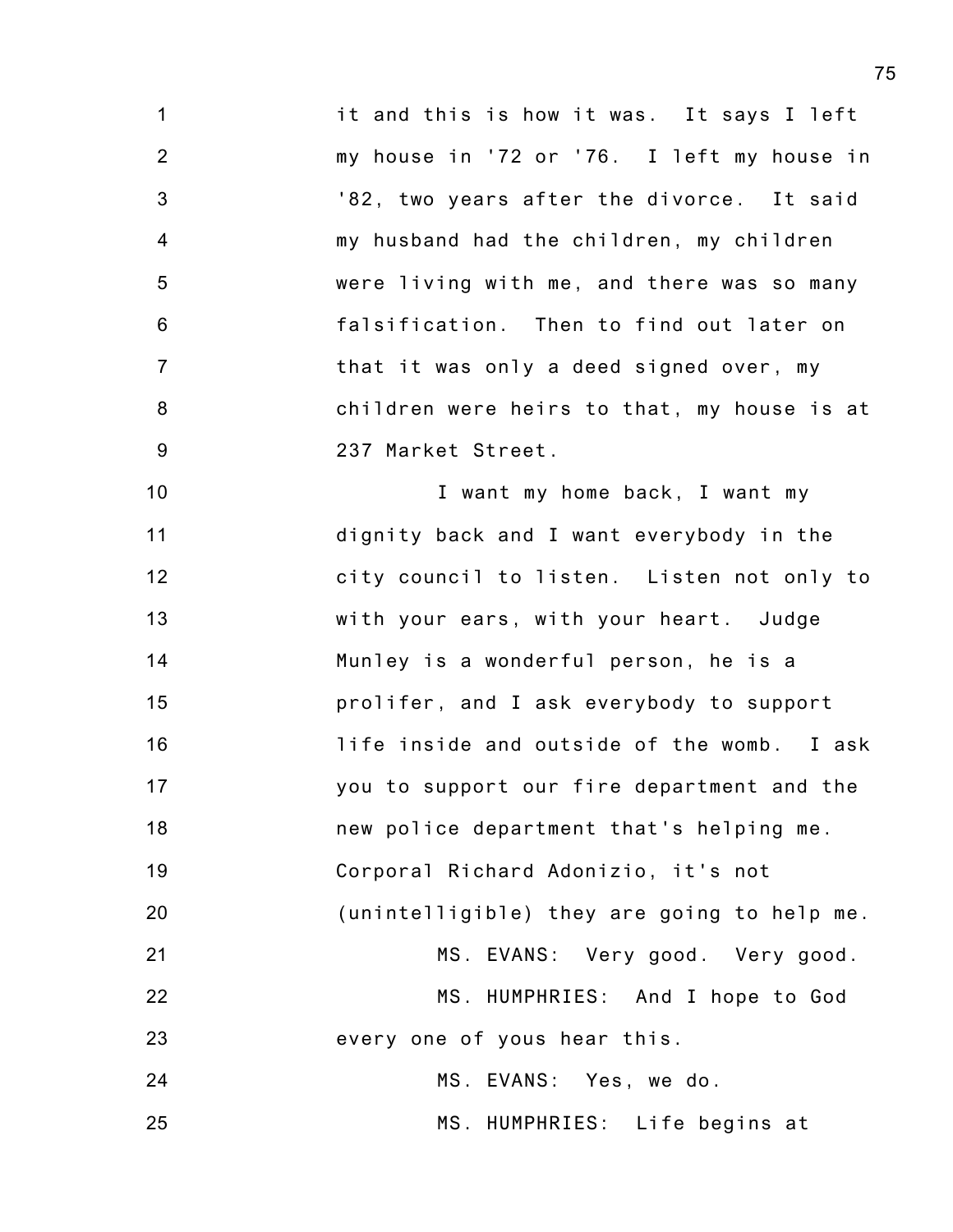it and this is how it was. It says I left my house in '72 or '76. I left my house in '82, two years after the divorce. It said my husband had the children, my children were living with me, and there was so many falsification. Then to find out later on that it was only a deed signed over, my children were heirs to that, my house is at 237 Market Street.

I want my home back, I want my dignity back and I want everybody in the city council to listen. Listen not only to with your ears, with your heart. Judge Munley is a wonderful person, he is a prolifer, and I ask everybody to support life inside and outside of the womb. I ask you to support our fire department and the new police department that's helping me. Corporal Richard Adonizio, it's not (unintelligible) they are going to help me.

MS. EVANS: Very good. Very good.

MS. HUMPHRIES: And I hope to God every one of yous hear this.

MS. EVANS: Yes, we do.

MS. HUMPHRIES: Life begins at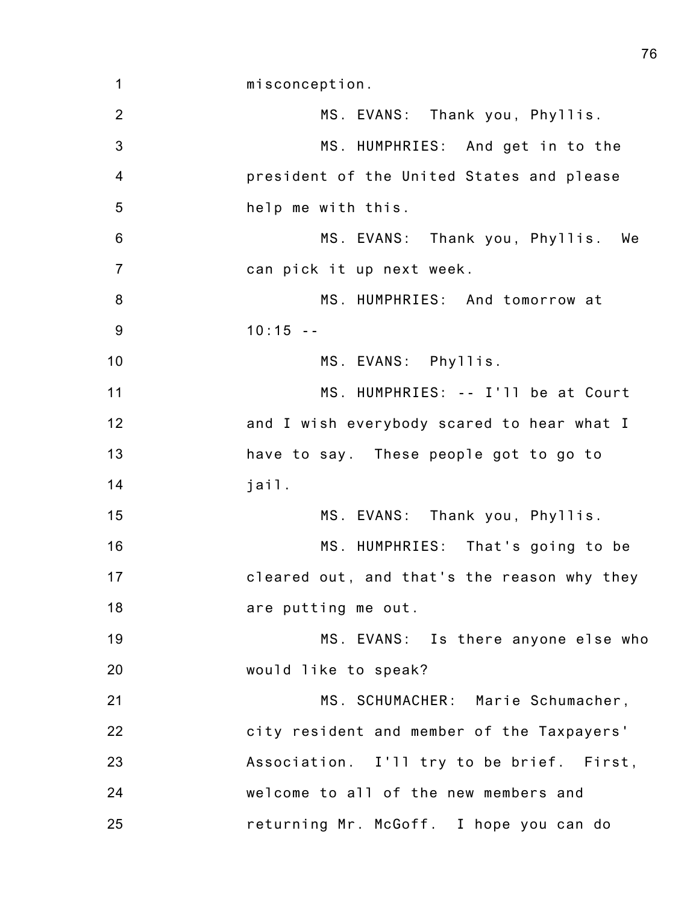misconception.

MS. EVANS: Thank you, Phyllis.

MS. HUMPHRIES: And get in to the president of the United States and please help me with this.

MS. EVANS: Thank you, Phyllis. We can pick it up next week.

MS. HUMPHRIES: And tomorrow at 10:15 --

MS. EVANS: Phyllis.

MS. HUMPHRIES: -- I'll be at Court and I wish everybody scared to hear what I have to say. These people got to go to jail.

MS. EVANS: Thank you, Phyllis.

MS. HUMPHRIES: That's going to be cleared out, and that's the reason why they are putting me out.

MS. EVANS: Is there anyone else who would like to speak?

MS. SCHUMACHER: Marie Schumacher, city resident and member of the Taxpayers' Association. I'll try to be brief. First, welcome to all of the new members and returning Mr. McGoff. I hope you can do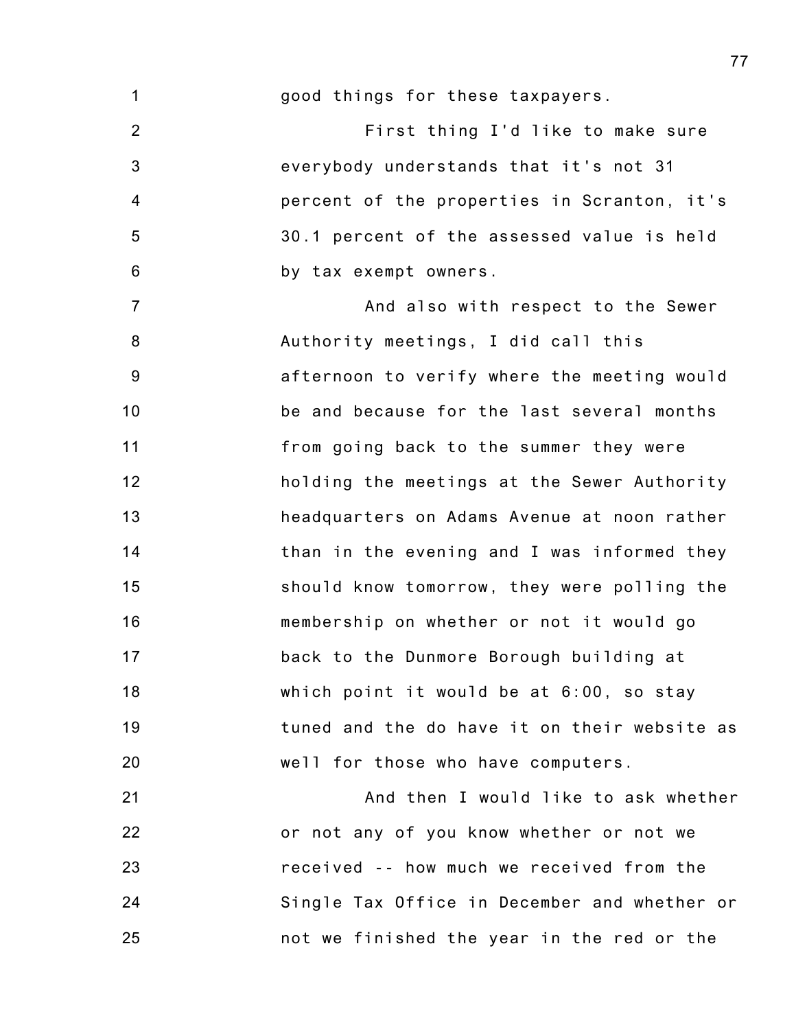good things for these taxpayers.

First thing I'd like to make sure everybody understands that it's not 31 percent of the properties in Scranton, it's 30.1 percent of the assessed value is held by tax exempt owners.

And also with respect to the Sewer Authority meetings, I did call this afternoon to verify where the meeting would be and because for the last several months from going back to the summer they were holding the meetings at the Sewer Authority headquarters on Adams Avenue at noon rather than in the evening and I was informed they should know tomorrow, they were polling the membership on whether or not it would go back to the Dunmore Borough building at which point it would be at 6:00, so stay tuned and the do have it on their website as well for those who have computers.

And then I would like to ask whether or not any of you know whether or not we received -- how much we received from the Single Tax Office in December and whether or not we finished the year in the red or the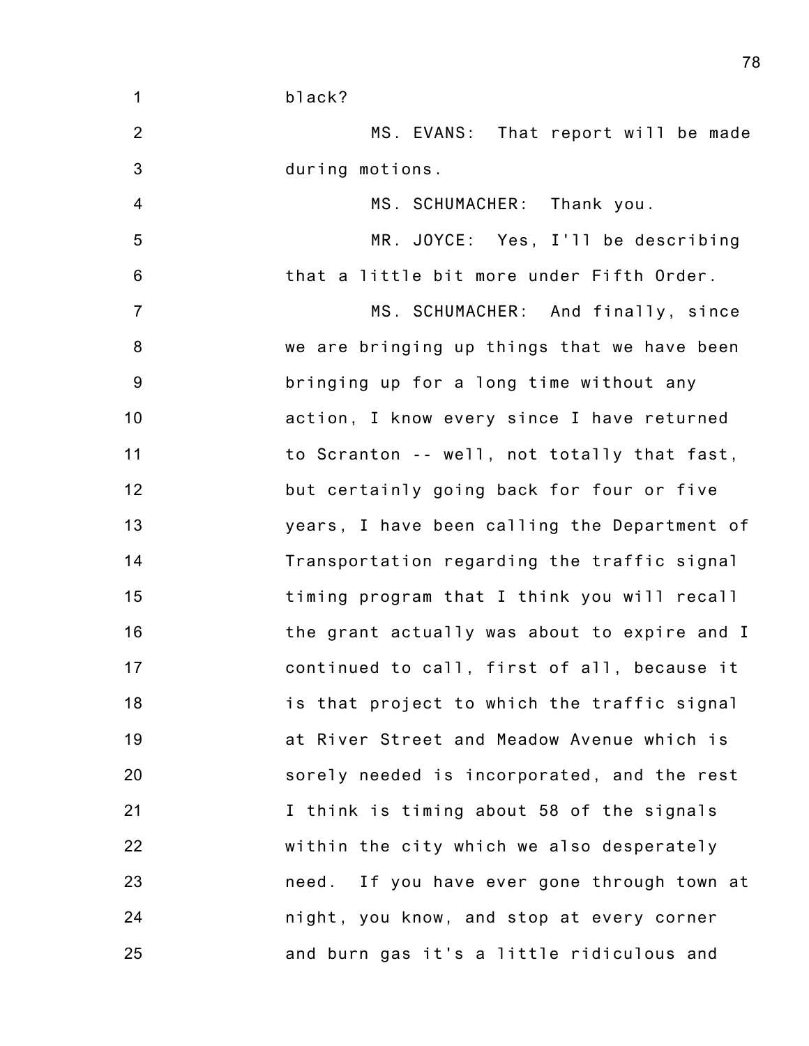black?

MS. EVANS: That report will be made during motions.

MS. SCHUMACHER: Thank you.

MR. JOYCE: Yes, I'll be describing that a little bit more under Fifth Order.

MS. SCHUMACHER: And finally, since we are bringing up things that we have been bringing up for a long time without any action, I know every since I have returned to Scranton -- well, not totally that fast, but certainly going back for four or five years, I have been calling the Department of Transportation regarding the traffic signal timing program that I think you will recall the grant actually was about to expire and I continued to call, first of all, because it is that project to which the traffic signal at River Street and Meadow Avenue which is sorely needed is incorporated, and the rest I think is timing about 58 of the signals within the city which we also desperately need. If you have ever gone through town at night, you know, and stop at every corner and burn gas it's a little ridiculous and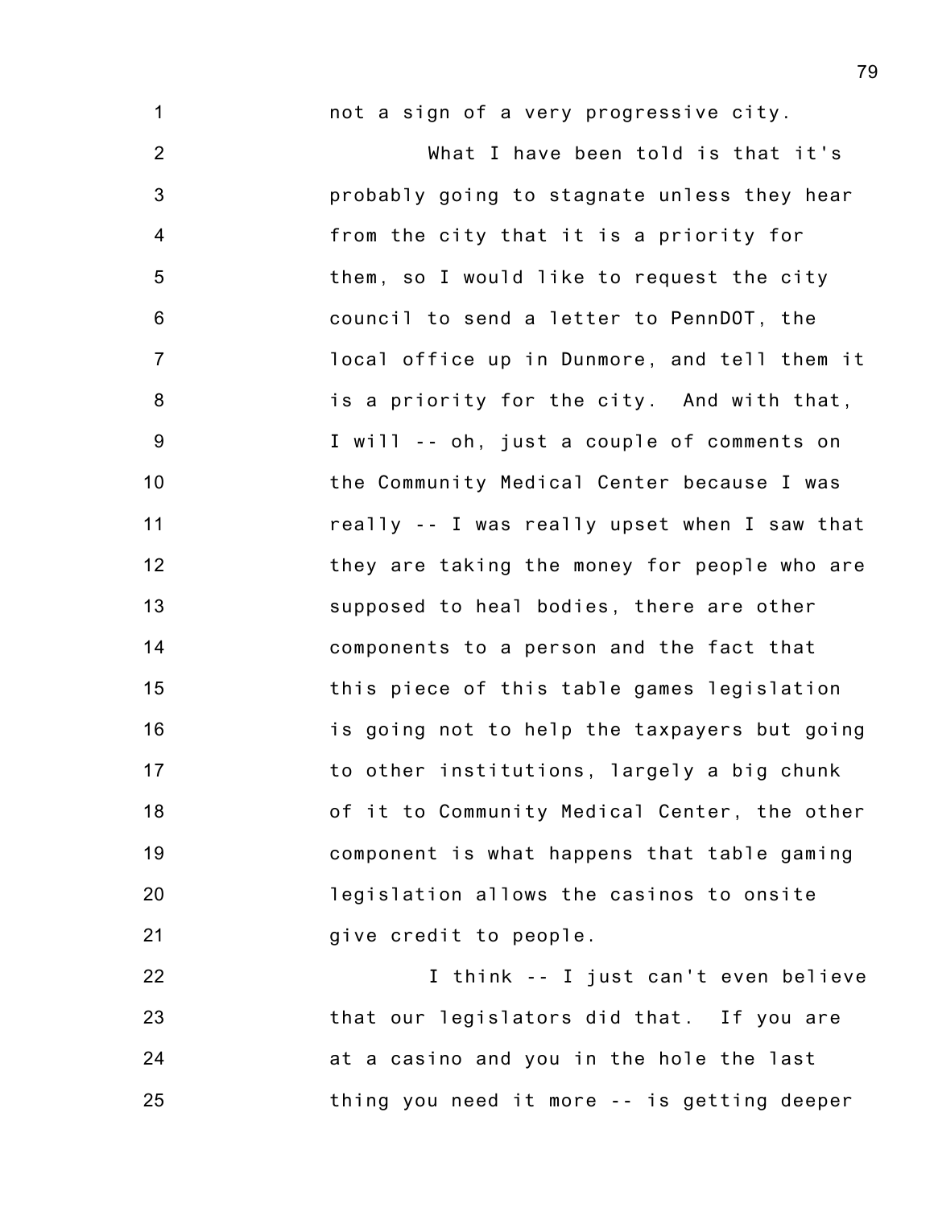not a sign of a very progressive city.

What I have been told is that it's probably going to stagnate unless they hear from the city that it is a priority for them, so I would like to request the city council to send a letter to PennDOT, the local office up in Dunmore, and tell them it is a priority for the city. And with that, I will -- oh, just a couple of comments on the Community Medical Center because I was really -- I was really upset when I saw that they are taking the money for people who are supposed to heal bodies, there are other components to a person and the fact that this piece of this table games legislation is going not to help the taxpayers but going to other institutions, largely a big chunk of it to Community Medical Center, the other component is what happens that table gaming legislation allows the casinos to onsite give credit to people.

I think -- I just can't even believe that our legislators did that. If you are at a casino and you in the hole the last thing you need it more -- is getting deeper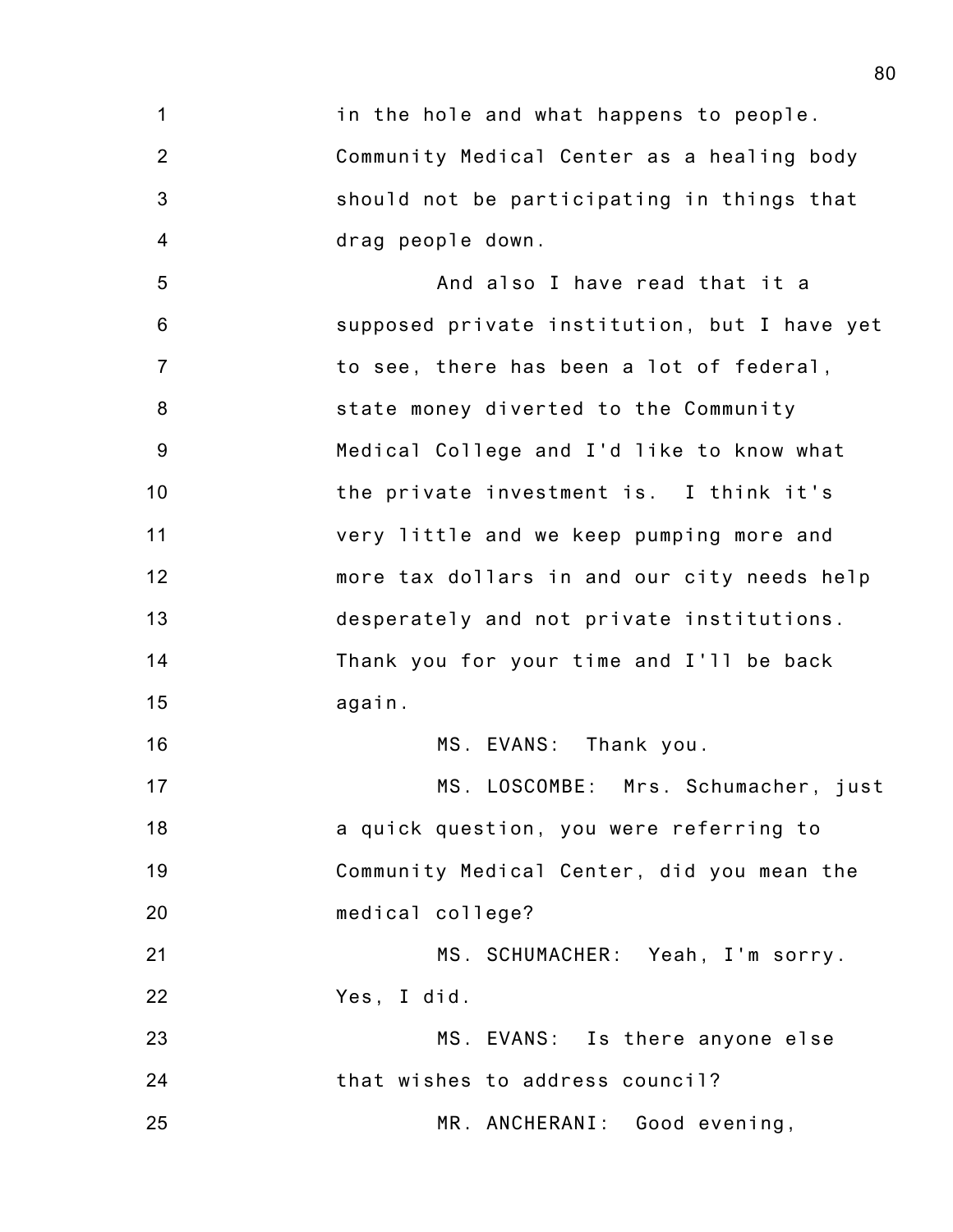in the hole and what happens to people. Community Medical Center as a healing body should not be participating in things that drag people down.

And also I have read that it a supposed private institution, but I have yet to see, there has been a lot of federal, state money diverted to the Community Medical College and I'd like to know what the private investment is. I think it's very little and we keep pumping more and more tax dollars in and our city needs help desperately and not private institutions. Thank you for your time and I'll be back again.

MS. EVANS: Thank you.

MS. LOSCOMBE: Mrs. Schumacher, just a quick question, you were referring to Community Medical Center, did you mean the medical college?

MS. SCHUMACHER: Yeah, I'm sorry. Yes, I did.

MS. EVANS: Is there anyone else that wishes to address council?

MR. ANCHERANI: Good evening,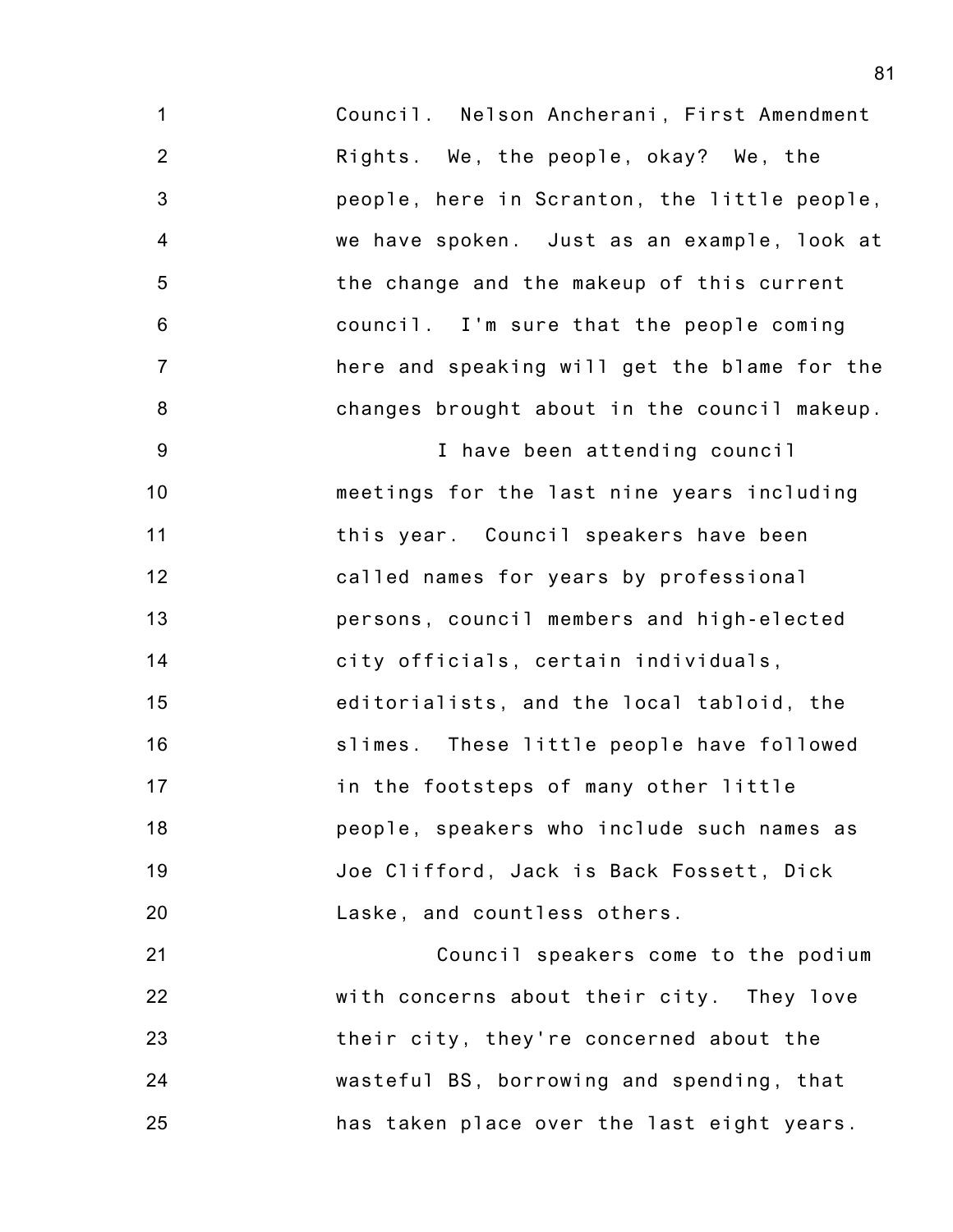Council. Nelson Ancherani, First Amendment Rights. We, the people, okay? We, the people, here in Scranton, the little people, we have spoken. Just as an example, look at the change and the makeup of this current council. I'm sure that the people coming here and speaking will get the blame for the changes brought about in the council makeup.

I have been attending council meetings for the last nine years including this year. Council speakers have been called names for years by professional persons, council members and high-elected city officials, certain individuals, editorialists, and the local tabloid, the slimes. These little people have followed in the footsteps of many other little people, speakers who include such names as Joe Clifford, Jack is Back Fossett, Dick Laske, and countless others.

Council speakers come to the podium with concerns about their city. They love their city, they're concerned about the wasteful BS, borrowing and spending, that has taken place over the last eight years.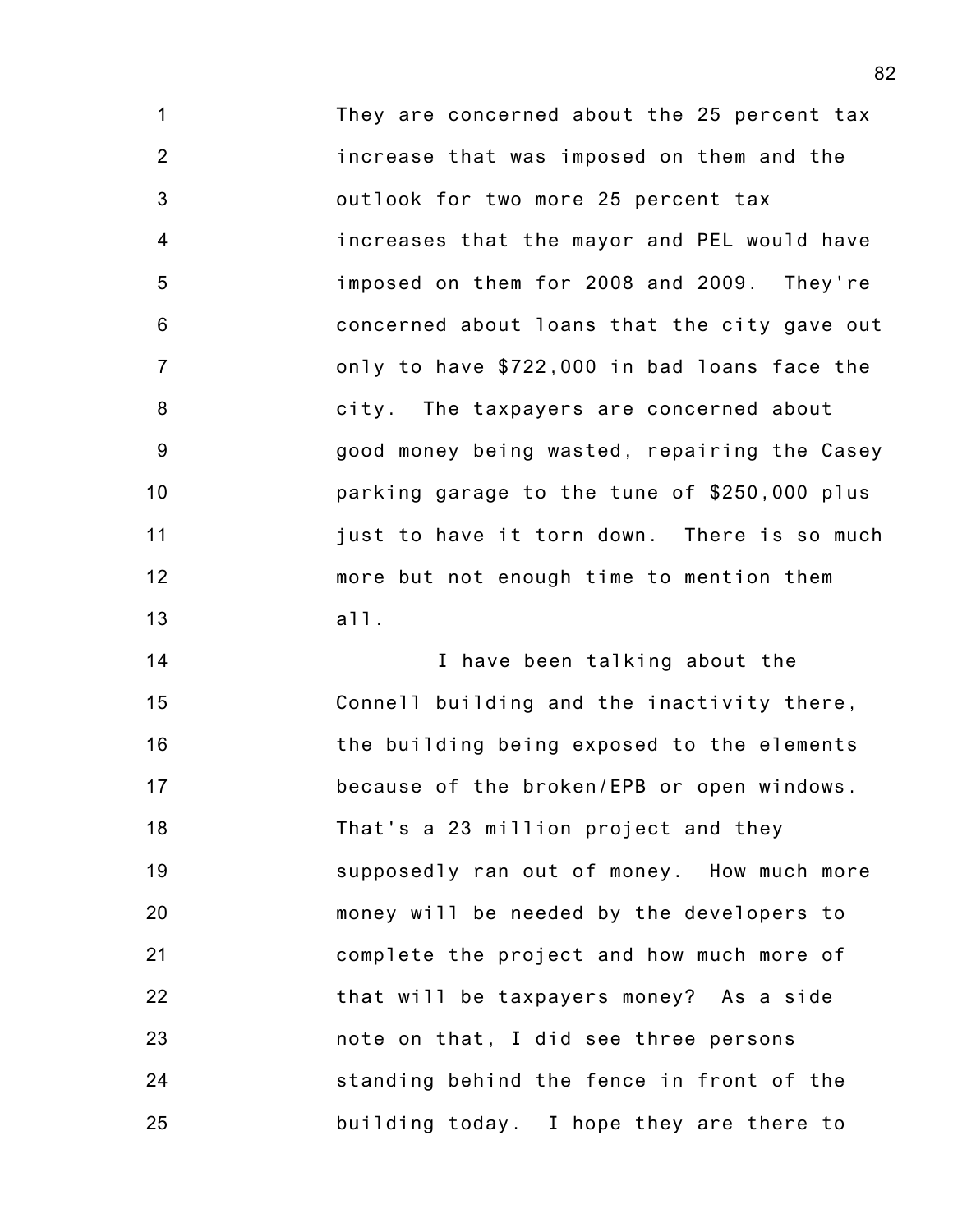They are concerned about the 25 percent tax increase that was imposed on them and the outlook for two more 25 percent tax increases that the mayor and PEL would have imposed on them for 2008 and 2009. They're concerned about loans that the city gave out only to have $722,000 in bad loans face the city. The taxpayers are concerned about good money being wasted, repairing the Casey parking garage to the tune of $250,000 plus just to have it torn down. There is so much more but not enough time to mention them all.

I have been talking about the Connell building and the inactivity there, the building being exposed to the elements because of the broken/EPB or open windows. That's a 23 million project and they supposedly ran out of money. How much more money will be needed by the developers to complete the project and how much more of that will be taxpayers money? As a side note on that, I did see three persons standing behind the fence in front of the building today. I hope they are there to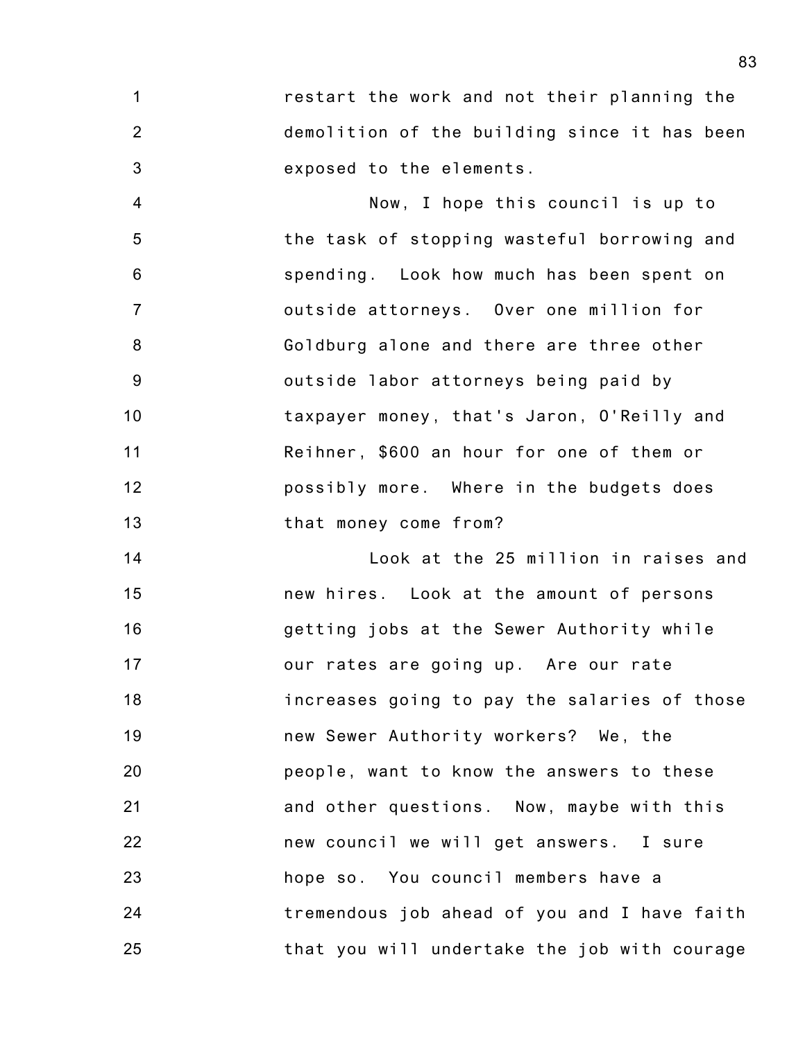restart the work and not their planning the demolition of the building since it has been exposed to the elements.

Now, I hope this council is up to the task of stopping wasteful borrowing and spending. Look how much has been spent on outside attorneys. Over one million for Goldburg alone and there are three other outside labor attorneys being paid by taxpayer money, that's Jaron, O'Reilly and Reihner, $600 an hour for one of them or possibly more. Where in the budgets does that money come from?

Look at the 25 million in raises and new hires. Look at the amount of persons getting jobs at the Sewer Authority while our rates are going up. Are our rate increases going to pay the salaries of those new Sewer Authority workers? We, the people, want to know the answers to these and other questions. Now, maybe with this new council we will get answers. I sure hope so. You council members have a tremendous job ahead of you and I have faith that you will undertake the job with courage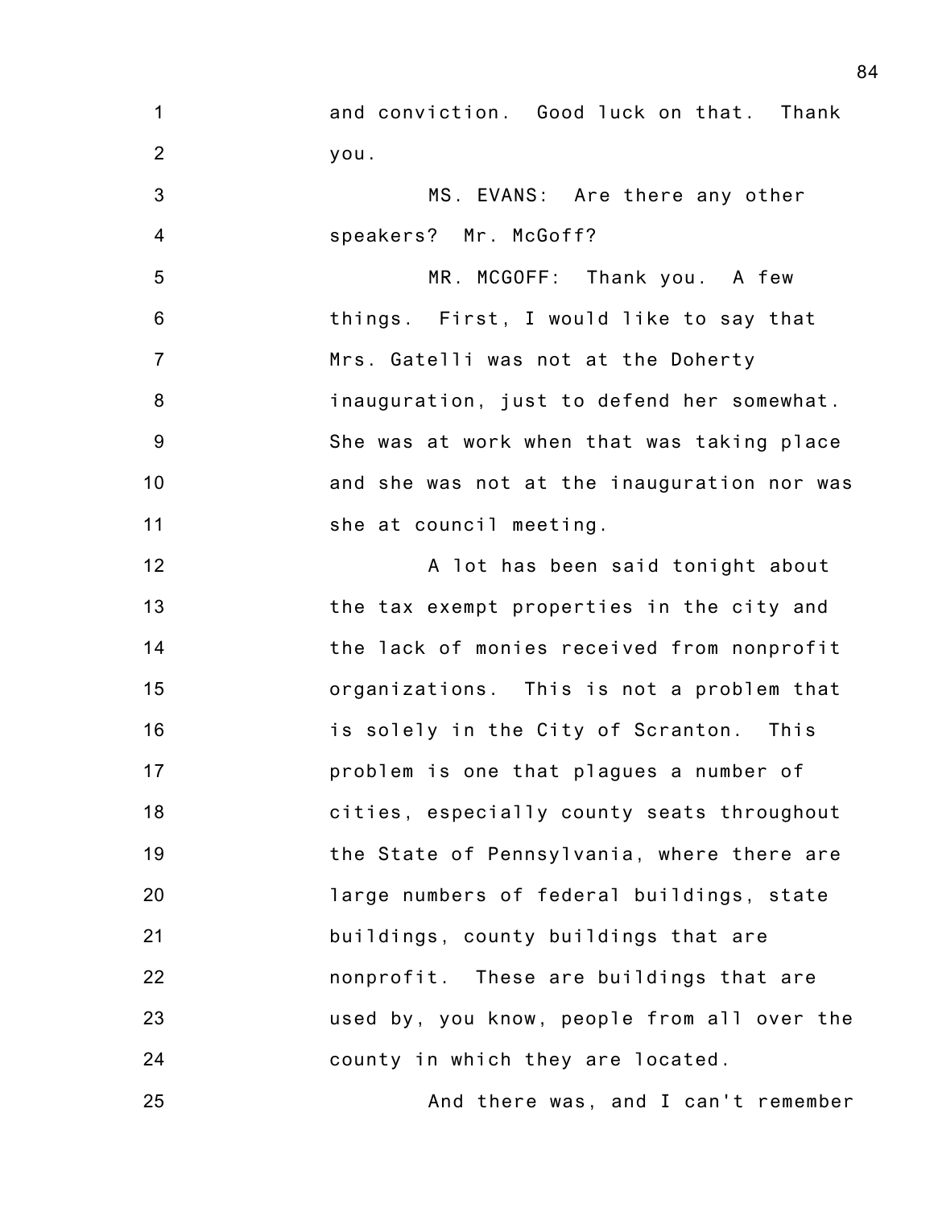and conviction. Good luck on that. Thank you.

MS. EVANS: Are there any other speakers? Mr. McGoff?

MR. MCGOFF: Thank you. A few things. First, I would like to say that Mrs. Gatelli was not at the Doherty inauguration, just to defend her somewhat. She was at work when that was taking place and she was not at the inauguration nor was she at council meeting.

A lot has been said tonight about the tax exempt properties in the city and the lack of monies received from nonprofit organizations. This is not a problem that is solely in the City of Scranton. This problem is one that plagues a number of cities, especially county seats throughout the State of Pennsylvania, where there are large numbers of federal buildings, state buildings, county buildings that are nonprofit. These are buildings that are used by, you know, people from all over the county in which they are located.

And there was, and I can't remember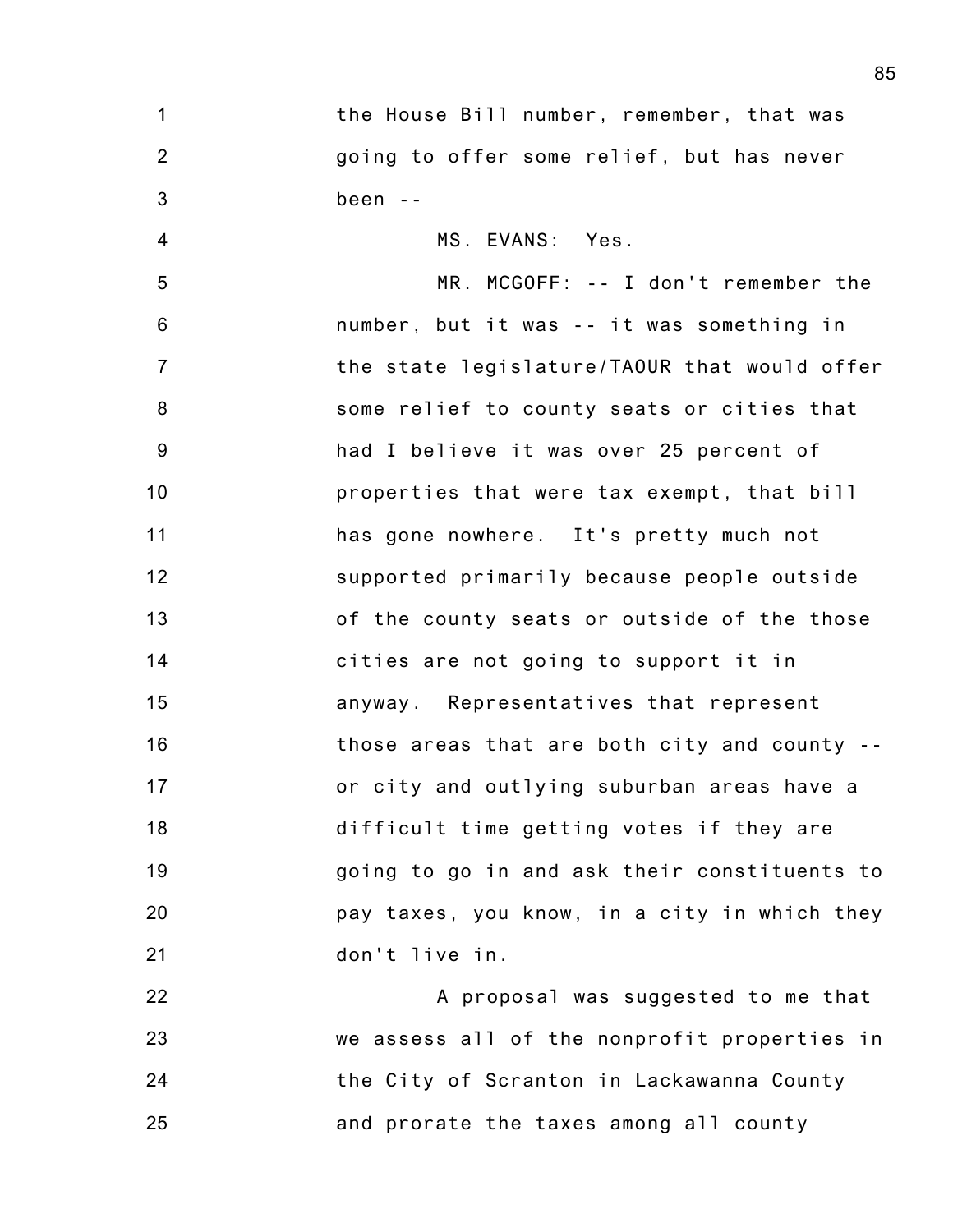the House Bill number, remember, that was going to offer some relief, but has never been --

MS. EVANS: Yes.

MR. MCGOFF: -- I don't remember the number, but it was -- it was something in the state legislature/TAOUR that would offer some relief to county seats or cities that had I believe it was over 25 percent of properties that were tax exempt, that bill has gone nowhere. It's pretty much not supported primarily because people outside of the county seats or outside of the those cities are not going to support it in anyway. Representatives that represent those areas that are both city and county -- or city and outlying suburban areas have a difficult time getting votes if they are going to go in and ask their constituents to pay taxes, you know, in a city in which they don't live in.

A proposal was suggested to me that we assess all of the nonprofit properties in the City of Scranton in Lackawanna County and prorate the taxes among all county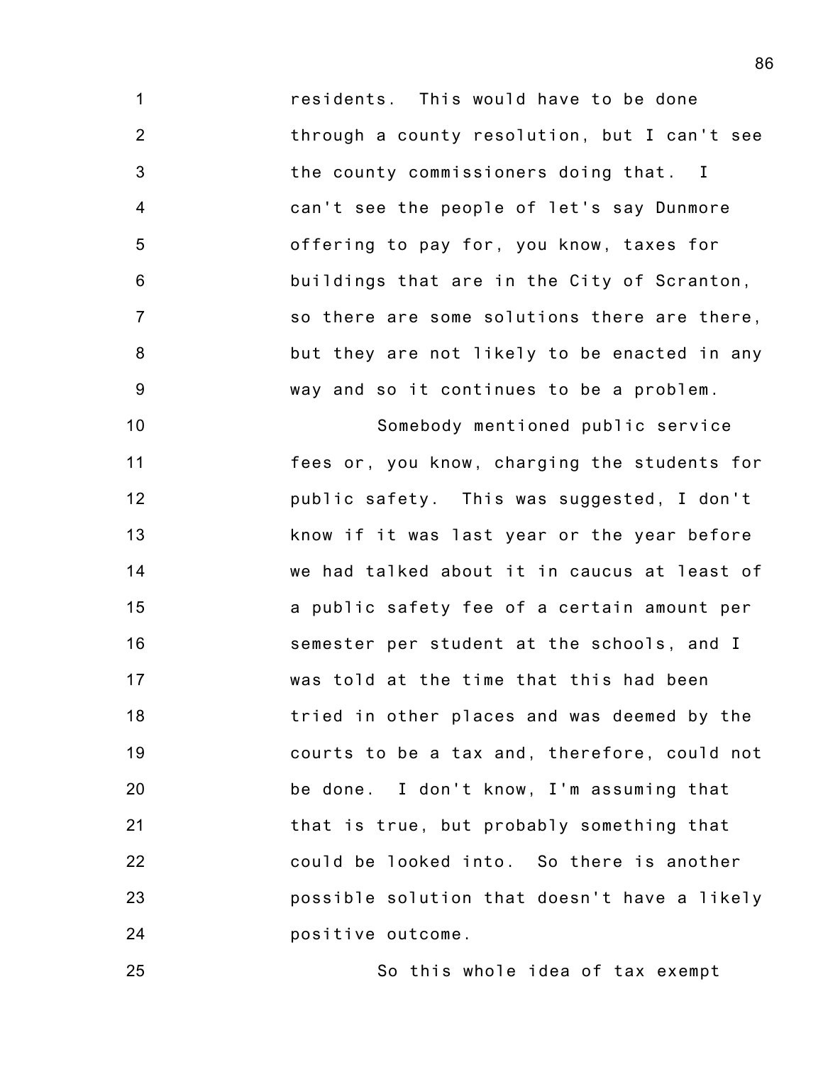residents. This would have to be done through a county resolution, but I can't see the county commissioners doing that. I can't see the people of let's say Dunmore offering to pay for, you know, taxes for buildings that are in the City of Scranton, so there are some solutions there are there, but they are not likely to be enacted in any way and so it continues to be a problem.

Somebody mentioned public service fees or, you know, charging the students for public safety. This was suggested, I don't know if it was last year or the year before we had talked about it in caucus at least of a public safety fee of a certain amount per semester per student at the schools, and I was told at the time that this had been tried in other places and was deemed by the courts to be a tax and, therefore, could not be done. I don't know, I'm assuming that that is true, but probably something that could be looked into. So there is another possible solution that doesn't have a likely positive outcome.

So this whole idea of tax exempt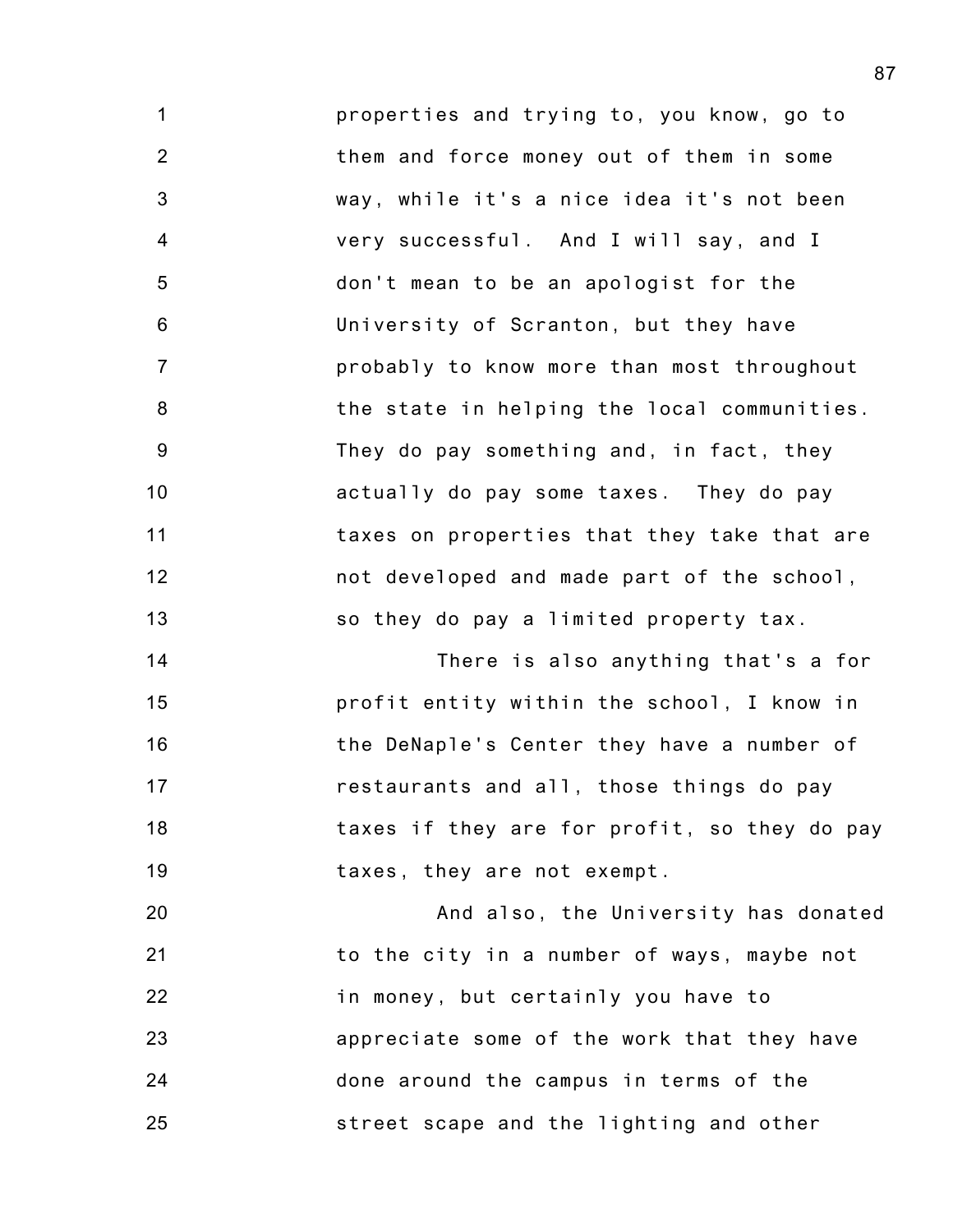properties and trying to, you know, go to them and force money out of them in some way, while it's a nice idea it's not been very successful. And I will say, and I don't mean to be an apologist for the University of Scranton, but they have probably to know more than most throughout the state in helping the local communities. They do pay something and, in fact, they actually do pay some taxes. They do pay taxes on properties that they take that are not developed and made part of the school, so they do pay a limited property tax.

There is also anything that's a for profit entity within the school, I know in the DeNaple's Center they have a number of restaurants and all, those things do pay taxes if they are for profit, so they do pay taxes, they are not exempt.

And also, the University has donated to the city in a number of ways, maybe not in money, but certainly you have to appreciate some of the work that they have done around the campus in terms of the street scape and the lighting and other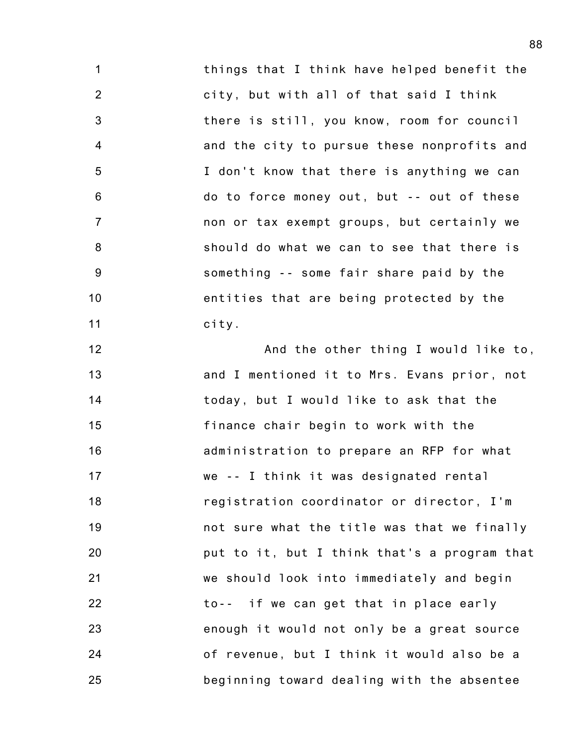things that I think have helped benefit the city, but with all of that said I think there is still, you know, room for council and the city to pursue these nonprofits and I don't know that there is anything we can do to force money out, but -- out of these non or tax exempt groups, but certainly we should do what we can to see that there is something -- some fair share paid by the entities that are being protected by the city.

And the other thing I would like to, and I mentioned it to Mrs. Evans prior, not today, but I would like to ask that the finance chair begin to work with the administration to prepare an RFP for what we -- I think it was designated rental registration coordinator or director, I'm not sure what the title was that we finally put to it, but I think that's a program that we should look into immediately and begin to-- if we can get that in place early enough it would not only be a great source of revenue, but I think it would also be a beginning toward dealing with the absentee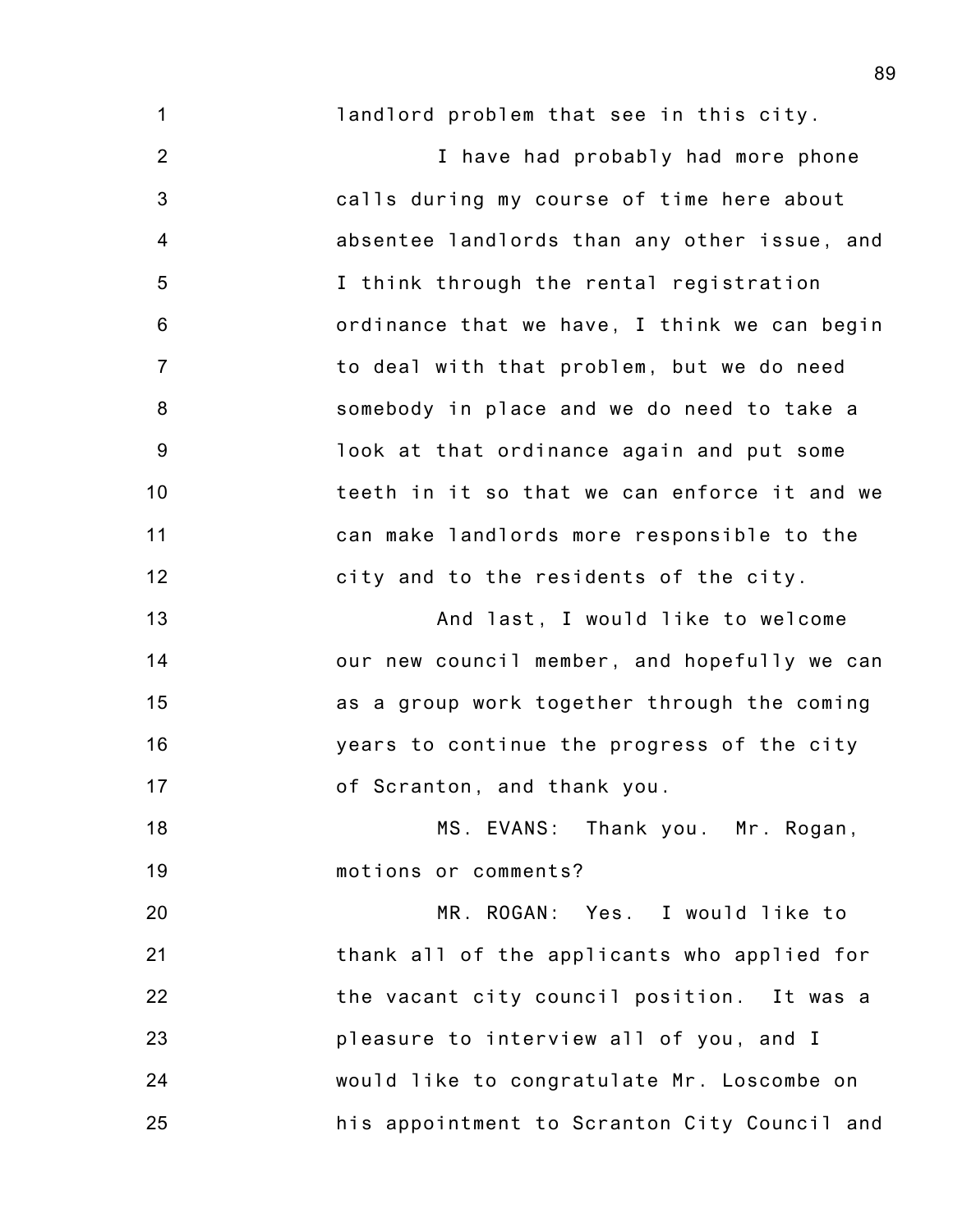landlord problem that see in this city.

I have had probably had more phone calls during my course of time here about absentee landlords than any other issue, and I think through the rental registration ordinance that we have, I think we can begin to deal with that problem, but we do need somebody in place and we do need to take a look at that ordinance again and put some teeth in it so that we can enforce it and we can make landlords more responsible to the city and to the residents of the city.

And last, I would like to welcome our new council member, and hopefully we can as a group work together through the coming years to continue the progress of the city of Scranton, and thank you.

MS. EVANS: Thank you. Mr. Rogan, motions or comments?

MR. ROGAN: Yes. I would like to thank all of the applicants who applied for the vacant city council position. It was a pleasure to interview all of you, and I would like to congratulate Mr. Loscombe on his appointment to Scranton City Council and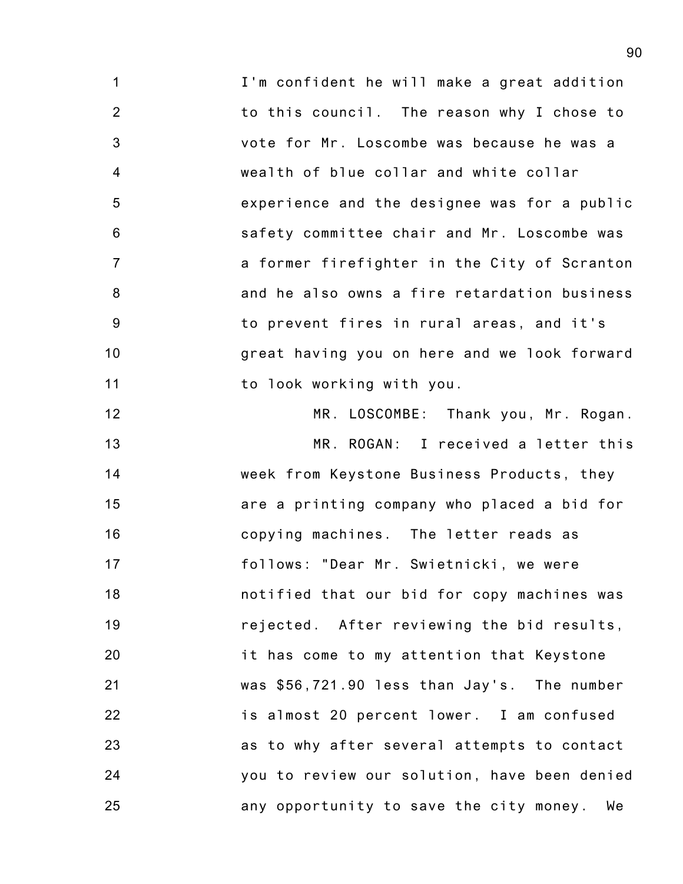I'm confident he will make a great addition to this council. The reason why I chose to vote for Mr. Loscombe was because he was a wealth of blue collar and white collar experience and the designee was for a public safety committee chair and Mr. Loscombe was a former firefighter in the City of Scranton and he also owns a fire retardation business to prevent fires in rural areas, and it's great having you on here and we look forward to look working with you.

MR. LOSCOMBE: Thank you, Mr. Rogan.

MR. ROGAN: I received a letter this week from Keystone Business Products, they are a printing company who placed a bid for copying machines. The letter reads as follows: "Dear Mr. Swietnicki, we were notified that our bid for copy machines was rejected. After reviewing the bid results, it has come to my attention that Keystone was $56,721.90 less than Jay's. The number is almost 20 percent lower. I am confused as to why after several attempts to contact you to review our solution, have been denied any opportunity to save the city money. We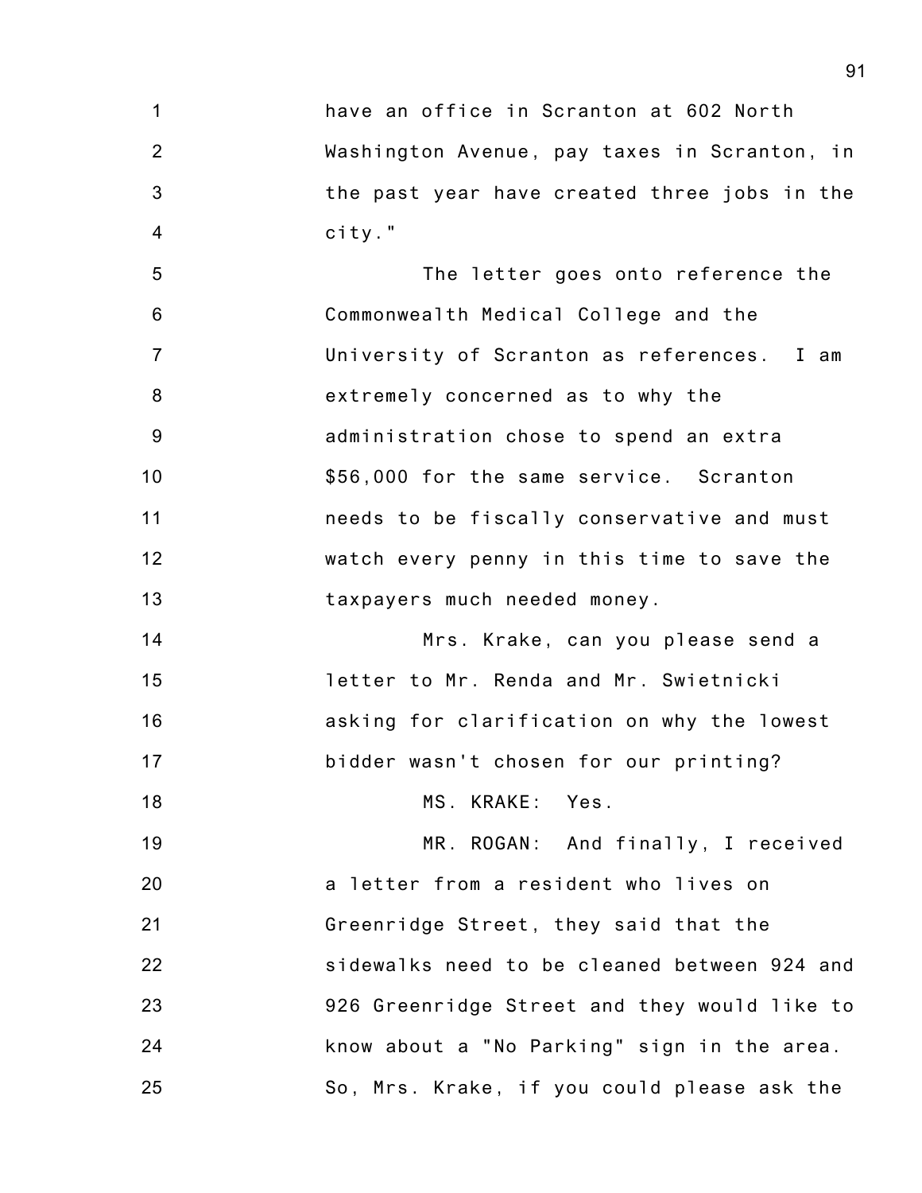have an office in Scranton at 602 North Washington Avenue, pay taxes in Scranton, in the past year have created three jobs in the city."

The letter goes onto reference the Commonwealth Medical College and the University of Scranton as references. I am extremely concerned as to why the administration chose to spend an extra $56,000 for the same service. Scranton needs to be fiscally conservative and must watch every penny in this time to save the taxpayers much needed money.

Mrs. Krake, can you please send a letter to Mr. Renda and Mr. Swietnicki asking for clarification on why the lowest bidder wasn't chosen for our printing?

MS. KRAKE: Yes.

MR. ROGAN: And finally, I received a letter from a resident who lives on Greenridge Street, they said that the sidewalks need to be cleaned between 924 and 926 Greenridge Street and they would like to know about a "No Parking" sign in the area. So, Mrs. Krake, if you could please ask the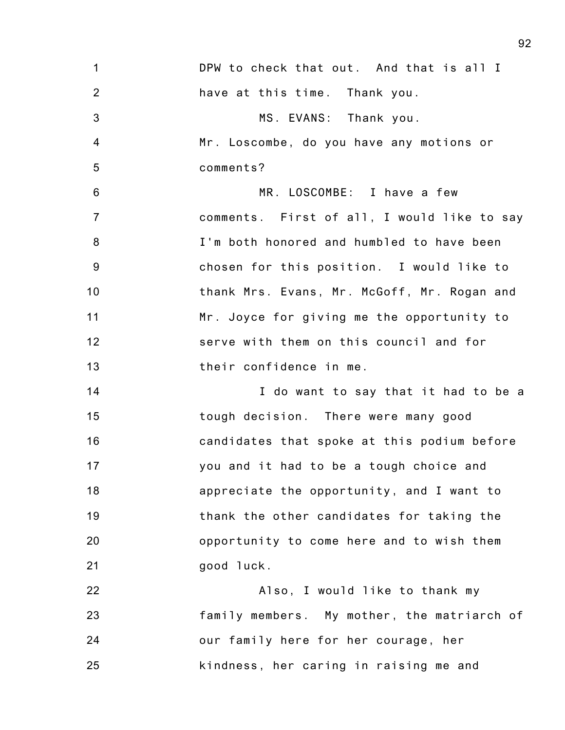DPW to check that out. And that is all I have at this time. Thank you.

MS. EVANS: Thank you. Mr. Loscombe, do you have any motions or comments?

MR. LOSCOMBE: I have a few comments. First of all, I would like to say I'm both honored and humbled to have been chosen for this position. I would like to thank Mrs. Evans, Mr. McGoff, Mr. Rogan and Mr. Joyce for giving me the opportunity to serve with them on this council and for their confidence in me.

I do want to say that it had to be a tough decision. There were many good candidates that spoke at this podium before you and it had to be a tough choice and appreciate the opportunity, and I want to thank the other candidates for taking the opportunity to come here and to wish them good luck.

Also, I would like to thank my family members. My mother, the matriarch of our family here for her courage, her kindness, her caring in raising me and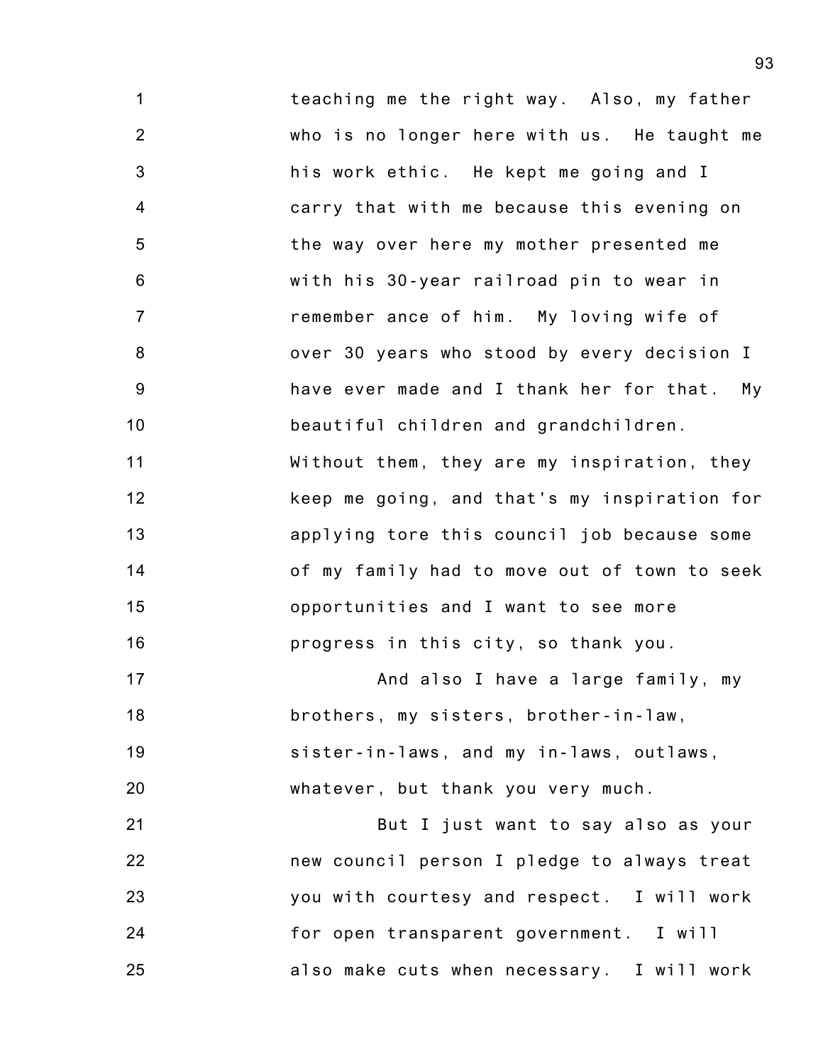teaching me the right way. Also, my father who is no longer here with us. He taught me his work ethic. He kept me going and I carry that with me because this evening on the way over here my mother presented me with his 30-year railroad pin to wear in remember ance of him. My loving wife of over 30 years who stood by every decision I have ever made and I thank her for that. My beautiful children and grandchildren. Without them, they are my inspiration, they keep me going, and that's my inspiration for applying tore this council job because some of my family had to move out of town to seek opportunities and I want to see more progress in this city, so thank you.

And also I have a large family, my brothers, my sisters, brother-in-law, sister-in-laws, and my in-laws, outlaws, whatever, but thank you very much.

But I just want to say also as your new council person I pledge to always treat you with courtesy and respect. I will work for open transparent government. I will also make cuts when necessary. I will work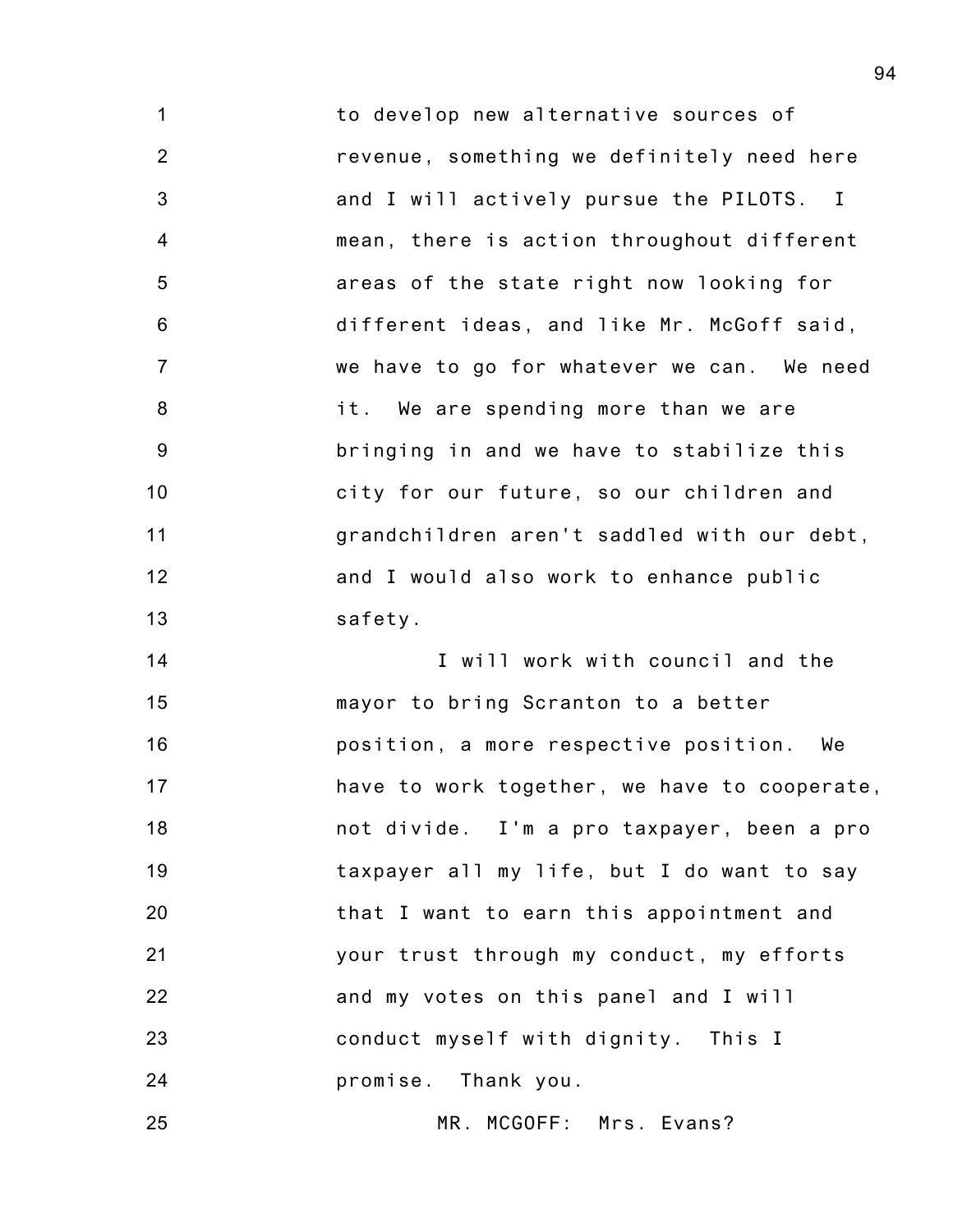to develop new alternative sources of revenue, something we definitely need here and I will actively pursue the PILOTS. I mean, there is action throughout different areas of the state right now looking for different ideas, and like Mr. McGoff said, we have to go for whatever we can. We need it. We are spending more than we are bringing in and we have to stabilize this city for our future, so our children and grandchildren aren't saddled with our debt, and I would also work to enhance public safety.

I will work with council and the mayor to bring Scranton to a better position, a more respective position. We have to work together, we have to cooperate, not divide. I'm a pro taxpayer, been a pro taxpayer all my life, but I do want to say that I want to earn this appointment and your trust through my conduct, my efforts and my votes on this panel and I will conduct myself with dignity. This I promise. Thank you.

MR. MCGOFF: Mrs. Evans?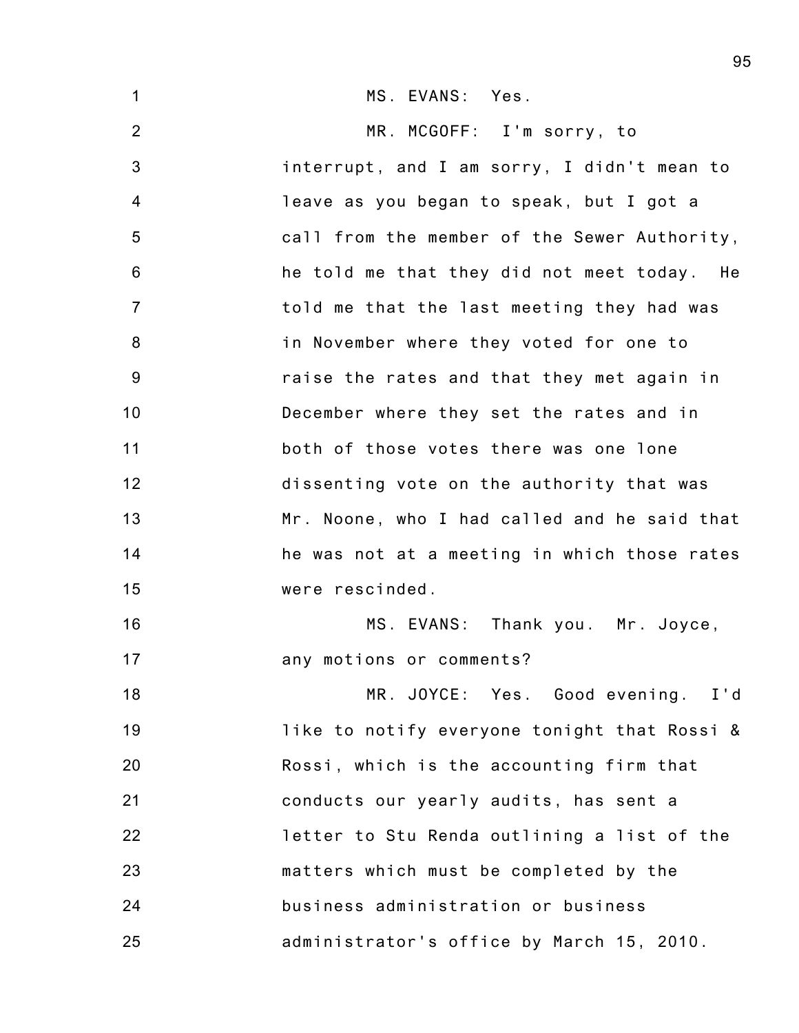MS. EVANS: Yes.

MR. MCGOFF: I'm sorry, to interrupt, and I am sorry, I didn't mean to leave as you began to speak, but I got a call from the member of the Sewer Authority, he told me that they did not meet today. He told me that the last meeting they had was in November where they voted for one to raise the rates and that they met again in December where they set the rates and in both of those votes there was one lone dissenting vote on the authority that was Mr. Noone, who I had called and he said that he was not at a meeting in which those rates were rescinded.

MS. EVANS: Thank you. Mr. Joyce, any motions or comments?

MR. JOYCE: Yes. Good evening. I'd like to notify everyone tonight that Rossi & Rossi, which is the accounting firm that conducts our yearly audits, has sent a letter to Stu Renda outlining a list of the matters which must be completed by the business administration or business administrator's office by March 15, 2010.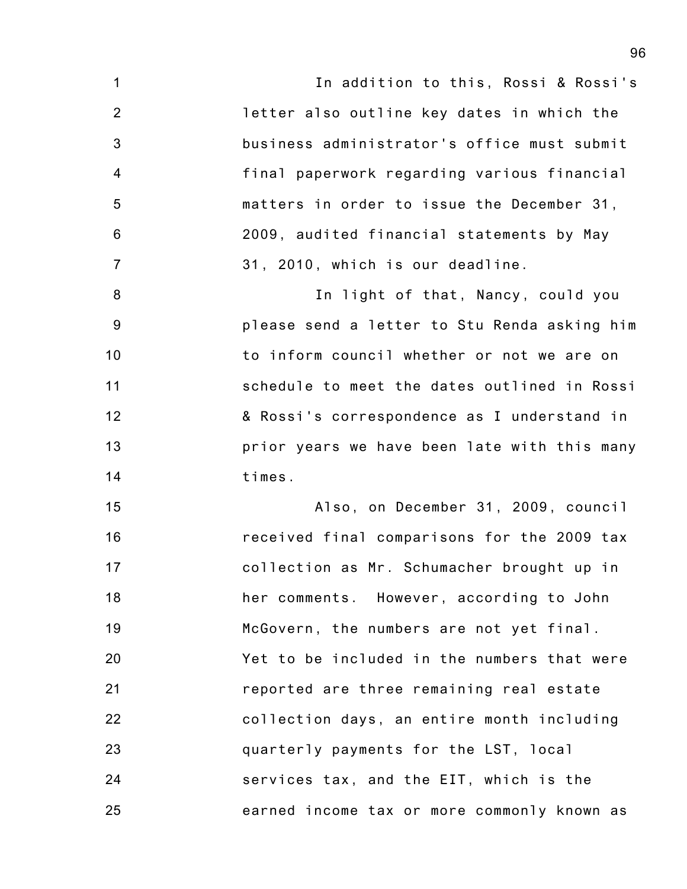In addition to this, Rossi & Rossi's letter also outline key dates in which the business administrator's office must submit final paperwork regarding various financial matters in order to issue the December 31, 2009, audited financial statements by May 31, 2010, which is our deadline.

In light of that, Nancy, could you please send a letter to Stu Renda asking him to inform council whether or not we are on schedule to meet the dates outlined in Rossi & Rossi's correspondence as I understand in prior years we have been late with this many times.

Also, on December 31, 2009, council received final comparisons for the 2009 tax collection as Mr. Schumacher brought up in her comments. However, according to John McGovern, the numbers are not yet final. Yet to be included in the numbers that were reported are three remaining real estate collection days, an entire month including quarterly payments for the LST, local services tax, and the EIT, which is the earned income tax or more commonly known as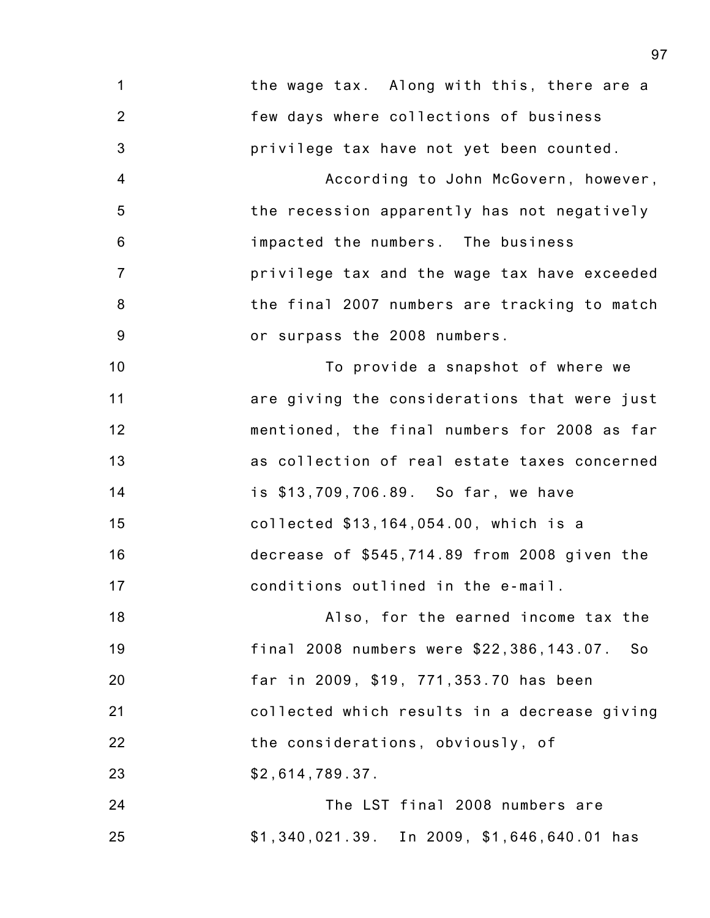the wage tax. Along with this, there are a few days where collections of business privilege tax have not yet been counted.

According to John McGovern, however, the recession apparently has not negatively impacted the numbers. The business privilege tax and the wage tax have exceeded the final 2007 numbers are tracking to match or surpass the 2008 numbers.

To provide a snapshot of where we are giving the considerations that were just mentioned, the final numbers for 2008 as far as collection of real estate taxes concerned is $13,709,706.89. So far, we have collected $13,164,054.00, which is a decrease of $545,714.89 from 2008 given the conditions outlined in the e-mail.

Also, for the earned income tax the final 2008 numbers were $22,386,143.07. So far in 2009, $19, 771,353.70 has been collected which results in a decrease giving the considerations, obviously, of $2,614,789.37.

The LST final 2008 numbers are $1,340,021.39. In 2009, $1,646,640.01 has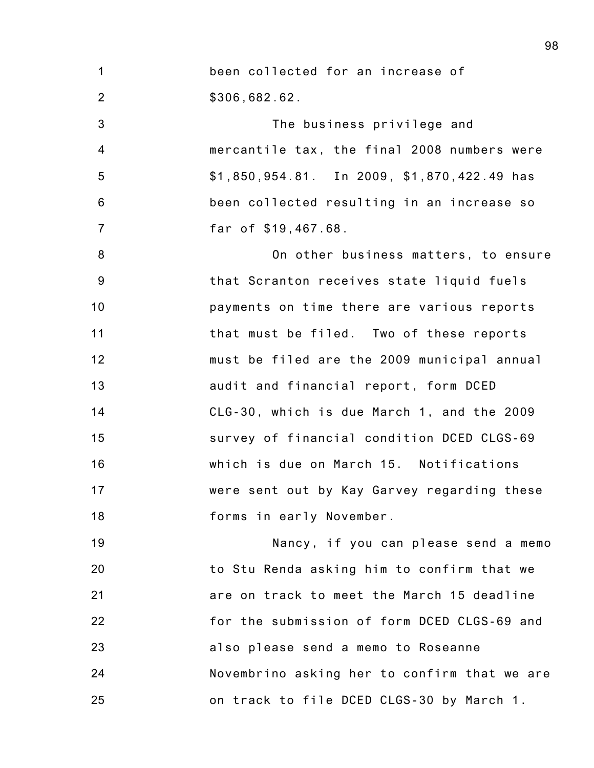been collected for an increase of $306,682.62.

The business privilege and mercantile tax, the final 2008 numbers were $1,850,954.81. In 2009, $1,870,422.49 has been collected resulting in an increase so far of $19,467.68.

On other business matters, to ensure that Scranton receives state liquid fuels payments on time there are various reports that must be filed. Two of these reports must be filed are the 2009 municipal annual audit and financial report, form DCED CLG-30, which is due March 1, and the 2009 survey of financial condition DCED CLGS-69 which is due on March 15. Notifications were sent out by Kay Garvey regarding these forms in early November.

Nancy, if you can please send a memo to Stu Renda asking him to confirm that we are on track to meet the March 15 deadline for the submission of form DCED CLGS-69 and also please send a memo to Roseanne Novembrino asking her to confirm that we are on track to file DCED CLGS-30 by March 1.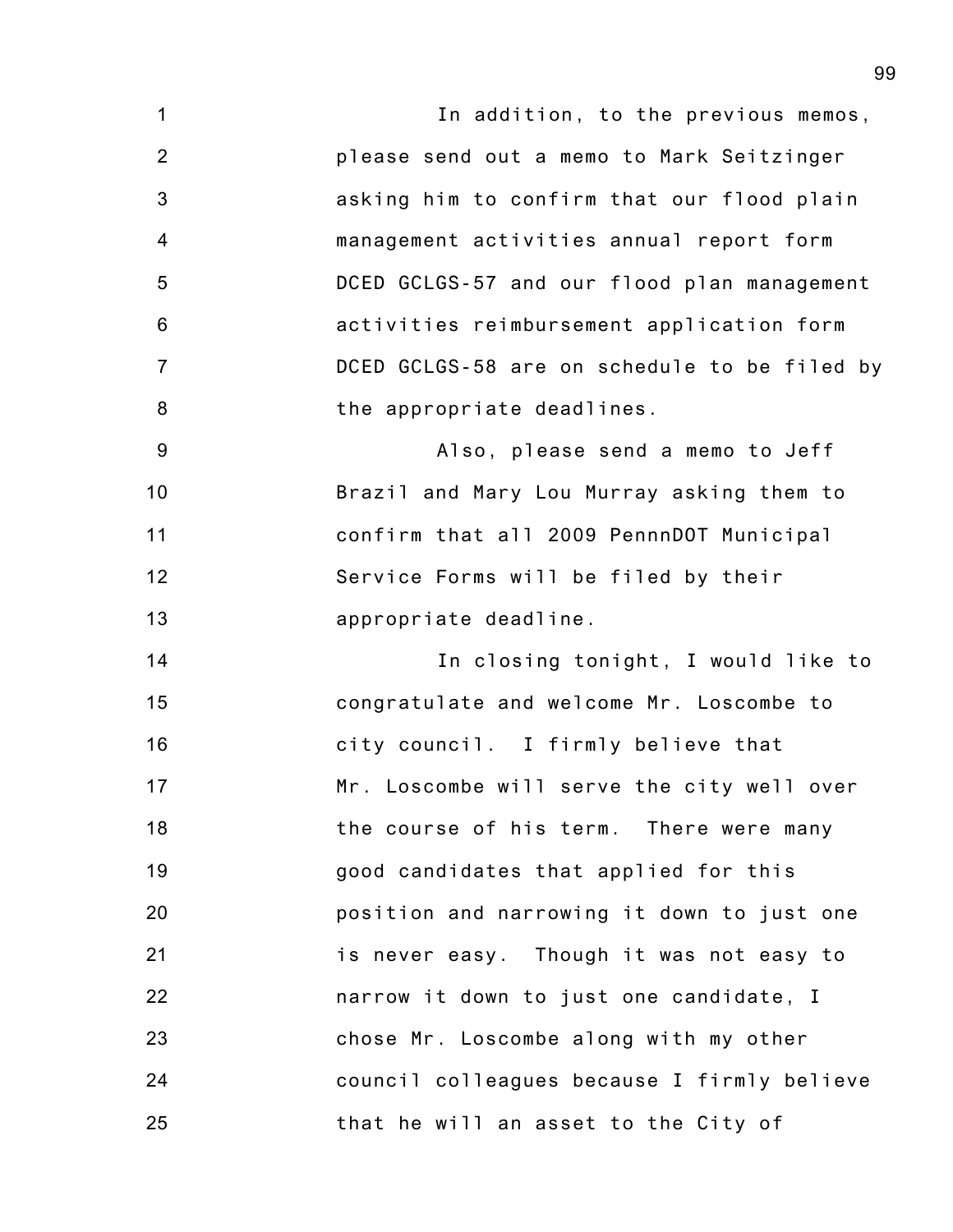In addition, to the previous memos, please send out a memo to Mark Seitzinger asking him to confirm that our flood plain management activities annual report form DCED GCLGS-57 and our flood plan management activities reimbursement application form DCED GCLGS-58 are on schedule to be filed by the appropriate deadlines.

Also, please send a memo to Jeff Brazil and Mary Lou Murray asking them to confirm that all 2009 PennnDOT Municipal Service Forms will be filed by their appropriate deadline.

In closing tonight, I would like to congratulate and welcome Mr. Loscombe to city council. I firmly believe that Mr. Loscombe will serve the city well over the course of his term. There were many good candidates that applied for this position and narrowing it down to just one is never easy. Though it was not easy to narrow it down to just one candidate, I chose Mr. Loscombe along with my other council colleagues because I firmly believe that he will an asset to the City of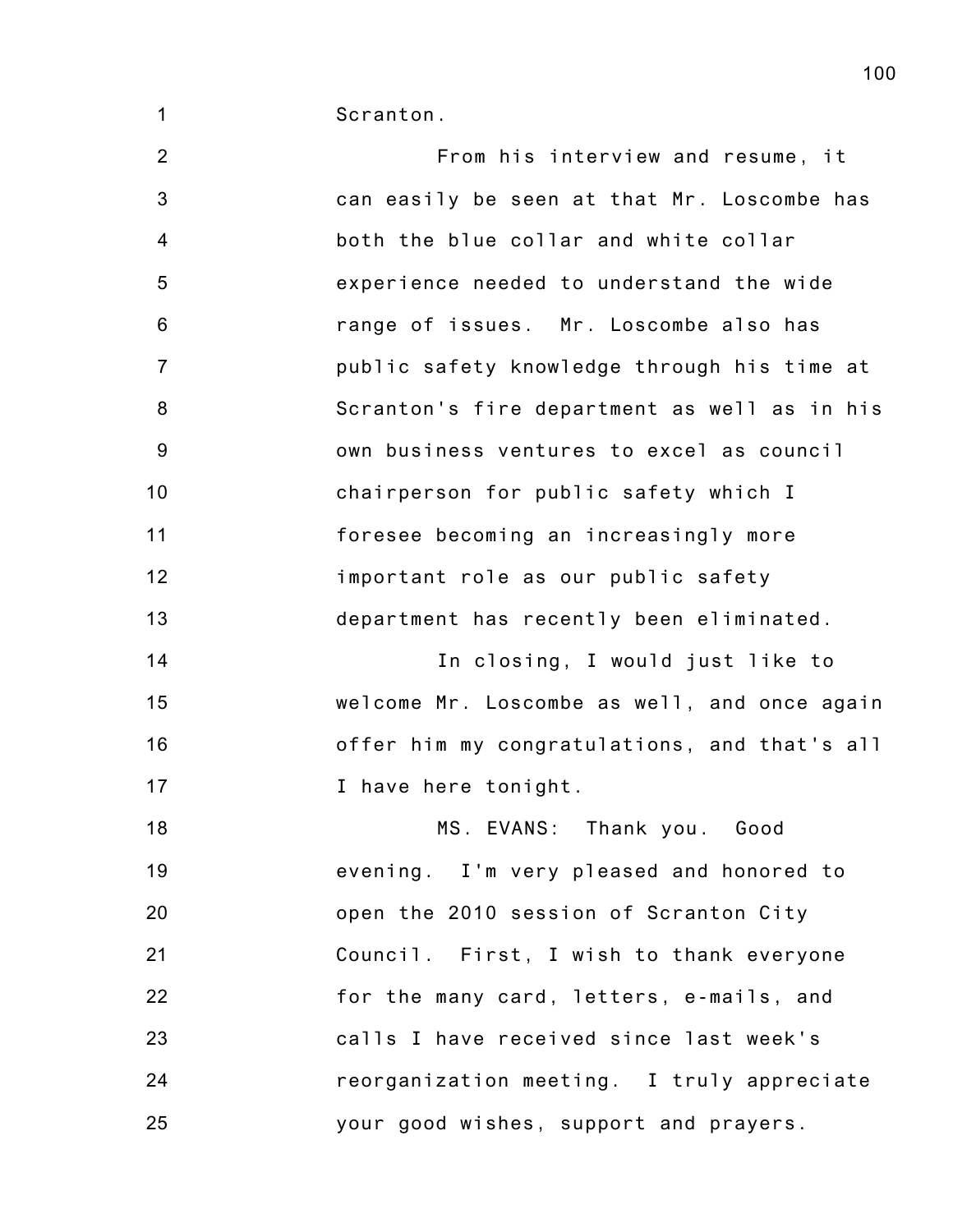Scranton.

From his interview and resume, it can easily be seen at that Mr. Loscombe has both the blue collar and white collar experience needed to understand the wide range of issues. Mr. Loscombe also has public safety knowledge through his time at Scranton's fire department as well as in his own business ventures to excel as council chairperson for public safety which I foresee becoming an increasingly more important role as our public safety department has recently been eliminated.

In closing, I would just like to welcome Mr. Loscombe as well, and once again offer him my congratulations, and that's all I have here tonight.

MS. EVANS: Thank you. Good evening. I'm very pleased and honored to open the 2010 session of Scranton City Council. First, I wish to thank everyone for the many card, letters, e-mails, and calls I have received since last week's reorganization meeting. I truly appreciate your good wishes, support and prayers.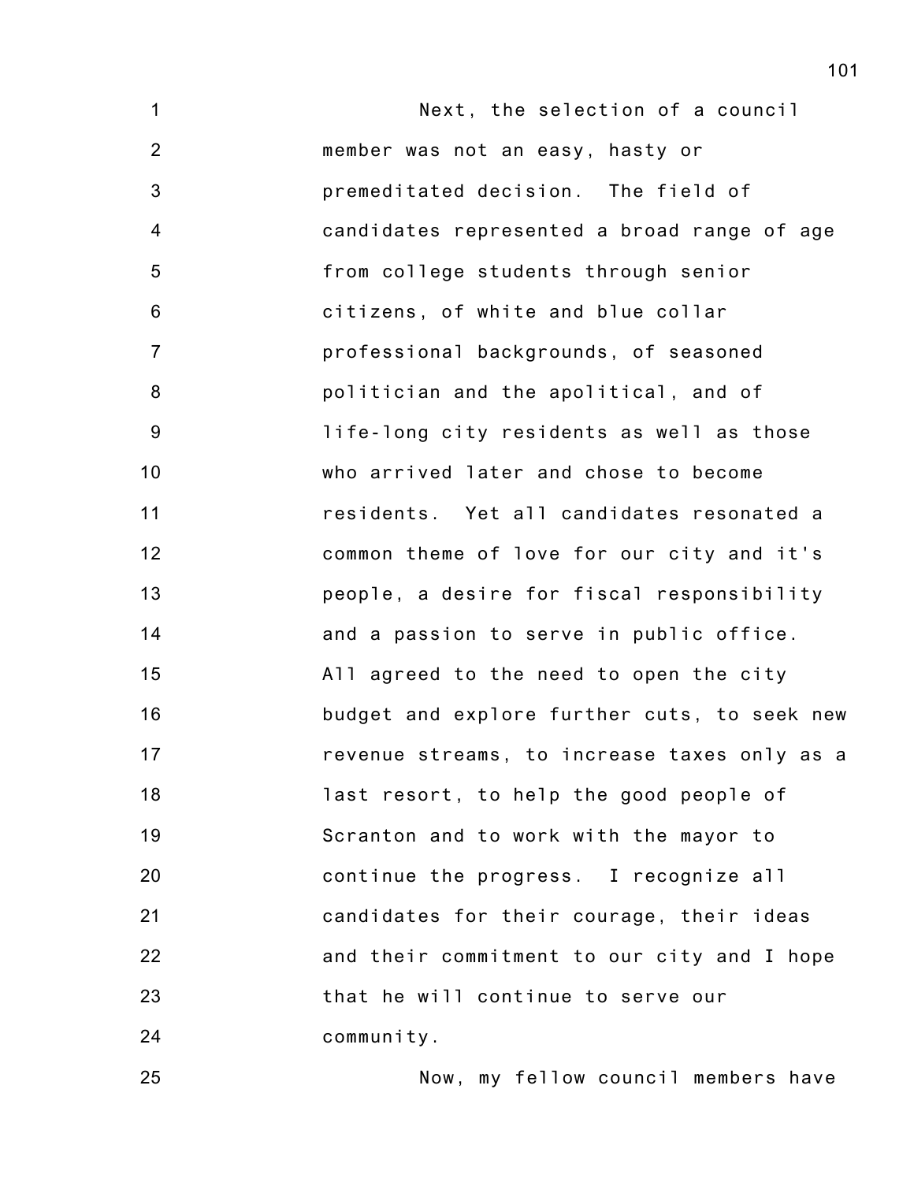Next, the selection of a council member was not an easy, hasty or premeditated decision. The field of candidates represented a broad range of age from college students through senior citizens, of white and blue collar professional backgrounds, of seasoned politician and the apolitical, and of life-long city residents as well as those who arrived later and chose to become residents. Yet all candidates resonated a common theme of love for our city and it's people, a desire for fiscal responsibility and a passion to serve in public office. All agreed to the need to open the city budget and explore further cuts, to seek new revenue streams, to increase taxes only as a last resort, to help the good people of Scranton and to work with the mayor to continue the progress. I recognize all candidates for their courage, their ideas and their commitment to our city and I hope that he will continue to serve our community.

Now, my fellow council members have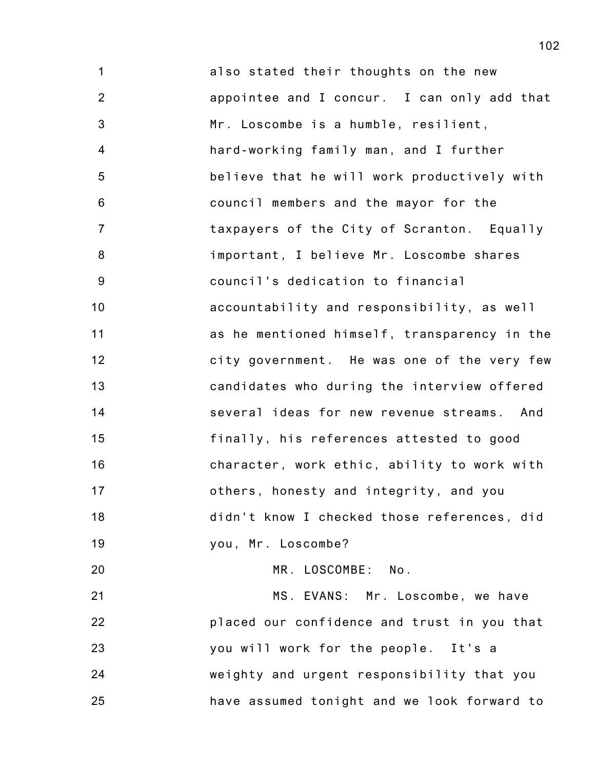also stated their thoughts on the new appointee and I concur. I can only add that Mr. Loscombe is a humble, resilient, hard-working family man, and I further believe that he will work productively with council members and the mayor for the taxpayers of the City of Scranton. Equally important, I believe Mr. Loscombe shares council's dedication to financial accountability and responsibility, as well as he mentioned himself, transparency in the city government. He was one of the very few candidates who during the interview offered several ideas for new revenue streams. And finally, his references attested to good character, work ethic, ability to work with others, honesty and integrity, and you didn't know I checked those references, did you, Mr. Loscombe?

MR. LOSCOMBE: No.

MS. EVANS: Mr. Loscombe, we have placed our confidence and trust in you that you will work for the people. It's a weighty and urgent responsibility that you have assumed tonight and we look forward to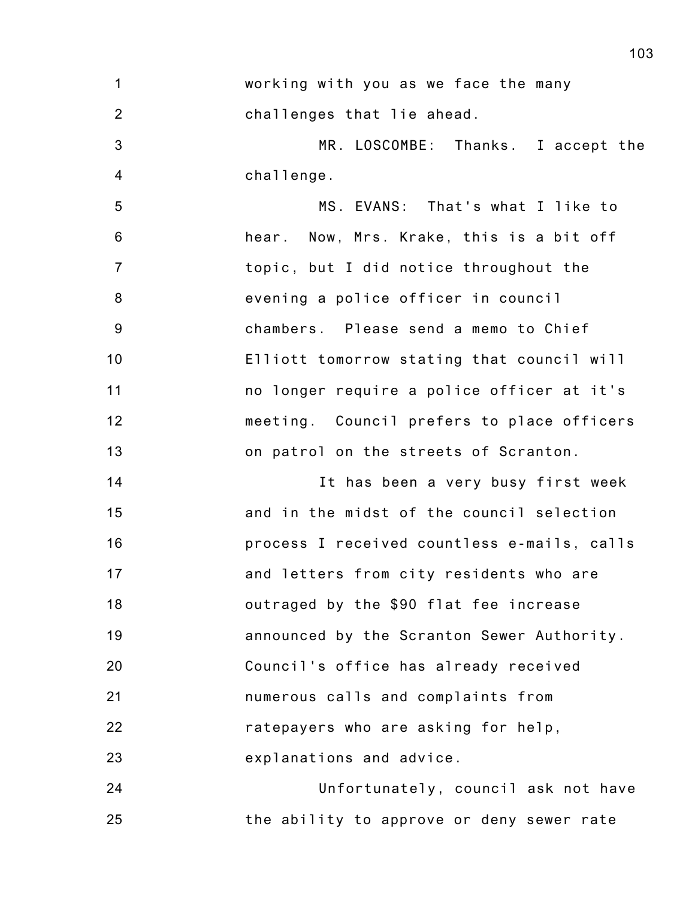working with you as we face the many challenges that lie ahead.

MR. LOSCOMBE: Thanks. I accept the challenge.

MS. EVANS: That's what I like to hear. Now, Mrs. Krake, this is a bit off topic, but I did notice throughout the evening a police officer in council chambers. Please send a memo to Chief Elliott tomorrow stating that council will no longer require a police officer at it's meeting. Council prefers to place officers on patrol on the streets of Scranton.

It has been a very busy first week and in the midst of the council selection process I received countless e-mails, calls and letters from city residents who are outraged by the $90 flat fee increase announced by the Scranton Sewer Authority. Council's office has already received numerous calls and complaints from ratepayers who are asking for help, explanations and advice.

Unfortunately, council ask not have the ability to approve or deny sewer rate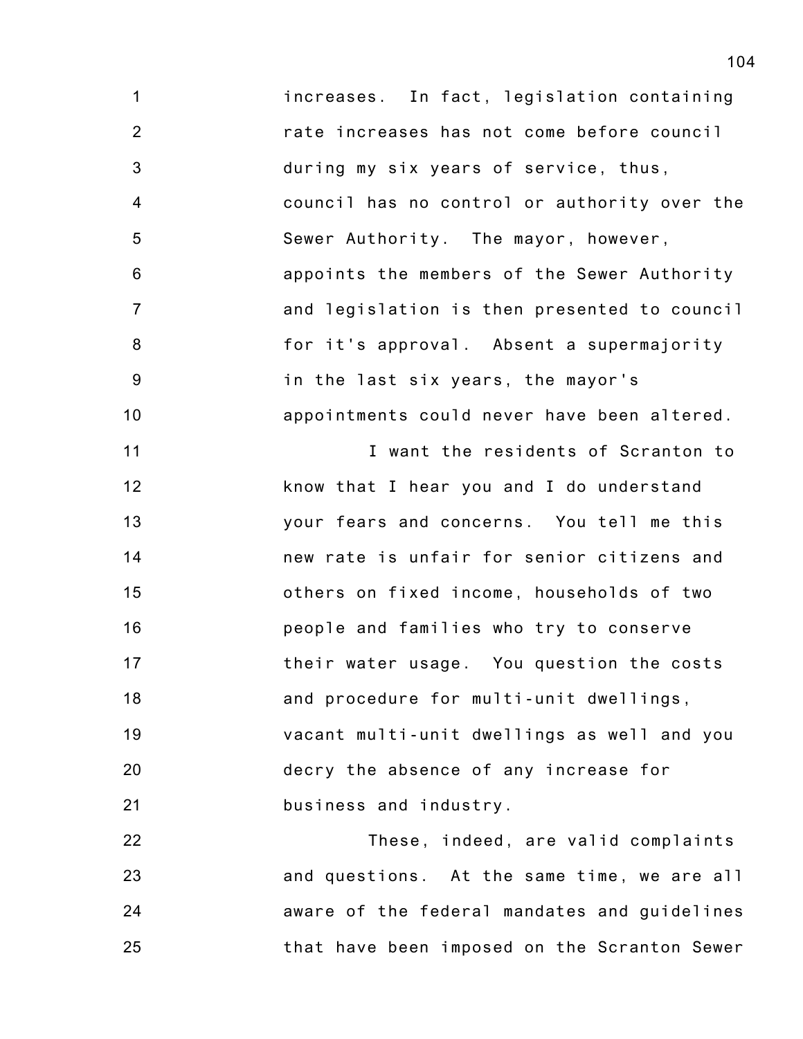increases. In fact, legislation containing rate increases has not come before council during my six years of service, thus, council has no control or authority over the Sewer Authority. The mayor, however, appoints the members of the Sewer Authority and legislation is then presented to council for it's approval. Absent a supermajority in the last six years, the mayor's appointments could never have been altered.

I want the residents of Scranton to know that I hear you and I do understand your fears and concerns. You tell me this new rate is unfair for senior citizens and others on fixed income, households of two people and families who try to conserve their water usage. You question the costs and procedure for multi-unit dwellings, vacant multi-unit dwellings as well and you decry the absence of any increase for business and industry.

These, indeed, are valid complaints and questions. At the same time, we are all aware of the federal mandates and guidelines that have been imposed on the Scranton Sewer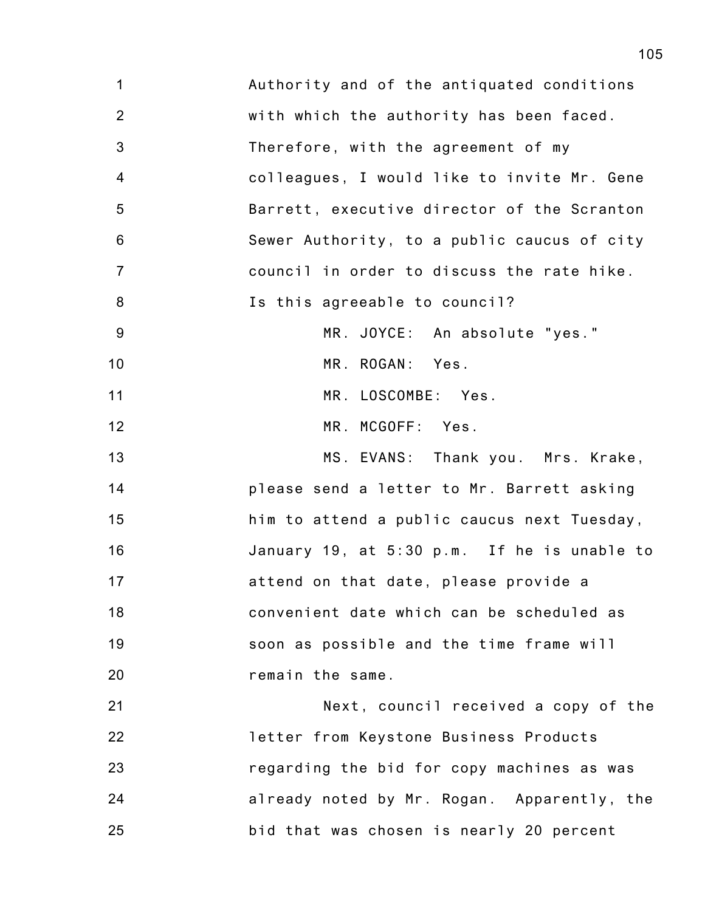Authority and of the antiquated conditions with which the authority has been faced. Therefore, with the agreement of my colleagues, I would like to invite Mr. Gene Barrett, executive director of the Scranton Sewer Authority, to a public caucus of city council in order to discuss the rate hike. Is this agreeable to council?

MR. JOYCE: An absolute "yes."

MR. ROGAN: Yes.

MR. LOSCOMBE: Yes.

MR. MCGOFF: Yes.

MS. EVANS: Thank you. Mrs. Krake, please send a letter to Mr. Barrett asking him to attend a public caucus next Tuesday, January 19, at 5:30 p.m. If he is unable to attend on that date, please provide a convenient date which can be scheduled as soon as possible and the time frame will remain the same.

Next, council received a copy of the letter from Keystone Business Products regarding the bid for copy machines as was already noted by Mr. Rogan. Apparently, the bid that was chosen is nearly 20 percent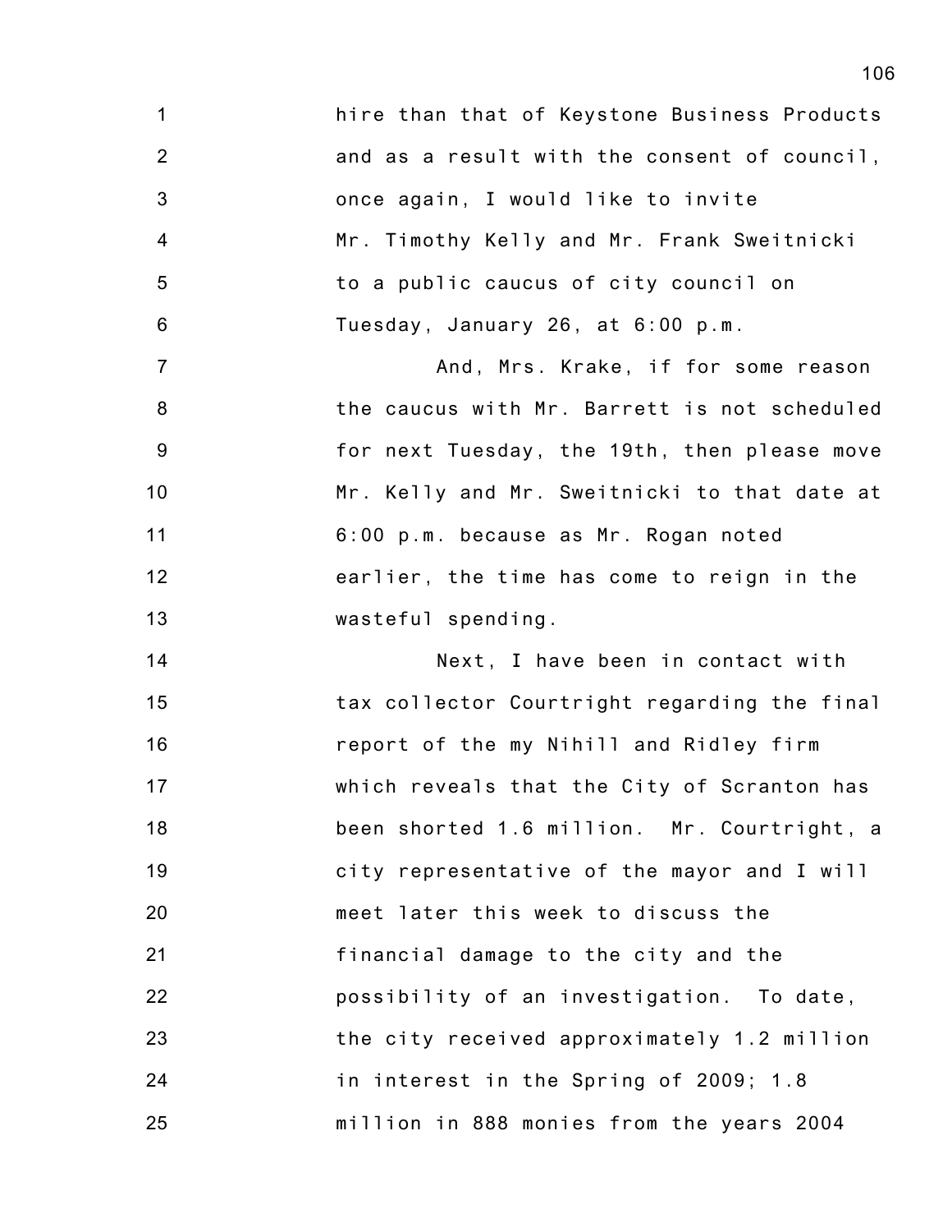hire than that of Keystone Business Products and as a result with the consent of council, once again, I would like to invite Mr. Timothy Kelly and Mr. Frank Sweitnicki to a public caucus of city council on Tuesday, January 26, at 6:00 p.m.

And, Mrs. Krake, if for some reason the caucus with Mr. Barrett is not scheduled for next Tuesday, the 19th, then please move Mr. Kelly and Mr. Sweitnicki to that date at 6:00 p.m. because as Mr. Rogan noted earlier, the time has come to reign in the wasteful spending.

Next, I have been in contact with tax collector Courtright regarding the final report of the my Nihill and Ridley firm which reveals that the City of Scranton has been shorted 1.6 million. Mr. Courtright, a city representative of the mayor and I will meet later this week to discuss the financial damage to the city and the possibility of an investigation. To date, the city received approximately 1.2 million in interest in the Spring of 2009; 1.8 million in 888 monies from the years 2004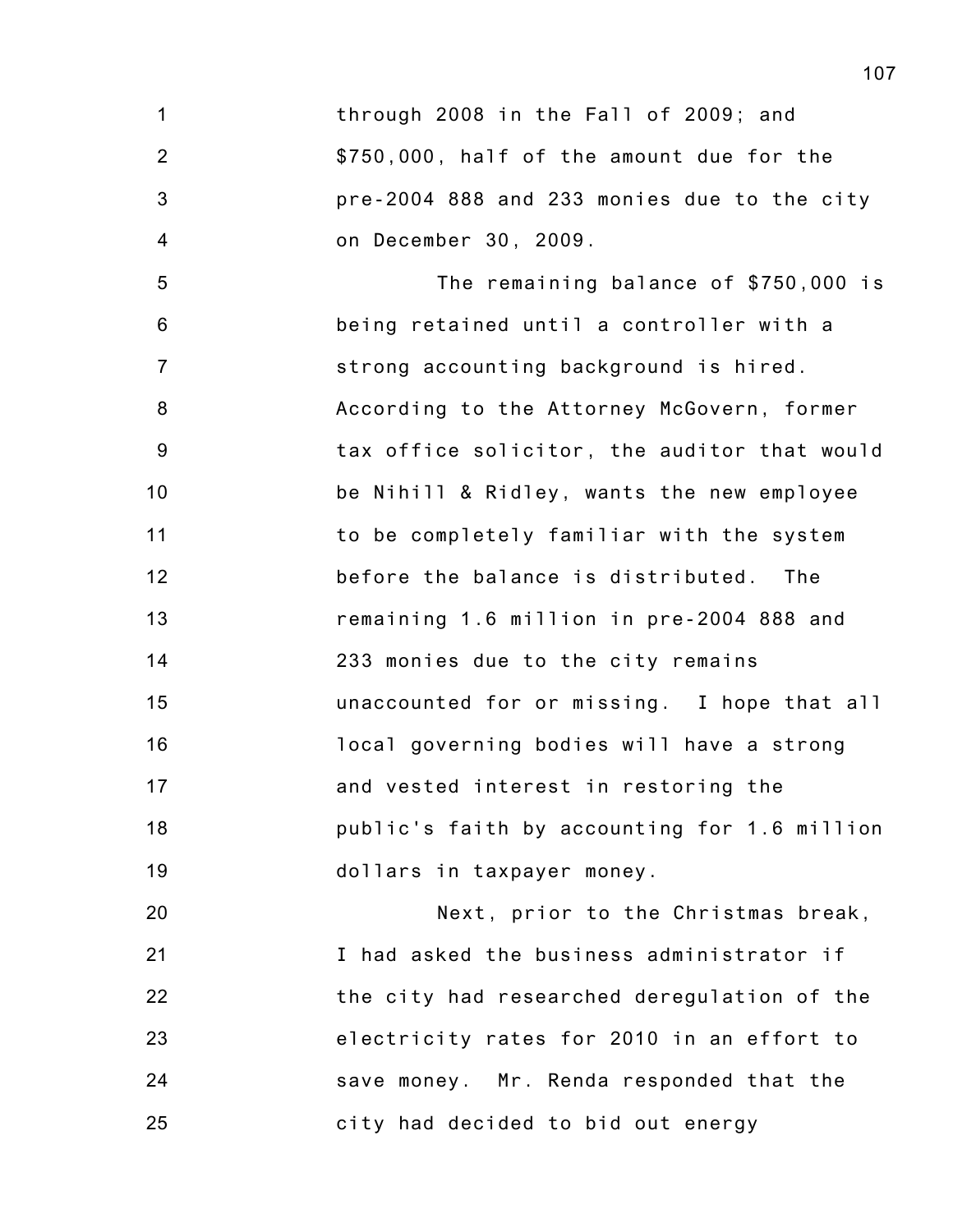through 2008 in the Fall of 2009; and $750,000, half of the amount due for the pre-2004 888 and 233 monies due to the city on December 30, 2009.

The remaining balance of $750,000 is being retained until a controller with a strong accounting background is hired. According to the Attorney McGovern, former tax office solicitor, the auditor that would be Nihill & Ridley, wants the new employee to be completely familiar with the system before the balance is distributed. The remaining 1.6 million in pre-2004 888 and 233 monies due to the city remains unaccounted for or missing. I hope that all local governing bodies will have a strong and vested interest in restoring the public's faith by accounting for 1.6 million dollars in taxpayer money.

Next, prior to the Christmas break, I had asked the business administrator if the city had researched deregulation of the electricity rates for 2010 in an effort to save money. Mr. Renda responded that the city had decided to bid out energy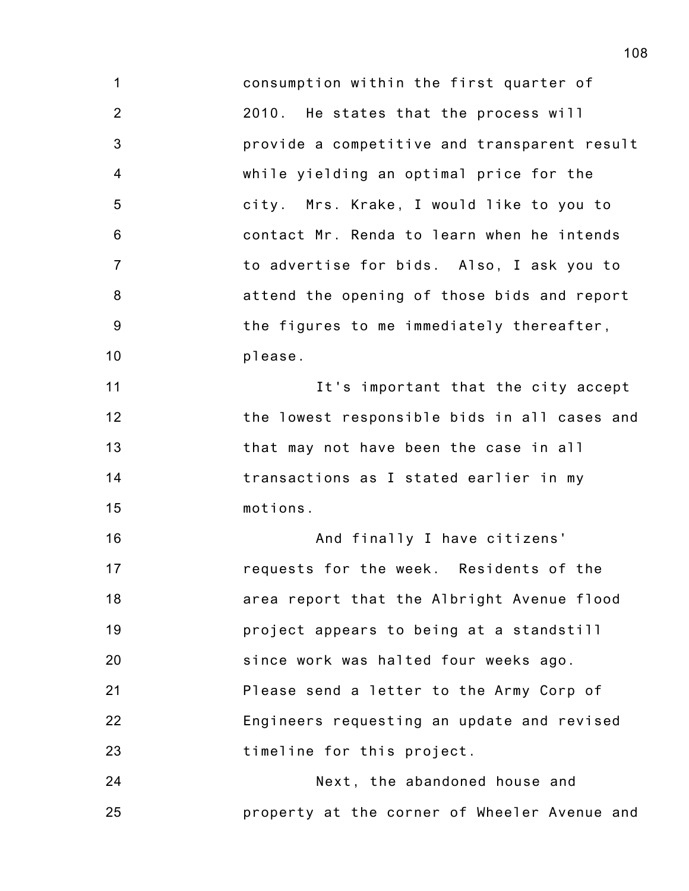consumption within the first quarter of 2010. He states that the process will provide a competitive and transparent result while yielding an optimal price for the city. Mrs. Krake, I would like to you to contact Mr. Renda to learn when he intends to advertise for bids. Also, I ask you to attend the opening of those bids and report the figures to me immediately thereafter, please.

It's important that the city accept the lowest responsible bids in all cases and that may not have been the case in all transactions as I stated earlier in my motions.

And finally I have citizens' requests for the week. Residents of the area report that the Albright Avenue flood project appears to being at a standstill since work was halted four weeks ago. Please send a letter to the Army Corp of Engineers requesting an update and revised timeline for this project.

Next, the abandoned house and property at the corner of Wheeler Avenue and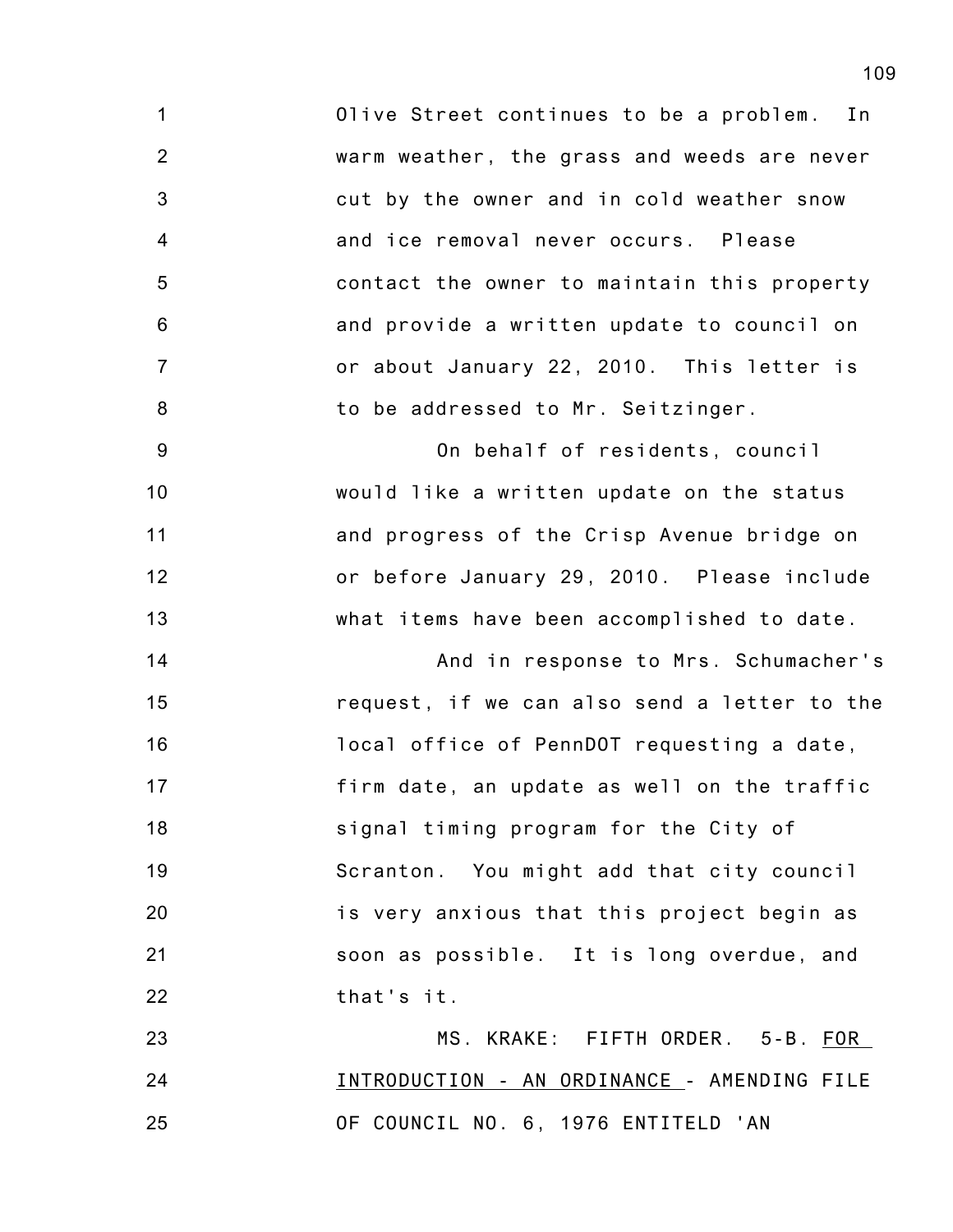Olive Street continues to be a problem. In warm weather, the grass and weeds are never cut by the owner and in cold weather snow and ice removal never occurs. Please contact the owner to maintain this property and provide a written update to council on or about January 22, 2010. This letter is to be addressed to Mr. Seitzinger.

On behalf of residents, council would like a written update on the status and progress of the Crisp Avenue bridge on or before January 29, 2010. Please include what items have been accomplished to date.

And in response to Mrs. Schumacher's request, if we can also send a letter to the local office of PennDOT requesting a date, firm date, an update as well on the traffic signal timing program for the City of Scranton. You might add that city council is very anxious that this project begin as soon as possible. It is long overdue, and that's it.

MS. KRAKE: FIFTH ORDER. 5-B. FOR INTRODUCTION - AN ORDINANCE - AMENDING FILE OF COUNCIL NO. 6, 1976 ENTITELD 'AN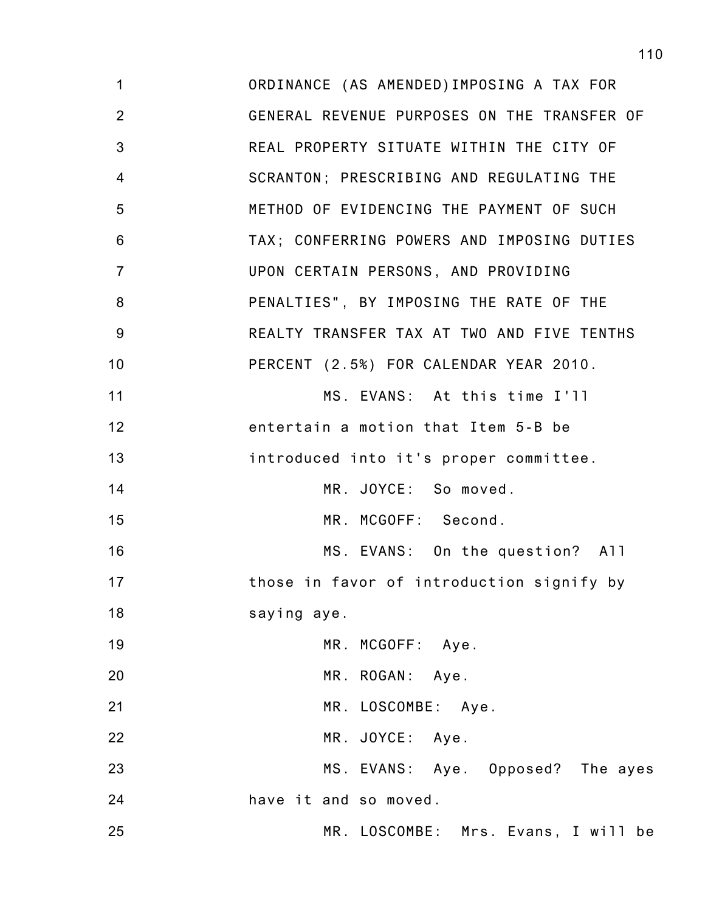ORDINANCE (AS AMENDED)IMPOSING A TAX FOR GENERAL REVENUE PURPOSES ON THE TRANSFER OF REAL PROPERTY SITUATE WITHIN THE CITY OF SCRANTON; PRESCRIBING AND REGULATING THE METHOD OF EVIDENCING THE PAYMENT OF SUCH TAX; CONFERRING POWERS AND IMPOSING DUTIES UPON CERTAIN PERSONS, AND PROVIDING PENALTIES", BY IMPOSING THE RATE OF THE REALTY TRANSFER TAX AT TWO AND FIVE TENTHS PERCENT (2.5%) FOR CALENDAR YEAR 2010.

MS. EVANS: At this time I'll entertain a motion that Item 5-B be introduced into it's proper committee.

MR. JOYCE: So moved.

MR. MCGOFF: Second.

MS. EVANS: On the question? All those in favor of introduction signify by saying aye.

MR. MCGOFF: Aye.

MR. ROGAN: Aye.

MR. LOSCOMBE: Aye.

MR. JOYCE: Aye.

MS. EVANS: Aye. Opposed? The ayes have it and so moved.

MR. LOSCOMBE: Mrs. Evans, I will be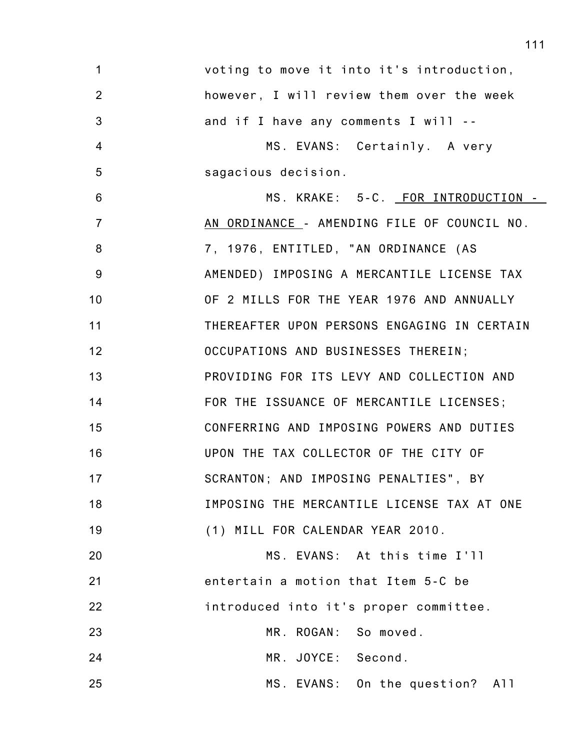voting to move it into it's introduction, however, I will review them over the week and if I have any comments I will --

MS. EVANS: Certainly. A very sagacious decision.

MS. KRAKE: 5-C. FOR INTRODUCTION - AN ORDINANCE - AMENDING FILE OF COUNCIL NO. 7, 1976, ENTITLED, "AN ORDINANCE (AS AMENDED) IMPOSING A MERCANTILE LICENSE TAX OF 2 MILLS FOR THE YEAR 1976 AND ANNUALLY THEREAFTER UPON PERSONS ENGAGING IN CERTAIN OCCUPATIONS AND BUSINESSES THEREIN; PROVIDING FOR ITS LEVY AND COLLECTION AND FOR THE ISSUANCE OF MERCANTILE LICENSES; CONFERRING AND IMPOSING POWERS AND DUTIES UPON THE TAX COLLECTOR OF THE CITY OF SCRANTON; AND IMPOSING PENALTIES", BY IMPOSING THE MERCANTILE LICENSE TAX AT ONE (1) MILL FOR CALENDAR YEAR 2010.

MS. EVANS: At this time I'll entertain a motion that Item 5-C be introduced into it's proper committee.

MR. ROGAN: So moved.

MR. JOYCE: Second.

MS. EVANS: On the question? All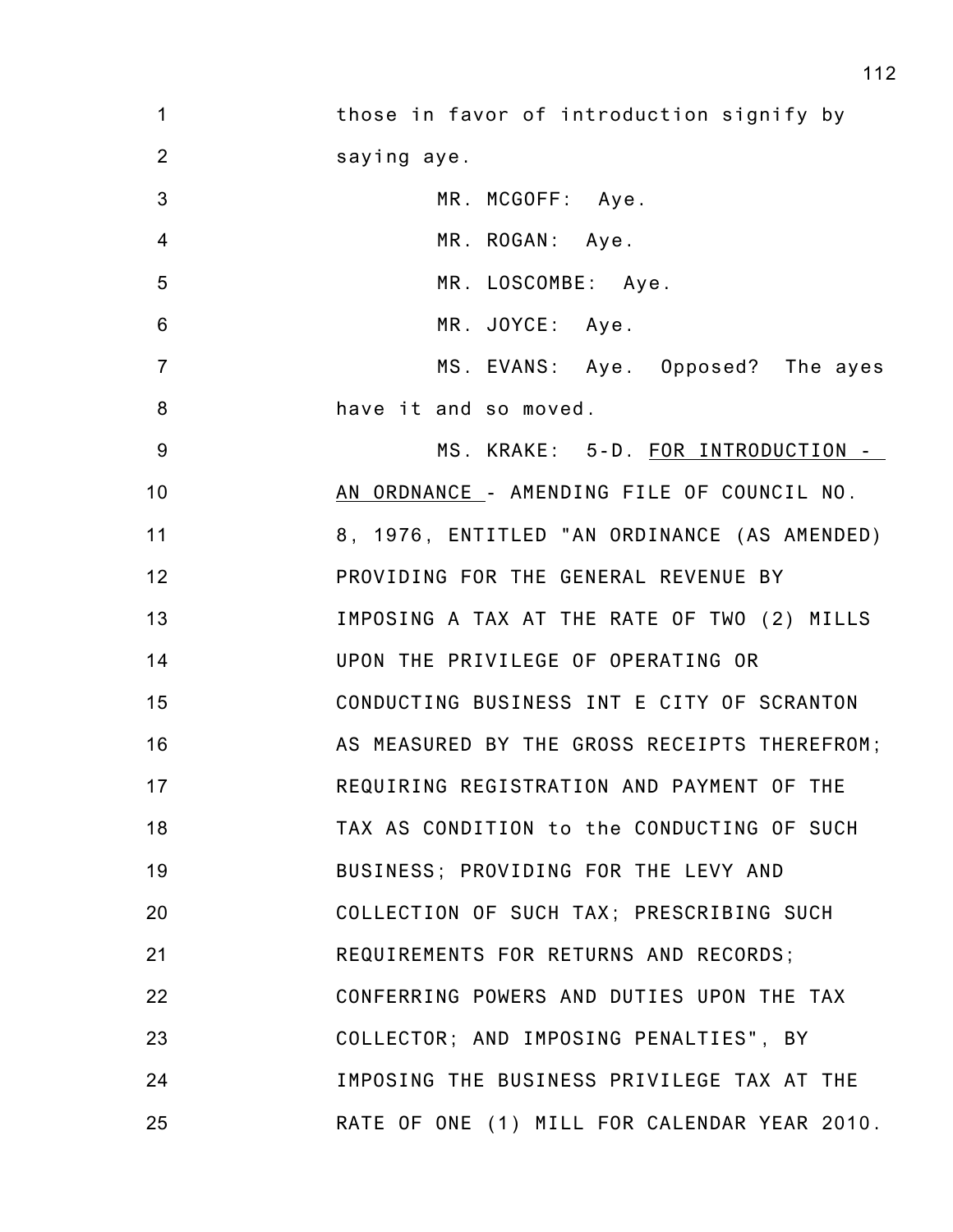those in favor of introduction signify by saying aye.

MR. MCGOFF: Aye.

MR. ROGAN: Aye.

MR. LOSCOMBE: Aye.

MR. JOYCE: Aye.

MS. EVANS: Aye. Opposed? The ayes have it and so moved.

MS. KRAKE: 5-D. FOR INTRODUCTION - AN ORDNANCE - AMENDING FILE OF COUNCIL NO. 8, 1976, ENTITLED "AN ORDINANCE (AS AMENDED) PROVIDING FOR THE GENERAL REVENUE BY IMPOSING A TAX AT THE RATE OF TWO (2) MILLS UPON THE PRIVILEGE OF OPERATING OR CONDUCTING BUSINESS INT E CITY OF SCRANTON AS MEASURED BY THE GROSS RECEIPTS THEREFROM; REQUIRING REGISTRATION AND PAYMENT OF THE TAX AS CONDITION to the CONDUCTING OF SUCH BUSINESS; PROVIDING FOR THE LEVY AND COLLECTION OF SUCH TAX; PRESCRIBING SUCH REQUIREMENTS FOR RETURNS AND RECORDS; CONFERRING POWERS AND DUTIES UPON THE TAX COLLECTOR; AND IMPOSING PENALTIES", BY IMPOSING THE BUSINESS PRIVILEGE TAX AT THE RATE OF ONE (1) MILL FOR CALENDAR YEAR 2010.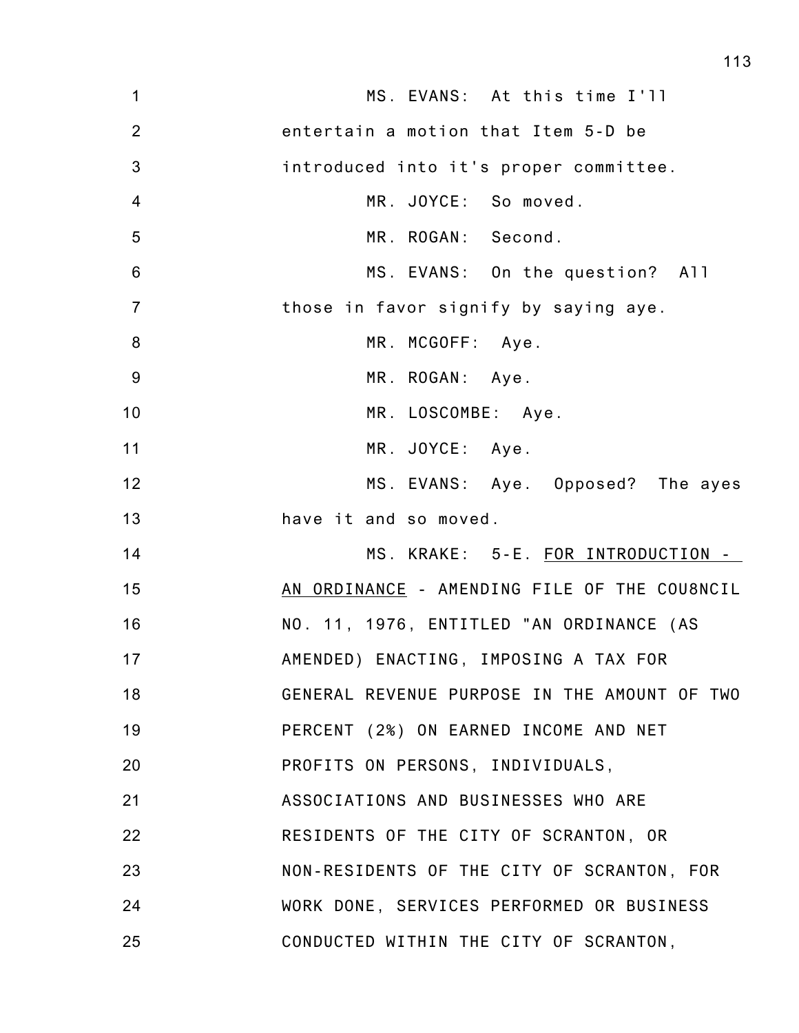MS. EVANS: At this time I'll entertain a motion that Item 5-D be introduced into it's proper committee.

MR. JOYCE: So moved.

MR. ROGAN: Second.

MS. EVANS: On the question? All those in favor signify by saying aye.

MR. MCGOFF: Aye.

MR. ROGAN: Aye.

MR. LOSCOMBE: Aye.

MR. JOYCE: Aye.

MS. EVANS: Aye. Opposed? The ayes have it and so moved.

MS. KRAKE: 5-E. FOR INTRODUCTION - AN ORDINANCE - AMENDING FILE OF THE COU8NCIL NO. 11, 1976, ENTITLED "AN ORDINANCE (AS AMENDED) ENACTING, IMPOSING A TAX FOR GENERAL REVENUE PURPOSE IN THE AMOUNT OF TWO PERCENT (2%) ON EARNED INCOME AND NET PROFITS ON PERSONS, INDIVIDUALS, ASSOCIATIONS AND BUSINESSES WHO ARE RESIDENTS OF THE CITY OF SCRANTON, OR NON-RESIDENTS OF THE CITY OF SCRANTON, FOR WORK DONE, SERVICES PERFORMED OR BUSINESS CONDUCTED WITHIN THE CITY OF SCRANTON,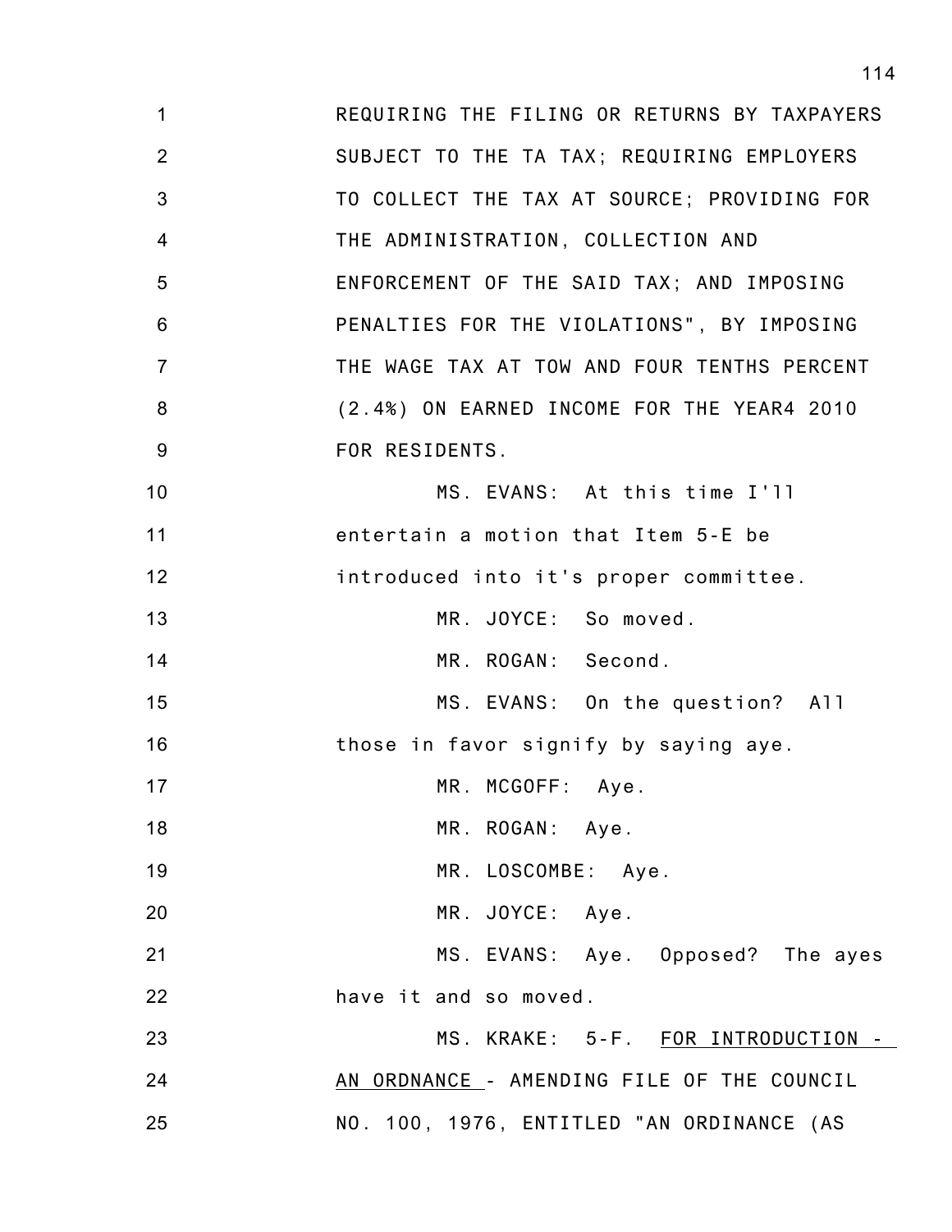REQUIRING THE FILING OR RETURNS BY TAXPAYERS SUBJECT TO THE TA TAX; REQUIRING EMPLOYERS TO COLLECT THE TAX AT SOURCE; PROVIDING FOR THE ADMINISTRATION, COLLECTION AND ENFORCEMENT OF THE SAID TAX; AND IMPOSING PENALTIES FOR THE VIOLATIONS", BY IMPOSING THE WAGE TAX AT TOW AND FOUR TENTHS PERCENT (2.4%) ON EARNED INCOME FOR THE YEAR4 2010 FOR RESIDENTS.

MS. EVANS: At this time I'll entertain a motion that Item 5-E be introduced into it's proper committee.

MR. JOYCE: So moved.

MR. ROGAN: Second.

MS. EVANS: On the question? All those in favor signify by saying aye.

MR. MCGOFF: Aye.

MR. ROGAN: Aye.

MR. LOSCOMBE: Aye.

MR. JOYCE: Aye.

MS. EVANS: Aye. Opposed? The ayes have it and so moved.

MS. KRAKE: 5-F. FOR INTRODUCTION - AN ORDNANCE - AMENDING FILE OF THE COUNCIL NO. 100, 1976, ENTITLED "AN ORDINANCE (AS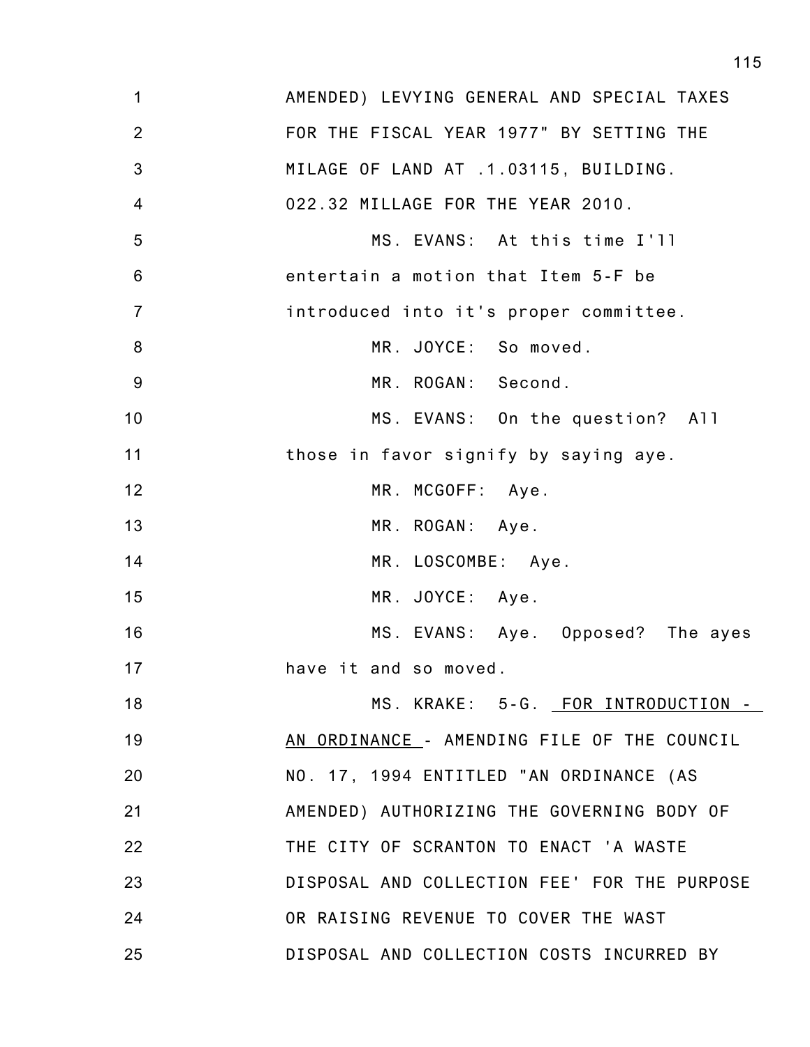AMENDED) LEVYING GENERAL AND SPECIAL TAXES FOR THE FISCAL YEAR 1977" BY SETTING THE MILAGE OF LAND AT .1.03115, BUILDING. 022.32 MILLAGE FOR THE YEAR 2010.

MS. EVANS: At this time I'll entertain a motion that Item 5-F be introduced into it's proper committee.

MR. JOYCE: So moved.

MR. ROGAN: Second.

MS. EVANS: On the question? All those in favor signify by saying aye.

MR. MCGOFF: Aye.

MR. ROGAN: Aye.

MR. LOSCOMBE: Aye.

MR. JOYCE: Aye.

MS. EVANS: Aye. Opposed? The ayes have it and so moved.

MS. KRAKE: 5-G. FOR INTRODUCTION - AN ORDINANCE - AMENDING FILE OF THE COUNCIL NO. 17, 1994 ENTITLED "AN ORDINANCE (AS AMENDED) AUTHORIZING THE GOVERNING BODY OF THE CITY OF SCRANTON TO ENACT 'A WASTE DISPOSAL AND COLLECTION FEE' FOR THE PURPOSE OR RAISING REVENUE TO COVER THE WAST DISPOSAL AND COLLECTION COSTS INCURRED BY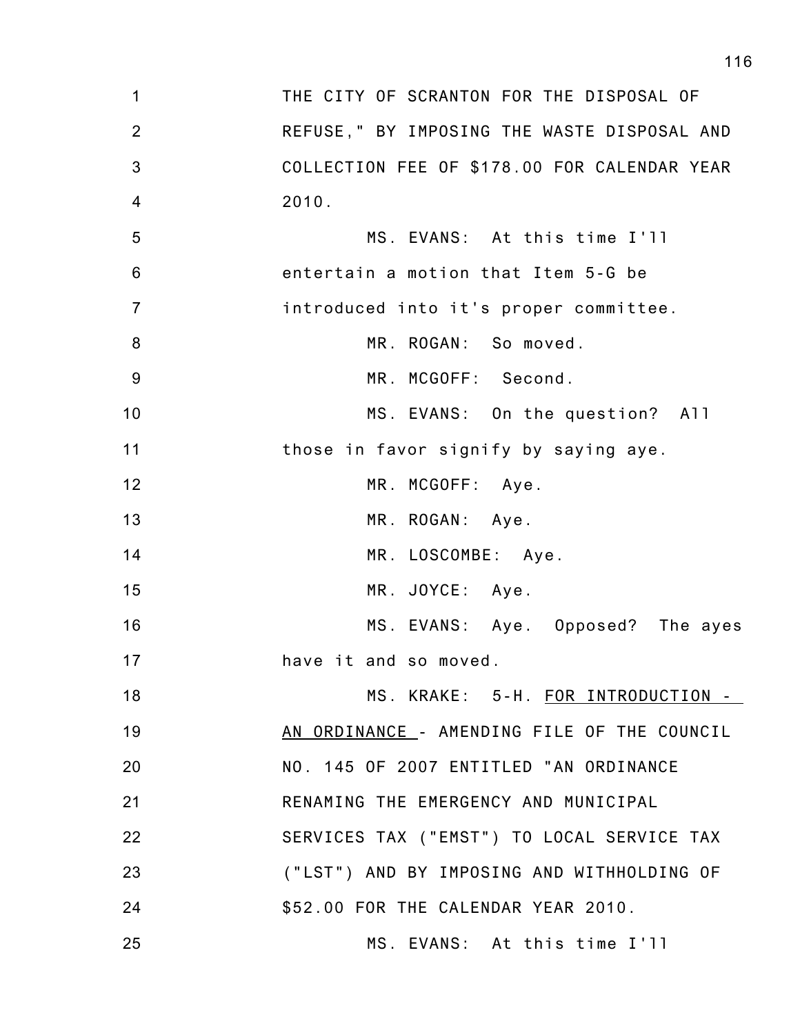THE CITY OF SCRANTON FOR THE DISPOSAL OF REFUSE," BY IMPOSING THE WASTE DISPOSAL AND COLLECTION FEE OF $178.00 FOR CALENDAR YEAR 2010.

MS. EVANS: At this time I'll entertain a motion that Item 5-G be introduced into it's proper committee.

MR. ROGAN: So moved.

MR. MCGOFF: Second.

MS. EVANS: On the question? All those in favor signify by saying aye.

MR. MCGOFF: Aye.

MR. ROGAN: Aye.

MR. LOSCOMBE: Aye.

MR. JOYCE: Aye.

MS. EVANS: Aye. Opposed? The ayes have it and so moved.

MS. KRAKE: 5-H. FOR INTRODUCTION - AN ORDINANCE - AMENDING FILE OF THE COUNCIL NO. 145 OF 2007 ENTITLED "AN ORDINANCE RENAMING THE EMERGENCY AND MUNICIPAL SERVICES TAX ("EMST") TO LOCAL SERVICE TAX ("LST") AND BY IMPOSING AND WITHHOLDING OF $52.00 FOR THE CALENDAR YEAR 2010.

MS. EVANS: At this time I'll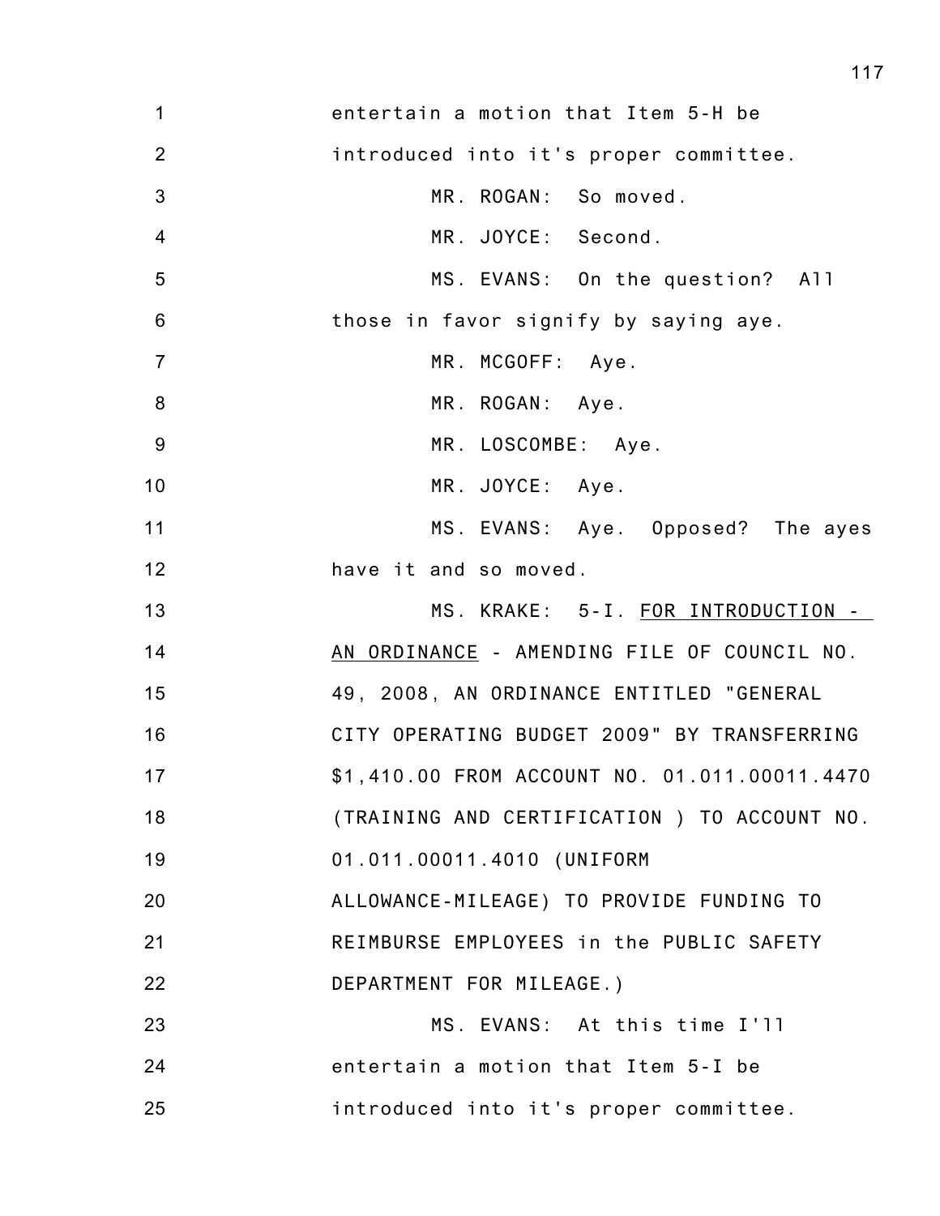entertain a motion that Item 5-H be introduced into it's proper committee.

MR. ROGAN: So moved.

MR. JOYCE: Second.

MS. EVANS: On the question? All those in favor signify by saying aye.

MR. MCGOFF: Aye.

MR. ROGAN: Aye.

MR. LOSCOMBE: Aye.

MR. JOYCE: Aye.

MS. EVANS: Aye. Opposed? The ayes have it and so moved.

MS. KRAKE: 5-I. FOR INTRODUCTION - AN ORDINANCE - AMENDING FILE OF COUNCIL NO. 49, 2008, AN ORDINANCE ENTITLED "GENERAL CITY OPERATING BUDGET 2009" BY TRANSFERRING $1,410.00 FROM ACCOUNT NO. 01.011.00011.4470 (TRAINING AND CERTIFICATION ) TO ACCOUNT NO. 01.011.00011.4010 (UNIFORM ALLOWANCE-MILEAGE) TO PROVIDE FUNDING TO REIMBURSE EMPLOYEES in the PUBLIC SAFETY DEPARTMENT FOR MILEAGE.)

MS. EVANS: At this time I'll entertain a motion that Item 5-I be introduced into it's proper committee.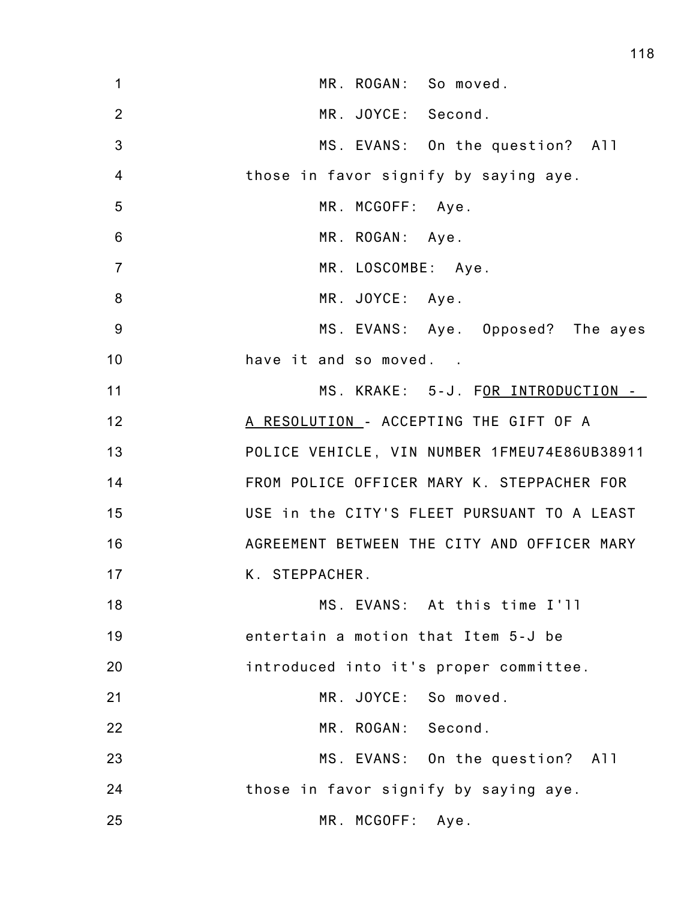MR. ROGAN: So moved.

MR. JOYCE: Second.

MS. EVANS: On the question? All those in favor signify by saying aye.

MR. MCGOFF: Aye.

MR. ROGAN: Aye.

MR. LOSCOMBE: Aye.

MR. JOYCE: Aye.

MS. EVANS: Aye. Opposed? The ayes have it and so moved. .

MS. KRAKE: 5-J. FOR INTRODUCTION - A RESOLUTION - ACCEPTING THE GIFT OF A POLICE VEHICLE, VIN NUMBER 1FMEU74E86UB38911 FROM POLICE OFFICER MARY K. STEPPACHER FOR USE in the CITY'S FLEET PURSUANT TO A LEAST AGREEMENT BETWEEN THE CITY AND OFFICER MARY K. STEPPACHER.

MS. EVANS: At this time I'll entertain a motion that Item 5-J be introduced into it's proper committee.

MR. JOYCE: So moved.

MR. ROGAN: Second.

MS. EVANS: On the question? All those in favor signify by saying aye.

MR. MCGOFF: Aye.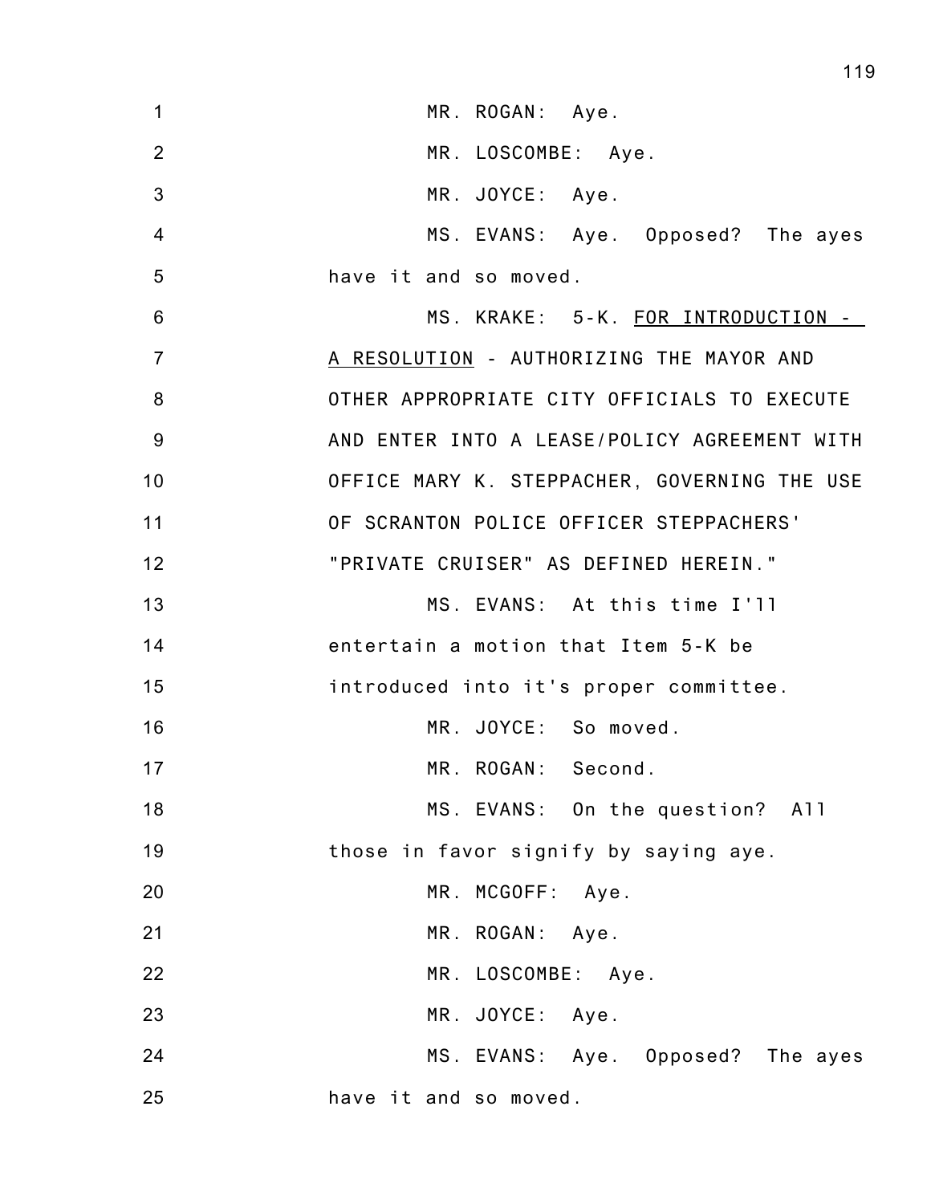MR. ROGAN: Aye.

MR. LOSCOMBE: Aye.

MR. JOYCE: Aye.

MS. EVANS: Aye. Opposed? The ayes have it and so moved.

MS. KRAKE: 5-K. FOR INTRODUCTION - A RESOLUTION - AUTHORIZING THE MAYOR AND OTHER APPROPRIATE CITY OFFICIALS TO EXECUTE AND ENTER INTO A LEASE/POLICY AGREEMENT WITH OFFICE MARY K. STEPPACHER, GOVERNING THE USE OF SCRANTON POLICE OFFICER STEPPACHERS' "PRIVATE CRUISER" AS DEFINED HEREIN."

MS. EVANS: At this time I'll entertain a motion that Item 5-K be introduced into it's proper committee.

MR. JOYCE: So moved.

MR. ROGAN: Second.

MS. EVANS: On the question? All those in favor signify by saying aye.

MR. MCGOFF: Aye.

MR. ROGAN: Aye.

MR. LOSCOMBE: Aye.

MR. JOYCE: Aye.

MS. EVANS: Aye. Opposed? The ayes have it and so moved.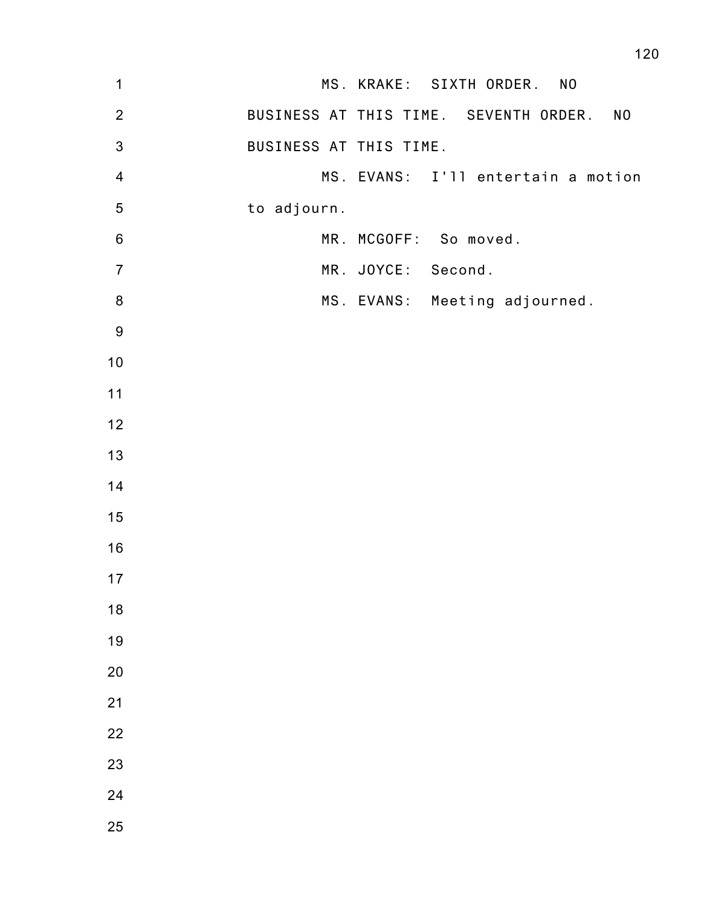MS. KRAKE: SIXTH ORDER. NO BUSINESS AT THIS TIME. SEVENTH ORDER. NO BUSINESS AT THIS TIME.

MS. EVANS: I'll entertain a motion to adjourn.

MR. MCGOFF: So moved.

MR. JOYCE: Second.

MS. EVANS: Meeting adjourned.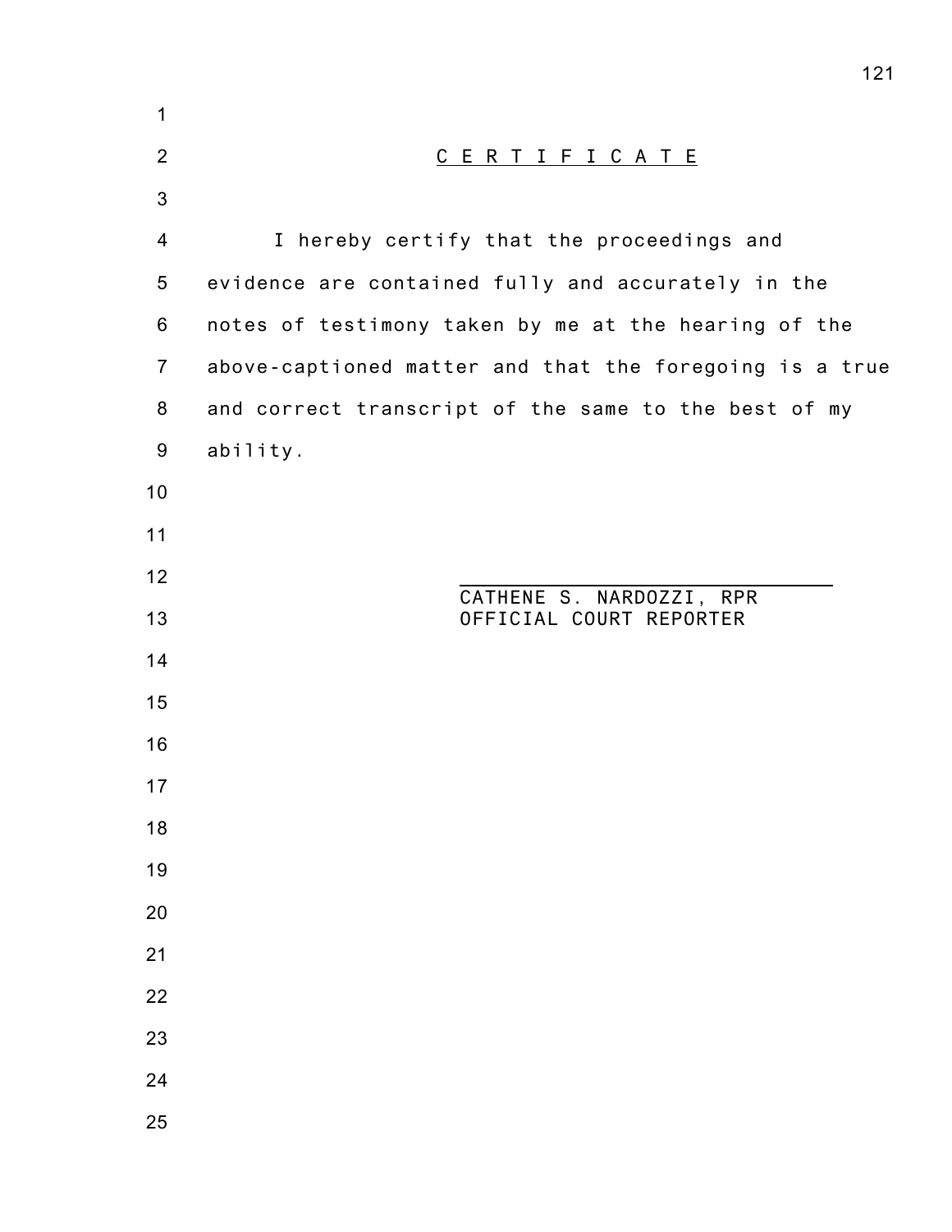# C E R T I F I C A T E

I hereby certify that the proceedings and evidence are contained fully and accurately in the notes of testimony taken by me at the hearing of the above-captioned matter and that the foregoing is a true and correct transcript of the same to the best of my ability.

CATHENE S. NARDOZZI, RPR
OFFICIAL COURT REPORTER